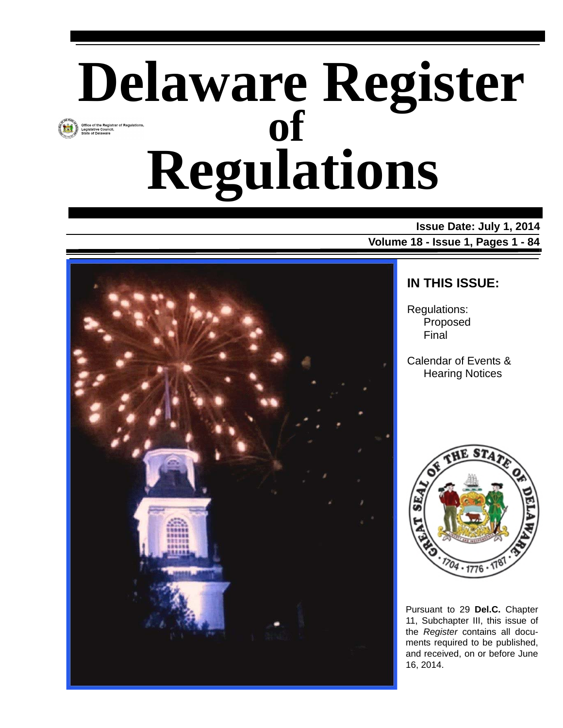# Delaware Register of Regulations

Office of the Registrar of Regulations, Legislative Council, State of Delaware

**Issue Date: July 1, 2014**

**Volume 18 - Issue 1, Pages 1 - 84**

## IN THIS ISSUE:

Regulations:
- Proposed
- Final

Calendar of Events & Hearing Notices

Pursuant to 29 **Del.C.** Chapter 11, Subchapter III, this issue of the *Register* contains all documents required to be published, and received, on or before June 16, 2014.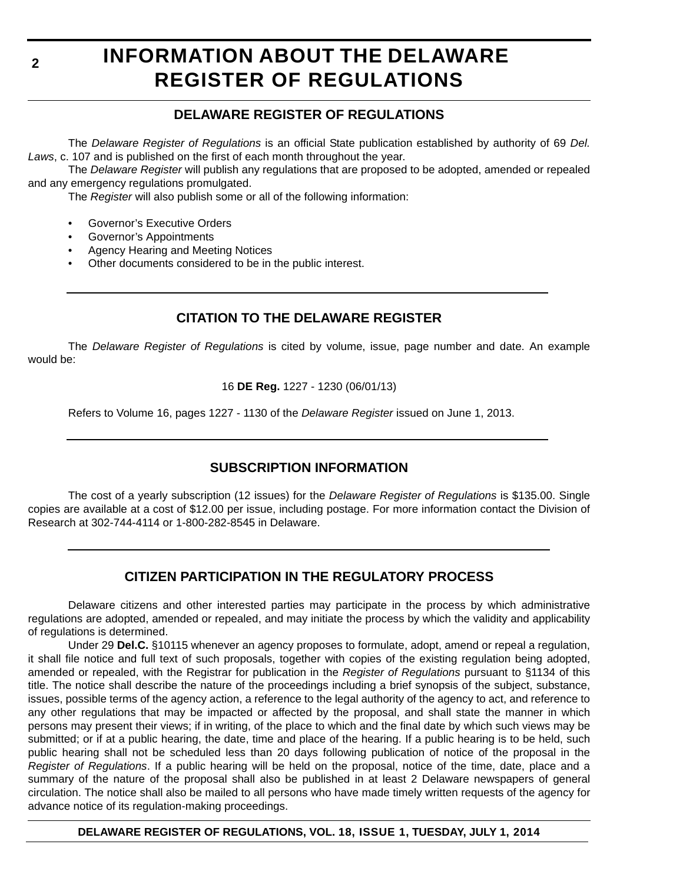# INFORMATION ABOUT THE DELAWARE REGISTER OF REGULATIONS

## DELAWARE REGISTER OF REGULATIONS

The *Delaware Register of Regulations* is an official State publication established by authority of 69 *Del. Laws*, c. 107 and is published on the first of each month throughout the year.

The *Delaware Register* will publish any regulations that are proposed to be adopted, amended or repealed and any emergency regulations promulgated.

The *Register* will also publish some or all of the following information:

- Governor's Executive Orders
- Governor's Appointments
- Agency Hearing and Meeting Notices
- Other documents considered to be in the public interest.

## CITATION TO THE DELAWARE REGISTER

The *Delaware Register of Regulations* is cited by volume, issue, page number and date. An example would be:

16 **DE Reg.** 1227 - 1230 (06/01/13)

Refers to Volume 16, pages 1227 - 1130 of the *Delaware Register* issued on June 1, 2013.

## SUBSCRIPTION INFORMATION

The cost of a yearly subscription (12 issues) for the *Delaware Register of Regulations* is $135.00. Single copies are available at a cost of $12.00 per issue, including postage. For more information contact the Division of Research at 302-744-4114 or 1-800-282-8545 in Delaware.

## CITIZEN PARTICIPATION IN THE REGULATORY PROCESS

Delaware citizens and other interested parties may participate in the process by which administrative regulations are adopted, amended or repealed, and may initiate the process by which the validity and applicability of regulations is determined.

Under 29 **Del.C.** §10115 whenever an agency proposes to formulate, adopt, amend or repeal a regulation, it shall file notice and full text of such proposals, together with copies of the existing regulation being adopted, amended or repealed, with the Registrar for publication in the *Register of Regulations* pursuant to §1134 of this title. The notice shall describe the nature of the proceedings including a brief synopsis of the subject, substance, issues, possible terms of the agency action, a reference to the legal authority of the agency to act, and reference to any other regulations that may be impacted or affected by the proposal, and shall state the manner in which persons may present their views; if in writing, of the place to which and the final date by which such views may be submitted; or if at a public hearing, the date, time and place of the hearing. If a public hearing is to be held, such public hearing shall not be scheduled less than 20 days following publication of notice of the proposal in the *Register of Regulations*. If a public hearing will be held on the proposal, notice of the time, date, place and a summary of the nature of the proposal shall also be published in at least 2 Delaware newspapers of general circulation. The notice shall also be mailed to all persons who have made timely written requests of the agency for advance notice of its regulation-making proceedings.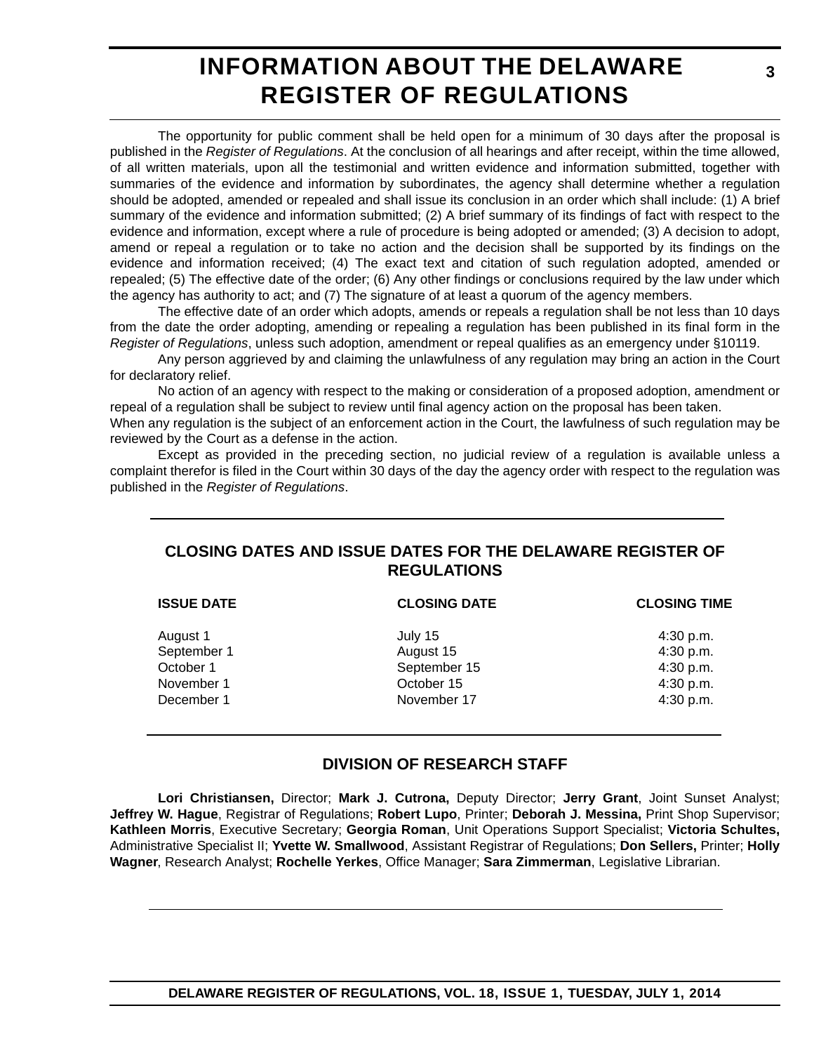# INFORMATION ABOUT THE DELAWARE REGISTER OF REGULATIONS

The opportunity for public comment shall be held open for a minimum of 30 days after the proposal is published in the *Register of Regulations*. At the conclusion of all hearings and after receipt, within the time allowed, of all written materials, upon all the testimonial and written evidence and information submitted, together with summaries of the evidence and information by subordinates, the agency shall determine whether a regulation should be adopted, amended or repealed and shall issue its conclusion in an order which shall include: (1) A brief summary of the evidence and information submitted; (2) A brief summary of its findings of fact with respect to the evidence and information, except where a rule of procedure is being adopted or amended; (3) A decision to adopt, amend or repeal a regulation or to take no action and the decision shall be supported by its findings on the evidence and information received; (4) The exact text and citation of such regulation adopted, amended or repealed; (5) The effective date of the order; (6) Any other findings or conclusions required by the law under which the agency has authority to act; and (7) The signature of at least a quorum of the agency members.

The effective date of an order which adopts, amends or repeals a regulation shall be not less than 10 days from the date the order adopting, amending or repealing a regulation has been published in its final form in the *Register of Regulations*, unless such adoption, amendment or repeal qualifies as an emergency under §10119.

Any person aggrieved by and claiming the unlawfulness of any regulation may bring an action in the Court for declaratory relief.

No action of an agency with respect to the making or consideration of a proposed adoption, amendment or repeal of a regulation shall be subject to review until final agency action on the proposal has been taken.
When any regulation is the subject of an enforcement action in the Court, the lawfulness of such regulation may be reviewed by the Court as a defense in the action.

Except as provided in the preceding section, no judicial review of a regulation is available unless a complaint therefor is filed in the Court within 30 days of the day the agency order with respect to the regulation was published in the *Register of Regulations*.

## CLOSING DATES AND ISSUE DATES FOR THE DELAWARE REGISTER OF REGULATIONS

| ISSUE DATE | CLOSING DATE | CLOSING TIME |
|---|---|---|
| August 1 | July 15 | 4:30 p.m. |
| September 1 | August 15 | 4:30 p.m. |
| October 1 | September 15 | 4:30 p.m. |
| November 1 | October 15 | 4:30 p.m. |
| December 1 | November 17 | 4:30 p.m. |

## DIVISION OF RESEARCH STAFF

**Lori Christiansen,** Director; **Mark J. Cutrona,** Deputy Director; **Jerry Grant**, Joint Sunset Analyst; **Jeffrey W. Hague**, Registrar of Regulations; **Robert Lupo**, Printer; **Deborah J. Messina,** Print Shop Supervisor; **Kathleen Morris**, Executive Secretary; **Georgia Roman**, Unit Operations Support Specialist; **Victoria Schultes,** Administrative Specialist II; **Yvette W. Smallwood**, Assistant Registrar of Regulations; **Don Sellers,** Printer; **Holly Wagner**, Research Analyst; **Rochelle Yerkes**, Office Manager; **Sara Zimmerman**, Legislative Librarian.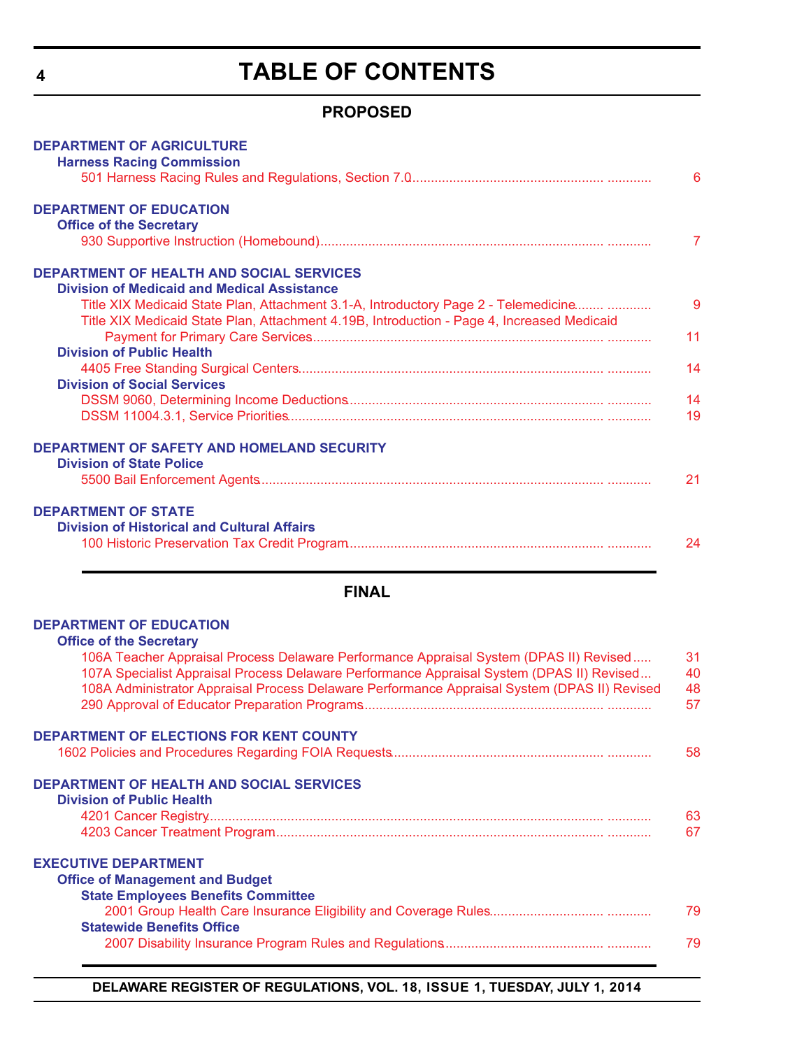# TABLE OF CONTENTS

## PROPOSED

**DEPARTMENT OF AGRICULTURE**

**Harness Racing Commission**

501 Harness Racing Rules and Regulations, Section 7.0 .......... 6

**DEPARTMENT OF EDUCATION**

**Office of the Secretary**

930 Supportive Instruction (Homebound) .......... 7

**DEPARTMENT OF HEALTH AND SOCIAL SERVICES**

**Division of Medicaid and Medical Assistance**

Title XIX Medicaid State Plan, Attachment 3.1-A, Introductory Page 2 - Telemedicine .......... 9

Title XIX Medicaid State Plan, Attachment 4.19B, Introduction - Page 4, Increased Medicaid Payment for Primary Care Services .......... 11

**Division of Public Health**

4405 Free Standing Surgical Centers .......... 14

**Division of Social Services**

DSSM 9060, Determining Income Deductions .......... 14

DSSM 11004.3.1, Service Priorities .......... 19

**DEPARTMENT OF SAFETY AND HOMELAND SECURITY**

**Division of State Police**

5500 Bail Enforcement Agents .......... 21

**DEPARTMENT OF STATE**

**Division of Historical and Cultural Affairs**

100 Historic Preservation Tax Credit Program .......... 24

## FINAL

**DEPARTMENT OF EDUCATION**

**Office of the Secretary**

106A Teacher Appraisal Process Delaware Performance Appraisal System (DPAS II) Revised .......... 31

107A Specialist Appraisal Process Delaware Performance Appraisal System (DPAS II) Revised .......... 40

108A Administrator Appraisal Process Delaware Performance Appraisal System (DPAS II) Revised .......... 48

290 Approval of Educator Preparation Programs .......... 57

**DEPARTMENT OF ELECTIONS FOR KENT COUNTY**

1602 Policies and Procedures Regarding FOIA Requests .......... 58

**DEPARTMENT OF HEALTH AND SOCIAL SERVICES**

**Division of Public Health**

4201 Cancer Registry .......... 63

4203 Cancer Treatment Program .......... 67

**EXECUTIVE DEPARTMENT**

**Office of Management and Budget**

**State Employees Benefits Committee**

2001 Group Health Care Insurance Eligibility and Coverage Rules .......... 79

**Statewide Benefits Office**

2007 Disability Insurance Program Rules and Regulations .......... 79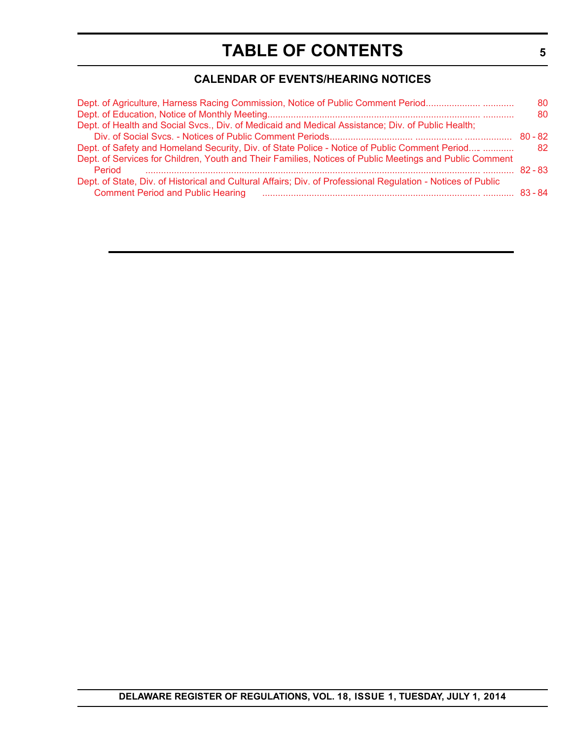# TABLE OF CONTENTS

## CALENDAR OF EVENTS/HEARING NOTICES

Dept. of Agriculture, Harness Racing Commission, Notice of Public Comment Period.................... ............ 80

Dept. of Education, Notice of Monthly Meeting.............................................................................. ............ 80

Dept. of Health and Social Svcs., Div. of Medicaid and Medical Assistance; Div. of Public Health; Div. of Social Svcs. - Notices of Public Comment Periods................................ .................. .................. 80 - 82

Dept. of Safety and Homeland Security, Div. of State Police - Notice of Public Comment Period.... ............ 82

Dept. of Services for Children, Youth and Their Families, Notices of Public Meetings and Public Comment Period ............................................................................................................................ ............ 82 - 83

Dept. of State, Div. of Historical and Cultural Affairs; Div. of Professional Regulation - Notices of Public Comment Period and Public Hearing ................................................................................ ............ 83 - 84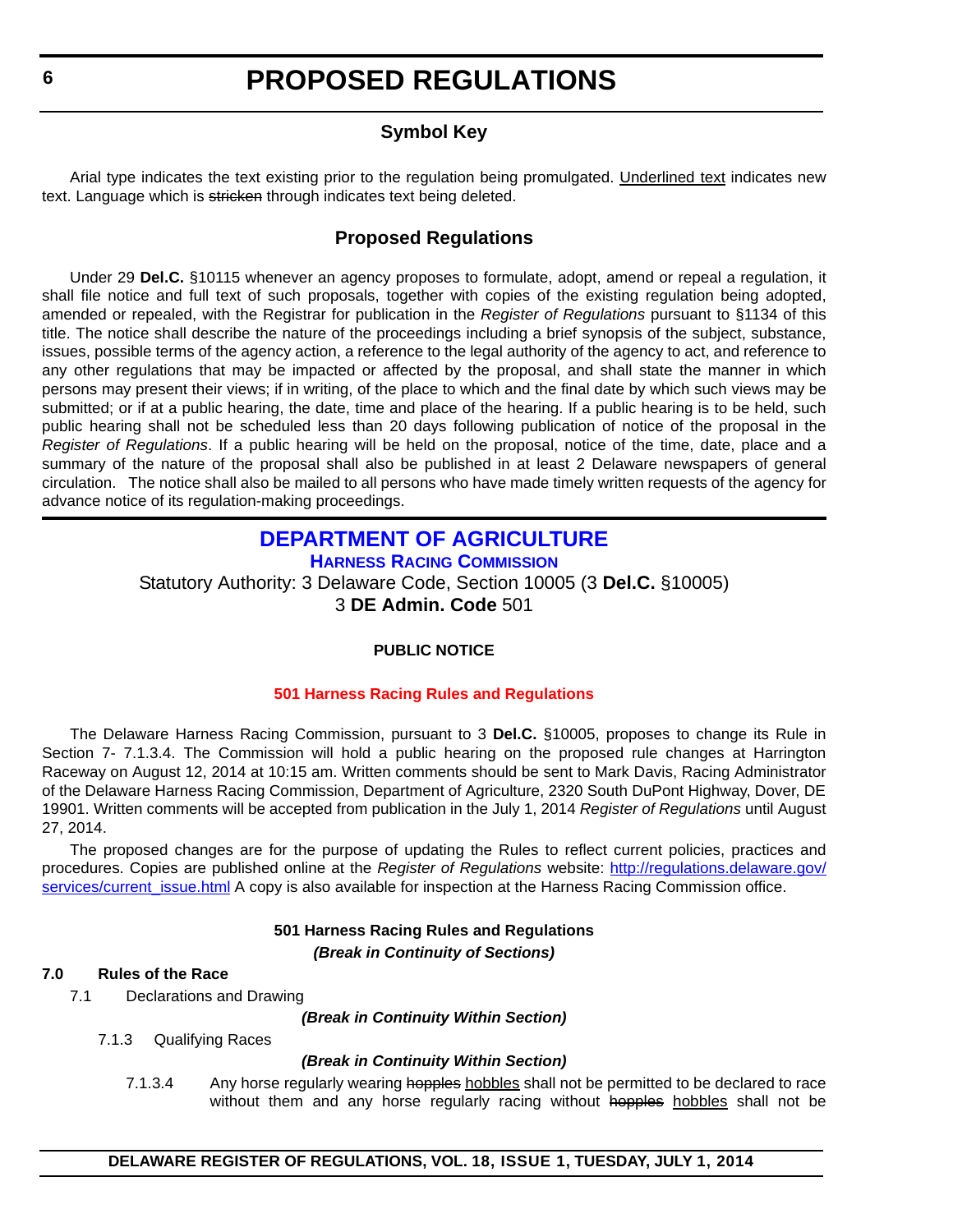# PROPOSED REGULATIONS

## Symbol Key

Arial type indicates the text existing prior to the regulation being promulgated. <u>Underlined text</u> indicates new text. Language which is ~~stricken~~ through indicates text being deleted.

## Proposed Regulations

Under 29 **Del.C.** §10115 whenever an agency proposes to formulate, adopt, amend or repeal a regulation, it shall file notice and full text of such proposals, together with copies of the existing regulation being adopted, amended or repealed, with the Registrar for publication in the *Register of Regulations* pursuant to §1134 of this title. The notice shall describe the nature of the proceedings including a brief synopsis of the subject, substance, issues, possible terms of the agency action, a reference to the legal authority of the agency to act, and reference to any other regulations that may be impacted or affected by the proposal, and shall state the manner in which persons may present their views; if in writing, of the place to which and the final date by which such views may be submitted; or if at a public hearing, the date, time and place of the hearing. If a public hearing is to be held, such public hearing shall not be scheduled less than 20 days following publication of notice of the proposal in the *Register of Regulations*. If a public hearing will be held on the proposal, notice of the time, date, place and a summary of the nature of the proposal shall also be published in at least 2 Delaware newspapers of general circulation. The notice shall also be mailed to all persons who have made timely written requests of the agency for advance notice of its regulation-making proceedings.

## DEPARTMENT OF AGRICULTURE

### HARNESS RACING COMMISSION

Statutory Authority: 3 Delaware Code, Section 10005 (3 **Del.C.** §10005)
3 **DE Admin. Code** 501

**PUBLIC NOTICE**

**501 Harness Racing Rules and Regulations**

The Delaware Harness Racing Commission, pursuant to 3 **Del.C.** §10005, proposes to change its Rule in Section 7- 7.1.3.4. The Commission will hold a public hearing on the proposed rule changes at Harrington Raceway on August 12, 2014 at 10:15 am. Written comments should be sent to Mark Davis, Racing Administrator of the Delaware Harness Racing Commission, Department of Agriculture, 2320 South DuPont Highway, Dover, DE 19901. Written comments will be accepted from publication in the July 1, 2014 *Register of Regulations* until August 27, 2014.

The proposed changes are for the purpose of updating the Rules to reflect current policies, practices and procedures. Copies are published online at the *Register of Regulations* website: [http://regulations.delaware.gov/services/current_issue.html](http://regulations.delaware.gov/services/current_issue.html) A copy is also available for inspection at the Harness Racing Commission office.

**501 Harness Racing Rules and Regulations**

***(Break in Continuity of Sections)***

**7.0 Rules of the Race**

7.1 Declarations and Drawing

***(Break in Continuity Within Section)***

7.1.3 Qualifying Races

***(Break in Continuity Within Section)***

7.1.3.4 Any horse regularly wearing ~~hopples~~ <u>hobbles</u> shall not be permitted to be declared to race without them and any horse regularly racing without ~~hopples~~ <u>hobbles</u> shall not be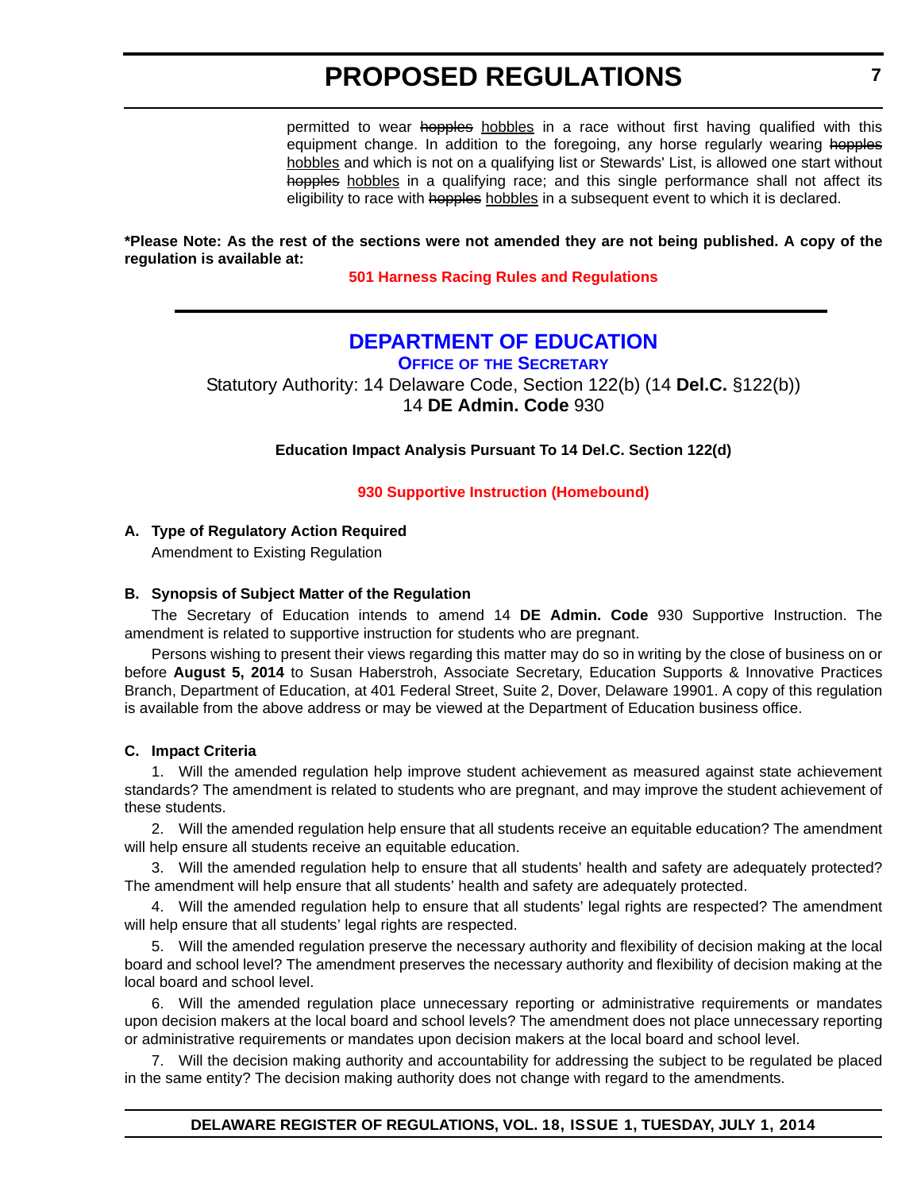permitted to wear ~~hopples~~ hobbles in a race without first having qualified with this equipment change. In addition to the foregoing, any horse regularly wearing ~~hopples~~ hobbles and which is not on a qualifying list or Stewards' List, is allowed one start without ~~hopples~~ hobbles in a qualifying race; and this single performance shall not affect its eligibility to race with ~~hopples~~ hobbles in a subsequent event to which it is declared.

**\*Please Note: As the rest of the sections were not amended they are not being published. A copy of the regulation is available at:**

**501 Harness Racing Rules and Regulations**

---

## DEPARTMENT OF EDUCATION

### OFFICE OF THE SECRETARY

Statutory Authority: 14 Delaware Code, Section 122(b) (14 **Del.C.** §122(b))
14 **DE Admin. Code** 930

**Education Impact Analysis Pursuant To 14 Del.C. Section 122(d)**

**930 Supportive Instruction (Homebound)**

**A. Type of Regulatory Action Required**

Amendment to Existing Regulation

**B. Synopsis of Subject Matter of the Regulation**

The Secretary of Education intends to amend 14 **DE Admin. Code** 930 Supportive Instruction. The amendment is related to supportive instruction for students who are pregnant.

Persons wishing to present their views regarding this matter may do so in writing by the close of business on or before **August 5, 2014** to Susan Haberstroh, Associate Secretary, Education Supports & Innovative Practices Branch, Department of Education, at 401 Federal Street, Suite 2, Dover, Delaware 19901. A copy of this regulation is available from the above address or may be viewed at the Department of Education business office.

**C. Impact Criteria**

1. Will the amended regulation help improve student achievement as measured against state achievement standards? The amendment is related to students who are pregnant, and may improve the student achievement of these students.

2. Will the amended regulation help ensure that all students receive an equitable education? The amendment will help ensure all students receive an equitable education.

3. Will the amended regulation help to ensure that all students' health and safety are adequately protected? The amendment will help ensure that all students' health and safety are adequately protected.

4. Will the amended regulation help to ensure that all students' legal rights are respected? The amendment will help ensure that all students' legal rights are respected.

5. Will the amended regulation preserve the necessary authority and flexibility of decision making at the local board and school level? The amendment preserves the necessary authority and flexibility of decision making at the local board and school level.

6. Will the amended regulation place unnecessary reporting or administrative requirements or mandates upon decision makers at the local board and school levels? The amendment does not place unnecessary reporting or administrative requirements or mandates upon decision makers at the local board and school level.

7. Will the decision making authority and accountability for addressing the subject to be regulated be placed in the same entity? The decision making authority does not change with regard to the amendments.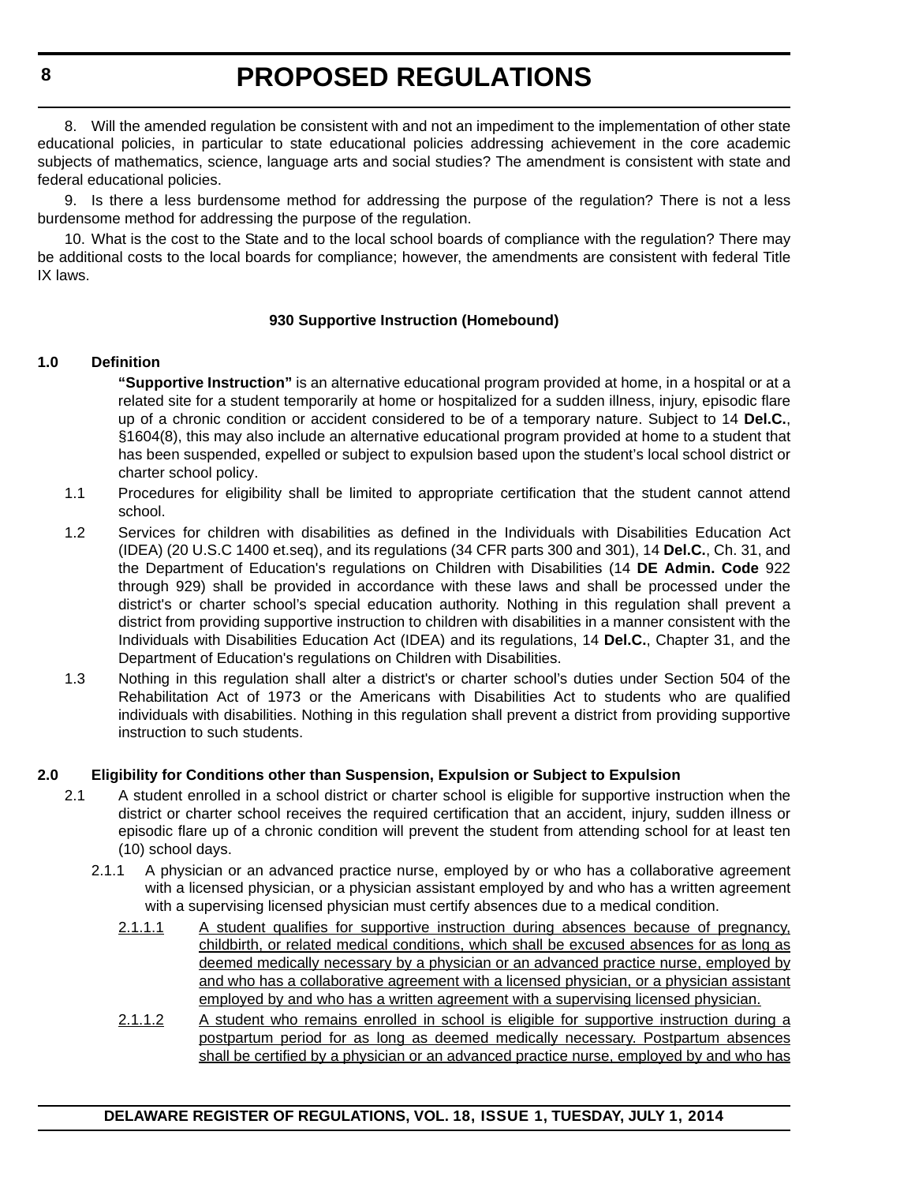8. Will the amended regulation be consistent with and not an impediment to the implementation of other state educational policies, in particular to state educational policies addressing achievement in the core academic subjects of mathematics, science, language arts and social studies? The amendment is consistent with state and federal educational policies.

9. Is there a less burdensome method for addressing the purpose of the regulation? There is not a less burdensome method for addressing the purpose of the regulation.

10. What is the cost to the State and to the local school boards of compliance with the regulation? There may be additional costs to the local boards for compliance; however, the amendments are consistent with federal Title IX laws.

**930 Supportive Instruction (Homebound)**

**1.0 Definition**

**"Supportive Instruction"** is an alternative educational program provided at home, in a hospital or at a related site for a student temporarily at home or hospitalized for a sudden illness, injury, episodic flare up of a chronic condition or accident considered to be of a temporary nature. Subject to 14 **Del.C.**, §1604(8), this may also include an alternative educational program provided at home to a student that has been suspended, expelled or subject to expulsion based upon the student's local school district or charter school policy.

1.1 Procedures for eligibility shall be limited to appropriate certification that the student cannot attend school.

1.2 Services for children with disabilities as defined in the Individuals with Disabilities Education Act (IDEA) (20 U.S.C 1400 et.seq), and its regulations (34 CFR parts 300 and 301), 14 **Del.C.**, Ch. 31, and the Department of Education's regulations on Children with Disabilities (14 **DE Admin. Code** 922 through 929) shall be provided in accordance with these laws and shall be processed under the district's or charter school's special education authority. Nothing in this regulation shall prevent a district from providing supportive instruction to children with disabilities in a manner consistent with the Individuals with Disabilities Education Act (IDEA) and its regulations, 14 **Del.C.**, Chapter 31, and the Department of Education's regulations on Children with Disabilities.

1.3 Nothing in this regulation shall alter a district's or charter school's duties under Section 504 of the Rehabilitation Act of 1973 or the Americans with Disabilities Act to students who are qualified individuals with disabilities. Nothing in this regulation shall prevent a district from providing supportive instruction to such students.

**2.0 Eligibility for Conditions other than Suspension, Expulsion or Subject to Expulsion**

2.1 A student enrolled in a school district or charter school is eligible for supportive instruction when the district or charter school receives the required certification that an accident, injury, sudden illness or episodic flare up of a chronic condition will prevent the student from attending school for at least ten (10) school days.

2.1.1 A physician or an advanced practice nurse, employed by or who has a collaborative agreement with a licensed physician, or a physician assistant employed by and who has a written agreement with a supervising licensed physician must certify absences due to a medical condition.

<u>2.1.1.1 A student qualifies for supportive instruction during absences because of pregnancy, childbirth, or related medical conditions, which shall be excused absences for as long as deemed medically necessary by a physician or an advanced practice nurse, employed by and who has a collaborative agreement with a licensed physician, or a physician assistant employed by and who has a written agreement with a supervising licensed physician.</u>

<u>2.1.1.2 A student who remains enrolled in school is eligible for supportive instruction during a postpartum period for as long as deemed medically necessary. Postpartum absences shall be certified by a physician or an advanced practice nurse, employed by and who has</u>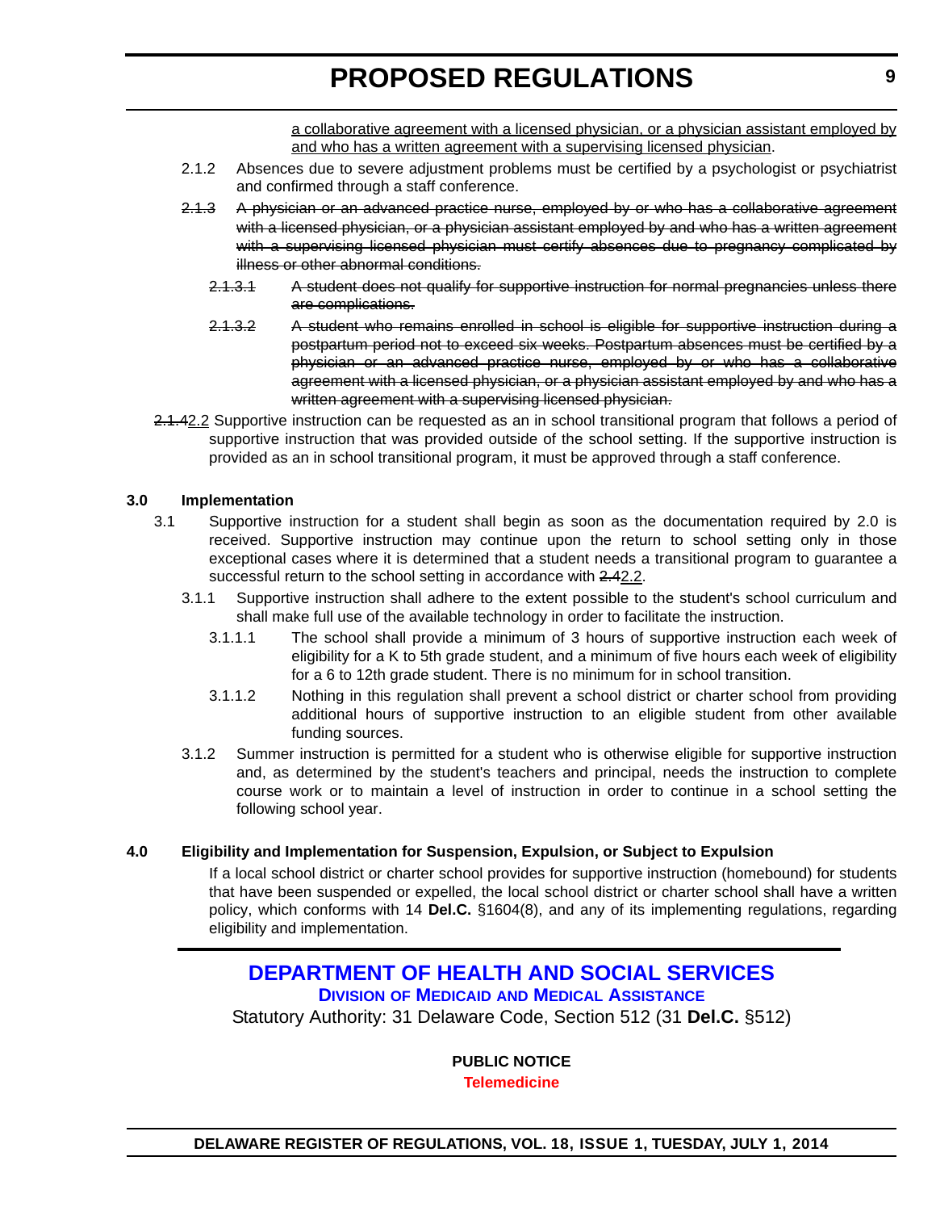a collaborative agreement with a licensed physician, or a physician assistant employed by and who has a written agreement with a supervising licensed physician.

2.1.2 Absences due to severe adjustment problems must be certified by a psychologist or psychiatrist and confirmed through a staff conference.

~~2.1.3 A physician or an advanced practice nurse, employed by or who has a collaborative agreement with a licensed physician, or a physician assistant employed by and who has a written agreement with a supervising licensed physician must certify absences due to pregnancy complicated by illness or other abnormal conditions.~~

~~2.1.3.1 A student does not qualify for supportive instruction for normal pregnancies unless there are complications.~~

~~2.1.3.2 A student who remains enrolled in school is eligible for supportive instruction during a postpartum period not to exceed six weeks. Postpartum absences must be certified by a physician or an advanced practice nurse, employed by or who has a collaborative agreement with a licensed physician, or a physician assistant employed by and who has a written agreement with a supervising licensed physician.~~

~~2.1.4~~2.2 Supportive instruction can be requested as an in school transitional program that follows a period of supportive instruction that was provided outside of the school setting. If the supportive instruction is provided as an in school transitional program, it must be approved through a staff conference.

**3.0 Implementation**

3.1 Supportive instruction for a student shall begin as soon as the documentation required by 2.0 is received. Supportive instruction may continue upon the return to school setting only in those exceptional cases where it is determined that a student needs a transitional program to guarantee a successful return to the school setting in accordance with ~~2.4~~2.2.

3.1.1 Supportive instruction shall adhere to the extent possible to the student's school curriculum and shall make full use of the available technology in order to facilitate the instruction.

3.1.1.1 The school shall provide a minimum of 3 hours of supportive instruction each week of eligibility for a K to 5th grade student, and a minimum of five hours each week of eligibility for a 6 to 12th grade student. There is no minimum for in school transition.

3.1.1.2 Nothing in this regulation shall prevent a school district or charter school from providing additional hours of supportive instruction to an eligible student from other available funding sources.

3.1.2 Summer instruction is permitted for a student who is otherwise eligible for supportive instruction and, as determined by the student's teachers and principal, needs the instruction to complete course work or to maintain a level of instruction in order to continue in a school setting the following school year.

**4.0 Eligibility and Implementation for Suspension, Expulsion, or Subject to Expulsion**

If a local school district or charter school provides for supportive instruction (homebound) for students that have been suspended or expelled, the local school district or charter school shall have a written policy, which conforms with 14 **Del.C.** §1604(8), and any of its implementing regulations, regarding eligibility and implementation.

## DEPARTMENT OF HEALTH AND SOCIAL SERVICES

### DIVISION OF MEDICAID AND MEDICAL ASSISTANCE

Statutory Authority: 31 Delaware Code, Section 512 (31 **Del.C.** §512)

**PUBLIC NOTICE**

**Telemedicine**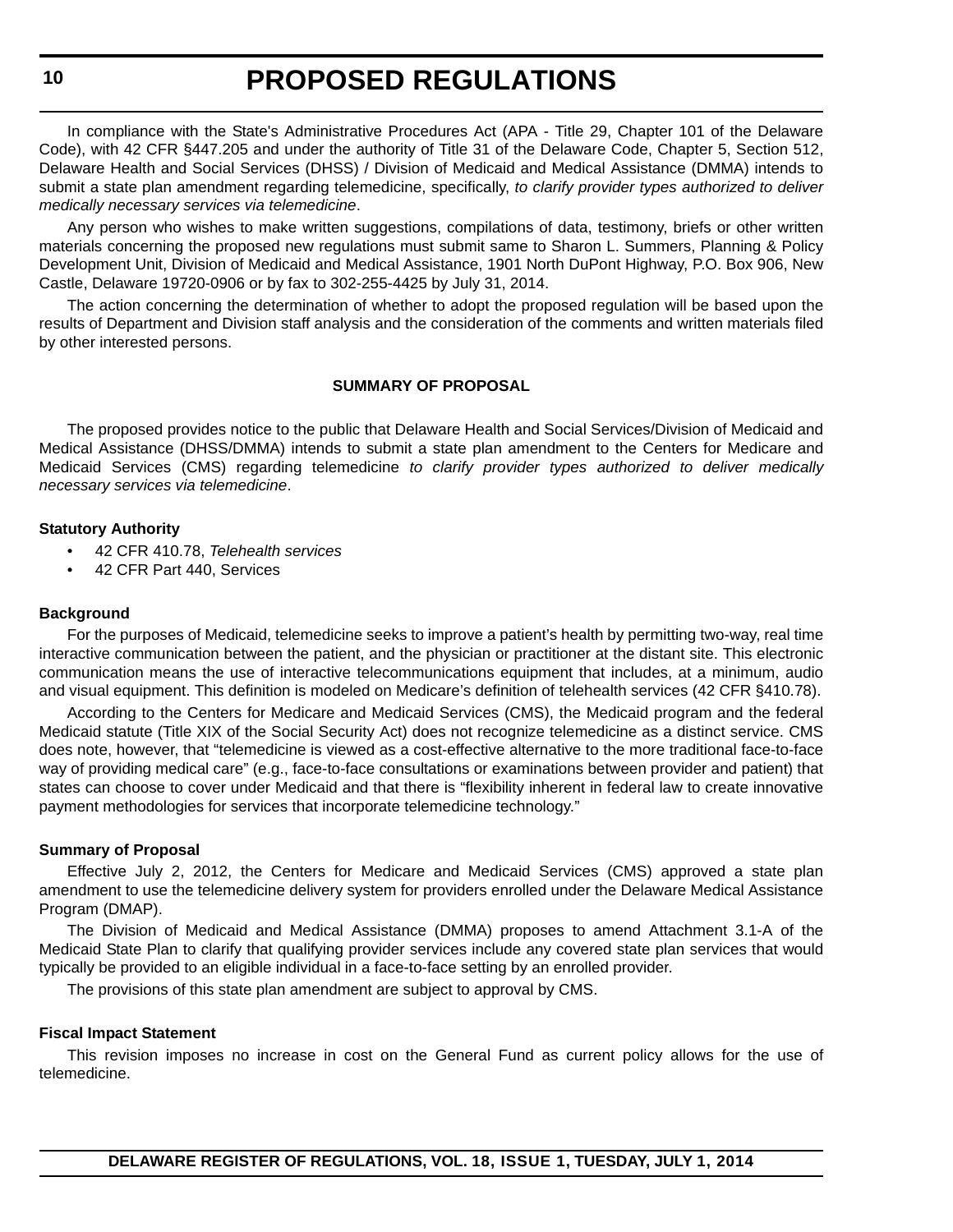In compliance with the State's Administrative Procedures Act (APA - Title 29, Chapter 101 of the Delaware Code), with 42 CFR §447.205 and under the authority of Title 31 of the Delaware Code, Chapter 5, Section 512, Delaware Health and Social Services (DHSS) / Division of Medicaid and Medical Assistance (DMMA) intends to submit a state plan amendment regarding telemedicine, specifically, *to clarify provider types authorized to deliver medically necessary services via telemedicine*.

Any person who wishes to make written suggestions, compilations of data, testimony, briefs or other written materials concerning the proposed new regulations must submit same to Sharon L. Summers, Planning & Policy Development Unit, Division of Medicaid and Medical Assistance, 1901 North DuPont Highway, P.O. Box 906, New Castle, Delaware 19720-0906 or by fax to 302-255-4425 by July 31, 2014.

The action concerning the determination of whether to adopt the proposed regulation will be based upon the results of Department and Division staff analysis and the consideration of the comments and written materials filed by other interested persons.

**SUMMARY OF PROPOSAL**

The proposed provides notice to the public that Delaware Health and Social Services/Division of Medicaid and Medical Assistance (DHSS/DMMA) intends to submit a state plan amendment to the Centers for Medicare and Medicaid Services (CMS) regarding telemedicine *to clarify provider types authorized to deliver medically necessary services via telemedicine*.

**Statutory Authority**

- 42 CFR 410.78, *Telehealth services*
- 42 CFR Part 440, Services

**Background**

For the purposes of Medicaid, telemedicine seeks to improve a patient's health by permitting two-way, real time interactive communication between the patient, and the physician or practitioner at the distant site. This electronic communication means the use of interactive telecommunications equipment that includes, at a minimum, audio and visual equipment. This definition is modeled on Medicare's definition of telehealth services (42 CFR §410.78).

According to the Centers for Medicare and Medicaid Services (CMS), the Medicaid program and the federal Medicaid statute (Title XIX of the Social Security Act) does not recognize telemedicine as a distinct service. CMS does note, however, that "telemedicine is viewed as a cost-effective alternative to the more traditional face-to-face way of providing medical care" (e.g., face-to-face consultations or examinations between provider and patient) that states can choose to cover under Medicaid and that there is "flexibility inherent in federal law to create innovative payment methodologies for services that incorporate telemedicine technology."

**Summary of Proposal**

Effective July 2, 2012, the Centers for Medicare and Medicaid Services (CMS) approved a state plan amendment to use the telemedicine delivery system for providers enrolled under the Delaware Medical Assistance Program (DMAP).

The Division of Medicaid and Medical Assistance (DMMA) proposes to amend Attachment 3.1-A of the Medicaid State Plan to clarify that qualifying provider services include any covered state plan services that would typically be provided to an eligible individual in a face-to-face setting by an enrolled provider.

The provisions of this state plan amendment are subject to approval by CMS.

**Fiscal Impact Statement**

This revision imposes no increase in cost on the General Fund as current policy allows for the use of telemedicine.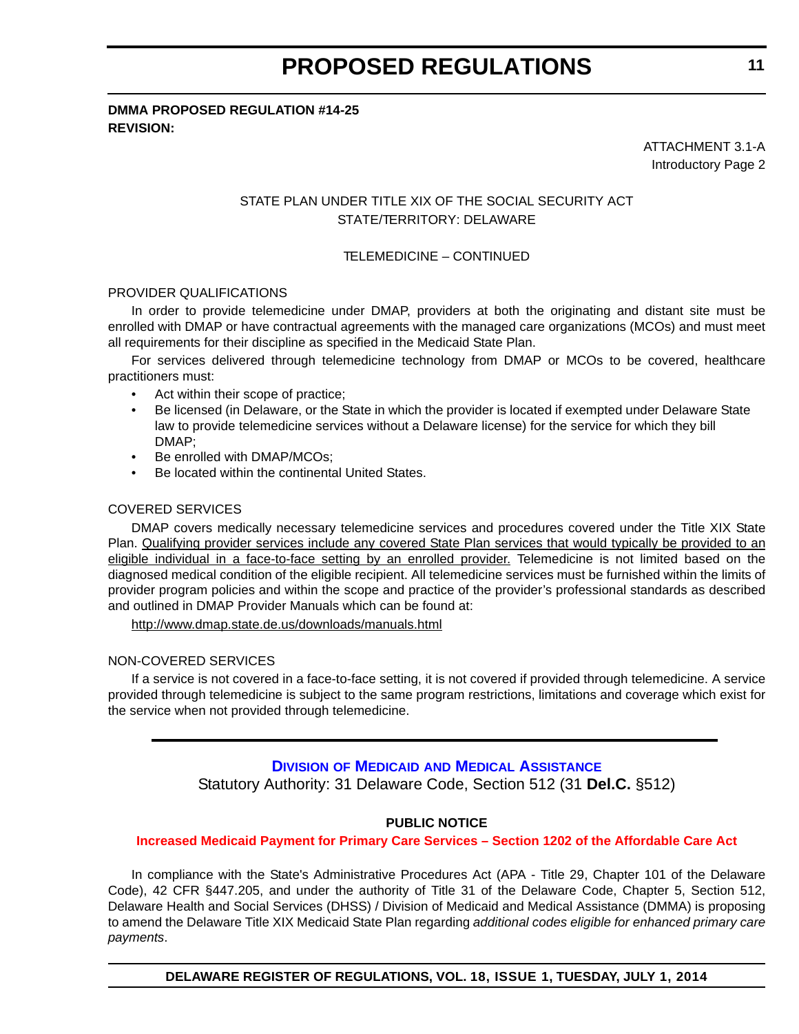**DMMA PROPOSED REGULATION #14-25**
**REVISION:**

ATTACHMENT 3.1-A
Introductory Page 2

STATE PLAN UNDER TITLE XIX OF THE SOCIAL SECURITY ACT
STATE/TERRITORY: DELAWARE

TELEMEDICINE – CONTINUED

PROVIDER QUALIFICATIONS

In order to provide telemedicine under DMAP, providers at both the originating and distant site must be enrolled with DMAP or have contractual agreements with the managed care organizations (MCOs) and must meet all requirements for their discipline as specified in the Medicaid State Plan.

For services delivered through telemedicine technology from DMAP or MCOs to be covered, healthcare practitioners must:

- Act within their scope of practice;
- Be licensed (in Delaware, or the State in which the provider is located if exempted under Delaware State law to provide telemedicine services without a Delaware license) for the service for which they bill DMAP;
- Be enrolled with DMAP/MCOs;
- Be located within the continental United States.

COVERED SERVICES

DMAP covers medically necessary telemedicine services and procedures covered under the Title XIX State Plan. <u>Qualifying provider services include any covered State Plan services that would typically be provided to an eligible individual in a face-to-face setting by an enrolled provider.</u> Telemedicine is not limited based on the diagnosed medical condition of the eligible recipient. All telemedicine services must be furnished within the limits of provider program policies and within the scope and practice of the provider's professional standards as described and outlined in DMAP Provider Manuals which can be found at:

http://www.dmap.state.de.us/downloads/manuals.html

NON-COVERED SERVICES

If a service is not covered in a face-to-face setting, it is not covered if provided through telemedicine. A service provided through telemedicine is subject to the same program restrictions, limitations and coverage which exist for the service when not provided through telemedicine.

---

## DIVISION OF MEDICAID AND MEDICAL ASSISTANCE

Statutory Authority: 31 Delaware Code, Section 512 (31 **Del.C.** §512)

**PUBLIC NOTICE**

**Increased Medicaid Payment for Primary Care Services – Section 1202 of the Affordable Care Act**

In compliance with the State's Administrative Procedures Act (APA - Title 29, Chapter 101 of the Delaware Code), 42 CFR §447.205, and under the authority of Title 31 of the Delaware Code, Chapter 5, Section 512, Delaware Health and Social Services (DHSS) / Division of Medicaid and Medical Assistance (DMMA) is proposing to amend the Delaware Title XIX Medicaid State Plan regarding *additional codes eligible for enhanced primary care payments*.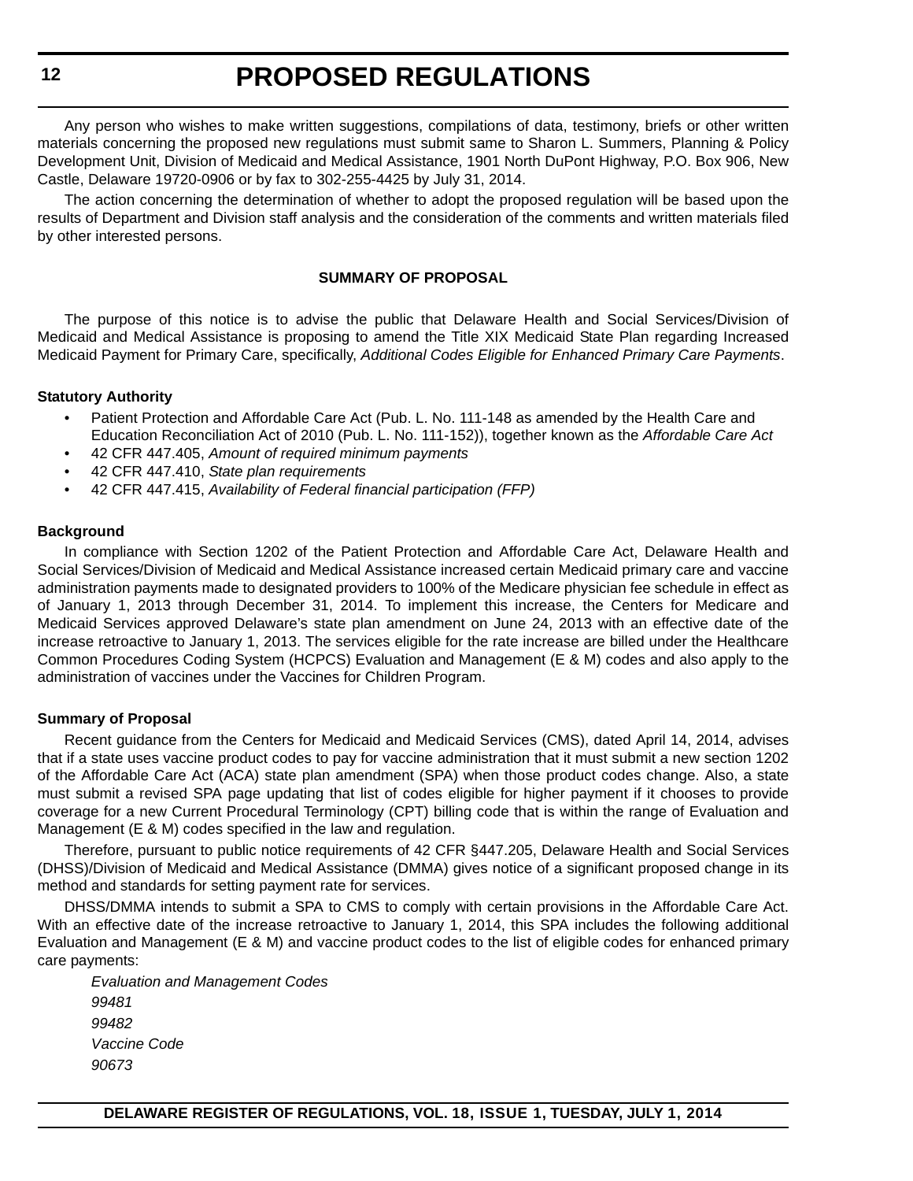Any person who wishes to make written suggestions, compilations of data, testimony, briefs or other written materials concerning the proposed new regulations must submit same to Sharon L. Summers, Planning & Policy Development Unit, Division of Medicaid and Medical Assistance, 1901 North DuPont Highway, P.O. Box 906, New Castle, Delaware 19720-0906 or by fax to 302-255-4425 by July 31, 2014.

The action concerning the determination of whether to adopt the proposed regulation will be based upon the results of Department and Division staff analysis and the consideration of the comments and written materials filed by other interested persons.

**SUMMARY OF PROPOSAL**

The purpose of this notice is to advise the public that Delaware Health and Social Services/Division of Medicaid and Medical Assistance is proposing to amend the Title XIX Medicaid State Plan regarding Increased Medicaid Payment for Primary Care, specifically, *Additional Codes Eligible for Enhanced Primary Care Payments*.

**Statutory Authority**

- Patient Protection and Affordable Care Act (Pub. L. No. 111-148 as amended by the Health Care and Education Reconciliation Act of 2010 (Pub. L. No. 111-152)), together known as the *Affordable Care Act*
- 42 CFR 447.405, *Amount of required minimum payments*
- 42 CFR 447.410, *State plan requirements*
- 42 CFR 447.415, *Availability of Federal financial participation (FFP)*

**Background**

In compliance with Section 1202 of the Patient Protection and Affordable Care Act, Delaware Health and Social Services/Division of Medicaid and Medical Assistance increased certain Medicaid primary care and vaccine administration payments made to designated providers to 100% of the Medicare physician fee schedule in effect as of January 1, 2013 through December 31, 2014. To implement this increase, the Centers for Medicare and Medicaid Services approved Delaware's state plan amendment on June 24, 2013 with an effective date of the increase retroactive to January 1, 2013. The services eligible for the rate increase are billed under the Healthcare Common Procedures Coding System (HCPCS) Evaluation and Management (E & M) codes and also apply to the administration of vaccines under the Vaccines for Children Program.

**Summary of Proposal**

Recent guidance from the Centers for Medicaid and Medicaid Services (CMS), dated April 14, 2014, advises that if a state uses vaccine product codes to pay for vaccine administration that it must submit a new section 1202 of the Affordable Care Act (ACA) state plan amendment (SPA) when those product codes change. Also, a state must submit a revised SPA page updating that list of codes eligible for higher payment if it chooses to provide coverage for a new Current Procedural Terminology (CPT) billing code that is within the range of Evaluation and Management (E & M) codes specified in the law and regulation.

Therefore, pursuant to public notice requirements of 42 CFR §447.205, Delaware Health and Social Services (DHSS)/Division of Medicaid and Medical Assistance (DMMA) gives notice of a significant proposed change in its method and standards for setting payment rate for services.

DHSS/DMMA intends to submit a SPA to CMS to comply with certain provisions in the Affordable Care Act. With an effective date of the increase retroactive to January 1, 2014, this SPA includes the following additional Evaluation and Management (E & M) and vaccine product codes to the list of eligible codes for enhanced primary care payments:

*Evaluation and Management Codes*
*99481*
*99482*
*Vaccine Code*
*90673*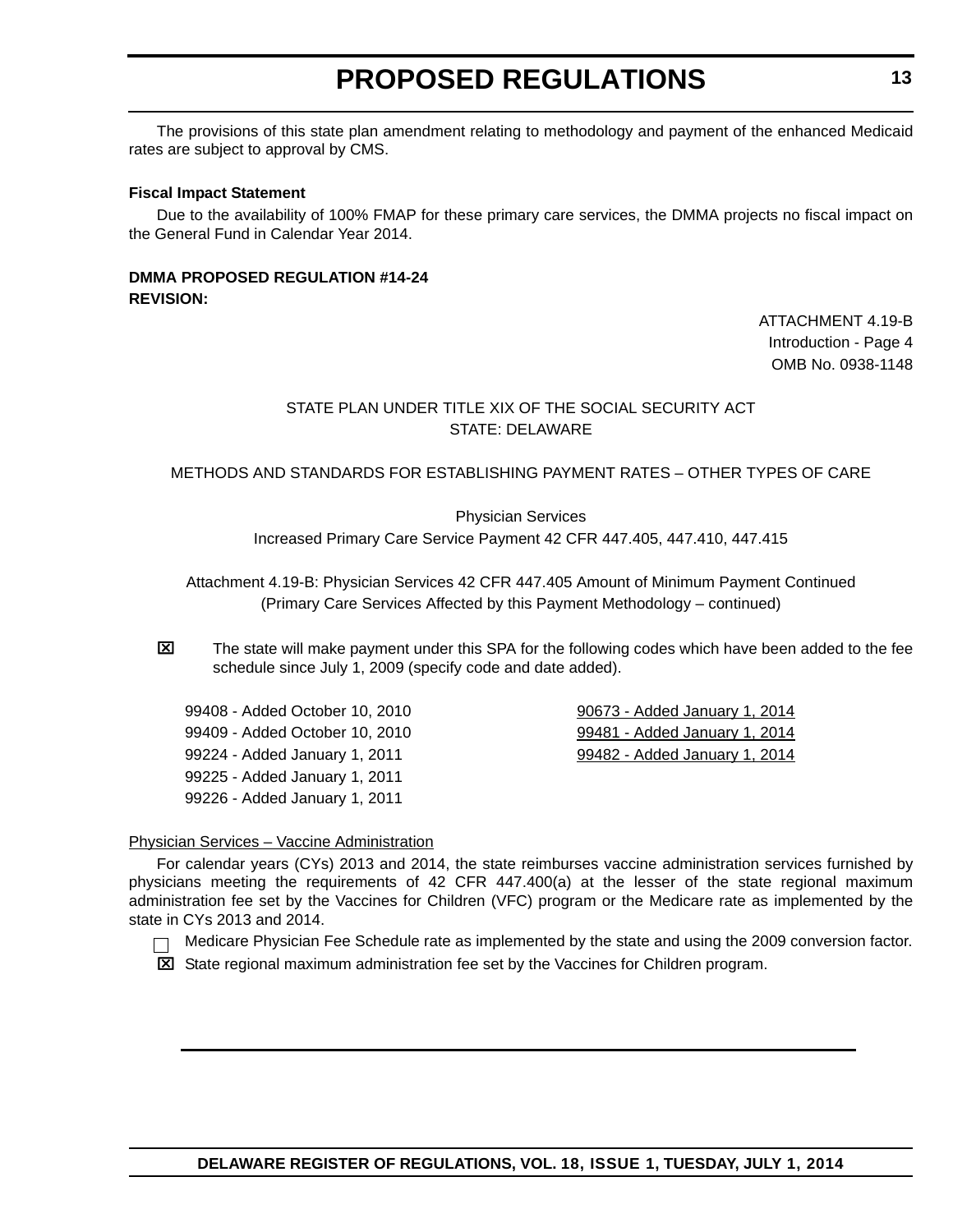The provisions of this state plan amendment relating to methodology and payment of the enhanced Medicaid rates are subject to approval by CMS.

**Fiscal Impact Statement**

Due to the availability of 100% FMAP for these primary care services, the DMMA projects no fiscal impact on the General Fund in Calendar Year 2014.

**DMMA PROPOSED REGULATION #14-24**
**REVISION:**

ATTACHMENT 4.19-B
Introduction - Page 4
OMB No. 0938-1148

STATE PLAN UNDER TITLE XIX OF THE SOCIAL SECURITY ACT
STATE: DELAWARE

METHODS AND STANDARDS FOR ESTABLISHING PAYMENT RATES – OTHER TYPES OF CARE

Physician Services
Increased Primary Care Service Payment 42 CFR 447.405, 447.410, 447.415

Attachment 4.19-B: Physician Services 42 CFR 447.405 Amount of Minimum Payment Continued
(Primary Care Services Affected by this Payment Methodology – continued)

☒ The state will make payment under this SPA for the following codes which have been added to the fee schedule since July 1, 2009 (specify code and date added).

99408 - Added October 10, 2010
99409 - Added October 10, 2010
99224 - Added January 1, 2011
99225 - Added January 1, 2011
99226 - Added January 1, 2011
<u>90673 - Added January 1, 2014</u>
<u>99481 - Added January 1, 2014</u>
<u>99482 - Added January 1, 2014</u>

<u>Physician Services – Vaccine Administration</u>

For calendar years (CYs) 2013 and 2014, the state reimburses vaccine administration services furnished by physicians meeting the requirements of 42 CFR 447.400(a) at the lesser of the state regional maximum administration fee set by the Vaccines for Children (VFC) program or the Medicare rate as implemented by the state in CYs 2013 and 2014.

☐ Medicare Physician Fee Schedule rate as implemented by the state and using the 2009 conversion factor.
☒ State regional maximum administration fee set by the Vaccines for Children program.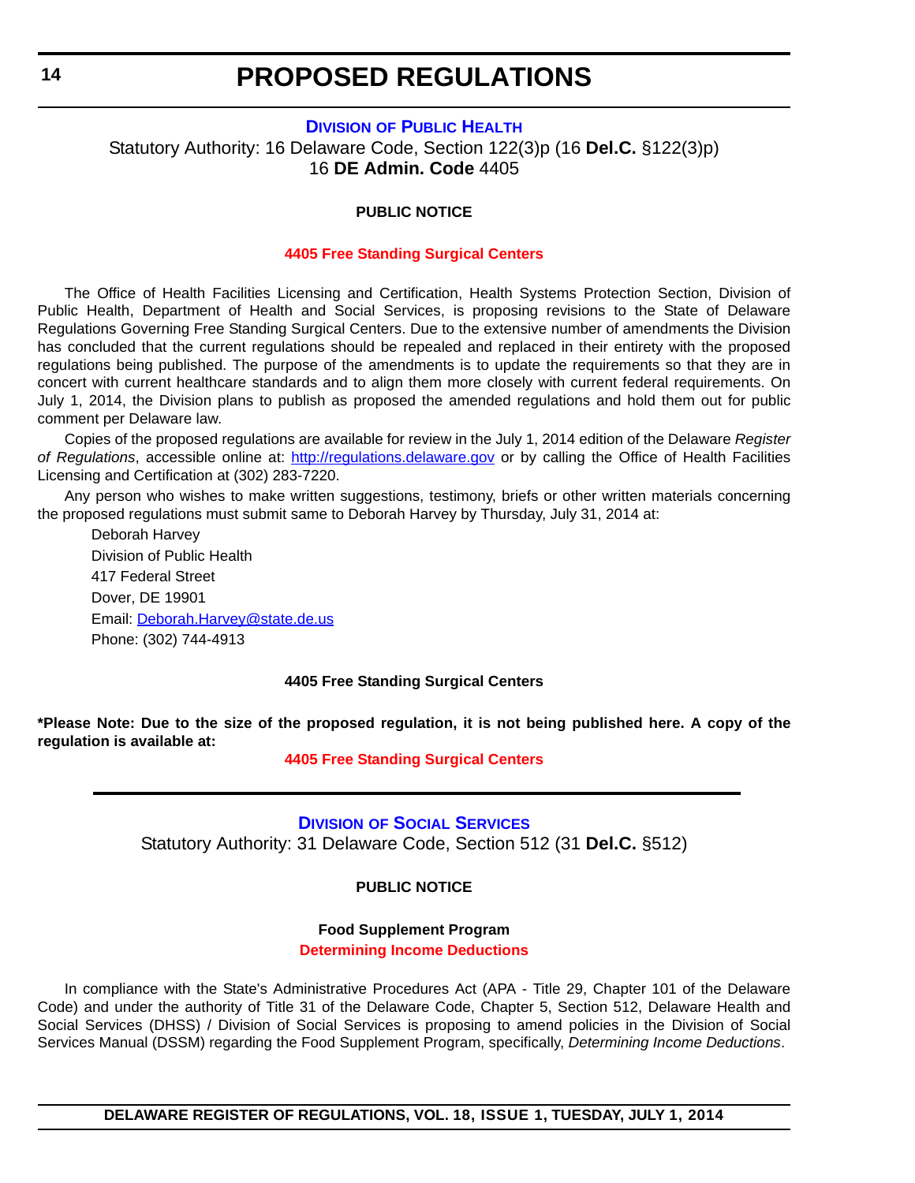## DIVISION OF PUBLIC HEALTH

Statutory Authority: 16 Delaware Code, Section 122(3)p (16 **Del.C.** §122(3)p)
16 **DE Admin. Code** 4405

**PUBLIC NOTICE**

**4405 Free Standing Surgical Centers**

The Office of Health Facilities Licensing and Certification, Health Systems Protection Section, Division of Public Health, Department of Health and Social Services, is proposing revisions to the State of Delaware Regulations Governing Free Standing Surgical Centers. Due to the extensive number of amendments the Division has concluded that the current regulations should be repealed and replaced in their entirety with the proposed regulations being published. The purpose of the amendments is to update the requirements so that they are in concert with current healthcare standards and to align them more closely with current federal requirements. On July 1, 2014, the Division plans to publish as proposed the amended regulations and hold them out for public comment per Delaware law.

Copies of the proposed regulations are available for review in the July 1, 2014 edition of the Delaware *Register of Regulations*, accessible online at: http://regulations.delaware.gov or by calling the Office of Health Facilities Licensing and Certification at (302) 283-7220.

Any person who wishes to make written suggestions, testimony, briefs or other written materials concerning the proposed regulations must submit same to Deborah Harvey by Thursday, July 31, 2014 at:

Deborah Harvey
Division of Public Health
417 Federal Street
Dover, DE 19901
Email: Deborah.Harvey@state.de.us
Phone: (302) 744-4913

**4405 Free Standing Surgical Centers**

***Please Note: Due to the size of the proposed regulation, it is not being published here. A copy of the regulation is available at:**

**4405 Free Standing Surgical Centers**

---

## DIVISION OF SOCIAL SERVICES

Statutory Authority: 31 Delaware Code, Section 512 (31 **Del.C.** §512)

**PUBLIC NOTICE**

**Food Supplement Program**
**Determining Income Deductions**

In compliance with the State's Administrative Procedures Act (APA - Title 29, Chapter 101 of the Delaware Code) and under the authority of Title 31 of the Delaware Code, Chapter 5, Section 512, Delaware Health and Social Services (DHSS) / Division of Social Services is proposing to amend policies in the Division of Social Services Manual (DSSM) regarding the Food Supplement Program, specifically, *Determining Income Deductions*.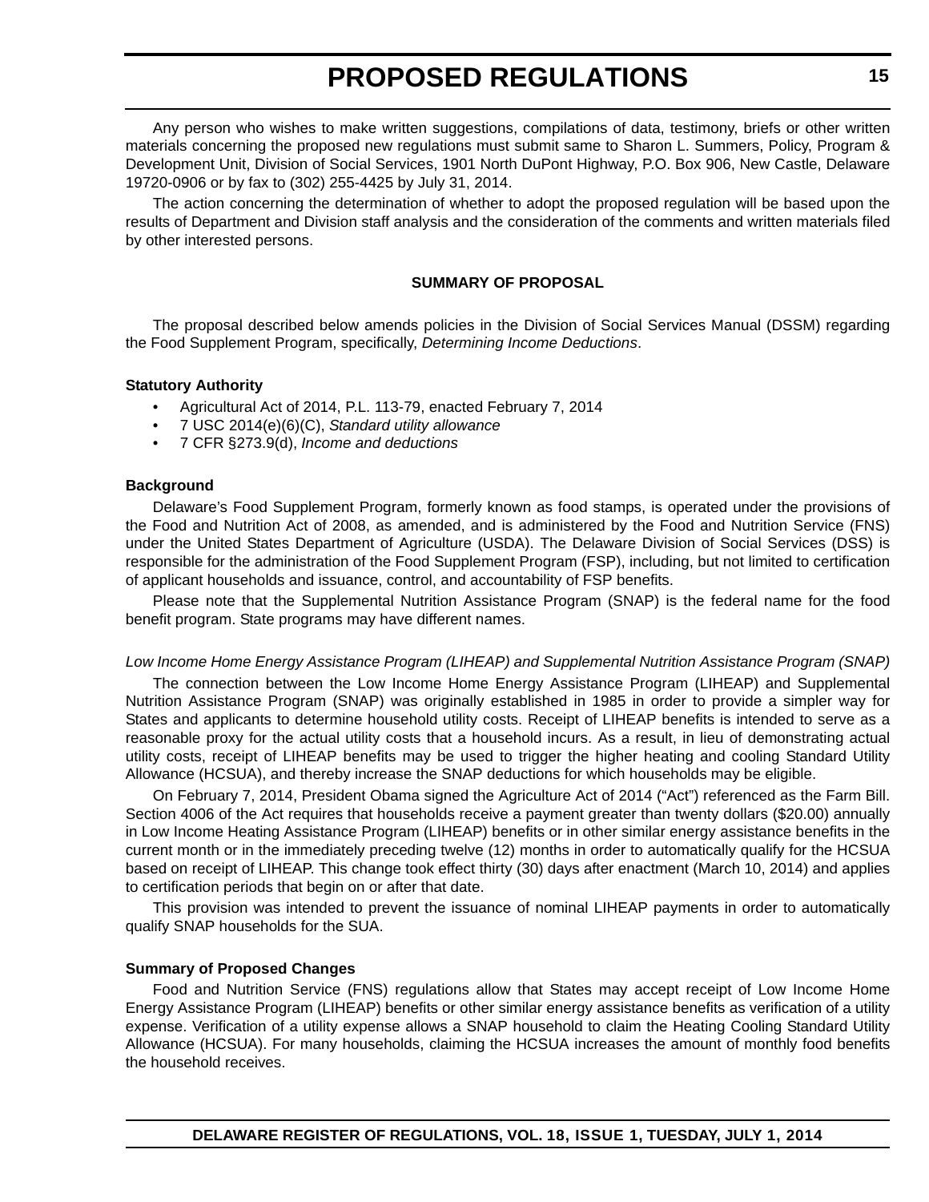Any person who wishes to make written suggestions, compilations of data, testimony, briefs or other written materials concerning the proposed new regulations must submit same to Sharon L. Summers, Policy, Program & Development Unit, Division of Social Services, 1901 North DuPont Highway, P.O. Box 906, New Castle, Delaware 19720-0906 or by fax to (302) 255-4425 by July 31, 2014.

The action concerning the determination of whether to adopt the proposed regulation will be based upon the results of Department and Division staff analysis and the consideration of the comments and written materials filed by other interested persons.

**SUMMARY OF PROPOSAL**

The proposal described below amends policies in the Division of Social Services Manual (DSSM) regarding the Food Supplement Program, specifically, *Determining Income Deductions*.

**Statutory Authority**

- Agricultural Act of 2014, P.L. 113-79, enacted February 7, 2014
- 7 USC 2014(e)(6)(C), *Standard utility allowance*
- 7 CFR §273.9(d), *Income and deductions*

**Background**

Delaware's Food Supplement Program, formerly known as food stamps, is operated under the provisions of the Food and Nutrition Act of 2008, as amended, and is administered by the Food and Nutrition Service (FNS) under the United States Department of Agriculture (USDA). The Delaware Division of Social Services (DSS) is responsible for the administration of the Food Supplement Program (FSP), including, but not limited to certification of applicant households and issuance, control, and accountability of FSP benefits.

Please note that the Supplemental Nutrition Assistance Program (SNAP) is the federal name for the food benefit program. State programs may have different names.

*Low Income Home Energy Assistance Program (LIHEAP) and Supplemental Nutrition Assistance Program (SNAP)*

The connection between the Low Income Home Energy Assistance Program (LIHEAP) and Supplemental Nutrition Assistance Program (SNAP) was originally established in 1985 in order to provide a simpler way for States and applicants to determine household utility costs. Receipt of LIHEAP benefits is intended to serve as a reasonable proxy for the actual utility costs that a household incurs. As a result, in lieu of demonstrating actual utility costs, receipt of LIHEAP benefits may be used to trigger the higher heating and cooling Standard Utility Allowance (HCSUA), and thereby increase the SNAP deductions for which households may be eligible.

On February 7, 2014, President Obama signed the Agriculture Act of 2014 ("Act") referenced as the Farm Bill. Section 4006 of the Act requires that households receive a payment greater than twenty dollars ($20.00) annually in Low Income Heating Assistance Program (LIHEAP) benefits or in other similar energy assistance benefits in the current month or in the immediately preceding twelve (12) months in order to automatically qualify for the HCSUA based on receipt of LIHEAP. This change took effect thirty (30) days after enactment (March 10, 2014) and applies to certification periods that begin on or after that date.

This provision was intended to prevent the issuance of nominal LIHEAP payments in order to automatically qualify SNAP households for the SUA.

**Summary of Proposed Changes**

Food and Nutrition Service (FNS) regulations allow that States may accept receipt of Low Income Home Energy Assistance Program (LIHEAP) benefits or other similar energy assistance benefits as verification of a utility expense. Verification of a utility expense allows a SNAP household to claim the Heating Cooling Standard Utility Allowance (HCSUA). For many households, claiming the HCSUA increases the amount of monthly food benefits the household receives.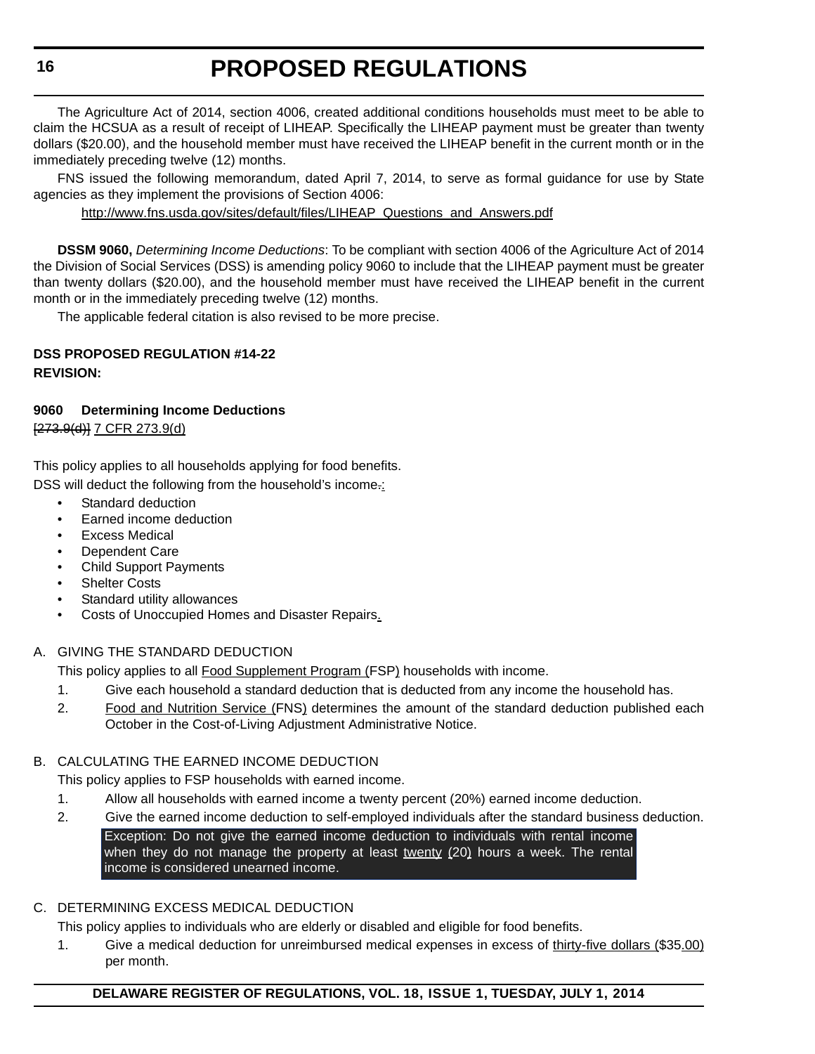The Agriculture Act of 2014, section 4006, created additional conditions households must meet to be able to claim the HCSUA as a result of receipt of LIHEAP. Specifically the LIHEAP payment must be greater than twenty dollars ($20.00), and the household member must have received the LIHEAP benefit in the current month or in the immediately preceding twelve (12) months.

FNS issued the following memorandum, dated April 7, 2014, to serve as formal guidance for use by State agencies as they implement the provisions of Section 4006:

http://www.fns.usda.gov/sites/default/files/LIHEAP_Questions_and_Answers.pdf

**DSSM 9060,** *Determining Income Deductions*: To be compliant with section 4006 of the Agriculture Act of 2014 the Division of Social Services (DSS) is amending policy 9060 to include that the LIHEAP payment must be greater than twenty dollars ($20.00), and the household member must have received the LIHEAP benefit in the current month or in the immediately preceding twelve (12) months.

The applicable federal citation is also revised to be more precise.

**DSS PROPOSED REGULATION #14-22**

**REVISION:**

**9060 Determining Income Deductions**

~~[273.9(d)]~~ 7 CFR 273.9(d)

This policy applies to all households applying for food benefits.

DSS will deduct the following from the household's income~~.~~:

- Standard deduction
- Earned income deduction
- Excess Medical
- Dependent Care
- Child Support Payments
- Shelter Costs
- Standard utility allowances
- Costs of Unoccupied Homes and Disaster Repairs.

A. GIVING THE STANDARD DEDUCTION

This policy applies to all Food Supplement Program (FSP) households with income.

1. Give each household a standard deduction that is deducted from any income the household has.
2. Food and Nutrition Service (FNS) determines the amount of the standard deduction published each October in the Cost-of-Living Adjustment Administrative Notice.

B. CALCULATING THE EARNED INCOME DEDUCTION

This policy applies to FSP households with earned income.

1. Allow all households with earned income a twenty percent (20%) earned income deduction.
2. Give the earned income deduction to self-employed individuals after the standard business deduction.

   Exception: Do not give the earned income deduction to individuals with rental income when they do not manage the property at least twenty (20) hours a week. The rental income is considered unearned income.

C. DETERMINING EXCESS MEDICAL DEDUCTION

This policy applies to individuals who are elderly or disabled and eligible for food benefits.

1. Give a medical deduction for unreimbursed medical expenses in excess of thirty-five dollars ($35.00) per month.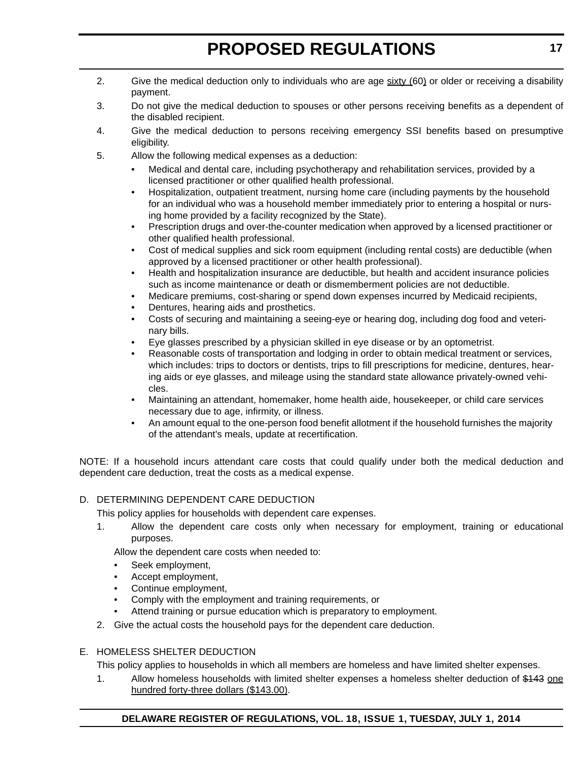2. Give the medical deduction only to individuals who are age sixty (60) or older or receiving a disability payment.

3. Do not give the medical deduction to spouses or other persons receiving benefits as a dependent of the disabled recipient.

4. Give the medical deduction to persons receiving emergency SSI benefits based on presumptive eligibility.

5. Allow the following medical expenses as a deduction:
   - Medical and dental care, including psychotherapy and rehabilitation services, provided by a licensed practitioner or other qualified health professional.
   - Hospitalization, outpatient treatment, nursing home care (including payments by the household for an individual who was a household member immediately prior to entering a hospital or nursing home provided by a facility recognized by the State).
   - Prescription drugs and over-the-counter medication when approved by a licensed practitioner or other qualified health professional.
   - Cost of medical supplies and sick room equipment (including rental costs) are deductible (when approved by a licensed practitioner or other health professional).
   - Health and hospitalization insurance are deductible, but health and accident insurance policies such as income maintenance or death or dismemberment policies are not deductible.
   - Medicare premiums, cost-sharing or spend down expenses incurred by Medicaid recipients,
   - Dentures, hearing aids and prosthetics.
   - Costs of securing and maintaining a seeing-eye or hearing dog, including dog food and veterinary bills.
   - Eye glasses prescribed by a physician skilled in eye disease or by an optometrist.
   - Reasonable costs of transportation and lodging in order to obtain medical treatment or services, which includes: trips to doctors or dentists, trips to fill prescriptions for medicine, dentures, hearing aids or eye glasses, and mileage using the standard state allowance privately-owned vehicles.
   - Maintaining an attendant, homemaker, home health aide, housekeeper, or child care services necessary due to age, infirmity, or illness.
   - An amount equal to the one-person food benefit allotment if the household furnishes the majority of the attendant's meals, update at recertification.

NOTE: If a household incurs attendant care costs that could qualify under both the medical deduction and dependent care deduction, treat the costs as a medical expense.

D. DETERMINING DEPENDENT CARE DEDUCTION

This policy applies for households with dependent care expenses.

1. Allow the dependent care costs only when necessary for employment, training or educational purposes.

   Allow the dependent care costs when needed to:
   - Seek employment,
   - Accept employment,
   - Continue employment,
   - Comply with the employment and training requirements, or
   - Attend training or pursue education which is preparatory to employment.

2. Give the actual costs the household pays for the dependent care deduction.

E. HOMELESS SHELTER DEDUCTION

This policy applies to households in which all members are homeless and have limited shelter expenses.

1. Allow homeless households with limited shelter expenses a homeless shelter deduction of ~~$143~~ one hundred forty-three dollars ($143.00).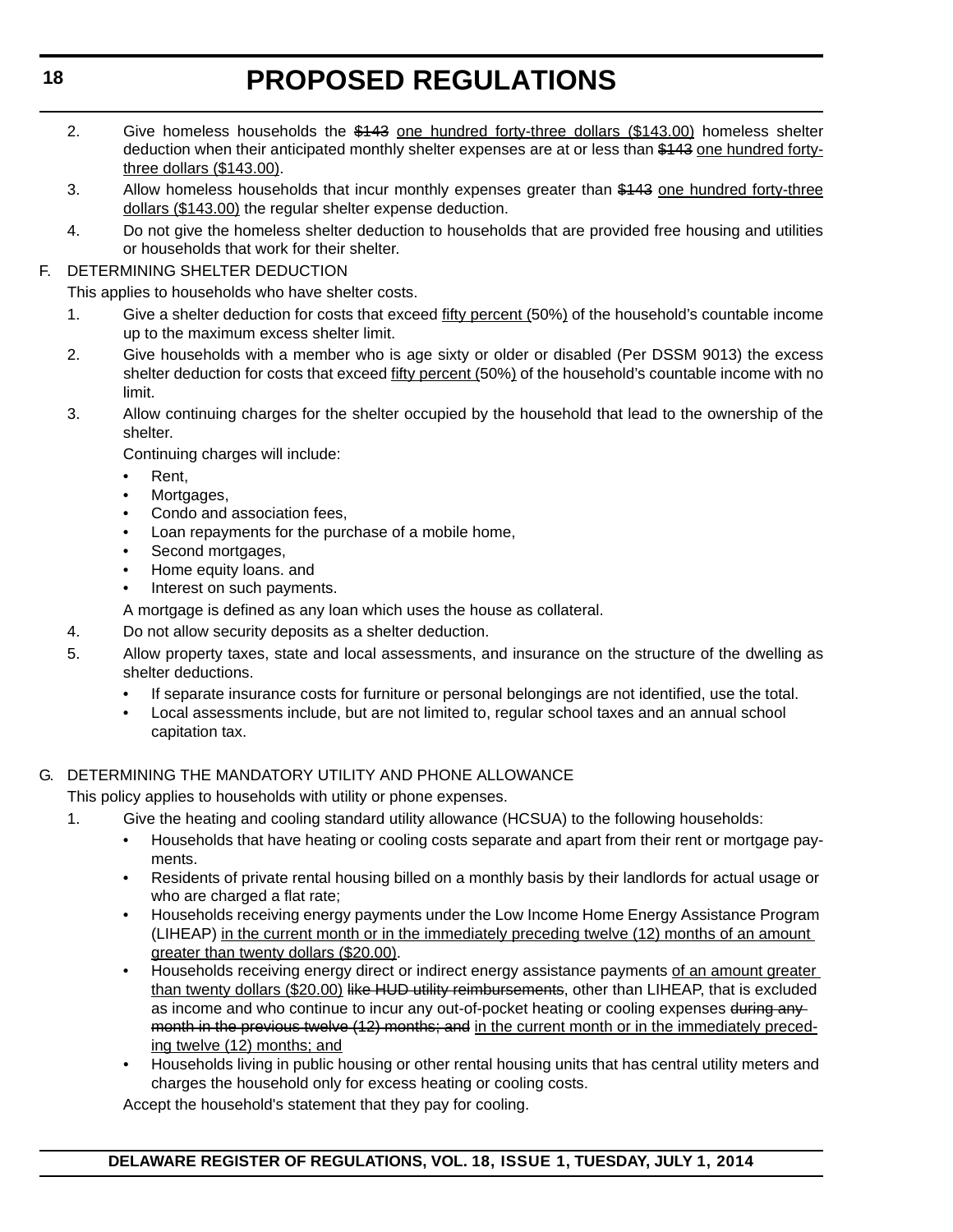2. Give homeless households the ~~$143~~ one hundred forty-three dollars ($143.00) homeless shelter deduction when their anticipated monthly shelter expenses are at or less than ~~$143~~ one hundred forty-three dollars ($143.00).
3. Allow homeless households that incur monthly expenses greater than ~~$143~~ one hundred forty-three dollars ($143.00) the regular shelter expense deduction.
4. Do not give the homeless shelter deduction to households that are provided free housing and utilities or households that work for their shelter.

F. DETERMINING SHELTER DEDUCTION

This applies to households who have shelter costs.

1. Give a shelter deduction for costs that exceed fifty percent (50%) of the household's countable income up to the maximum excess shelter limit.
2. Give households with a member who is age sixty or older or disabled (Per DSSM 9013) the excess shelter deduction for costs that exceed fifty percent (50%) of the household's countable income with no limit.
3. Allow continuing charges for the shelter occupied by the household that lead to the ownership of the shelter.

   Continuing charges will include:

   - Rent,
   - Mortgages,
   - Condo and association fees,
   - Loan repayments for the purchase of a mobile home,
   - Second mortgages,
   - Home equity loans. and
   - Interest on such payments.

   A mortgage is defined as any loan which uses the house as collateral.
4. Do not allow security deposits as a shelter deduction.
5. Allow property taxes, state and local assessments, and insurance on the structure of the dwelling as shelter deductions.
   - If separate insurance costs for furniture or personal belongings are not identified, use the total.
   - Local assessments include, but are not limited to, regular school taxes and an annual school capitation tax.

G. DETERMINING THE MANDATORY UTILITY AND PHONE ALLOWANCE

This policy applies to households with utility or phone expenses.

1. Give the heating and cooling standard utility allowance (HCSUA) to the following households:
   - Households that have heating or cooling costs separate and apart from their rent or mortgage payments.
   - Residents of private rental housing billed on a monthly basis by their landlords for actual usage or who are charged a flat rate;
   - Households receiving energy payments under the Low Income Home Energy Assistance Program (LIHEAP) in the current month or in the immediately preceding twelve (12) months of an amount greater than twenty dollars ($20.00).
   - Households receiving energy direct or indirect energy assistance payments of an amount greater than twenty dollars ($20.00) ~~like HUD utility reimbursements~~, other than LIHEAP, that is excluded as income and who continue to incur any out-of-pocket heating or cooling expenses ~~during any month in the previous twelve (12) months; and~~ in the current month or in the immediately preceding twelve (12) months; and
   - Households living in public housing or other rental housing units that has central utility meters and charges the household only for excess heating or cooling costs.

   Accept the household's statement that they pay for cooling.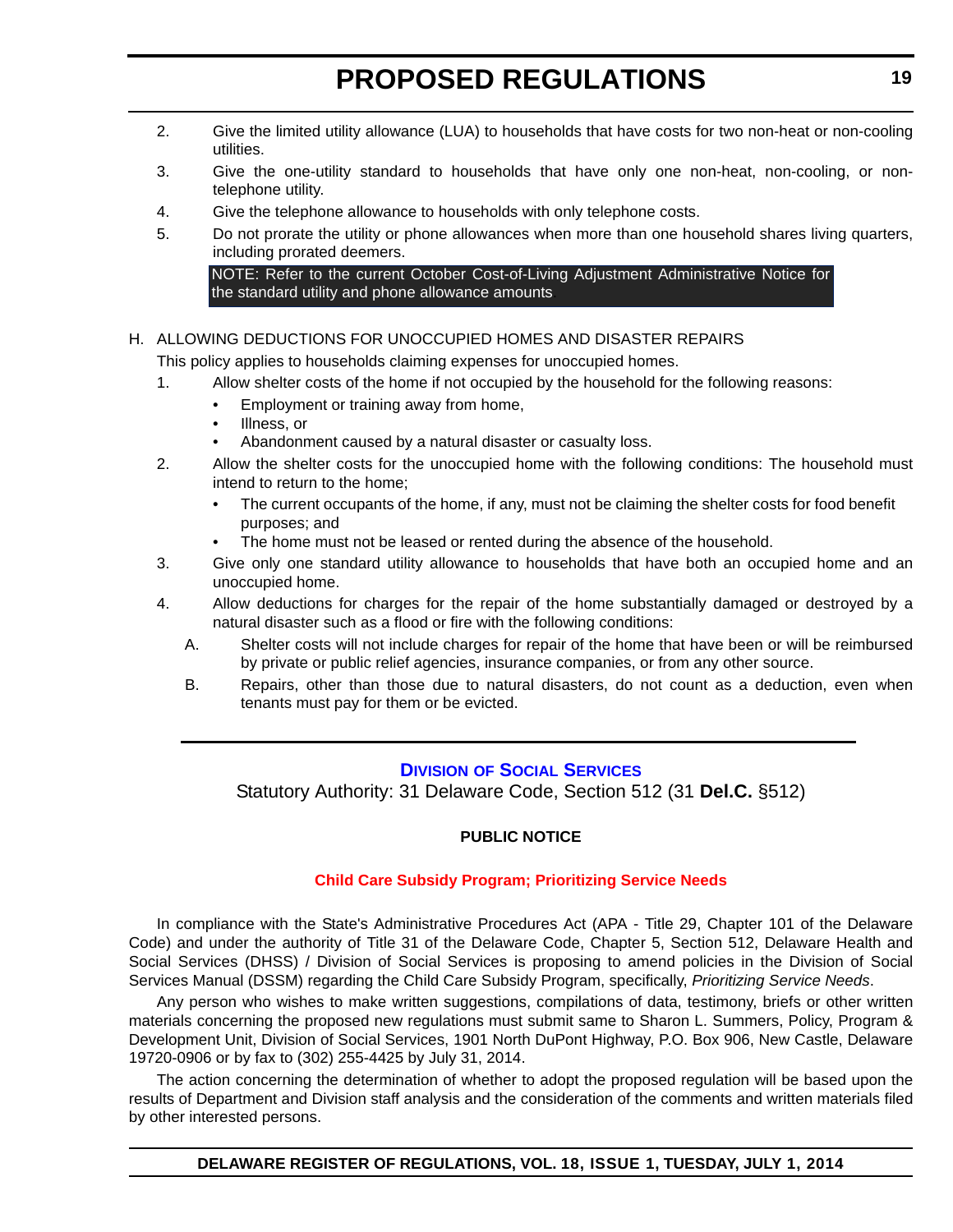2. Give the limited utility allowance (LUA) to households that have costs for two non-heat or non-cooling utilities.

3. Give the one-utility standard to households that have only one non-heat, non-cooling, or non-telephone utility.

4. Give the telephone allowance to households with only telephone costs.

5. Do not prorate the utility or phone allowances when more than one household shares living quarters, including prorated deemers.

   NOTE: Refer to the current October Cost-of-Living Adjustment Administrative Notice for the standard utility and phone allowance amounts.

H. ALLOWING DEDUCTIONS FOR UNOCCUPIED HOMES AND DISASTER REPAIRS

This policy applies to households claiming expenses for unoccupied homes.

1. Allow shelter costs of the home if not occupied by the household for the following reasons:
   - Employment or training away from home,
   - Illness, or
   - Abandonment caused by a natural disaster or casualty loss.

2. Allow the shelter costs for the unoccupied home with the following conditions: The household must intend to return to the home;
   - The current occupants of the home, if any, must not be claiming the shelter costs for food benefit purposes; and
   - The home must not be leased or rented during the absence of the household.

3. Give only one standard utility allowance to households that have both an occupied home and an unoccupied home.

4. Allow deductions for charges for the repair of the home substantially damaged or destroyed by a natural disaster such as a flood or fire with the following conditions:

   A. Shelter costs will not include charges for repair of the home that have been or will be reimbursed by private or public relief agencies, insurance companies, or from any other source.

   B. Repairs, other than those due to natural disasters, do not count as a deduction, even when tenants must pay for them or be evicted.

---

## Division of Social Services

Statutory Authority: 31 Delaware Code, Section 512 (31 **Del.C.** §512)

**PUBLIC NOTICE**

### Child Care Subsidy Program; Prioritizing Service Needs

In compliance with the State's Administrative Procedures Act (APA - Title 29, Chapter 101 of the Delaware Code) and under the authority of Title 31 of the Delaware Code, Chapter 5, Section 512, Delaware Health and Social Services (DHSS) / Division of Social Services is proposing to amend policies in the Division of Social Services Manual (DSSM) regarding the Child Care Subsidy Program, specifically, *Prioritizing Service Needs*.

Any person who wishes to make written suggestions, compilations of data, testimony, briefs or other written materials concerning the proposed new regulations must submit same to Sharon L. Summers, Policy, Program & Development Unit, Division of Social Services, 1901 North DuPont Highway, P.O. Box 906, New Castle, Delaware 19720-0906 or by fax to (302) 255-4425 by July 31, 2014.

The action concerning the determination of whether to adopt the proposed regulation will be based upon the results of Department and Division staff analysis and the consideration of the comments and written materials filed by other interested persons.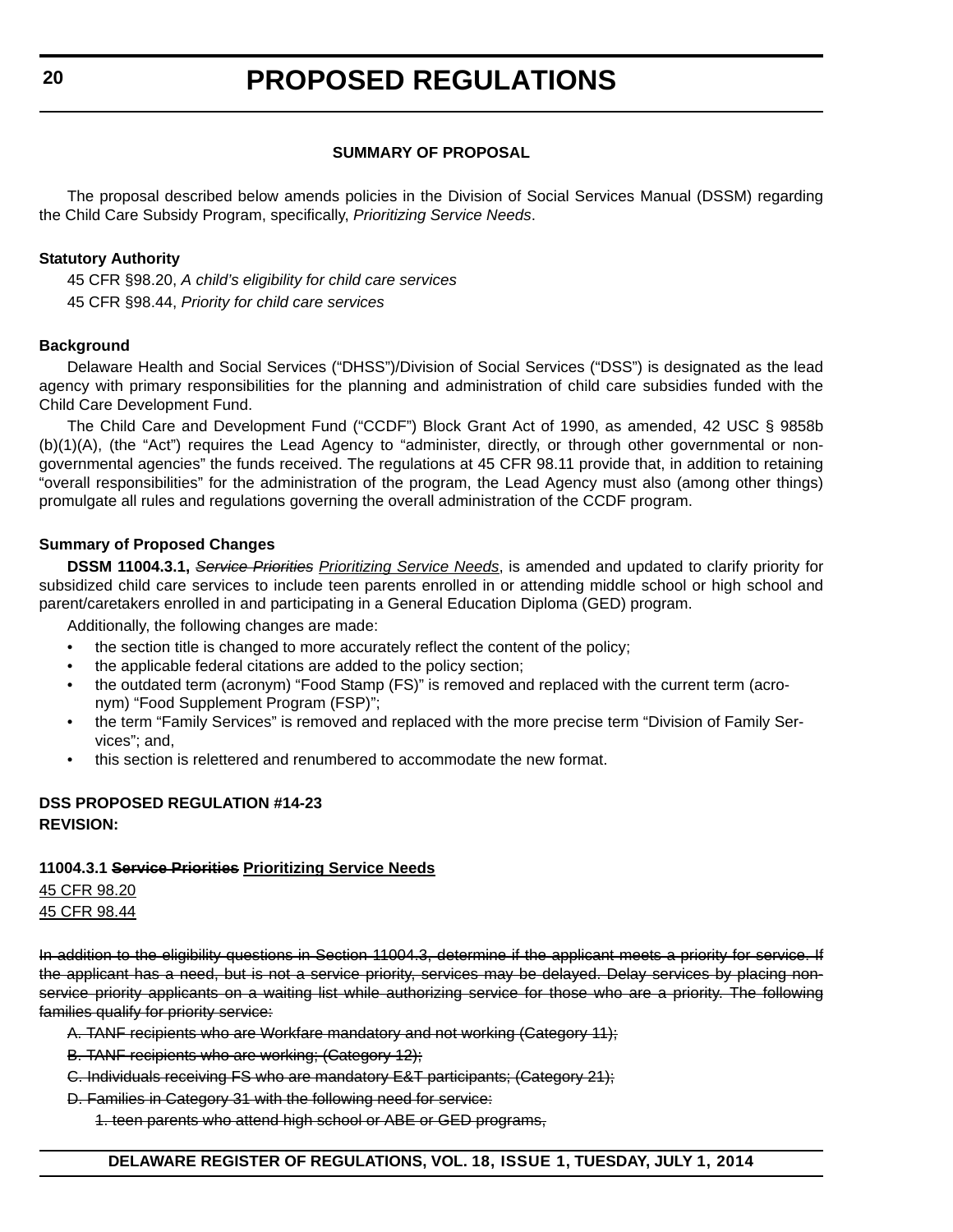## SUMMARY OF PROPOSAL

The proposal described below amends policies in the Division of Social Services Manual (DSSM) regarding the Child Care Subsidy Program, specifically, *Prioritizing Service Needs*.

**Statutory Authority**

45 CFR §98.20, *A child's eligibility for child care services*

45 CFR §98.44, *Priority for child care services*

**Background**

Delaware Health and Social Services ("DHSS")/Division of Social Services ("DSS") is designated as the lead agency with primary responsibilities for the planning and administration of child care subsidies funded with the Child Care Development Fund.

The Child Care and Development Fund ("CCDF") Block Grant Act of 1990, as amended, 42 USC § 9858b (b)(1)(A), (the "Act") requires the Lead Agency to "administer, directly, or through other governmental or non-governmental agencies" the funds received. The regulations at 45 CFR 98.11 provide that, in addition to retaining "overall responsibilities" for the administration of the program, the Lead Agency must also (among other things) promulgate all rules and regulations governing the overall administration of the CCDF program.

**Summary of Proposed Changes**

**DSSM 11004.3.1,** ~~*Service Priorities*~~ <u>*Prioritizing Service Needs*</u>, is amended and updated to clarify priority for subsidized child care services to include teen parents enrolled in or attending middle school or high school and parent/caretakers enrolled in and participating in a General Education Diploma (GED) program.

Additionally, the following changes are made:

- the section title is changed to more accurately reflect the content of the policy;
- the applicable federal citations are added to the policy section;
- the outdated term (acronym) "Food Stamp (FS)" is removed and replaced with the current term (acronym) "Food Supplement Program (FSP)";
- the term "Family Services" is removed and replaced with the more precise term "Division of Family Services"; and,
- this section is relettered and renumbered to accommodate the new format.

**DSS PROPOSED REGULATION #14-23**

**REVISION:**

**11004.3.1 ~~Service Priorities~~ <u>Prioritizing Service Needs</u>**

<u>45 CFR 98.20</u>

<u>45 CFR 98.44</u>

~~In addition to the eligibility questions in Section 11004.3, determine if the applicant meets a priority for service. If the applicant has a need, but is not a service priority, services may be delayed. Delay services by placing non-service priority applicants on a waiting list while authorizing service for those who are a priority. The following families qualify for priority service:~~

~~A. TANF recipients who are Workfare mandatory and not working (Category 11);~~

~~B. TANF recipients who are working; (Category 12);~~

~~C. Individuals receiving FS who are mandatory E&T participants; (Category 21);~~

~~D. Families in Category 31 with the following need for service:~~

~~1. teen parents who attend high school or ABE or GED programs,~~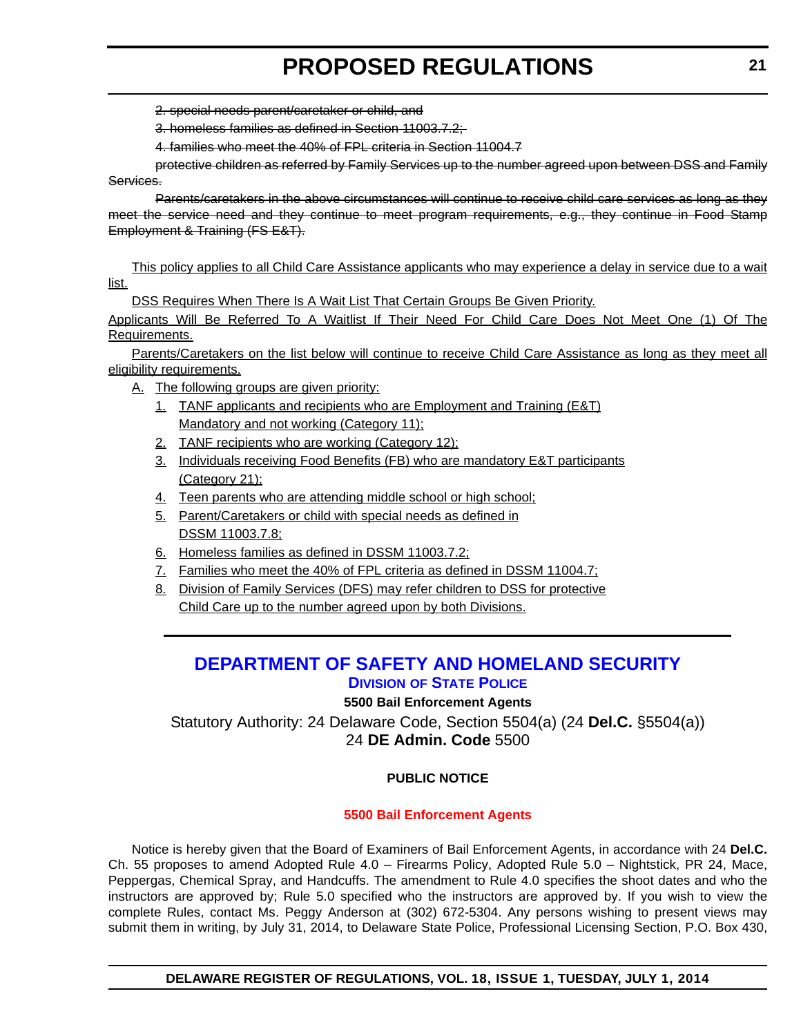~~2. special needs parent/caretaker or child, and~~

~~3. homeless families as defined in Section 11003.7.2;~~

~~4. families who meet the 40% of FPL criteria in Section 11004.7~~

~~protective children as referred by Family Services up to the number agreed upon between DSS and Family Services.~~

~~Parents/caretakers in the above circumstances will continue to receive child care services as long as they meet the service need and they continue to meet program requirements, e.g., they continue in Food Stamp Employment & Training (FS E&T).~~

<u>This policy applies to all Child Care Assistance applicants who may experience a delay in service due to a wait list.</u>

<u>DSS Requires When There Is A Wait List That Certain Groups Be Given Priority.</u>

<u>Applicants Will Be Referred To A Waitlist If Their Need For Child Care Does Not Meet One (1) Of The Requirements.</u>

<u>Parents/Caretakers on the list below will continue to receive Child Care Assistance as long as they meet all eligibility requirements.</u>

<u>A. The following groups are given priority:</u>

<u>1. TANF applicants and recipients who are Employment and Training (E&T) Mandatory and not working (Category 11);</u>

<u>2. TANF recipients who are working (Category 12);</u>

<u>3. Individuals receiving Food Benefits (FB) who are mandatory E&T participants (Category 21);</u>

<u>4. Teen parents who are attending middle school or high school;</u>

<u>5. Parent/Caretakers or child with special needs as defined in DSSM 11003.7.8;</u>

<u>6. Homeless families as defined in DSSM 11003.7.2;</u>

<u>7. Families who meet the 40% of FPL criteria as defined in DSSM 11004.7;</u>

<u>8. Division of Family Services (DFS) may refer children to DSS for protective Child Care up to the number agreed upon by both Divisions.</u>

---

# DEPARTMENT OF SAFETY AND HOMELAND SECURITY

## Division of State Police

**5500 Bail Enforcement Agents**

Statutory Authority: 24 Delaware Code, Section 5504(a) (24 **Del.C.** §5504(a))
24 **DE Admin. Code** 5500

**PUBLIC NOTICE**

**5500 Bail Enforcement Agents**

Notice is hereby given that the Board of Examiners of Bail Enforcement Agents, in accordance with 24 **Del.C.** Ch. 55 proposes to amend Adopted Rule 4.0 – Firearms Policy, Adopted Rule 5.0 – Nightstick, PR 24, Mace, Peppergas, Chemical Spray, and Handcuffs. The amendment to Rule 4.0 specifies the shoot dates and who the instructors are approved by; Rule 5.0 specified who the instructors are approved by. If you wish to view the complete Rules, contact Ms. Peggy Anderson at (302) 672-5304. Any persons wishing to present views may submit them in writing, by July 31, 2014, to Delaware State Police, Professional Licensing Section, P.O. Box 430,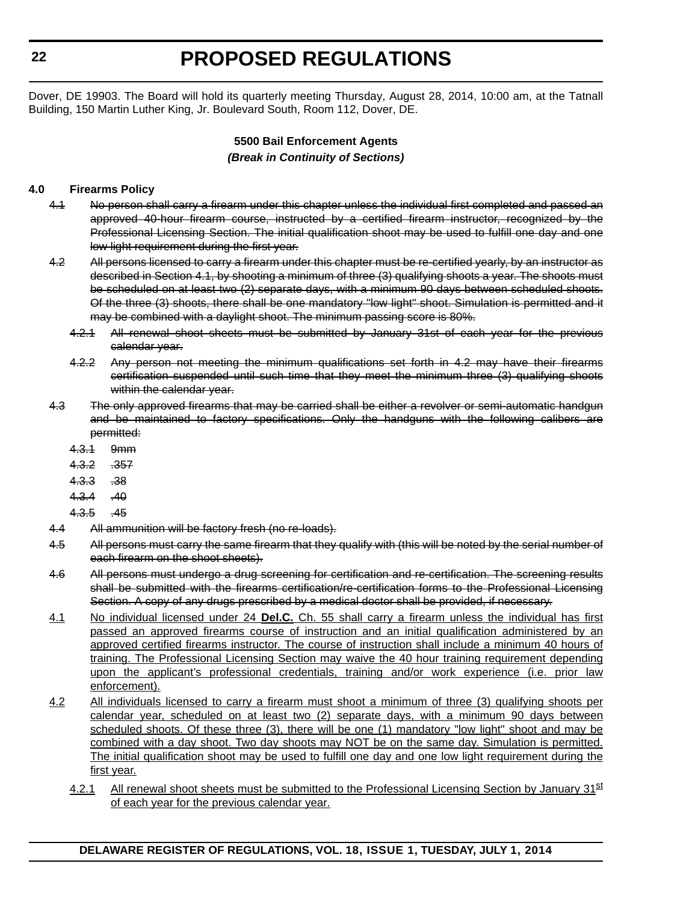Dover, DE 19903. The Board will hold its quarterly meeting Thursday, August 28, 2014, 10:00 am, at the Tatnall Building, 150 Martin Luther King, Jr. Boulevard South, Room 112, Dover, DE.

**5500 Bail Enforcement Agents**

***(Break in Continuity of Sections)***

**4.0 Firearms Policy**

~~4.1 No person shall carry a firearm under this chapter unless the individual first completed and passed an approved 40-hour firearm course, instructed by a certified firearm instructor, recognized by the Professional Licensing Section. The initial qualification shoot may be used to fulfill one day and one low light requirement during the first year.~~

~~4.2 All persons licensed to carry a firearm under this chapter must be re-certified yearly, by an instructor as described in Section 4.1, by shooting a minimum of three (3) qualifying shoots a year. The shoots must be scheduled on at least two (2) separate days, with a minimum 90 days between scheduled shoots. Of the three (3) shoots, there shall be one mandatory "low light" shoot. Simulation is permitted and it may be combined with a daylight shoot. The minimum passing score is 80%.~~

~~4.2.1 All renewal shoot sheets must be submitted by January 31st of each year for the previous calendar year.~~

~~4.2.2 Any person not meeting the minimum qualifications set forth in 4.2 may have their firearms certification suspended until such time that they meet the minimum three (3) qualifying shoots within the calendar year.~~

~~4.3 The only approved firearms that may be carried shall be either a revolver or semi-automatic handgun and be maintained to factory specifications. Only the handguns with the following calibers are permitted:~~

~~4.3.1 9mm~~

~~4.3.2 .357~~

~~4.3.3 .38~~

~~4.3.4 .40~~

~~4.3.5 .45~~

~~4.4 All ammunition will be factory fresh (no re-loads).~~

~~4.5 All persons must carry the same firearm that they qualify with (this will be noted by the serial number of each firearm on the shoot sheets).~~

~~4.6 All persons must undergo a drug screening for certification and re-certification. The screening results shall be submitted with the firearms certification/re-certification forms to the Professional Licensing Section. A copy of any drugs prescribed by a medical doctor shall be provided, if necessary.~~

<u>4.1 No individual licensed under 24 **Del.C.** Ch. 55 shall carry a firearm unless the individual has first passed an approved firearms course of instruction and an initial qualification administered by an approved certified firearms instructor. The course of instruction shall include a minimum 40 hours of training. The Professional Licensing Section may waive the 40 hour training requirement depending upon the applicant's professional credentials, training and/or work experience (i.e. prior law enforcement).</u>

<u>4.2 All individuals licensed to carry a firearm must shoot a minimum of three (3) qualifying shoots per calendar year, scheduled on at least two (2) separate days, with a minimum 90 days between scheduled shoots. Of these three (3), there will be one (1) mandatory "low light" shoot and may be combined with a day shoot. Two day shoots may NOT be on the same day. Simulation is permitted. The initial qualification shoot may be used to fulfill one day and one low light requirement during the first year.</u>

<u>4.2.1 All renewal shoot sheets must be submitted to the Professional Licensing Section by January 31st of each year for the previous calendar year.</u>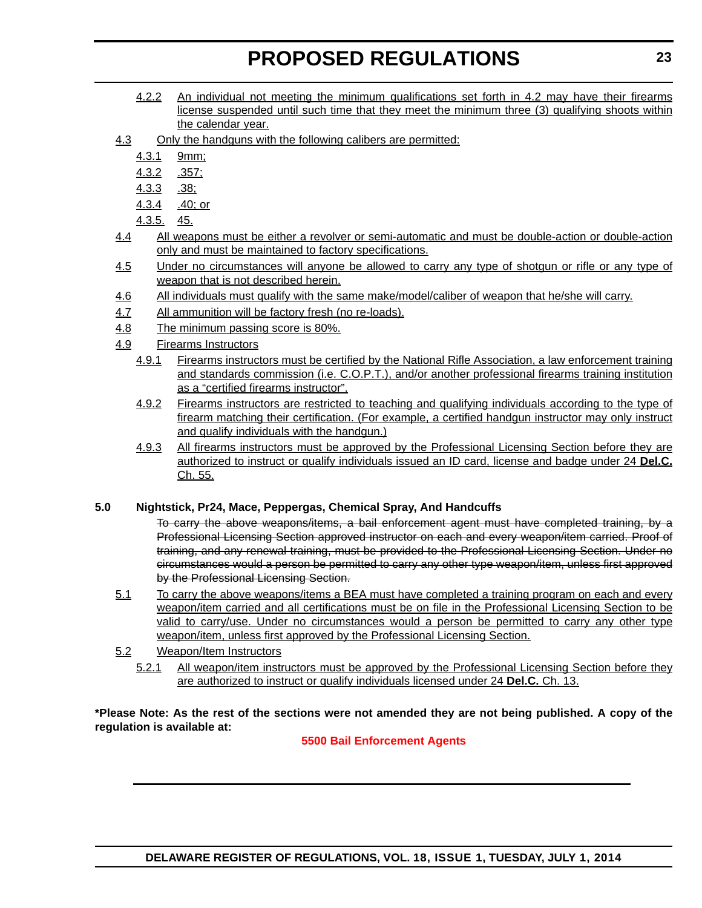4.2.2 An individual not meeting the minimum qualifications set forth in 4.2 may have their firearms license suspended until such time that they meet the minimum three (3) qualifying shoots within the calendar year.

4.3 Only the handguns with the following calibers are permitted:

4.3.1 9mm;

4.3.2 .357;

4.3.3 .38;

4.3.4 .40; or

4.3.5. 45.

4.4 All weapons must be either a revolver or semi-automatic and must be double-action or double-action only and must be maintained to factory specifications.

4.5 Under no circumstances will anyone be allowed to carry any type of shotgun or rifle or any type of weapon that is not described herein.

4.6 All individuals must qualify with the same make/model/caliber of weapon that he/she will carry.

4.7 All ammunition will be factory fresh (no re-loads).

4.8 The minimum passing score is 80%.

4.9 Firearms Instructors

4.9.1 Firearms instructors must be certified by the National Rifle Association, a law enforcement training and standards commission (i.e. C.O.P.T.), and/or another professional firearms training institution as a "certified firearms instructor".

4.9.2 Firearms instructors are restricted to teaching and qualifying individuals according to the type of firearm matching their certification. (For example, a certified handgun instructor may only instruct and qualify individuals with the handgun.)

4.9.3 All firearms instructors must be approved by the Professional Licensing Section before they are authorized to instruct or qualify individuals issued an ID card, license and badge under 24 **Del.C.** Ch. 55.

**5.0 Nightstick, Pr24, Mace, Peppergas, Chemical Spray, And Handcuffs**

~~To carry the above weapons/items, a bail enforcement agent must have completed training, by a Professional Licensing Section approved instructor on each and every weapon/item carried. Proof of training, and any renewal training, must be provided to the Professional Licensing Section. Under no circumstances would a person be permitted to carry any other type weapon/item, unless first approved by the Professional Licensing Section.~~

5.1 To carry the above weapons/items a BEA must have completed a training program on each and every weapon/item carried and all certifications must be on file in the Professional Licensing Section to be valid to carry/use. Under no circumstances would a person be permitted to carry any other type weapon/item, unless first approved by the Professional Licensing Section.

5.2 Weapon/Item Instructors

5.2.1 All weapon/item instructors must be approved by the Professional Licensing Section before they are authorized to instruct or qualify individuals licensed under 24 **Del.C.** Ch. 13.

**\*Please Note: As the rest of the sections were not amended they are not being published. A copy of the regulation is available at:**

**5500 Bail Enforcement Agents**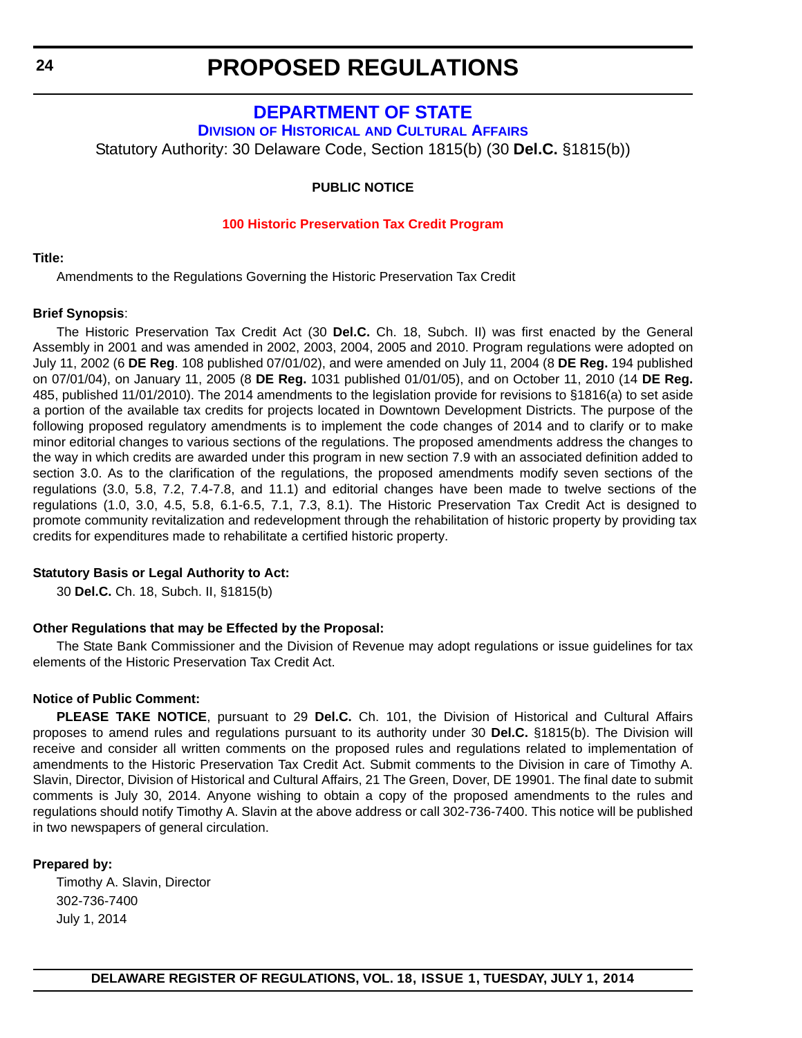# PROPOSED REGULATIONS

## DEPARTMENT OF STATE

### Division of Historical and Cultural Affairs

Statutory Authority: 30 Delaware Code, Section 1815(b) (30 **Del.C.** §1815(b))

**PUBLIC NOTICE**

**100 Historic Preservation Tax Credit Program**

**Title:**

Amendments to the Regulations Governing the Historic Preservation Tax Credit

**Brief Synopsis**:

The Historic Preservation Tax Credit Act (30 **Del.C.** Ch. 18, Subch. II) was first enacted by the General Assembly in 2001 and was amended in 2002, 2003, 2004, 2005 and 2010. Program regulations were adopted on July 11, 2002 (6 **DE Reg**. 108 published 07/01/02), and were amended on July 11, 2004 (8 **DE Reg.** 194 published on 07/01/04), on January 11, 2005 (8 **DE Reg.** 1031 published 01/01/05), and on October 11, 2010 (14 **DE Reg.** 485, published 11/01/2010). The 2014 amendments to the legislation provide for revisions to §1816(a) to set aside a portion of the available tax credits for projects located in Downtown Development Districts. The purpose of the following proposed regulatory amendments is to implement the code changes of 2014 and to clarify or to make minor editorial changes to various sections of the regulations. The proposed amendments address the changes to the way in which credits are awarded under this program in new section 7.9 with an associated definition added to section 3.0. As to the clarification of the regulations, the proposed amendments modify seven sections of the regulations (3.0, 5.8, 7.2, 7.4-7.8, and 11.1) and editorial changes have been made to twelve sections of the regulations (1.0, 3.0, 4.5, 5.8, 6.1-6.5, 7.1, 7.3, 8.1). The Historic Preservation Tax Credit Act is designed to promote community revitalization and redevelopment through the rehabilitation of historic property by providing tax credits for expenditures made to rehabilitate a certified historic property.

**Statutory Basis or Legal Authority to Act:**

30 **Del.C.** Ch. 18, Subch. II, §1815(b)

**Other Regulations that may be Effected by the Proposal:**

The State Bank Commissioner and the Division of Revenue may adopt regulations or issue guidelines for tax elements of the Historic Preservation Tax Credit Act.

**Notice of Public Comment:**

**PLEASE TAKE NOTICE**, pursuant to 29 **Del.C.** Ch. 101, the Division of Historical and Cultural Affairs proposes to amend rules and regulations pursuant to its authority under 30 **Del.C.** §1815(b). The Division will receive and consider all written comments on the proposed rules and regulations related to implementation of amendments to the Historic Preservation Tax Credit Act. Submit comments to the Division in care of Timothy A. Slavin, Director, Division of Historical and Cultural Affairs, 21 The Green, Dover, DE 19901. The final date to submit comments is July 30, 2014. Anyone wishing to obtain a copy of the proposed amendments to the rules and regulations should notify Timothy A. Slavin at the above address or call 302-736-7400. This notice will be published in two newspapers of general circulation.

**Prepared by:**

Timothy A. Slavin, Director
302-736-7400
July 1, 2014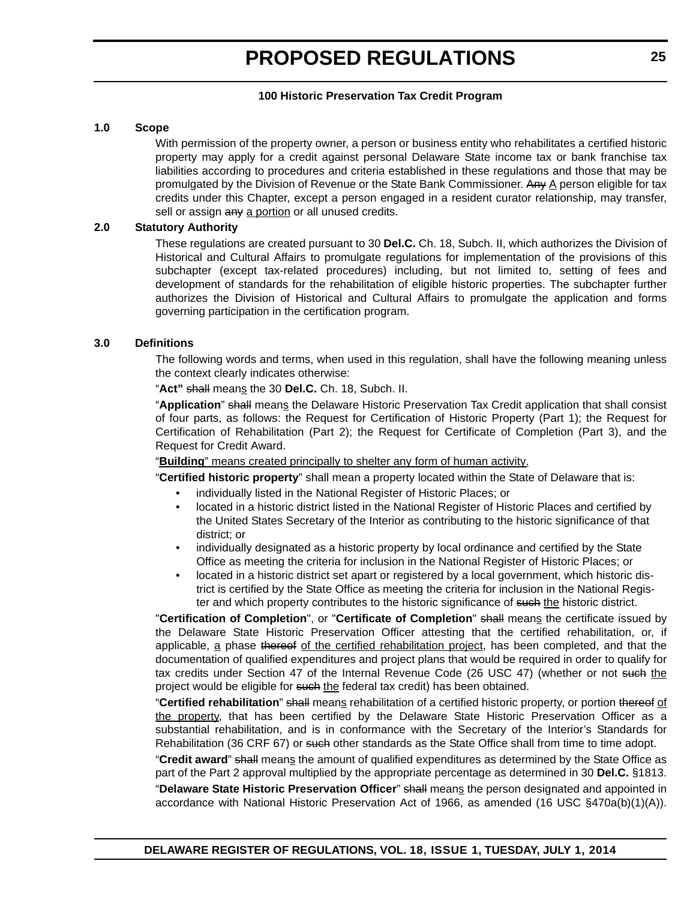**100 Historic Preservation Tax Credit Program**

**1.0 Scope**

With permission of the property owner, a person or business entity who rehabilitates a certified historic property may apply for a credit against personal Delaware State income tax or bank franchise tax liabilities according to procedures and criteria established in these regulations and those that may be promulgated by the Division of Revenue or the State Bank Commissioner. ~~Any~~ A person eligible for tax credits under this Chapter, except a person engaged in a resident curator relationship, may transfer, sell or assign ~~any~~ a portion or all unused credits.

**2.0 Statutory Authority**

These regulations are created pursuant to 30 **Del.C.** Ch. 18, Subch. II, which authorizes the Division of Historical and Cultural Affairs to promulgate regulations for implementation of the provisions of this subchapter (except tax-related procedures) including, but not limited to, setting of fees and development of standards for the rehabilitation of eligible historic properties. The subchapter further authorizes the Division of Historical and Cultural Affairs to promulgate the application and forms governing participation in the certification program.

**3.0 Definitions**

The following words and terms, when used in this regulation, shall have the following meaning unless the context clearly indicates otherwise:

"**Act"** ~~shall~~ means the 30 **Del.C.** Ch. 18, Subch. II.

"**Application**" ~~shall~~ means the Delaware Historic Preservation Tax Credit application that shall consist of four parts, as follows: the Request for Certification of Historic Property (Part 1); the Request for Certification of Rehabilitation (Part 2); the Request for Certificate of Completion (Part 3), and the Request for Credit Award.

"**Building**" means created principally to shelter any form of human activity.

"**Certified historic property**" shall mean a property located within the State of Delaware that is:

- individually listed in the National Register of Historic Places; or
- located in a historic district listed in the National Register of Historic Places and certified by the United States Secretary of the Interior as contributing to the historic significance of that district; or
- individually designated as a historic property by local ordinance and certified by the State Office as meeting the criteria for inclusion in the National Register of Historic Places; or
- located in a historic district set apart or registered by a local government, which historic district is certified by the State Office as meeting the criteria for inclusion in the National Register and which property contributes to the historic significance of ~~such~~ the historic district.

"**Certification of Completion**", or "**Certificate of Completion**" ~~shall~~ means the certificate issued by the Delaware State Historic Preservation Officer attesting that the certified rehabilitation, or, if applicable, a phase ~~thereof~~ of the certified rehabilitation project, has been completed, and that the documentation of qualified expenditures and project plans that would be required in order to qualify for tax credits under Section 47 of the Internal Revenue Code (26 USC 47) (whether or not ~~such~~ the project would be eligible for ~~such~~ the federal tax credit) has been obtained.

"**Certified rehabilitation**" ~~shall~~ means rehabilitation of a certified historic property, or portion ~~thereof~~ of the property, that has been certified by the Delaware State Historic Preservation Officer as a substantial rehabilitation, and is in conformance with the Secretary of the Interior's Standards for Rehabilitation (36 CRF 67) or ~~such~~ other standards as the State Office shall from time to time adopt.

"**Credit award**" ~~shall~~ means the amount of qualified expenditures as determined by the State Office as part of the Part 2 approval multiplied by the appropriate percentage as determined in 30 **Del.C.** §1813.

"**Delaware State Historic Preservation Officer**" ~~shall~~ means the person designated and appointed in accordance with National Historic Preservation Act of 1966, as amended (16 USC §470a(b)(1)(A)).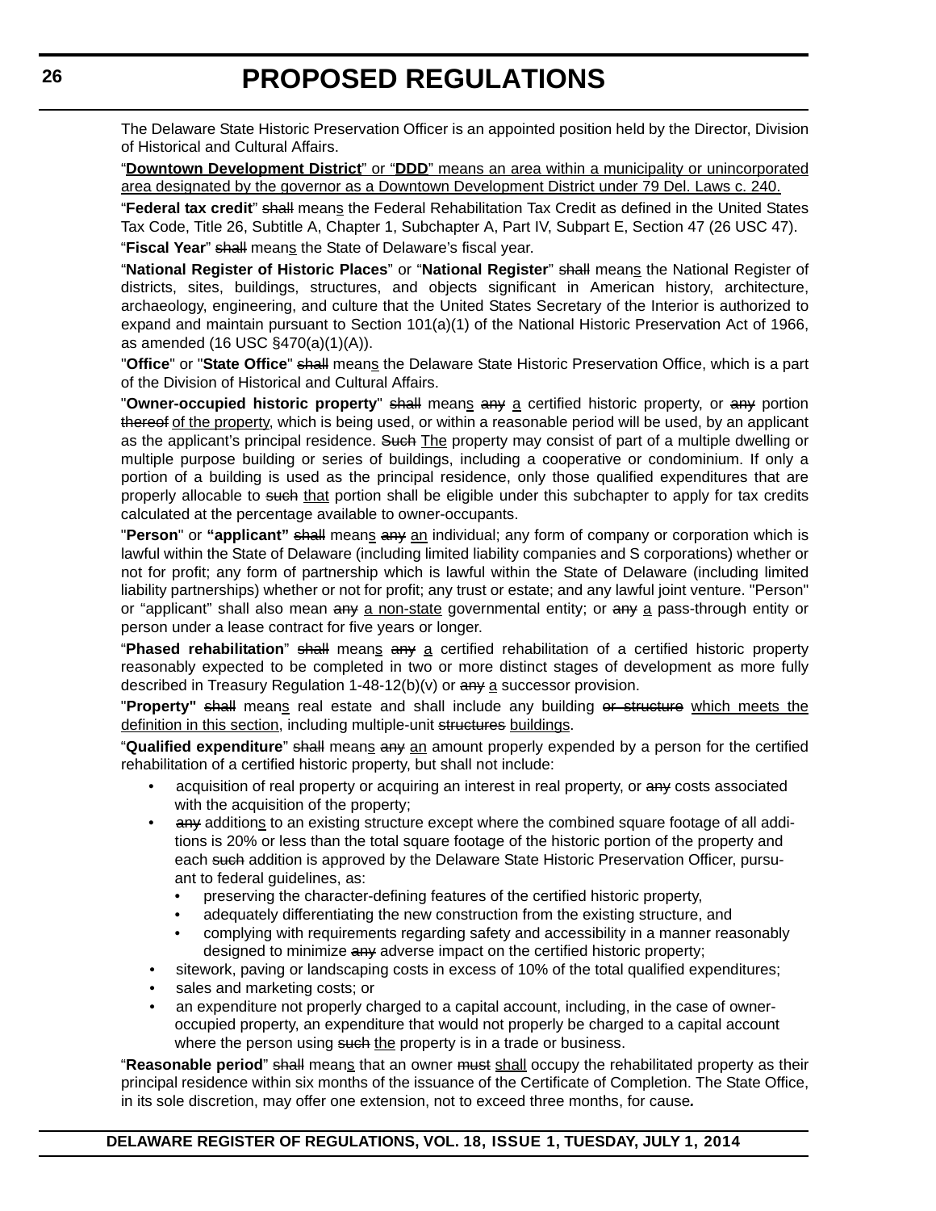The Delaware State Historic Preservation Officer is an appointed position held by the Director, Division of Historical and Cultural Affairs.

<u>“**Downtown Development District**” or “**DDD**” means an area within a municipality or unincorporated area designated by the governor as a Downtown Development District under 79 Del. Laws c. 240.</u>

“**Federal tax credit**” ~~shall~~ mean<u>s</u> the Federal Rehabilitation Tax Credit as defined in the United States Tax Code, Title 26, Subtitle A, Chapter 1, Subchapter A, Part IV, Subpart E, Section 47 (26 USC 47).

“**Fiscal Year**” ~~shall~~ mean<u>s</u> the State of Delaware’s fiscal year.

“**National Register of Historic Places**” or “**National Register**” ~~shall~~ mean<u>s</u> the National Register of districts, sites, buildings, structures, and objects significant in American history, architecture, archaeology, engineering, and culture that the United States Secretary of the Interior is authorized to expand and maintain pursuant to Section 101(a)(1) of the National Historic Preservation Act of 1966, as amended (16 USC §470(a)(1)(A)).

"**Office**" or "**State Office**" ~~shall~~ mean<u>s</u> the Delaware State Historic Preservation Office, which is a part of the Division of Historical and Cultural Affairs.

"**Owner-occupied historic property**" ~~shall~~ mean<u>s</u> ~~any~~ <u>a</u> certified historic property, or ~~any~~ portion ~~thereof~~ <u>of the property</u>, which is being used, or within a reasonable period will be used, by an applicant as the applicant’s principal residence. ~~Such~~ <u>The</u> property may consist of part of a multiple dwelling or multiple purpose building or series of buildings, including a cooperative or condominium. If only a portion of a building is used as the principal residence, only those qualified expenditures that are properly allocable to ~~such~~ <u>that</u> portion shall be eligible under this subchapter to apply for tax credits calculated at the percentage available to owner-occupants.

"**Person**" or **“applicant”** ~~shall~~ mean<u>s</u> ~~any~~ <u>an</u> individual; any form of company or corporation which is lawful within the State of Delaware (including limited liability companies and S corporations) whether or not for profit; any form of partnership which is lawful within the State of Delaware (including limited liability partnerships) whether or not for profit; any trust or estate; and any lawful joint venture. "Person" or “applicant” shall also mean ~~any~~ <u>a non-state</u> governmental entity; or ~~any~~ <u>a</u> pass-through entity or person under a lease contract for five years or longer.

“**Phased rehabilitation**” ~~shall~~ mean<u>s</u> ~~any~~ <u>a</u> certified rehabilitation of a certified historic property reasonably expected to be completed in two or more distinct stages of development as more fully described in Treasury Regulation 1-48-12(b)(v) or ~~any~~ <u>a</u> successor provision.

"**Property"** ~~shall~~ mean<u>s</u> real estate and shall include any building ~~or structure~~ <u>which meets the definition in this section</u>, including multiple-unit ~~structures~~ <u>buildings</u>.

“**Qualified expenditure**” ~~shall~~ mean<u>s</u> ~~any~~ <u>an</u> amount properly expended by a person for the certified rehabilitation of a certified historic property, but shall not include:

- acquisition of real property or acquiring an interest in real property, or ~~any~~ costs associated with the acquisition of the property;
- ~~any~~ addition<u>s</u> to an existing structure except where the combined square footage of all additions is 20% or less than the total square footage of the historic portion of the property and each ~~such~~ addition is approved by the Delaware State Historic Preservation Officer, pursuant to federal guidelines, as:
  - preserving the character-defining features of the certified historic property,
  - adequately differentiating the new construction from the existing structure, and
  - complying with requirements regarding safety and accessibility in a manner reasonably designed to minimize ~~any~~ adverse impact on the certified historic property;
- sitework, paving or landscaping costs in excess of 10% of the total qualified expenditures;
- sales and marketing costs; or
- an expenditure not properly charged to a capital account, including, in the case of owner-occupied property, an expenditure that would not properly be charged to a capital account where the person using ~~such~~ <u>the</u> property is in a trade or business.

“**Reasonable period**” ~~shall~~ mean<u>s</u> that an owner ~~must~~ <u>shall</u> occupy the rehabilitated property as their principal residence within six months of the issuance of the Certificate of Completion. The State Office, in its sole discretion, may offer one extension, not to exceed three months, for cause.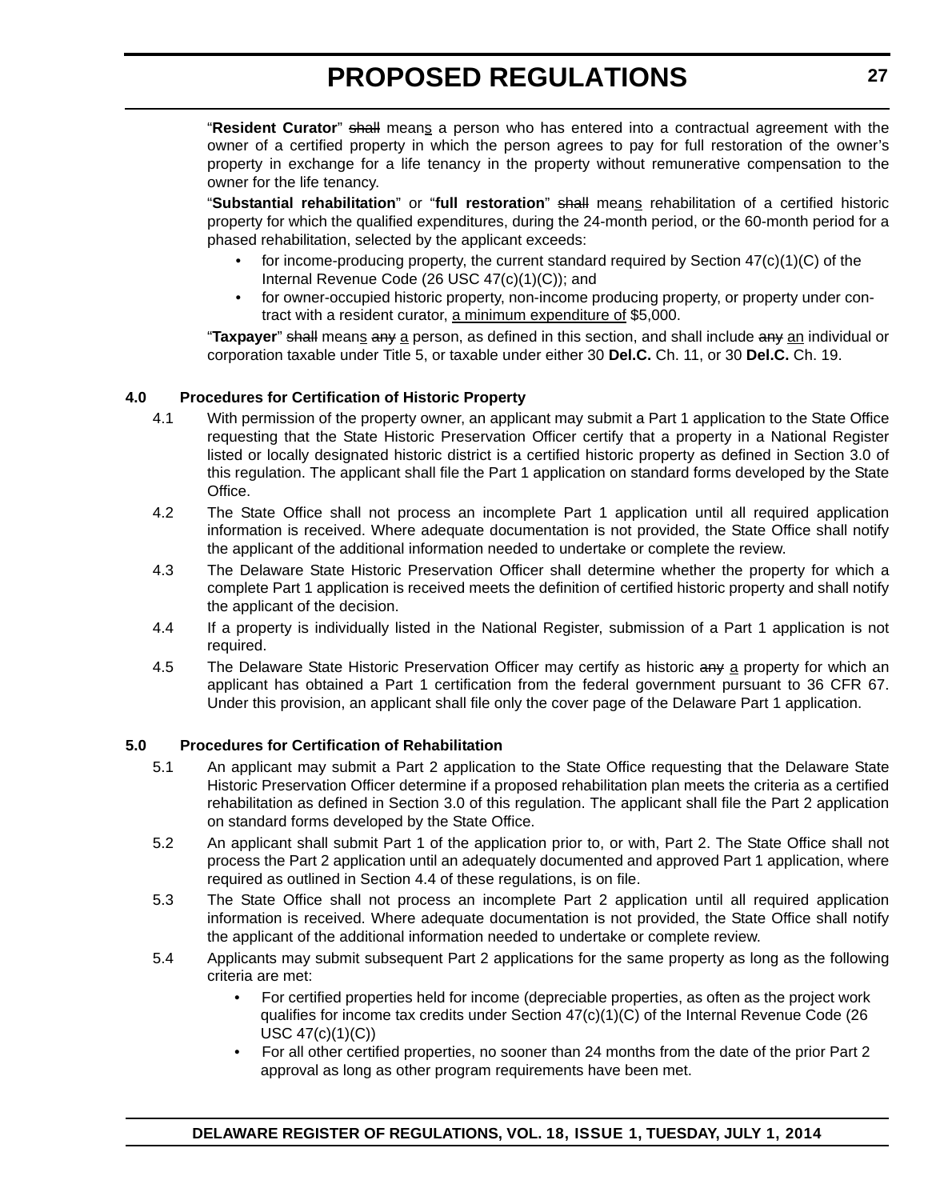"**Resident Curator**" ~~shall~~ mean<u>s</u> a person who has entered into a contractual agreement with the owner of a certified property in which the person agrees to pay for full restoration of the owner's property in exchange for a life tenancy in the property without remunerative compensation to the owner for the life tenancy.

"**Substantial rehabilitation**" or "**full restoration**" ~~shall~~ mean<u>s</u> rehabilitation of a certified historic property for which the qualified expenditures, during the 24-month period, or the 60-month period for a phased rehabilitation, selected by the applicant exceeds:

- for income-producing property, the current standard required by Section 47(c)(1)(C) of the Internal Revenue Code (26 USC 47(c)(1)(C)); and
- for owner-occupied historic property, non-income producing property, or property under contract with a resident curator, <u>a minimum expenditure of</u> $5,000.

"**Taxpayer**" ~~shall~~ mean<u>s</u> ~~any~~ <u>a</u> person, as defined in this section, and shall include ~~any~~ <u>an</u> individual or corporation taxable under Title 5, or taxable under either 30 **Del.C.** Ch. 11, or 30 **Del.C.** Ch. 19.

**4.0 Procedures for Certification of Historic Property**

4.1 With permission of the property owner, an applicant may submit a Part 1 application to the State Office requesting that the State Historic Preservation Officer certify that a property in a National Register listed or locally designated historic district is a certified historic property as defined in Section 3.0 of this regulation. The applicant shall file the Part 1 application on standard forms developed by the State Office.

4.2 The State Office shall not process an incomplete Part 1 application until all required application information is received. Where adequate documentation is not provided, the State Office shall notify the applicant of the additional information needed to undertake or complete the review.

4.3 The Delaware State Historic Preservation Officer shall determine whether the property for which a complete Part 1 application is received meets the definition of certified historic property and shall notify the applicant of the decision.

4.4 If a property is individually listed in the National Register, submission of a Part 1 application is not required.

4.5 The Delaware State Historic Preservation Officer may certify as historic ~~any~~ <u>a</u> property for which an applicant has obtained a Part 1 certification from the federal government pursuant to 36 CFR 67. Under this provision, an applicant shall file only the cover page of the Delaware Part 1 application.

**5.0 Procedures for Certification of Rehabilitation**

5.1 An applicant may submit a Part 2 application to the State Office requesting that the Delaware State Historic Preservation Officer determine if a proposed rehabilitation plan meets the criteria as a certified rehabilitation as defined in Section 3.0 of this regulation. The applicant shall file the Part 2 application on standard forms developed by the State Office.

5.2 An applicant shall submit Part 1 of the application prior to, or with, Part 2. The State Office shall not process the Part 2 application until an adequately documented and approved Part 1 application, where required as outlined in Section 4.4 of these regulations, is on file.

5.3 The State Office shall not process an incomplete Part 2 application until all required application information is received. Where adequate documentation is not provided, the State Office shall notify the applicant of the additional information needed to undertake or complete review.

5.4 Applicants may submit subsequent Part 2 applications for the same property as long as the following criteria are met:

- For certified properties held for income (depreciable properties, as often as the project work qualifies for income tax credits under Section 47(c)(1)(C) of the Internal Revenue Code (26 USC 47(c)(1)(C))
- For all other certified properties, no sooner than 24 months from the date of the prior Part 2 approval as long as other program requirements have been met.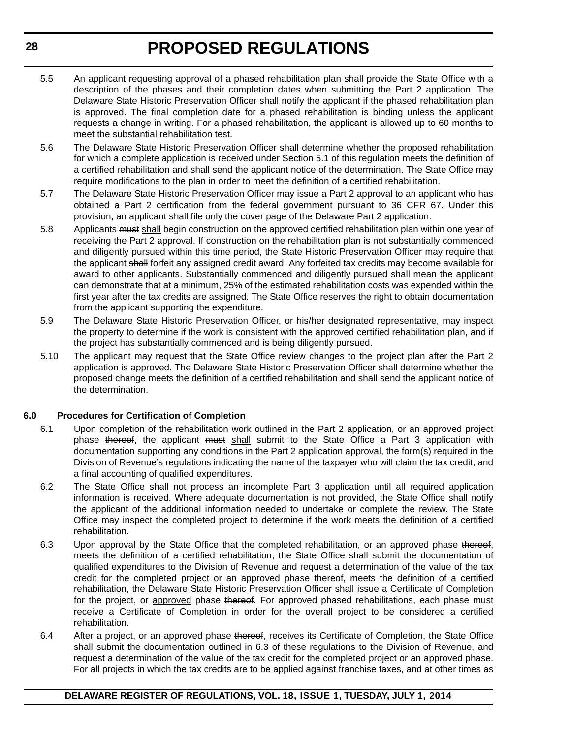5.5 An applicant requesting approval of a phased rehabilitation plan shall provide the State Office with a description of the phases and their completion dates when submitting the Part 2 application. The Delaware State Historic Preservation Officer shall notify the applicant if the phased rehabilitation plan is approved. The final completion date for a phased rehabilitation is binding unless the applicant requests a change in writing. For a phased rehabilitation, the applicant is allowed up to 60 months to meet the substantial rehabilitation test.

5.6 The Delaware State Historic Preservation Officer shall determine whether the proposed rehabilitation for which a complete application is received under Section 5.1 of this regulation meets the definition of a certified rehabilitation and shall send the applicant notice of the determination. The State Office may require modifications to the plan in order to meet the definition of a certified rehabilitation.

5.7 The Delaware State Historic Preservation Officer may issue a Part 2 approval to an applicant who has obtained a Part 2 certification from the federal government pursuant to 36 CFR 67. Under this provision, an applicant shall file only the cover page of the Delaware Part 2 application.

5.8 Applicants ~~must~~ <u>shall</u> begin construction on the approved certified rehabilitation plan within one year of receiving the Part 2 approval. If construction on the rehabilitation plan is not substantially commenced and diligently pursued within this time period, <u>the State Historic Preservation Officer may require that</u> the applicant ~~shall~~ forfeit any assigned credit award. Any forfeited tax credits may become available for award to other applicants. Substantially commenced and diligently pursued shall mean the applicant can demonstrate that ~~at~~ a minimum, 25% of the estimated rehabilitation costs was expended within the first year after the tax credits are assigned. The State Office reserves the right to obtain documentation from the applicant supporting the expenditure.

5.9 The Delaware State Historic Preservation Officer, or his/her designated representative, may inspect the property to determine if the work is consistent with the approved certified rehabilitation plan, and if the project has substantially commenced and is being diligently pursued.

5.10 The applicant may request that the State Office review changes to the project plan after the Part 2 application is approved. The Delaware State Historic Preservation Officer shall determine whether the proposed change meets the definition of a certified rehabilitation and shall send the applicant notice of the determination.

**6.0 Procedures for Certification of Completion**

6.1 Upon completion of the rehabilitation work outlined in the Part 2 application, or an approved project phase ~~thereof~~, the applicant ~~must~~ <u>shall</u> submit to the State Office a Part 3 application with documentation supporting any conditions in the Part 2 application approval, the form(s) required in the Division of Revenue's regulations indicating the name of the taxpayer who will claim the tax credit, and a final accounting of qualified expenditures.

6.2 The State Office shall not process an incomplete Part 3 application until all required application information is received. Where adequate documentation is not provided, the State Office shall notify the applicant of the additional information needed to undertake or complete the review. The State Office may inspect the completed project to determine if the work meets the definition of a certified rehabilitation.

6.3 Upon approval by the State Office that the completed rehabilitation, or an approved phase ~~thereof~~, meets the definition of a certified rehabilitation, the State Office shall submit the documentation of qualified expenditures to the Division of Revenue and request a determination of the value of the tax credit for the completed project or an approved phase ~~thereof~~, meets the definition of a certified rehabilitation, the Delaware State Historic Preservation Officer shall issue a Certificate of Completion for the project, or <u>approved</u> phase ~~thereof~~. For approved phased rehabilitations, each phase must receive a Certificate of Completion in order for the overall project to be considered a certified rehabilitation.

6.4 After a project, or <u>an approved</u> phase ~~thereof~~, receives its Certificate of Completion, the State Office shall submit the documentation outlined in 6.3 of these regulations to the Division of Revenue, and request a determination of the value of the tax credit for the completed project or an approved phase. For all projects in which the tax credits are to be applied against franchise taxes, and at other times as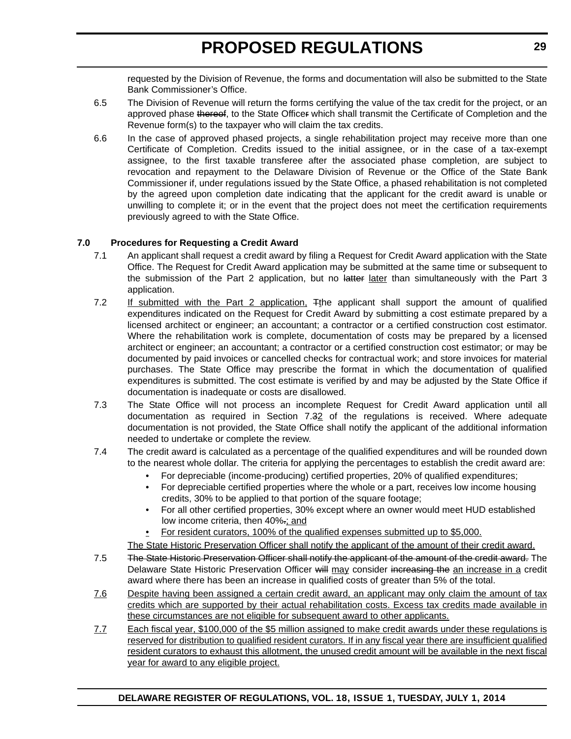requested by the Division of Revenue, the forms and documentation will also be submitted to the State Bank Commissioner's Office.

6.5 The Division of Revenue will return the forms certifying the value of the tax credit for the project, or an approved phase ~~thereof~~, to the State Office~~r~~ which shall transmit the Certificate of Completion and the Revenue form(s) to the taxpayer who will claim the tax credits.

6.6 In the case of approved phased projects, a single rehabilitation project may receive more than one Certificate of Completion. Credits issued to the initial assignee, or in the case of a tax-exempt assignee, to the first taxable transferee after the associated phase completion, are subject to revocation and repayment to the Delaware Division of Revenue or the Office of the State Bank Commissioner if, under regulations issued by the State Office, a phased rehabilitation is not completed by the agreed upon completion date indicating that the applicant for the credit award is unable or unwilling to complete it; or in the event that the project does not meet the certification requirements previously agreed to with the State Office.

**7.0 Procedures for Requesting a Credit Award**

7.1 An applicant shall request a credit award by filing a Request for Credit Award application with the State Office. The Request for Credit Award application may be submitted at the same time or subsequent to the submission of the Part 2 application, but no ~~latter~~ <u>later</u> than simultaneously with the Part 3 application.

7.2 <u>If submitted with the Part 2 application,</u> ~~T~~<u>t</u>he applicant shall support the amount of qualified expenditures indicated on the Request for Credit Award by submitting a cost estimate prepared by a licensed architect or engineer; an accountant; a contractor or a certified construction cost estimator. Where the rehabilitation work is complete, documentation of costs may be prepared by a licensed architect or engineer; an accountant; a contractor or a certified construction cost estimator; or may be documented by paid invoices or cancelled checks for contractual work; and store invoices for material purchases. The State Office may prescribe the format in which the documentation of qualified expenditures is submitted. The cost estimate is verified by and may be adjusted by the State Office if documentation is inadequate or costs are disallowed.

7.3 The State Office will not process an incomplete Request for Credit Award application until all documentation as required in Section 7.~~3~~<u>2</u> of the regulations is received. Where adequate documentation is not provided, the State Office shall notify the applicant of the additional information needed to undertake or complete the review.

7.4 The credit award is calculated as a percentage of the qualified expenditures and will be rounded down to the nearest whole dollar. The criteria for applying the percentages to establish the credit award are:

- For depreciable (income-producing) certified properties, 20% of qualified expenditures;
- For depreciable certified properties where the whole or a part, receives low income housing credits, 30% to be applied to that portion of the square footage;
- For all other certified properties, 30% except where an owner would meet HUD established low income criteria, then 40%~~.~~<u>; and</u>
- <u>For resident curators, 100% of the qualified expenses submitted up to $5,000.</u>

<u>The State Historic Preservation Officer shall notify the applicant of the amount of their credit award.</u>

7.5 ~~The State Historic Preservation Officer shall notify the applicant of the amount of the credit award.~~ The Delaware State Historic Preservation Officer ~~will~~ <u>may</u> consider ~~increasing the~~ <u>an increase in a</u> credit award where there has been an increase in qualified costs of greater than 5% of the total.

<u>7.6</u> <u>Despite having been assigned a certain credit award, an applicant may only claim the amount of tax credits which are supported by their actual rehabilitation costs. Excess tax credits made available in these circumstances are not eligible for subsequent award to other applicants.</u>

<u>7.7</u> <u>Each fiscal year, $100,000 of the $5 million assigned to make credit awards under these regulations is reserved for distribution to qualified resident curators. If in any fiscal year there are insufficient qualified resident curators to exhaust this allotment, the unused credit amount will be available in the next fiscal year for award to any eligible project.</u>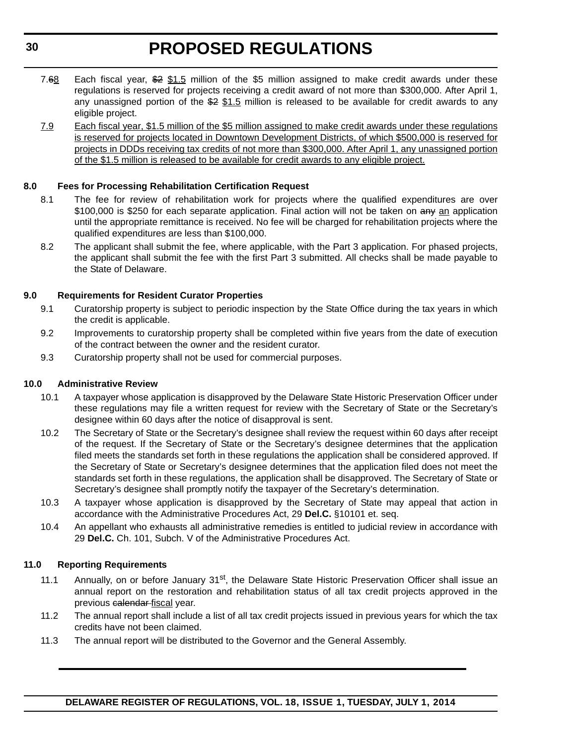7.~~6~~8 Each fiscal year, ~~$2~~ $1.5 million of the $5 million assigned to make credit awards under these regulations is reserved for projects receiving a credit award of not more than $300,000. After April 1, any unassigned portion of the ~~$2~~ $1.5 million is released to be available for credit awards to any eligible project.

7.9 Each fiscal year, $1.5 million of the $5 million assigned to make credit awards under these regulations is reserved for projects located in Downtown Development Districts, of which $500,000 is reserved for projects in DDDs receiving tax credits of not more than $300,000. After April 1, any unassigned portion of the $1.5 million is released to be available for credit awards to any eligible project.

**8.0 Fees for Processing Rehabilitation Certification Request**

8.1 The fee for review of rehabilitation work for projects where the qualified expenditures are over $100,000 is $250 for each separate application. Final action will not be taken on ~~any~~ an application until the appropriate remittance is received. No fee will be charged for rehabilitation projects where the qualified expenditures are less than $100,000.

8.2 The applicant shall submit the fee, where applicable, with the Part 3 application. For phased projects, the applicant shall submit the fee with the first Part 3 submitted. All checks shall be made payable to the State of Delaware.

**9.0 Requirements for Resident Curator Properties**

9.1 Curatorship property is subject to periodic inspection by the State Office during the tax years in which the credit is applicable.

9.2 Improvements to curatorship property shall be completed within five years from the date of execution of the contract between the owner and the resident curator.

9.3 Curatorship property shall not be used for commercial purposes.

**10.0 Administrative Review**

10.1 A taxpayer whose application is disapproved by the Delaware State Historic Preservation Officer under these regulations may file a written request for review with the Secretary of State or the Secretary's designee within 60 days after the notice of disapproval is sent.

10.2 The Secretary of State or the Secretary's designee shall review the request within 60 days after receipt of the request. If the Secretary of State or the Secretary's designee determines that the application filed meets the standards set forth in these regulations the application shall be considered approved. If the Secretary of State or Secretary's designee determines that the application filed does not meet the standards set forth in these regulations, the application shall be disapproved. The Secretary of State or Secretary's designee shall promptly notify the taxpayer of the Secretary's determination.

10.3 A taxpayer whose application is disapproved by the Secretary of State may appeal that action in accordance with the Administrative Procedures Act, 29 **Del.C.** §10101 et. seq.

10.4 An appellant who exhausts all administrative remedies is entitled to judicial review in accordance with 29 **Del.C.** Ch. 101, Subch. V of the Administrative Procedures Act.

**11.0 Reporting Requirements**

11.1 Annually, on or before January 31st, the Delaware State Historic Preservation Officer shall issue an annual report on the restoration and rehabilitation status of all tax credit projects approved in the previous ~~calendar~~ fiscal year.

11.2 The annual report shall include a list of all tax credit projects issued in previous years for which the tax credits have not been claimed.

11.3 The annual report will be distributed to the Governor and the General Assembly.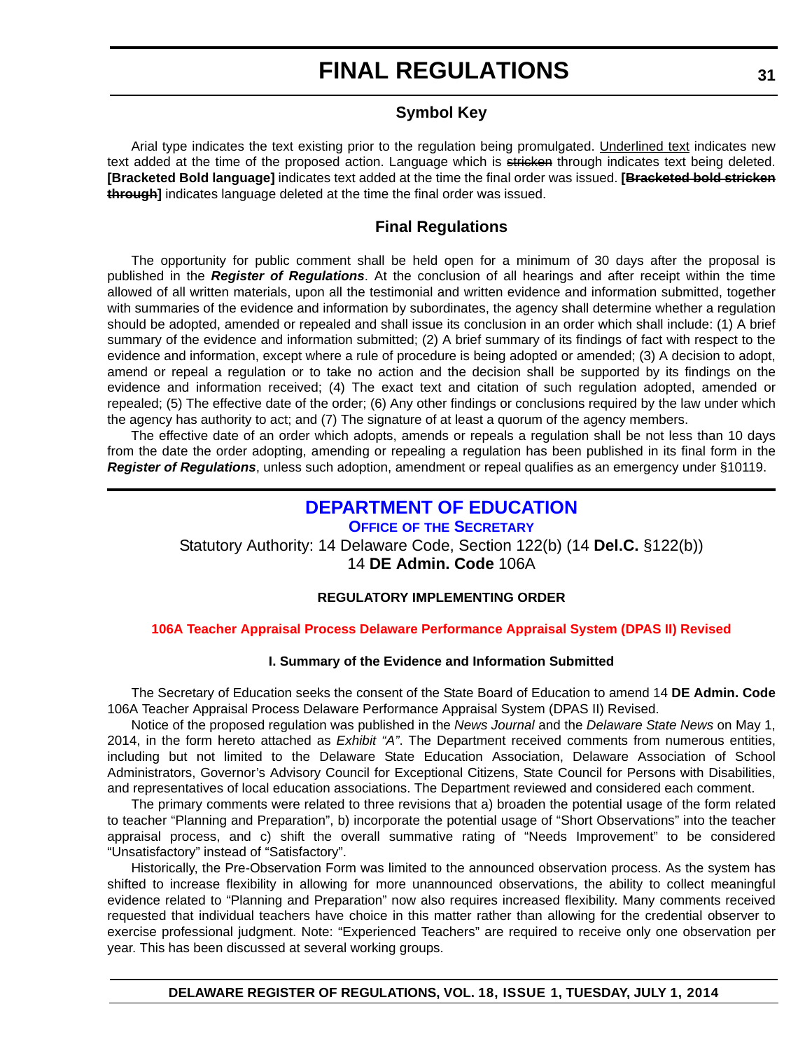# FINAL REGULATIONS

## Symbol Key

Arial type indicates the text existing prior to the regulation being promulgated. <u>Underlined text</u> indicates new text added at the time of the proposed action. Language which is ~~stricken~~ through indicates text being deleted. **[Bracketed Bold language]** indicates text added at the time the final order was issued. **[~~Bracketed bold stricken through~~]** indicates language deleted at the time the final order was issued.

## Final Regulations

The opportunity for public comment shall be held open for a minimum of 30 days after the proposal is published in the ***Register of Regulations***. At the conclusion of all hearings and after receipt within the time allowed of all written materials, upon all the testimonial and written evidence and information submitted, together with summaries of the evidence and information by subordinates, the agency shall determine whether a regulation should be adopted, amended or repealed and shall issue its conclusion in an order which shall include: (1) A brief summary of the evidence and information submitted; (2) A brief summary of its findings of fact with respect to the evidence and information, except where a rule of procedure is being adopted or amended; (3) A decision to adopt, amend or repeal a regulation or to take no action and the decision shall be supported by its findings on the evidence and information received; (4) The exact text and citation of such regulation adopted, amended or repealed; (5) The effective date of the order; (6) Any other findings or conclusions required by the law under which the agency has authority to act; and (7) The signature of at least a quorum of the agency members.

The effective date of an order which adopts, amends or repeals a regulation shall be not less than 10 days from the date the order adopting, amending or repealing a regulation has been published in its final form in the ***Register of Regulations***, unless such adoption, amendment or repeal qualifies as an emergency under §10119.

## DEPARTMENT OF EDUCATION

### OFFICE OF THE SECRETARY

Statutory Authority: 14 Delaware Code, Section 122(b) (14 **Del.C.** §122(b))
14 **DE Admin. Code** 106A

**REGULATORY IMPLEMENTING ORDER**

**106A Teacher Appraisal Process Delaware Performance Appraisal System (DPAS II) Revised**

**I. Summary of the Evidence and Information Submitted**

The Secretary of Education seeks the consent of the State Board of Education to amend 14 **DE Admin. Code** 106A Teacher Appraisal Process Delaware Performance Appraisal System (DPAS II) Revised.

Notice of the proposed regulation was published in the *News Journal* and the *Delaware State News* on May 1, 2014, in the form hereto attached as *Exhibit "A"*. The Department received comments from numerous entities, including but not limited to the Delaware State Education Association, Delaware Association of School Administrators, Governor's Advisory Council for Exceptional Citizens, State Council for Persons with Disabilities, and representatives of local education associations. The Department reviewed and considered each comment.

The primary comments were related to three revisions that a) broaden the potential usage of the form related to teacher "Planning and Preparation", b) incorporate the potential usage of "Short Observations" into the teacher appraisal process, and c) shift the overall summative rating of "Needs Improvement" to be considered "Unsatisfactory" instead of "Satisfactory".

Historically, the Pre-Observation Form was limited to the announced observation process. As the system has shifted to increase flexibility in allowing for more unannounced observations, the ability to collect meaningful evidence related to "Planning and Preparation" now also requires increased flexibility. Many comments received requested that individual teachers have choice in this matter rather than allowing for the credential observer to exercise professional judgment. Note: "Experienced Teachers" are required to receive only one observation per year. This has been discussed at several working groups.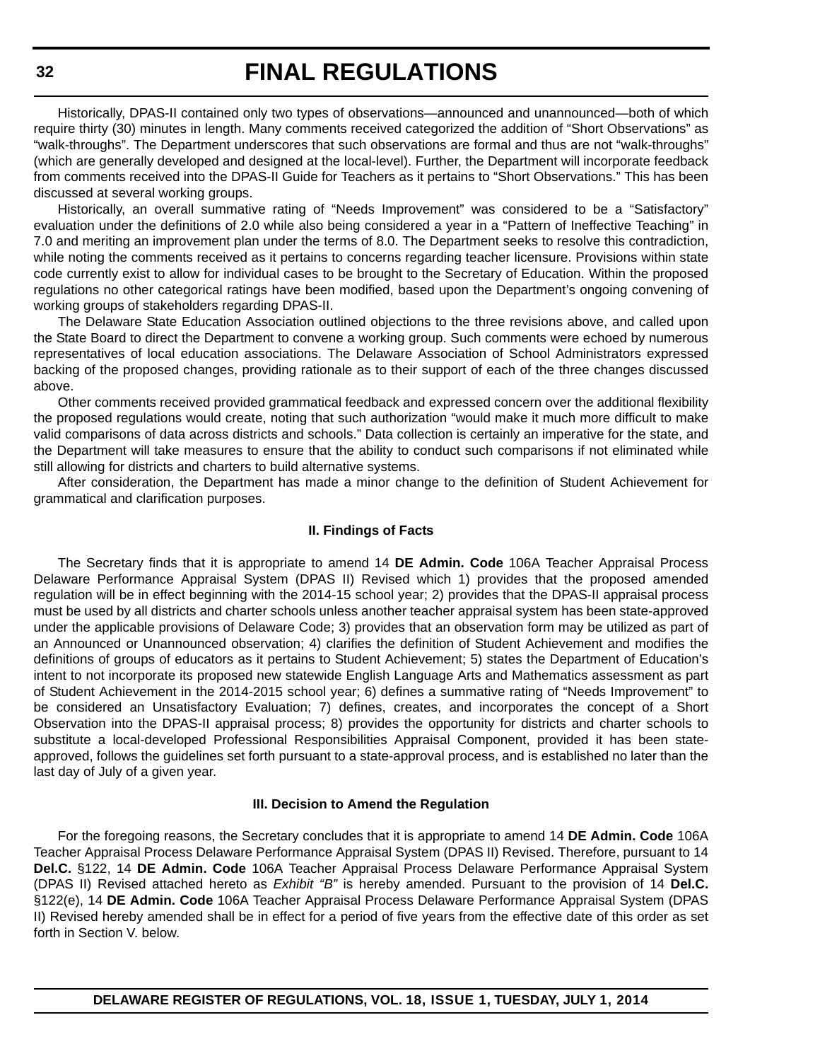Historically, DPAS-II contained only two types of observations—announced and unannounced—both of which require thirty (30) minutes in length. Many comments received categorized the addition of "Short Observations" as "walk-throughs". The Department underscores that such observations are formal and thus are not "walk-throughs" (which are generally developed and designed at the local-level). Further, the Department will incorporate feedback from comments received into the DPAS-II Guide for Teachers as it pertains to "Short Observations." This has been discussed at several working groups.

Historically, an overall summative rating of "Needs Improvement" was considered to be a "Satisfactory" evaluation under the definitions of 2.0 while also being considered a year in a "Pattern of Ineffective Teaching" in 7.0 and meriting an improvement plan under the terms of 8.0. The Department seeks to resolve this contradiction, while noting the comments received as it pertains to concerns regarding teacher licensure. Provisions within state code currently exist to allow for individual cases to be brought to the Secretary of Education. Within the proposed regulations no other categorical ratings have been modified, based upon the Department's ongoing convening of working groups of stakeholders regarding DPAS-II.

The Delaware State Education Association outlined objections to the three revisions above, and called upon the State Board to direct the Department to convene a working group. Such comments were echoed by numerous representatives of local education associations. The Delaware Association of School Administrators expressed backing of the proposed changes, providing rationale as to their support of each of the three changes discussed above.

Other comments received provided grammatical feedback and expressed concern over the additional flexibility the proposed regulations would create, noting that such authorization "would make it much more difficult to make valid comparisons of data across districts and schools." Data collection is certainly an imperative for the state, and the Department will take measures to ensure that the ability to conduct such comparisons if not eliminated while still allowing for districts and charters to build alternative systems.

After consideration, the Department has made a minor change to the definition of Student Achievement for grammatical and clarification purposes.

### II. Findings of Facts

The Secretary finds that it is appropriate to amend 14 **DE Admin. Code** 106A Teacher Appraisal Process Delaware Performance Appraisal System (DPAS II) Revised which 1) provides that the proposed amended regulation will be in effect beginning with the 2014-15 school year; 2) provides that the DPAS-II appraisal process must be used by all districts and charter schools unless another teacher appraisal system has been state-approved under the applicable provisions of Delaware Code; 3) provides that an observation form may be utilized as part of an Announced or Unannounced observation; 4) clarifies the definition of Student Achievement and modifies the definitions of groups of educators as it pertains to Student Achievement; 5) states the Department of Education's intent to not incorporate its proposed new statewide English Language Arts and Mathematics assessment as part of Student Achievement in the 2014-2015 school year; 6) defines a summative rating of "Needs Improvement" to be considered an Unsatisfactory Evaluation; 7) defines, creates, and incorporates the concept of a Short Observation into the DPAS-II appraisal process; 8) provides the opportunity for districts and charter schools to substitute a local-developed Professional Responsibilities Appraisal Component, provided it has been state-approved, follows the guidelines set forth pursuant to a state-approval process, and is established no later than the last day of July of a given year.

### III. Decision to Amend the Regulation

For the foregoing reasons, the Secretary concludes that it is appropriate to amend 14 **DE Admin. Code** 106A Teacher Appraisal Process Delaware Performance Appraisal System (DPAS II) Revised. Therefore, pursuant to 14 **Del.C.** §122, 14 **DE Admin. Code** 106A Teacher Appraisal Process Delaware Performance Appraisal System (DPAS II) Revised attached hereto as *Exhibit "B"* is hereby amended. Pursuant to the provision of 14 **Del.C.** §122(e), 14 **DE Admin. Code** 106A Teacher Appraisal Process Delaware Performance Appraisal System (DPAS II) Revised hereby amended shall be in effect for a period of five years from the effective date of this order as set forth in Section V. below.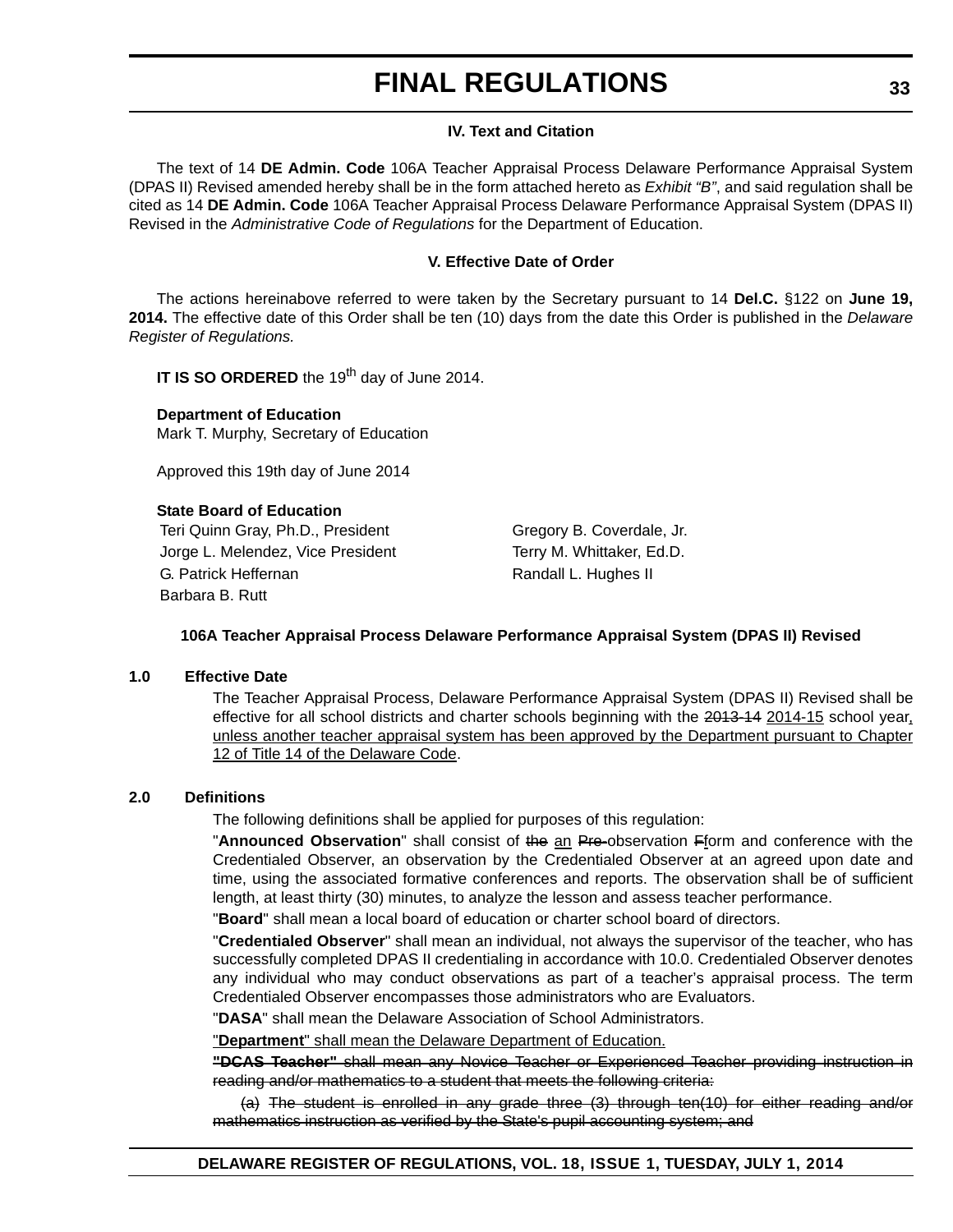### IV. Text and Citation

The text of 14 **DE Admin. Code** 106A Teacher Appraisal Process Delaware Performance Appraisal System (DPAS II) Revised amended hereby shall be in the form attached hereto as *Exhibit "B"*, and said regulation shall be cited as 14 **DE Admin. Code** 106A Teacher Appraisal Process Delaware Performance Appraisal System (DPAS II) Revised in the *Administrative Code of Regulations* for the Department of Education.

### V. Effective Date of Order

The actions hereinabove referred to were taken by the Secretary pursuant to 14 **Del.C.** §122 on **June 19, 2014.** The effective date of this Order shall be ten (10) days from the date this Order is published in the *Delaware Register of Regulations.*

**IT IS SO ORDERED** the 19th day of June 2014.

**Department of Education**
Mark T. Murphy, Secretary of Education

Approved this 19th day of June 2014

**State Board of Education**

| | |
|---|---|
| Teri Quinn Gray, Ph.D., President | Gregory B. Coverdale, Jr. |
| Jorge L. Melendez, Vice President | Terry M. Whittaker, Ed.D. |
| G. Patrick Heffernan | Randall L. Hughes II |
| Barbara B. Rutt | |

### 106A Teacher Appraisal Process Delaware Performance Appraisal System (DPAS II) Revised

**1.0 Effective Date**

The Teacher Appraisal Process, Delaware Performance Appraisal System (DPAS II) Revised shall be effective for all school districts and charter schools beginning with the ~~2013-14~~ 2014-15 school year, unless another teacher appraisal system has been approved by the Department pursuant to Chapter 12 of Title 14 of the Delaware Code.

**2.0 Definitions**

The following definitions shall be applied for purposes of this regulation:

"**Announced Observation**" shall consist of ~~the~~ an ~~Pre-~~observation ~~F~~form and conference with the Credentialed Observer, an observation by the Credentialed Observer at an agreed upon date and time, using the associated formative conferences and reports. The observation shall be of sufficient length, at least thirty (30) minutes, to analyze the lesson and assess teacher performance.

"**Board**" shall mean a local board of education or charter school board of directors.

"**Credentialed Observer**" shall mean an individual, not always the supervisor of the teacher, who has successfully completed DPAS II credentialing in accordance with 10.0. Credentialed Observer denotes any individual who may conduct observations as part of a teacher's appraisal process. The term Credentialed Observer encompasses those administrators who are Evaluators.

"**DASA**" shall mean the Delaware Association of School Administrators.

"**Department**" shall mean the Delaware Department of Education.

~~**"DCAS Teacher"** shall mean any Novice Teacher or Experienced Teacher providing instruction in reading and/or mathematics to a student that meets the following criteria:~~

~~(a) The student is enrolled in any grade three (3) through ten(10) for either reading and/or mathematics instruction as verified by the State's pupil accounting system; and~~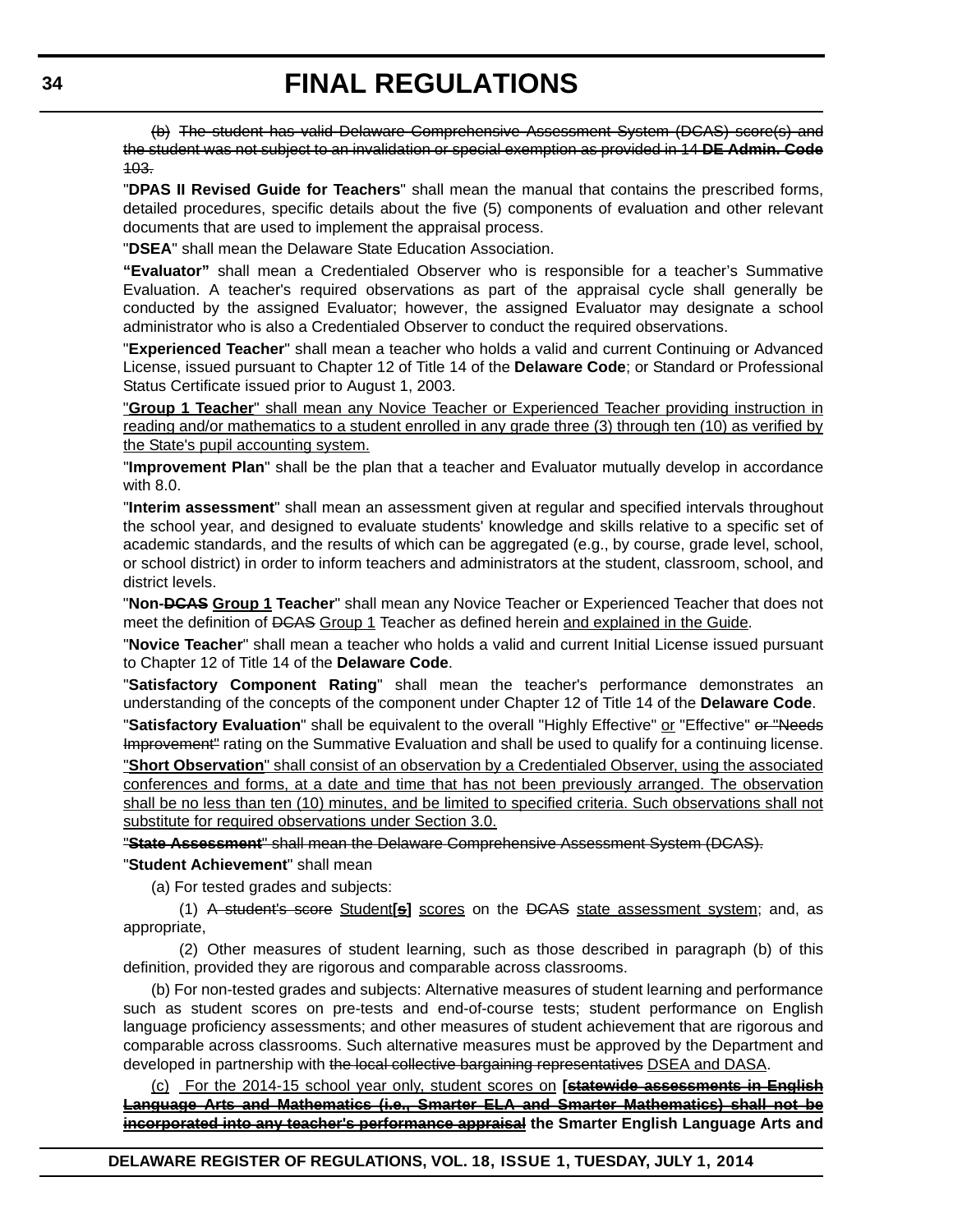~~(b) The student has valid Delaware Comprehensive Assessment System (DCAS) score(s) and the student was not subject to an invalidation or special exemption as provided in 14 **DE Admin. Code** 103.~~

"**DPAS II Revised Guide for Teachers**" shall mean the manual that contains the prescribed forms, detailed procedures, specific details about the five (5) components of evaluation and other relevant documents that are used to implement the appraisal process.

"**DSEA**" shall mean the Delaware State Education Association.

**"Evaluator"** shall mean a Credentialed Observer who is responsible for a teacher's Summative Evaluation. A teacher's required observations as part of the appraisal cycle shall generally be conducted by the assigned Evaluator; however, the assigned Evaluator may designate a school administrator who is also a Credentialed Observer to conduct the required observations.

"**Experienced Teacher**" shall mean a teacher who holds a valid and current Continuing or Advanced License, issued pursuant to Chapter 12 of Title 14 of the **Delaware Code**; or Standard or Professional Status Certificate issued prior to August 1, 2003.

<u>"**Group 1 Teacher**" shall mean any Novice Teacher or Experienced Teacher providing instruction in reading and/or mathematics to a student enrolled in any grade three (3) through ten (10) as verified by the State's pupil accounting system.</u>

"**Improvement Plan**" shall be the plan that a teacher and Evaluator mutually develop in accordance with 8.0.

"**Interim assessment**" shall mean an assessment given at regular and specified intervals throughout the school year, and designed to evaluate students' knowledge and skills relative to a specific set of academic standards, and the results of which can be aggregated (e.g., by course, grade level, school, or school district) in order to inform teachers and administrators at the student, classroom, school, and district levels.

"**Non-~~DCAS~~ <u>Group 1</u> Teacher**" shall mean any Novice Teacher or Experienced Teacher that does not meet the definition of ~~DCAS~~ <u>Group 1</u> Teacher as defined herein <u>and explained in the Guide</u>.

"**Novice Teacher**" shall mean a teacher who holds a valid and current Initial License issued pursuant to Chapter 12 of Title 14 of the **Delaware Code**.

"**Satisfactory Component Rating**" shall mean the teacher's performance demonstrates an understanding of the concepts of the component under Chapter 12 of Title 14 of the **Delaware Code**.

"**Satisfactory Evaluation**" shall be equivalent to the overall "Highly Effective" <u>or</u> "Effective" ~~or "Needs Improvement"~~ rating on the Summative Evaluation and shall be used to qualify for a continuing license.

<u>"**Short Observation**" shall consist of an observation by a Credentialed Observer, using the associated conferences and forms, at a date and time that has not been previously arranged. The observation shall be no less than ten (10) minutes, and be limited to specified criteria. Such observations shall not substitute for required observations under Section 3.0.</u>

~~"**State Assessment**" shall mean the Delaware Comprehensive Assessment System (DCAS).~~

"**Student Achievement**" shall mean

(a) For tested grades and subjects:

(1) ~~A student's score~~ <u>Student</u>**[~~s~~]** <u>scores</u> on the ~~DCAS~~ <u>state assessment system</u>; and, as appropriate,

(2) Other measures of student learning, such as those described in paragraph (b) of this definition, provided they are rigorous and comparable across classrooms.

(b) For non-tested grades and subjects: Alternative measures of student learning and performance such as student scores on pre-tests and end-of-course tests; student performance on English language proficiency assessments; and other measures of student achievement that are rigorous and comparable across classrooms. Such alternative measures must be approved by the Department and developed in partnership with ~~the local collective bargaining representatives~~ <u>DSEA and DASA</u>.

<u>(c) For the 2014-15 school year only, student scores on</u> **[~~statewide assessments in English Language Arts and Mathematics (i.e., Smarter ELA and Smarter Mathematics) shall not be incorporated into any teacher's performance appraisal~~ the Smarter English Language Arts and**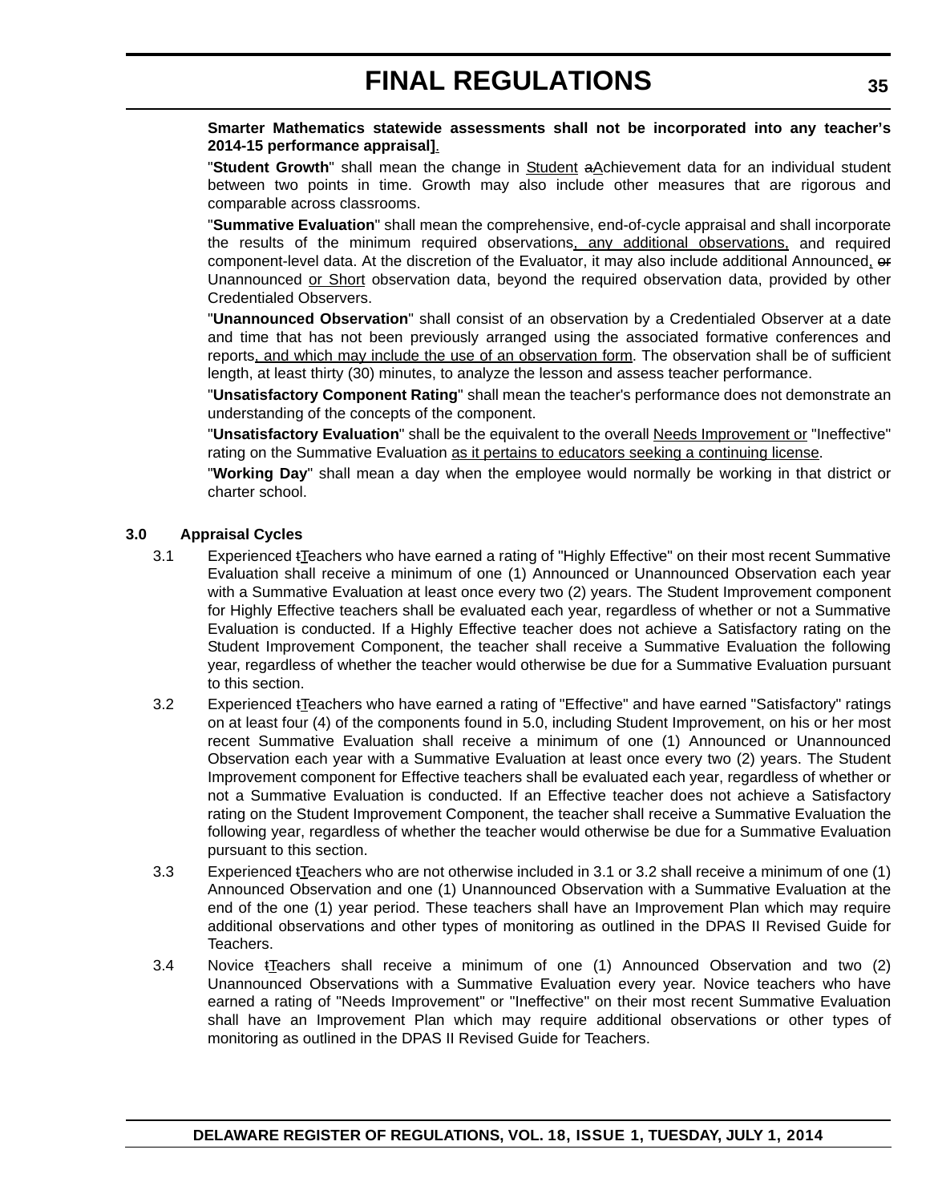**Smarter Mathematics statewide assessments shall not be incorporated into any teacher's 2014-15 performance appraisal].**

"**Student Growth**" shall mean the change in Student aAchievement data for an individual student between two points in time. Growth may also include other measures that are rigorous and comparable across classrooms.

"**Summative Evaluation**" shall mean the comprehensive, end-of-cycle appraisal and shall incorporate the results of the minimum required observations, any additional observations, and required component-level data. At the discretion of the Evaluator, it may also include additional Announced, or Unannounced or Short observation data, beyond the required observation data, provided by other Credentialed Observers.

"**Unannounced Observation**" shall consist of an observation by a Credentialed Observer at a date and time that has not been previously arranged using the associated formative conferences and reports, and which may include the use of an observation form. The observation shall be of sufficient length, at least thirty (30) minutes, to analyze the lesson and assess teacher performance.

"**Unsatisfactory Component Rating**" shall mean the teacher's performance does not demonstrate an understanding of the concepts of the component.

"**Unsatisfactory Evaluation**" shall be the equivalent to the overall Needs Improvement or "Ineffective" rating on the Summative Evaluation as it pertains to educators seeking a continuing license.

"**Working Day**" shall mean a day when the employee would normally be working in that district or charter school.

**3.0 Appraisal Cycles**

3.1 Experienced tTeachers who have earned a rating of "Highly Effective" on their most recent Summative Evaluation shall receive a minimum of one (1) Announced or Unannounced Observation each year with a Summative Evaluation at least once every two (2) years. The Student Improvement component for Highly Effective teachers shall be evaluated each year, regardless of whether or not a Summative Evaluation is conducted. If a Highly Effective teacher does not achieve a Satisfactory rating on the Student Improvement Component, the teacher shall receive a Summative Evaluation the following year, regardless of whether the teacher would otherwise be due for a Summative Evaluation pursuant to this section.

3.2 Experienced tTeachers who have earned a rating of "Effective" and have earned "Satisfactory" ratings on at least four (4) of the components found in 5.0, including Student Improvement, on his or her most recent Summative Evaluation shall receive a minimum of one (1) Announced or Unannounced Observation each year with a Summative Evaluation at least once every two (2) years. The Student Improvement component for Effective teachers shall be evaluated each year, regardless of whether or not a Summative Evaluation is conducted. If an Effective teacher does not achieve a Satisfactory rating on the Student Improvement Component, the teacher shall receive a Summative Evaluation the following year, regardless of whether the teacher would otherwise be due for a Summative Evaluation pursuant to this section.

3.3 Experienced tTeachers who are not otherwise included in 3.1 or 3.2 shall receive a minimum of one (1) Announced Observation and one (1) Unannounced Observation with a Summative Evaluation at the end of the one (1) year period. These teachers shall have an Improvement Plan which may require additional observations and other types of monitoring as outlined in the DPAS II Revised Guide for Teachers.

3.4 Novice tTeachers shall receive a minimum of one (1) Announced Observation and two (2) Unannounced Observations with a Summative Evaluation every year. Novice teachers who have earned a rating of "Needs Improvement" or "Ineffective" on their most recent Summative Evaluation shall have an Improvement Plan which may require additional observations or other types of monitoring as outlined in the DPAS II Revised Guide for Teachers.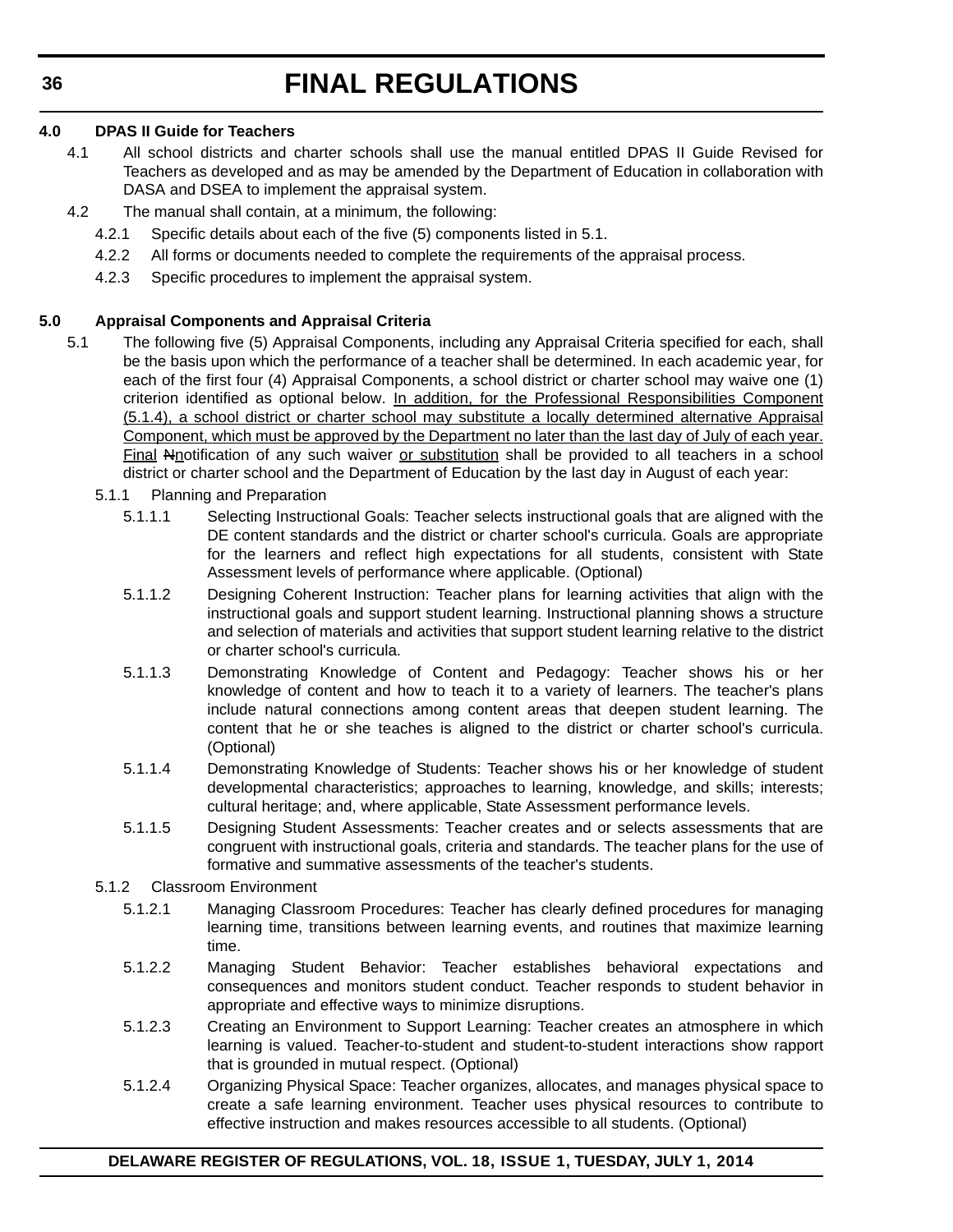**4.0 DPAS II Guide for Teachers**

4.1 All school districts and charter schools shall use the manual entitled DPAS II Guide Revised for Teachers as developed and as may be amended by the Department of Education in collaboration with DASA and DSEA to implement the appraisal system.

4.2 The manual shall contain, at a minimum, the following:

4.2.1 Specific details about each of the five (5) components listed in 5.1.

4.2.2 All forms or documents needed to complete the requirements of the appraisal process.

4.2.3 Specific procedures to implement the appraisal system.

**5.0 Appraisal Components and Appraisal Criteria**

5.1 The following five (5) Appraisal Components, including any Appraisal Criteria specified for each, shall be the basis upon which the performance of a teacher shall be determined. In each academic year, for each of the first four (4) Appraisal Components, a school district or charter school may waive one (1) criterion identified as optional below. <u>In addition, for the Professional Responsibilities Component (5.1.4), a school district or charter school may substitute a locally determined alternative Appraisal Component, which must be approved by the Department no later than the last day of July of each year.</u> <u>Final</u> ~~N~~<u>n</u>otification of any such waiver <u>or substitution</u> shall be provided to all teachers in a school district or charter school and the Department of Education by the last day in August of each year:

5.1.1 Planning and Preparation

5.1.1.1 Selecting Instructional Goals: Teacher selects instructional goals that are aligned with the DE content standards and the district or charter school's curricula. Goals are appropriate for the learners and reflect high expectations for all students, consistent with State Assessment levels of performance where applicable. (Optional)

5.1.1.2 Designing Coherent Instruction: Teacher plans for learning activities that align with the instructional goals and support student learning. Instructional planning shows a structure and selection of materials and activities that support student learning relative to the district or charter school's curricula.

5.1.1.3 Demonstrating Knowledge of Content and Pedagogy: Teacher shows his or her knowledge of content and how to teach it to a variety of learners. The teacher's plans include natural connections among content areas that deepen student learning. The content that he or she teaches is aligned to the district or charter school's curricula. (Optional)

5.1.1.4 Demonstrating Knowledge of Students: Teacher shows his or her knowledge of student developmental characteristics; approaches to learning, knowledge, and skills; interests; cultural heritage; and, where applicable, State Assessment performance levels.

5.1.1.5 Designing Student Assessments: Teacher creates and or selects assessments that are congruent with instructional goals, criteria and standards. The teacher plans for the use of formative and summative assessments of the teacher's students.

5.1.2 Classroom Environment

5.1.2.1 Managing Classroom Procedures: Teacher has clearly defined procedures for managing learning time, transitions between learning events, and routines that maximize learning time.

5.1.2.2 Managing Student Behavior: Teacher establishes behavioral expectations and consequences and monitors student conduct. Teacher responds to student behavior in appropriate and effective ways to minimize disruptions.

5.1.2.3 Creating an Environment to Support Learning: Teacher creates an atmosphere in which learning is valued. Teacher-to-student and student-to-student interactions show rapport that is grounded in mutual respect. (Optional)

5.1.2.4 Organizing Physical Space: Teacher organizes, allocates, and manages physical space to create a safe learning environment. Teacher uses physical resources to contribute to effective instruction and makes resources accessible to all students. (Optional)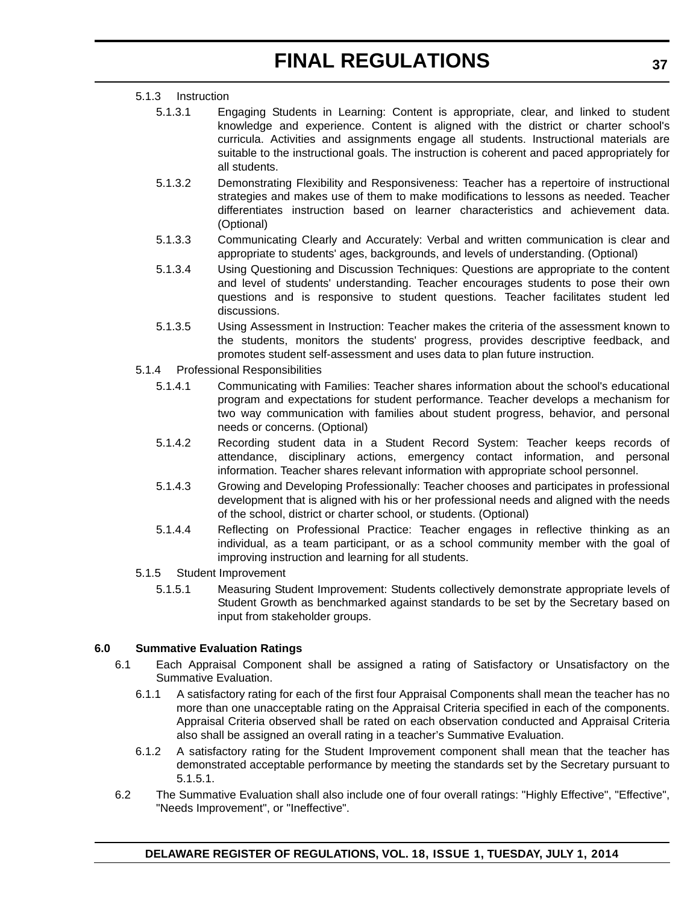5.1.3 Instruction

5.1.3.1 Engaging Students in Learning: Content is appropriate, clear, and linked to student knowledge and experience. Content is aligned with the district or charter school's curricula. Activities and assignments engage all students. Instructional materials are suitable to the instructional goals. The instruction is coherent and paced appropriately for all students.

5.1.3.2 Demonstrating Flexibility and Responsiveness: Teacher has a repertoire of instructional strategies and makes use of them to make modifications to lessons as needed. Teacher differentiates instruction based on learner characteristics and achievement data. (Optional)

5.1.3.3 Communicating Clearly and Accurately: Verbal and written communication is clear and appropriate to students' ages, backgrounds, and levels of understanding. (Optional)

5.1.3.4 Using Questioning and Discussion Techniques: Questions are appropriate to the content and level of students' understanding. Teacher encourages students to pose their own questions and is responsive to student questions. Teacher facilitates student led discussions.

5.1.3.5 Using Assessment in Instruction: Teacher makes the criteria of the assessment known to the students, monitors the students' progress, provides descriptive feedback, and promotes student self-assessment and uses data to plan future instruction.

5.1.4 Professional Responsibilities

5.1.4.1 Communicating with Families: Teacher shares information about the school's educational program and expectations for student performance. Teacher develops a mechanism for two way communication with families about student progress, behavior, and personal needs or concerns. (Optional)

5.1.4.2 Recording student data in a Student Record System: Teacher keeps records of attendance, disciplinary actions, emergency contact information, and personal information. Teacher shares relevant information with appropriate school personnel.

5.1.4.3 Growing and Developing Professionally: Teacher chooses and participates in professional development that is aligned with his or her professional needs and aligned with the needs of the school, district or charter school, or students. (Optional)

5.1.4.4 Reflecting on Professional Practice: Teacher engages in reflective thinking as an individual, as a team participant, or as a school community member with the goal of improving instruction and learning for all students.

5.1.5 Student Improvement

5.1.5.1 Measuring Student Improvement: Students collectively demonstrate appropriate levels of Student Growth as benchmarked against standards to be set by the Secretary based on input from stakeholder groups.

**6.0 Summative Evaluation Ratings**

6.1 Each Appraisal Component shall be assigned a rating of Satisfactory or Unsatisfactory on the Summative Evaluation.

6.1.1 A satisfactory rating for each of the first four Appraisal Components shall mean the teacher has no more than one unacceptable rating on the Appraisal Criteria specified in each of the components. Appraisal Criteria observed shall be rated on each observation conducted and Appraisal Criteria also shall be assigned an overall rating in a teacher's Summative Evaluation.

6.1.2 A satisfactory rating for the Student Improvement component shall mean that the teacher has demonstrated acceptable performance by meeting the standards set by the Secretary pursuant to 5.1.5.1.

6.2 The Summative Evaluation shall also include one of four overall ratings: "Highly Effective", "Effective", "Needs Improvement", or "Ineffective".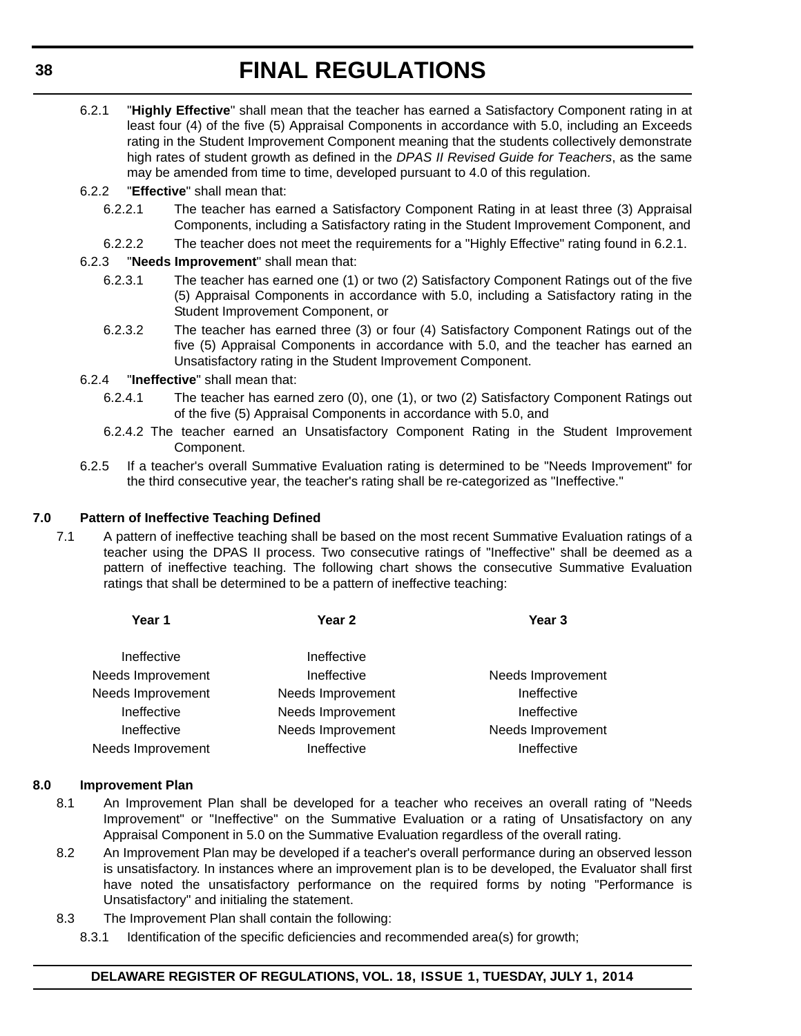6.2.1 "**Highly Effective**" shall mean that the teacher has earned a Satisfactory Component rating in at least four (4) of the five (5) Appraisal Components in accordance with 5.0, including an Exceeds rating in the Student Improvement Component meaning that the students collectively demonstrate high rates of student growth as defined in the *DPAS II Revised Guide for Teachers*, as the same may be amended from time to time, developed pursuant to 4.0 of this regulation.

6.2.2 "**Effective**" shall mean that:

6.2.2.1 The teacher has earned a Satisfactory Component Rating in at least three (3) Appraisal Components, including a Satisfactory rating in the Student Improvement Component, and

6.2.2.2 The teacher does not meet the requirements for a "Highly Effective" rating found in 6.2.1.

6.2.3 "**Needs Improvement**" shall mean that:

6.2.3.1 The teacher has earned one (1) or two (2) Satisfactory Component Ratings out of the five (5) Appraisal Components in accordance with 5.0, including a Satisfactory rating in the Student Improvement Component, or

6.2.3.2 The teacher has earned three (3) or four (4) Satisfactory Component Ratings out of the five (5) Appraisal Components in accordance with 5.0, and the teacher has earned an Unsatisfactory rating in the Student Improvement Component.

6.2.4 "**Ineffective**" shall mean that:

6.2.4.1 The teacher has earned zero (0), one (1), or two (2) Satisfactory Component Ratings out of the five (5) Appraisal Components in accordance with 5.0, and

6.2.4.2 The teacher earned an Unsatisfactory Component Rating in the Student Improvement Component.

6.2.5 If a teacher's overall Summative Evaluation rating is determined to be "Needs Improvement" for the third consecutive year, the teacher's rating shall be re-categorized as "Ineffective."

## 7.0 Pattern of Ineffective Teaching Defined

7.1 A pattern of ineffective teaching shall be based on the most recent Summative Evaluation ratings of a teacher using the DPAS II process. Two consecutive ratings of "Ineffective" shall be deemed as a pattern of ineffective teaching. The following chart shows the consecutive Summative Evaluation ratings that shall be determined to be a pattern of ineffective teaching:

| Year 1 | Year 2 | Year 3 |
|---|---|---|
| Ineffective | Ineffective | |
| Needs Improvement | Ineffective | Needs Improvement |
| Needs Improvement | Needs Improvement | Ineffective |
| Ineffective | Needs Improvement | Ineffective |
| Ineffective | Needs Improvement | Needs Improvement |
| Needs Improvement | Ineffective | Ineffective |

## 8.0 Improvement Plan

8.1 An Improvement Plan shall be developed for a teacher who receives an overall rating of "Needs Improvement" or "Ineffective" on the Summative Evaluation or a rating of Unsatisfactory on any Appraisal Component in 5.0 on the Summative Evaluation regardless of the overall rating.

8.2 An Improvement Plan may be developed if a teacher's overall performance during an observed lesson is unsatisfactory. In instances where an improvement plan is to be developed, the Evaluator shall first have noted the unsatisfactory performance on the required forms by noting "Performance is Unsatisfactory" and initialing the statement.

8.3 The Improvement Plan shall contain the following:

8.3.1 Identification of the specific deficiencies and recommended area(s) for growth;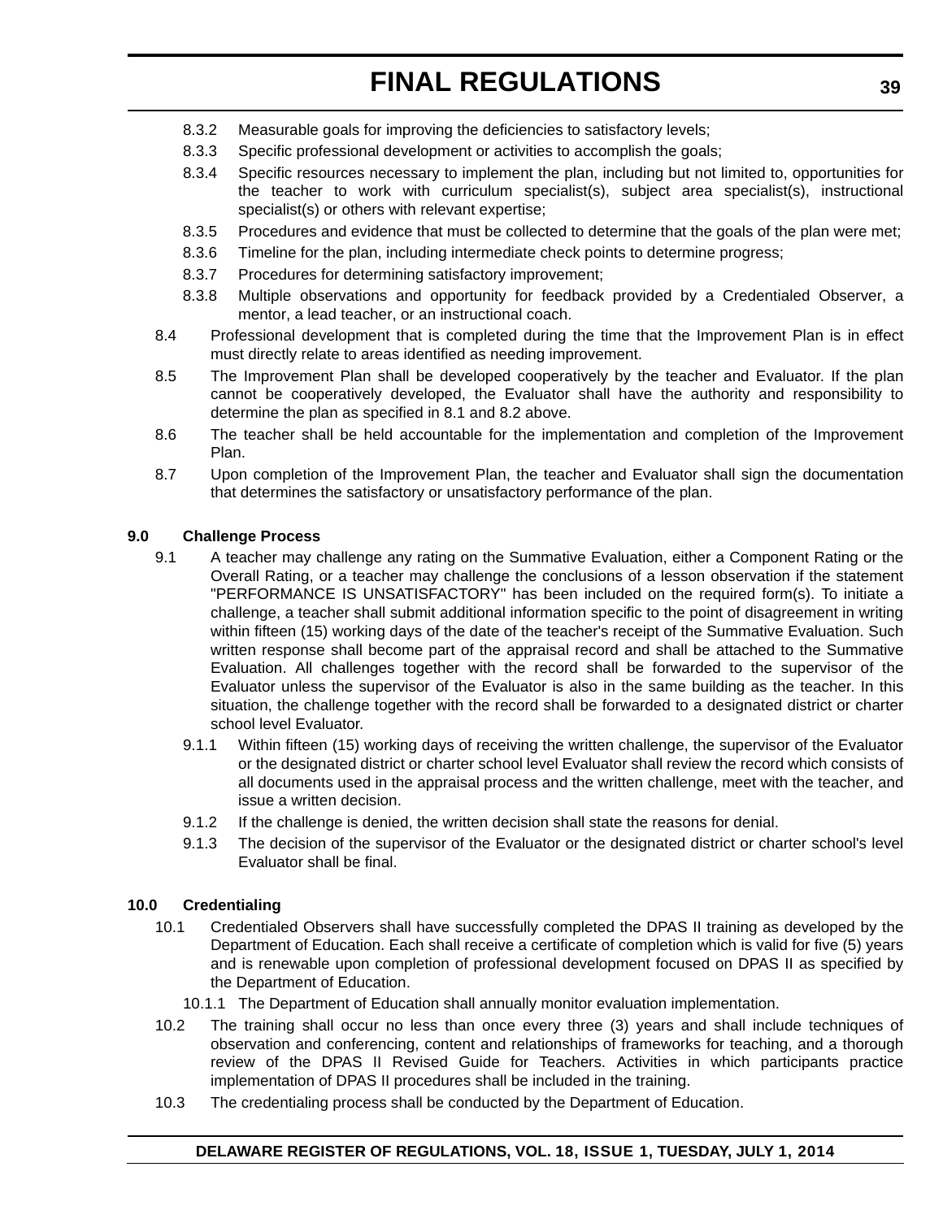8.3.2 Measurable goals for improving the deficiencies to satisfactory levels;

8.3.3 Specific professional development or activities to accomplish the goals;

8.3.4 Specific resources necessary to implement the plan, including but not limited to, opportunities for the teacher to work with curriculum specialist(s), subject area specialist(s), instructional specialist(s) or others with relevant expertise;

8.3.5 Procedures and evidence that must be collected to determine that the goals of the plan were met;

8.3.6 Timeline for the plan, including intermediate check points to determine progress;

8.3.7 Procedures for determining satisfactory improvement;

8.3.8 Multiple observations and opportunity for feedback provided by a Credentialed Observer, a mentor, a lead teacher, or an instructional coach.

8.4 Professional development that is completed during the time that the Improvement Plan is in effect must directly relate to areas identified as needing improvement.

8.5 The Improvement Plan shall be developed cooperatively by the teacher and Evaluator. If the plan cannot be cooperatively developed, the Evaluator shall have the authority and responsibility to determine the plan as specified in 8.1 and 8.2 above.

8.6 The teacher shall be held accountable for the implementation and completion of the Improvement Plan.

8.7 Upon completion of the Improvement Plan, the teacher and Evaluator shall sign the documentation that determines the satisfactory or unsatisfactory performance of the plan.

**9.0 Challenge Process**

9.1 A teacher may challenge any rating on the Summative Evaluation, either a Component Rating or the Overall Rating, or a teacher may challenge the conclusions of a lesson observation if the statement "PERFORMANCE IS UNSATISFACTORY" has been included on the required form(s). To initiate a challenge, a teacher shall submit additional information specific to the point of disagreement in writing within fifteen (15) working days of the date of the teacher's receipt of the Summative Evaluation. Such written response shall become part of the appraisal record and shall be attached to the Summative Evaluation. All challenges together with the record shall be forwarded to the supervisor of the Evaluator unless the supervisor of the Evaluator is also in the same building as the teacher. In this situation, the challenge together with the record shall be forwarded to a designated district or charter school level Evaluator.

9.1.1 Within fifteen (15) working days of receiving the written challenge, the supervisor of the Evaluator or the designated district or charter school level Evaluator shall review the record which consists of all documents used in the appraisal process and the written challenge, meet with the teacher, and issue a written decision.

9.1.2 If the challenge is denied, the written decision shall state the reasons for denial.

9.1.3 The decision of the supervisor of the Evaluator or the designated district or charter school's level Evaluator shall be final.

**10.0 Credentialing**

10.1 Credentialed Observers shall have successfully completed the DPAS II training as developed by the Department of Education. Each shall receive a certificate of completion which is valid for five (5) years and is renewable upon completion of professional development focused on DPAS II as specified by the Department of Education.

10.1.1 The Department of Education shall annually monitor evaluation implementation.

10.2 The training shall occur no less than once every three (3) years and shall include techniques of observation and conferencing, content and relationships of frameworks for teaching, and a thorough review of the DPAS II Revised Guide for Teachers. Activities in which participants practice implementation of DPAS II procedures shall be included in the training.

10.3 The credentialing process shall be conducted by the Department of Education.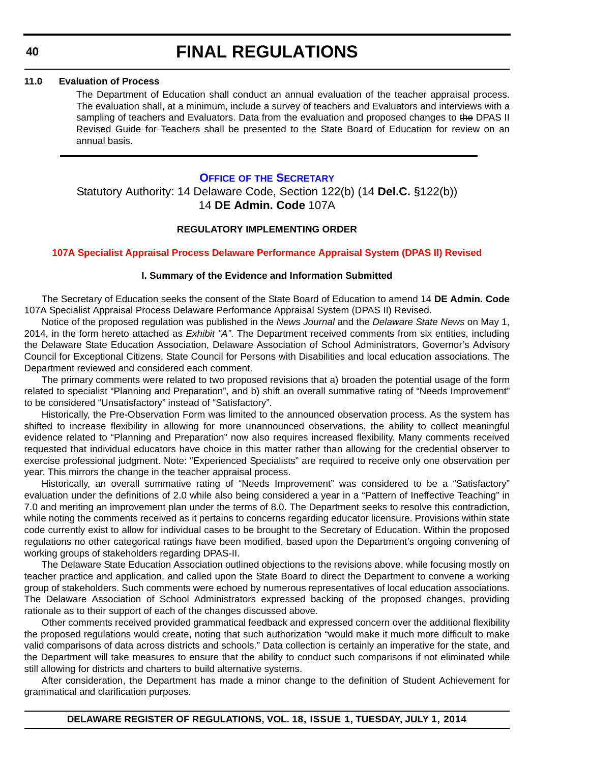**11.0 Evaluation of Process**

The Department of Education shall conduct an annual evaluation of the teacher appraisal process. The evaluation shall, at a minimum, include a survey of teachers and Evaluators and interviews with a sampling of teachers and Evaluators. Data from the evaluation and proposed changes to ~~the~~ DPAS II Revised ~~Guide for Teachers~~ shall be presented to the State Board of Education for review on an annual basis.

---

## Office of the Secretary

Statutory Authority: 14 Delaware Code, Section 122(b) (14 **Del.C.** §122(b))
14 **DE Admin. Code** 107A

### REGULATORY IMPLEMENTING ORDER

### 107A Specialist Appraisal Process Delaware Performance Appraisal System (DPAS II) Revised

#### I. Summary of the Evidence and Information Submitted

The Secretary of Education seeks the consent of the State Board of Education to amend 14 **DE Admin. Code** 107A Specialist Appraisal Process Delaware Performance Appraisal System (DPAS II) Revised.

Notice of the proposed regulation was published in the *News Journal* and the *Delaware State News* on May 1, 2014, in the form hereto attached as *Exhibit "A"*. The Department received comments from six entities, including the Delaware State Education Association, Delaware Association of School Administrators, Governor's Advisory Council for Exceptional Citizens, State Council for Persons with Disabilities and local education associations. The Department reviewed and considered each comment.

The primary comments were related to two proposed revisions that a) broaden the potential usage of the form related to specialist "Planning and Preparation", and b) shift an overall summative rating of "Needs Improvement" to be considered "Unsatisfactory" instead of "Satisfactory".

Historically, the Pre-Observation Form was limited to the announced observation process. As the system has shifted to increase flexibility in allowing for more unannounced observations, the ability to collect meaningful evidence related to "Planning and Preparation" now also requires increased flexibility. Many comments received requested that individual educators have choice in this matter rather than allowing for the credential observer to exercise professional judgment. Note: "Experienced Specialists" are required to receive only one observation per year. This mirrors the change in the teacher appraisal process.

Historically, an overall summative rating of "Needs Improvement" was considered to be a "Satisfactory" evaluation under the definitions of 2.0 while also being considered a year in a "Pattern of Ineffective Teaching" in 7.0 and meriting an improvement plan under the terms of 8.0. The Department seeks to resolve this contradiction, while noting the comments received as it pertains to concerns regarding educator licensure. Provisions within state code currently exist to allow for individual cases to be brought to the Secretary of Education. Within the proposed regulations no other categorical ratings have been modified, based upon the Department's ongoing convening of working groups of stakeholders regarding DPAS-II.

The Delaware State Education Association outlined objections to the revisions above, while focusing mostly on teacher practice and application, and called upon the State Board to direct the Department to convene a working group of stakeholders. Such comments were echoed by numerous representatives of local education associations. The Delaware Association of School Administrators expressed backing of the proposed changes, providing rationale as to their support of each of the changes discussed above.

Other comments received provided grammatical feedback and expressed concern over the additional flexibility the proposed regulations would create, noting that such authorization "would make it much more difficult to make valid comparisons of data across districts and schools." Data collection is certainly an imperative for the state, and the Department will take measures to ensure that the ability to conduct such comparisons if not eliminated while still allowing for districts and charters to build alternative systems.

After consideration, the Department has made a minor change to the definition of Student Achievement for grammatical and clarification purposes.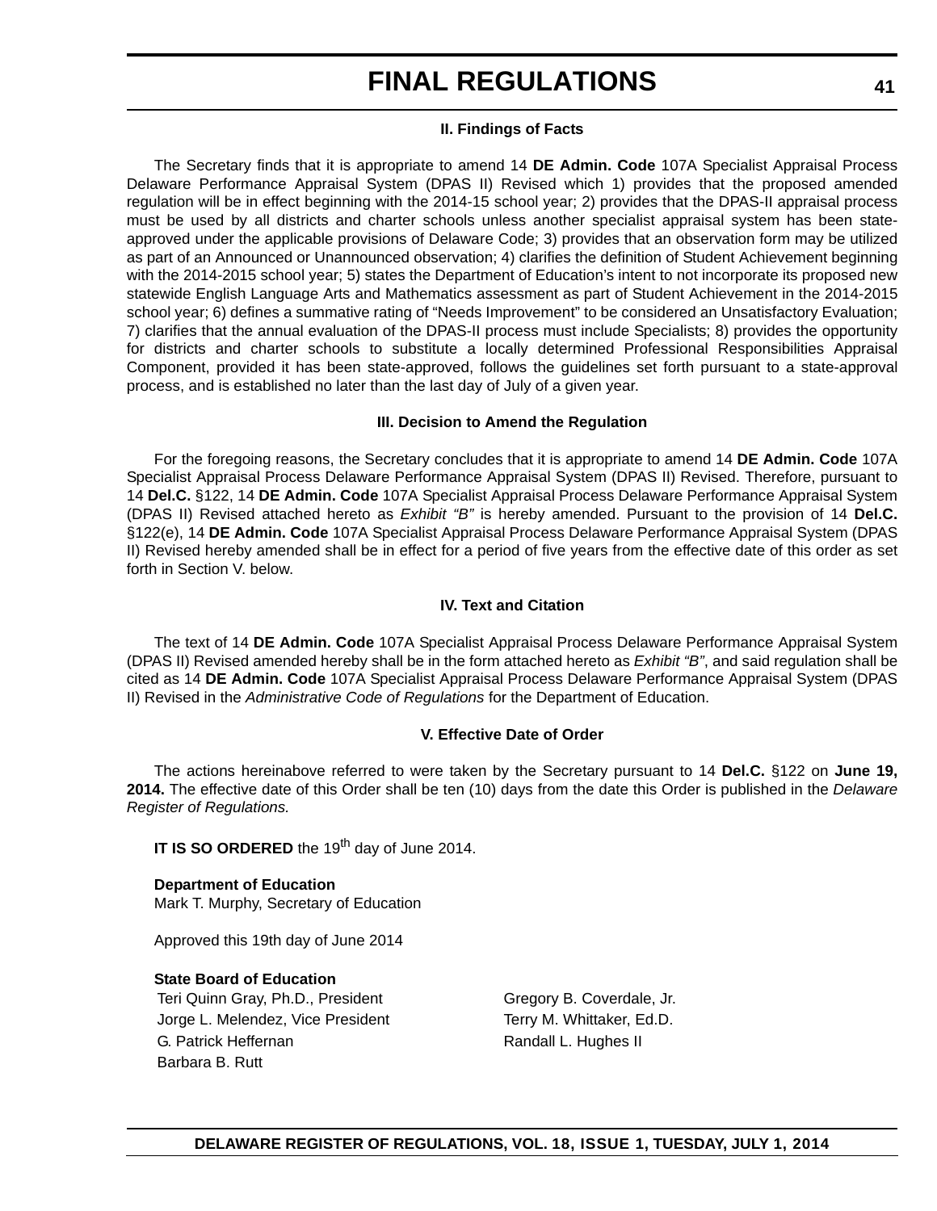## II. Findings of Facts

The Secretary finds that it is appropriate to amend 14 **DE Admin. Code** 107A Specialist Appraisal Process Delaware Performance Appraisal System (DPAS II) Revised which 1) provides that the proposed amended regulation will be in effect beginning with the 2014-15 school year; 2) provides that the DPAS-II appraisal process must be used by all districts and charter schools unless another specialist appraisal system has been state-approved under the applicable provisions of Delaware Code; 3) provides that an observation form may be utilized as part of an Announced or Unannounced observation; 4) clarifies the definition of Student Achievement beginning with the 2014-2015 school year; 5) states the Department of Education's intent to not incorporate its proposed new statewide English Language Arts and Mathematics assessment as part of Student Achievement in the 2014-2015 school year; 6) defines a summative rating of "Needs Improvement" to be considered an Unsatisfactory Evaluation; 7) clarifies that the annual evaluation of the DPAS-II process must include Specialists; 8) provides the opportunity for districts and charter schools to substitute a locally determined Professional Responsibilities Appraisal Component, provided it has been state-approved, follows the guidelines set forth pursuant to a state-approval process, and is established no later than the last day of July of a given year.

## III. Decision to Amend the Regulation

For the foregoing reasons, the Secretary concludes that it is appropriate to amend 14 **DE Admin. Code** 107A Specialist Appraisal Process Delaware Performance Appraisal System (DPAS II) Revised. Therefore, pursuant to 14 **Del.C.** §122, 14 **DE Admin. Code** 107A Specialist Appraisal Process Delaware Performance Appraisal System (DPAS II) Revised attached hereto as *Exhibit "B"* is hereby amended. Pursuant to the provision of 14 **Del.C.** §122(e), 14 **DE Admin. Code** 107A Specialist Appraisal Process Delaware Performance Appraisal System (DPAS II) Revised hereby amended shall be in effect for a period of five years from the effective date of this order as set forth in Section V. below.

## IV. Text and Citation

The text of 14 **DE Admin. Code** 107A Specialist Appraisal Process Delaware Performance Appraisal System (DPAS II) Revised amended hereby shall be in the form attached hereto as *Exhibit "B"*, and said regulation shall be cited as 14 **DE Admin. Code** 107A Specialist Appraisal Process Delaware Performance Appraisal System (DPAS II) Revised in the *Administrative Code of Regulations* for the Department of Education.

## V. Effective Date of Order

The actions hereinabove referred to were taken by the Secretary pursuant to 14 **Del.C.** §122 on **June 19, 2014.** The effective date of this Order shall be ten (10) days from the date this Order is published in the *Delaware Register of Regulations.*

**IT IS SO ORDERED** the 19th day of June 2014.

**Department of Education**
Mark T. Murphy, Secretary of Education

Approved this 19th day of June 2014

**State Board of Education**

Teri Quinn Gray, Ph.D., President
Jorge L. Melendez, Vice President
G. Patrick Heffernan
Barbara B. Rutt
Gregory B. Coverdale, Jr.
Terry M. Whittaker, Ed.D.
Randall L. Hughes II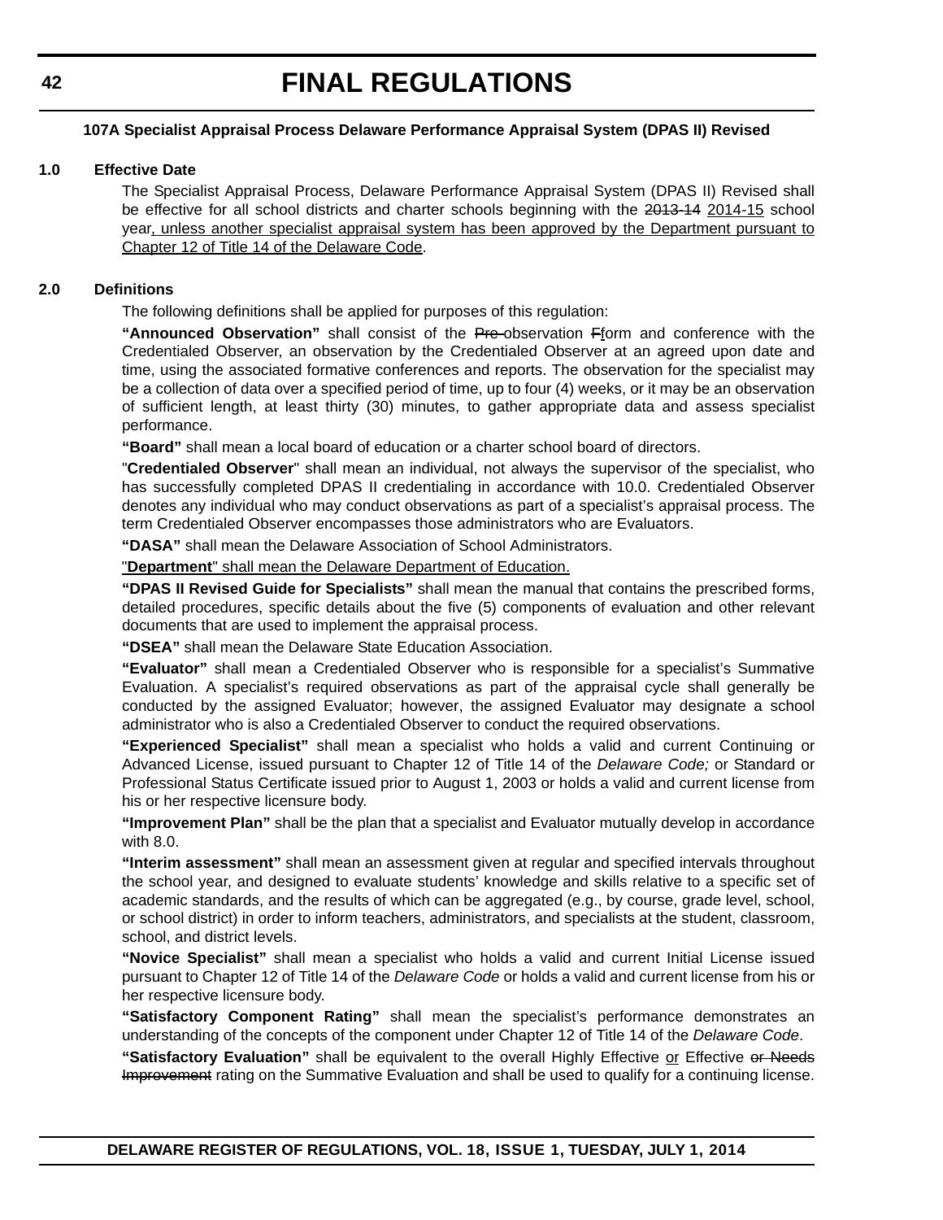# FINAL REGULATIONS

### 107A Specialist Appraisal Process Delaware Performance Appraisal System (DPAS II) Revised

**1.0 Effective Date**

The Specialist Appraisal Process, Delaware Performance Appraisal System (DPAS II) Revised shall be effective for all school districts and charter schools beginning with the ~~2013-14~~ 2014-15 school year, unless another specialist appraisal system has been approved by the Department pursuant to Chapter 12 of Title 14 of the Delaware Code.

**2.0 Definitions**

The following definitions shall be applied for purposes of this regulation:

**"Announced Observation"** shall consist of the ~~Pre-~~observation ~~F~~form and conference with the Credentialed Observer, an observation by the Credentialed Observer at an agreed upon date and time, using the associated formative conferences and reports. The observation for the specialist may be a collection of data over a specified period of time, up to four (4) weeks, or it may be an observation of sufficient length, at least thirty (30) minutes, to gather appropriate data and assess specialist performance.

**"Board"** shall mean a local board of education or a charter school board of directors.

"**Credentialed Observer**" shall mean an individual, not always the supervisor of the specialist, who has successfully completed DPAS II credentialing in accordance with 10.0. Credentialed Observer denotes any individual who may conduct observations as part of a specialist's appraisal process. The term Credentialed Observer encompasses those administrators who are Evaluators.

**"DASA"** shall mean the Delaware Association of School Administrators.

"**Department**" shall mean the Delaware Department of Education.

**"DPAS II Revised Guide for Specialists"** shall mean the manual that contains the prescribed forms, detailed procedures, specific details about the five (5) components of evaluation and other relevant documents that are used to implement the appraisal process.

**"DSEA"** shall mean the Delaware State Education Association.

**"Evaluator"** shall mean a Credentialed Observer who is responsible for a specialist's Summative Evaluation. A specialist's required observations as part of the appraisal cycle shall generally be conducted by the assigned Evaluator; however, the assigned Evaluator may designate a school administrator who is also a Credentialed Observer to conduct the required observations.

**"Experienced Specialist"** shall mean a specialist who holds a valid and current Continuing or Advanced License, issued pursuant to Chapter 12 of Title 14 of the *Delaware Code;* or Standard or Professional Status Certificate issued prior to August 1, 2003 or holds a valid and current license from his or her respective licensure body.

**"Improvement Plan"** shall be the plan that a specialist and Evaluator mutually develop in accordance with 8.0.

**"Interim assessment"** shall mean an assessment given at regular and specified intervals throughout the school year, and designed to evaluate students' knowledge and skills relative to a specific set of academic standards, and the results of which can be aggregated (e.g., by course, grade level, school, or school district) in order to inform teachers, administrators, and specialists at the student, classroom, school, and district levels.

**"Novice Specialist"** shall mean a specialist who holds a valid and current Initial License issued pursuant to Chapter 12 of Title 14 of the *Delaware Code* or holds a valid and current license from his or her respective licensure body.

**"Satisfactory Component Rating"** shall mean the specialist's performance demonstrates an understanding of the concepts of the component under Chapter 12 of Title 14 of the *Delaware Code*.

**"Satisfactory Evaluation"** shall be equivalent to the overall Highly Effective or Effective ~~or Needs Improvement~~ rating on the Summative Evaluation and shall be used to qualify for a continuing license.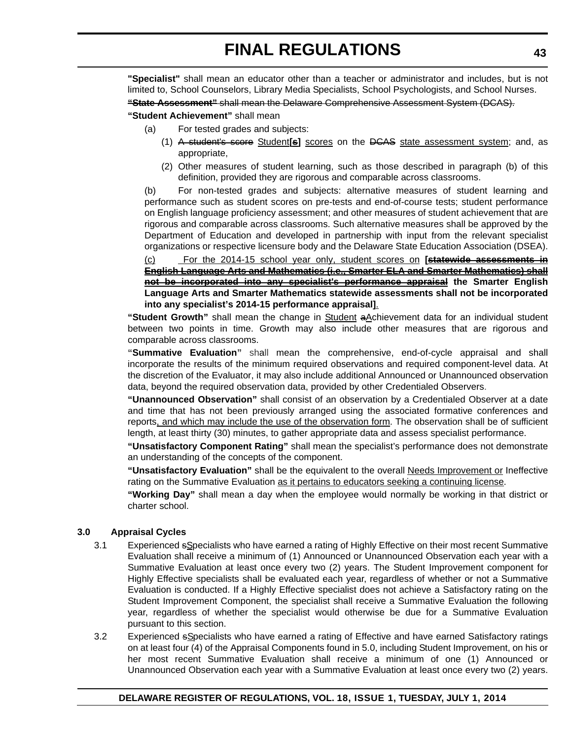**"Specialist"** shall mean an educator other than a teacher or administrator and includes, but is not limited to, School Counselors, Library Media Specialists, School Psychologists, and School Nurses.

~~**"State Assessment"** shall mean the Delaware Comprehensive Assessment System (DCAS).~~

**"Student Achievement"** shall mean

(a) For tested grades and subjects:

(1) ~~A student's score~~ <u>Student</u>[<u>s</u>] <u>scores</u> on the ~~DCAS~~ <u>state assessment system</u>; and, as appropriate,

(2) Other measures of student learning, such as those described in paragraph (b) of this definition, provided they are rigorous and comparable across classrooms.

(b) For non-tested grades and subjects: alternative measures of student learning and performance such as student scores on pre-tests and end-of-course tests; student performance on English language proficiency assessment; and other measures of student achievement that are rigorous and comparable across classrooms. Such alternative measures shall be approved by the Department of Education and developed in partnership with input from the relevant specialist organizations or respective licensure body and the Delaware State Education Association (DSEA).

<u>(c) For the 2014-15 school year only, student scores on</u> **[~~statewide assessments in English Language Arts and Mathematics (i.e., Smarter ELA and Smarter Mathematics) shall not be incorporated into any specialist's performance appraisal~~ the Smarter English Language Arts and Smarter Mathematics statewide assessments shall not be incorporated into any specialist's 2014-15 performance appraisal]**<u>.</u>

**"Student Growth"** shall mean the change in <u>Student</u> ~~a~~<u>A</u>chievement data for an individual student between two points in time. Growth may also include other measures that are rigorous and comparable across classrooms.

**"Summative Evaluation"** shall mean the comprehensive, end-of-cycle appraisal and shall incorporate the results of the minimum required observations and required component-level data. At the discretion of the Evaluator, it may also include additional Announced or Unannounced observation data, beyond the required observation data, provided by other Credentialed Observers.

**"Unannounced Observation"** shall consist of an observation by a Credentialed Observer at a date and time that has not been previously arranged using the associated formative conferences and reports<u>, and which may include the use of the observation form</u>. The observation shall be of sufficient length, at least thirty (30) minutes, to gather appropriate data and assess specialist performance.

**"Unsatisfactory Component Rating"** shall mean the specialist's performance does not demonstrate an understanding of the concepts of the component.

**"Unsatisfactory Evaluation"** shall be the equivalent to the overall <u>Needs Improvement or</u> Ineffective rating on the Summative Evaluation <u>as it pertains to educators seeking a continuing license</u>.

**"Working Day"** shall mean a day when the employee would normally be working in that district or charter school.

**3.0 Appraisal Cycles**

3.1 Experienced ~~s~~<u>S</u>pecialists who have earned a rating of Highly Effective on their most recent Summative Evaluation shall receive a minimum of (1) Announced or Unannounced Observation each year with a Summative Evaluation at least once every two (2) years. The Student Improvement component for Highly Effective specialists shall be evaluated each year, regardless of whether or not a Summative Evaluation is conducted. If a Highly Effective specialist does not achieve a Satisfactory rating on the Student Improvement Component, the specialist shall receive a Summative Evaluation the following year, regardless of whether the specialist would otherwise be due for a Summative Evaluation pursuant to this section.

3.2 Experienced ~~s~~<u>S</u>pecialists who have earned a rating of Effective and have earned Satisfactory ratings on at least four (4) of the Appraisal Components found in 5.0, including Student Improvement, on his or her most recent Summative Evaluation shall receive a minimum of one (1) Announced or Unannounced Observation each year with a Summative Evaluation at least once every two (2) years.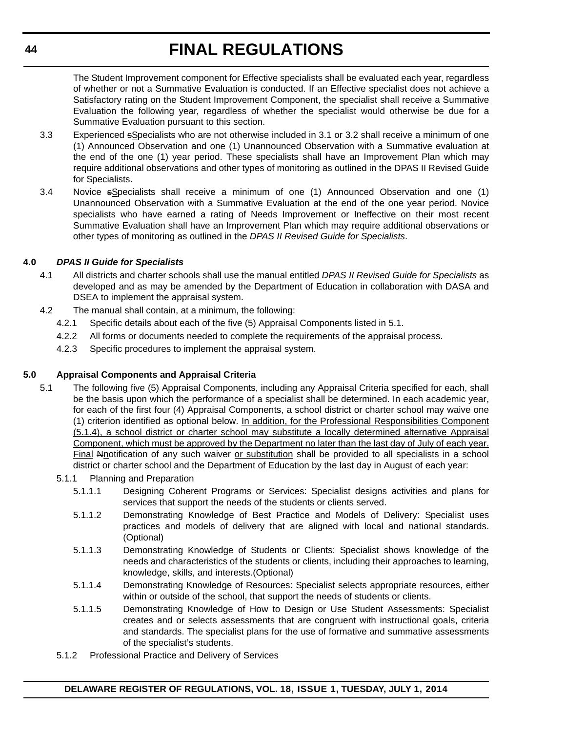The Student Improvement component for Effective specialists shall be evaluated each year, regardless of whether or not a Summative Evaluation is conducted. If an Effective specialist does not achieve a Satisfactory rating on the Student Improvement Component, the specialist shall receive a Summative Evaluation the following year, regardless of whether the specialist would otherwise be due for a Summative Evaluation pursuant to this section.

3.3 Experienced ~~s~~Specialists who are not otherwise included in 3.1 or 3.2 shall receive a minimum of one (1) Announced Observation and one (1) Unannounced Observation with a Summative evaluation at the end of the one (1) year period. These specialists shall have an Improvement Plan which may require additional observations and other types of monitoring as outlined in the DPAS II Revised Guide for Specialists.

3.4 Novice ~~s~~Specialists shall receive a minimum of one (1) Announced Observation and one (1) Unannounced Observation with a Summative Evaluation at the end of the one year period. Novice specialists who have earned a rating of Needs Improvement or Ineffective on their most recent Summative Evaluation shall have an Improvement Plan which may require additional observations or other types of monitoring as outlined in the *DPAS II Revised Guide for Specialists*.

**4.0 *DPAS II Guide for Specialists***

4.1 All districts and charter schools shall use the manual entitled *DPAS II Revised Guide for Specialists* as developed and as may be amended by the Department of Education in collaboration with DASA and DSEA to implement the appraisal system.

4.2 The manual shall contain, at a minimum, the following:

4.2.1 Specific details about each of the five (5) Appraisal Components listed in 5.1.

4.2.2 All forms or documents needed to complete the requirements of the appraisal process.

4.2.3 Specific procedures to implement the appraisal system.

**5.0 Appraisal Components and Appraisal Criteria**

5.1 The following five (5) Appraisal Components, including any Appraisal Criteria specified for each, shall be the basis upon which the performance of a specialist shall be determined. In each academic year, for each of the first four (4) Appraisal Components, a school district or charter school may waive one (1) criterion identified as optional below. <u>In addition, for the Professional Responsibilities Component (5.1.4), a school district or charter school may substitute a locally determined alternative Appraisal Component, which must be approved by the Department no later than the last day of July of each year.</u> <u>Final</u> ~~N~~notification of any such waiver <u>or substitution</u> shall be provided to all specialists in a school district or charter school and the Department of Education by the last day in August of each year:

5.1.1 Planning and Preparation

5.1.1.1 Designing Coherent Programs or Services: Specialist designs activities and plans for services that support the needs of the students or clients served.

5.1.1.2 Demonstrating Knowledge of Best Practice and Models of Delivery: Specialist uses practices and models of delivery that are aligned with local and national standards. (Optional)

5.1.1.3 Demonstrating Knowledge of Students or Clients: Specialist shows knowledge of the needs and characteristics of the students or clients, including their approaches to learning, knowledge, skills, and interests.(Optional)

5.1.1.4 Demonstrating Knowledge of Resources: Specialist selects appropriate resources, either within or outside of the school, that support the needs of students or clients.

5.1.1.5 Demonstrating Knowledge of How to Design or Use Student Assessments: Specialist creates and or selects assessments that are congruent with instructional goals, criteria and standards. The specialist plans for the use of formative and summative assessments of the specialist's students.

5.1.2 Professional Practice and Delivery of Services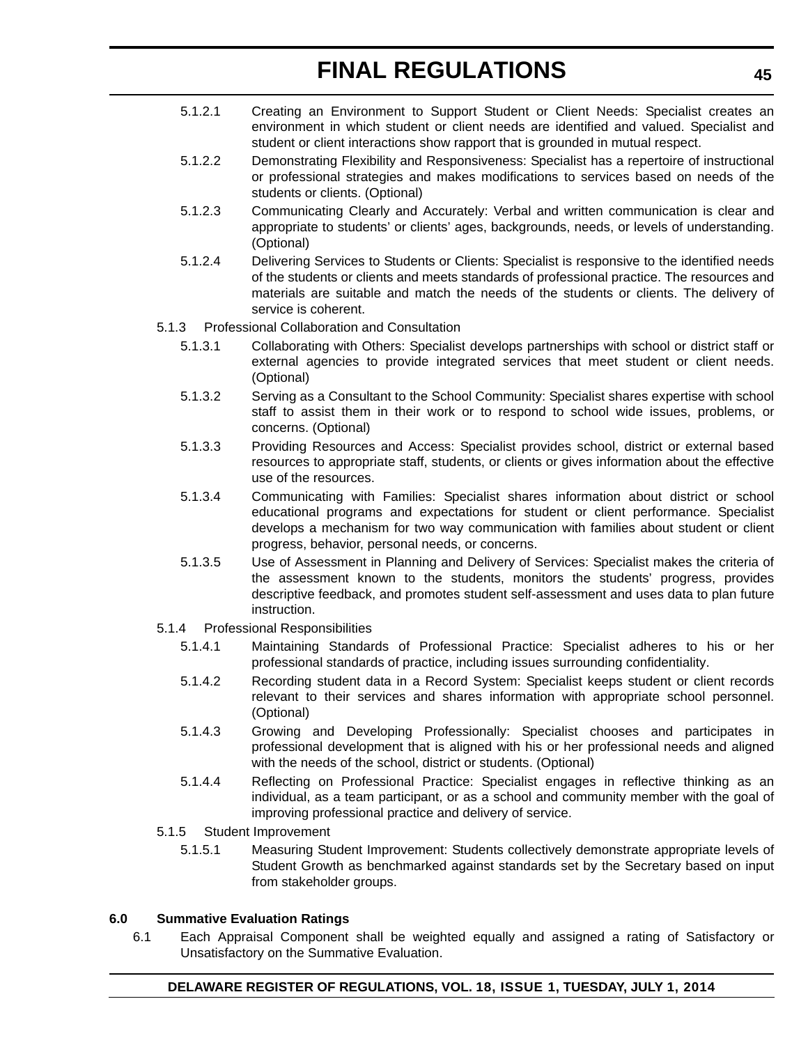5.1.2.1 Creating an Environment to Support Student or Client Needs: Specialist creates an environment in which student or client needs are identified and valued. Specialist and student or client interactions show rapport that is grounded in mutual respect.

5.1.2.2 Demonstrating Flexibility and Responsiveness: Specialist has a repertoire of instructional or professional strategies and makes modifications to services based on needs of the students or clients. (Optional)

5.1.2.3 Communicating Clearly and Accurately: Verbal and written communication is clear and appropriate to students' or clients' ages, backgrounds, needs, or levels of understanding. (Optional)

5.1.2.4 Delivering Services to Students or Clients: Specialist is responsive to the identified needs of the students or clients and meets standards of professional practice. The resources and materials are suitable and match the needs of the students or clients. The delivery of service is coherent.

5.1.3 Professional Collaboration and Consultation

5.1.3.1 Collaborating with Others: Specialist develops partnerships with school or district staff or external agencies to provide integrated services that meet student or client needs. (Optional)

5.1.3.2 Serving as a Consultant to the School Community: Specialist shares expertise with school staff to assist them in their work or to respond to school wide issues, problems, or concerns. (Optional)

5.1.3.3 Providing Resources and Access: Specialist provides school, district or external based resources to appropriate staff, students, or clients or gives information about the effective use of the resources.

5.1.3.4 Communicating with Families: Specialist shares information about district or school educational programs and expectations for student or client performance. Specialist develops a mechanism for two way communication with families about student or client progress, behavior, personal needs, or concerns.

5.1.3.5 Use of Assessment in Planning and Delivery of Services: Specialist makes the criteria of the assessment known to the students, monitors the students' progress, provides descriptive feedback, and promotes student self-assessment and uses data to plan future instruction.

5.1.4 Professional Responsibilities

5.1.4.1 Maintaining Standards of Professional Practice: Specialist adheres to his or her professional standards of practice, including issues surrounding confidentiality.

5.1.4.2 Recording student data in a Record System: Specialist keeps student or client records relevant to their services and shares information with appropriate school personnel. (Optional)

5.1.4.3 Growing and Developing Professionally: Specialist chooses and participates in professional development that is aligned with his or her professional needs and aligned with the needs of the school, district or students. (Optional)

5.1.4.4 Reflecting on Professional Practice: Specialist engages in reflective thinking as an individual, as a team participant, or as a school and community member with the goal of improving professional practice and delivery of service.

5.1.5 Student Improvement

5.1.5.1 Measuring Student Improvement: Students collectively demonstrate appropriate levels of Student Growth as benchmarked against standards set by the Secretary based on input from stakeholder groups.

**6.0 Summative Evaluation Ratings**

6.1 Each Appraisal Component shall be weighted equally and assigned a rating of Satisfactory or Unsatisfactory on the Summative Evaluation.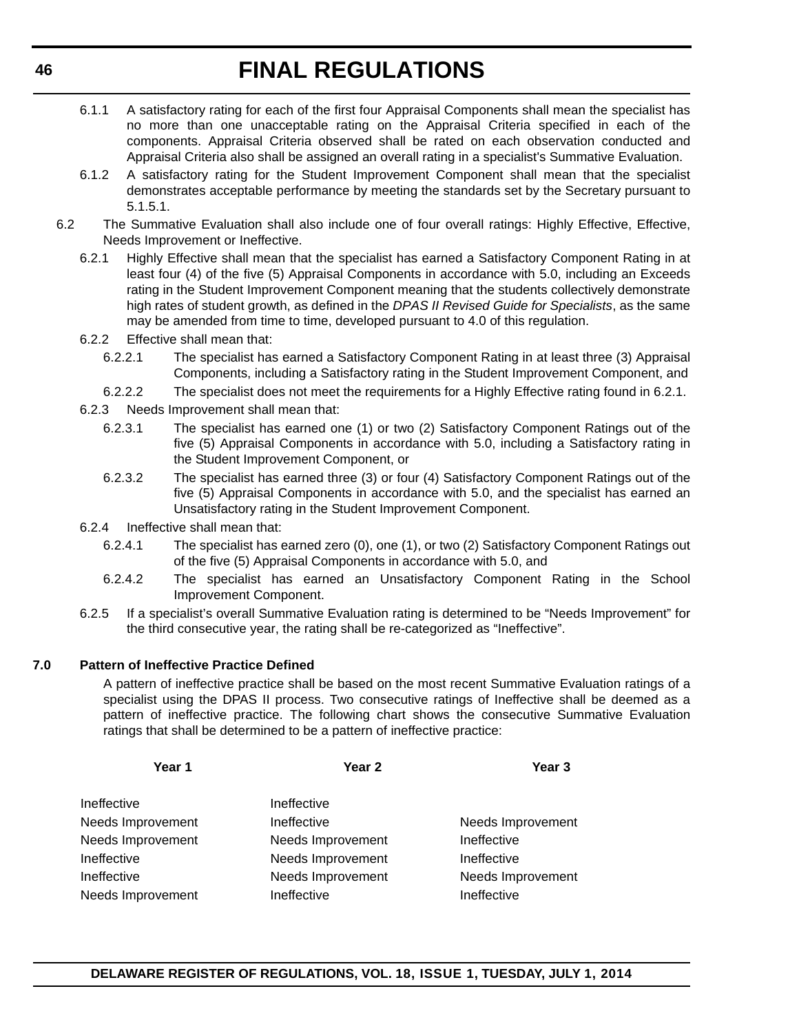6.1.1 A satisfactory rating for each of the first four Appraisal Components shall mean the specialist has no more than one unacceptable rating on the Appraisal Criteria specified in each of the components. Appraisal Criteria observed shall be rated on each observation conducted and Appraisal Criteria also shall be assigned an overall rating in a specialist's Summative Evaluation.

6.1.2 A satisfactory rating for the Student Improvement Component shall mean that the specialist demonstrates acceptable performance by meeting the standards set by the Secretary pursuant to 5.1.5.1.

6.2 The Summative Evaluation shall also include one of four overall ratings: Highly Effective, Effective, Needs Improvement or Ineffective.

6.2.1 Highly Effective shall mean that the specialist has earned a Satisfactory Component Rating in at least four (4) of the five (5) Appraisal Components in accordance with 5.0, including an Exceeds rating in the Student Improvement Component meaning that the students collectively demonstrate high rates of student growth, as defined in the *DPAS II Revised Guide for Specialists*, as the same may be amended from time to time, developed pursuant to 4.0 of this regulation.

6.2.2 Effective shall mean that:

6.2.2.1 The specialist has earned a Satisfactory Component Rating in at least three (3) Appraisal Components, including a Satisfactory rating in the Student Improvement Component, and

6.2.2.2 The specialist does not meet the requirements for a Highly Effective rating found in 6.2.1.

6.2.3 Needs Improvement shall mean that:

6.2.3.1 The specialist has earned one (1) or two (2) Satisfactory Component Ratings out of the five (5) Appraisal Components in accordance with 5.0, including a Satisfactory rating in the Student Improvement Component, or

6.2.3.2 The specialist has earned three (3) or four (4) Satisfactory Component Ratings out of the five (5) Appraisal Components in accordance with 5.0, and the specialist has earned an Unsatisfactory rating in the Student Improvement Component.

6.2.4 Ineffective shall mean that:

6.2.4.1 The specialist has earned zero (0), one (1), or two (2) Satisfactory Component Ratings out of the five (5) Appraisal Components in accordance with 5.0, and

6.2.4.2 The specialist has earned an Unsatisfactory Component Rating in the School Improvement Component.

6.2.5 If a specialist's overall Summative Evaluation rating is determined to be "Needs Improvement" for the third consecutive year, the rating shall be re-categorized as "Ineffective".

**7.0 Pattern of Ineffective Practice Defined**

A pattern of ineffective practice shall be based on the most recent Summative Evaluation ratings of a specialist using the DPAS II process. Two consecutive ratings of Ineffective shall be deemed as a pattern of ineffective practice. The following chart shows the consecutive Summative Evaluation ratings that shall be determined to be a pattern of ineffective practice:

| Year 1 | Year 2 | Year 3 |
|---|---|---|
| Ineffective | Ineffective | |
| Needs Improvement | Ineffective | Needs Improvement |
| Needs Improvement | Needs Improvement | Ineffective |
| Ineffective | Needs Improvement | Ineffective |
| Ineffective | Needs Improvement | Needs Improvement |
| Needs Improvement | Ineffective | Ineffective |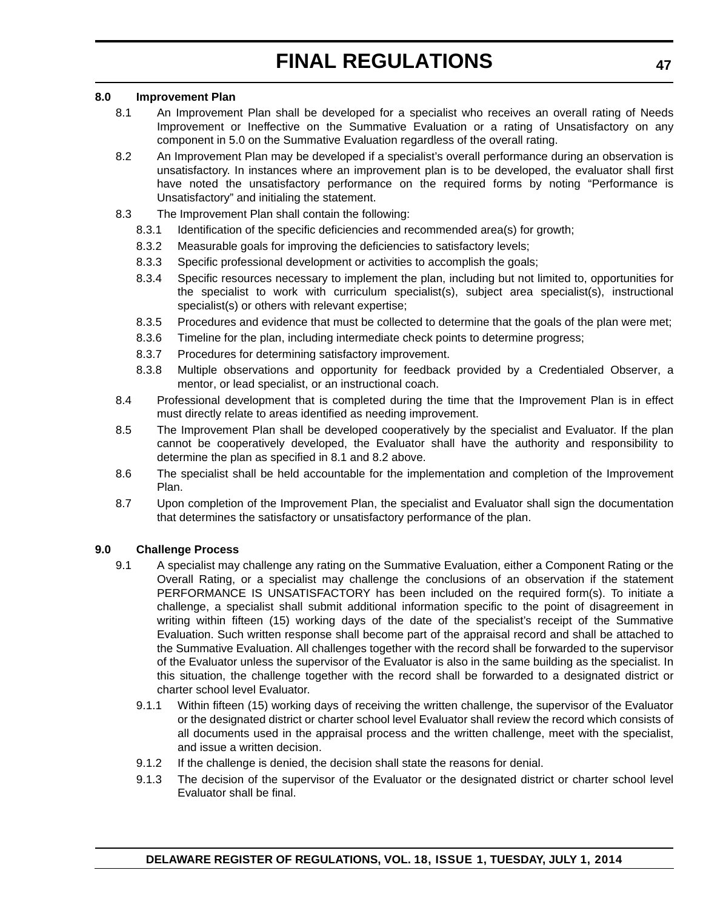**8.0 Improvement Plan**

8.1 An Improvement Plan shall be developed for a specialist who receives an overall rating of Needs Improvement or Ineffective on the Summative Evaluation or a rating of Unsatisfactory on any component in 5.0 on the Summative Evaluation regardless of the overall rating.

8.2 An Improvement Plan may be developed if a specialist's overall performance during an observation is unsatisfactory. In instances where an improvement plan is to be developed, the evaluator shall first have noted the unsatisfactory performance on the required forms by noting "Performance is Unsatisfactory" and initialing the statement.

8.3 The Improvement Plan shall contain the following:

8.3.1 Identification of the specific deficiencies and recommended area(s) for growth;

8.3.2 Measurable goals for improving the deficiencies to satisfactory levels;

8.3.3 Specific professional development or activities to accomplish the goals;

8.3.4 Specific resources necessary to implement the plan, including but not limited to, opportunities for the specialist to work with curriculum specialist(s), subject area specialist(s), instructional specialist(s) or others with relevant expertise;

8.3.5 Procedures and evidence that must be collected to determine that the goals of the plan were met;

8.3.6 Timeline for the plan, including intermediate check points to determine progress;

8.3.7 Procedures for determining satisfactory improvement.

8.3.8 Multiple observations and opportunity for feedback provided by a Credentialed Observer, a mentor, or lead specialist, or an instructional coach.

8.4 Professional development that is completed during the time that the Improvement Plan is in effect must directly relate to areas identified as needing improvement.

8.5 The Improvement Plan shall be developed cooperatively by the specialist and Evaluator. If the plan cannot be cooperatively developed, the Evaluator shall have the authority and responsibility to determine the plan as specified in 8.1 and 8.2 above.

8.6 The specialist shall be held accountable for the implementation and completion of the Improvement Plan.

8.7 Upon completion of the Improvement Plan, the specialist and Evaluator shall sign the documentation that determines the satisfactory or unsatisfactory performance of the plan.

**9.0 Challenge Process**

9.1 A specialist may challenge any rating on the Summative Evaluation, either a Component Rating or the Overall Rating, or a specialist may challenge the conclusions of an observation if the statement PERFORMANCE IS UNSATISFACTORY has been included on the required form(s). To initiate a challenge, a specialist shall submit additional information specific to the point of disagreement in writing within fifteen (15) working days of the date of the specialist's receipt of the Summative Evaluation. Such written response shall become part of the appraisal record and shall be attached to the Summative Evaluation. All challenges together with the record shall be forwarded to the supervisor of the Evaluator unless the supervisor of the Evaluator is also in the same building as the specialist. In this situation, the challenge together with the record shall be forwarded to a designated district or charter school level Evaluator.

9.1.1 Within fifteen (15) working days of receiving the written challenge, the supervisor of the Evaluator or the designated district or charter school level Evaluator shall review the record which consists of all documents used in the appraisal process and the written challenge, meet with the specialist, and issue a written decision.

9.1.2 If the challenge is denied, the decision shall state the reasons for denial.

9.1.3 The decision of the supervisor of the Evaluator or the designated district or charter school level Evaluator shall be final.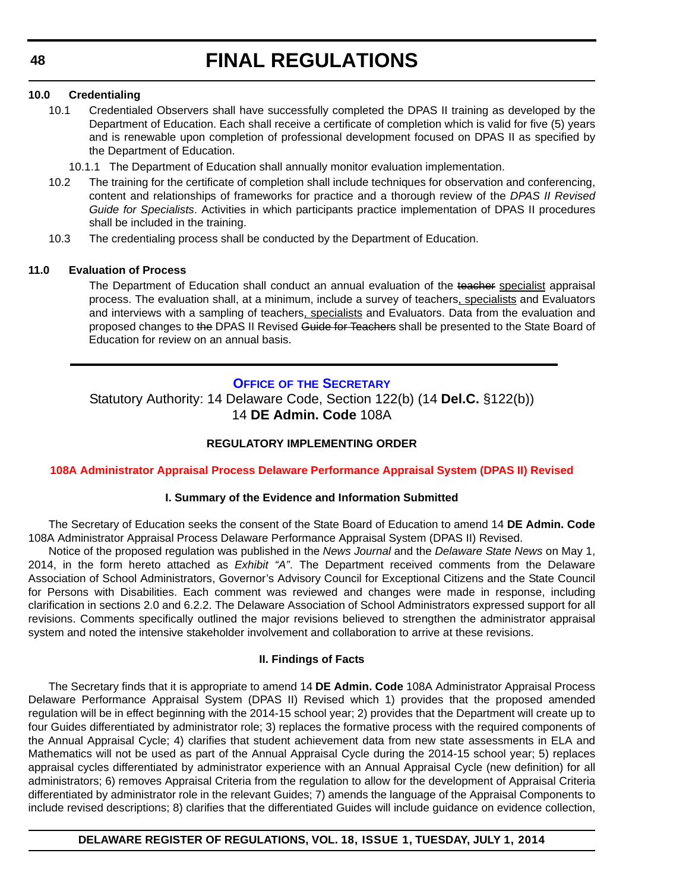**10.0 Credentialing**

10.1 Credentialed Observers shall have successfully completed the DPAS II training as developed by the Department of Education. Each shall receive a certificate of completion which is valid for five (5) years and is renewable upon completion of professional development focused on DPAS II as specified by the Department of Education.

10.1.1 The Department of Education shall annually monitor evaluation implementation.

10.2 The training for the certificate of completion shall include techniques for observation and conferencing, content and relationships of frameworks for practice and a thorough review of the *DPAS II Revised Guide for Specialists*. Activities in which participants practice implementation of DPAS II procedures shall be included in the training.

10.3 The credentialing process shall be conducted by the Department of Education.

**11.0 Evaluation of Process**

The Department of Education shall conduct an annual evaluation of the ~~teacher~~ specialist appraisal process. The evaluation shall, at a minimum, include a survey of teachers, specialists and Evaluators and interviews with a sampling of teachers, specialists and Evaluators. Data from the evaluation and proposed changes to ~~the~~ DPAS II Revised ~~Guide for Teachers~~ shall be presented to the State Board of Education for review on an annual basis.

---

## Office of the Secretary

Statutory Authority: 14 Delaware Code, Section 122(b) (14 **Del.C.** §122(b))
14 **DE Admin. Code** 108A

### REGULATORY IMPLEMENTING ORDER

### 108A Administrator Appraisal Process Delaware Performance Appraisal System (DPAS II) Revised

#### I. Summary of the Evidence and Information Submitted

The Secretary of Education seeks the consent of the State Board of Education to amend 14 **DE Admin. Code** 108A Administrator Appraisal Process Delaware Performance Appraisal System (DPAS II) Revised.

Notice of the proposed regulation was published in the *News Journal* and the *Delaware State News* on May 1, 2014, in the form hereto attached as *Exhibit "A"*. The Department received comments from the Delaware Association of School Administrators, Governor's Advisory Council for Exceptional Citizens and the State Council for Persons with Disabilities. Each comment was reviewed and changes were made in response, including clarification in sections 2.0 and 6.2.2. The Delaware Association of School Administrators expressed support for all revisions. Comments specifically outlined the major revisions believed to strengthen the administrator appraisal system and noted the intensive stakeholder involvement and collaboration to arrive at these revisions.

#### II. Findings of Facts

The Secretary finds that it is appropriate to amend 14 **DE Admin. Code** 108A Administrator Appraisal Process Delaware Performance Appraisal System (DPAS II) Revised which 1) provides that the proposed amended regulation will be in effect beginning with the 2014-15 school year; 2) provides that the Department will create up to four Guides differentiated by administrator role; 3) replaces the formative process with the required components of the Annual Appraisal Cycle; 4) clarifies that student achievement data from new state assessments in ELA and Mathematics will not be used as part of the Annual Appraisal Cycle during the 2014-15 school year; 5) replaces appraisal cycles differentiated by administrator experience with an Annual Appraisal Cycle (new definition) for all administrators; 6) removes Appraisal Criteria from the regulation to allow for the development of Appraisal Criteria differentiated by administrator role in the relevant Guides; 7) amends the language of the Appraisal Components to include revised descriptions; 8) clarifies that the differentiated Guides will include guidance on evidence collection,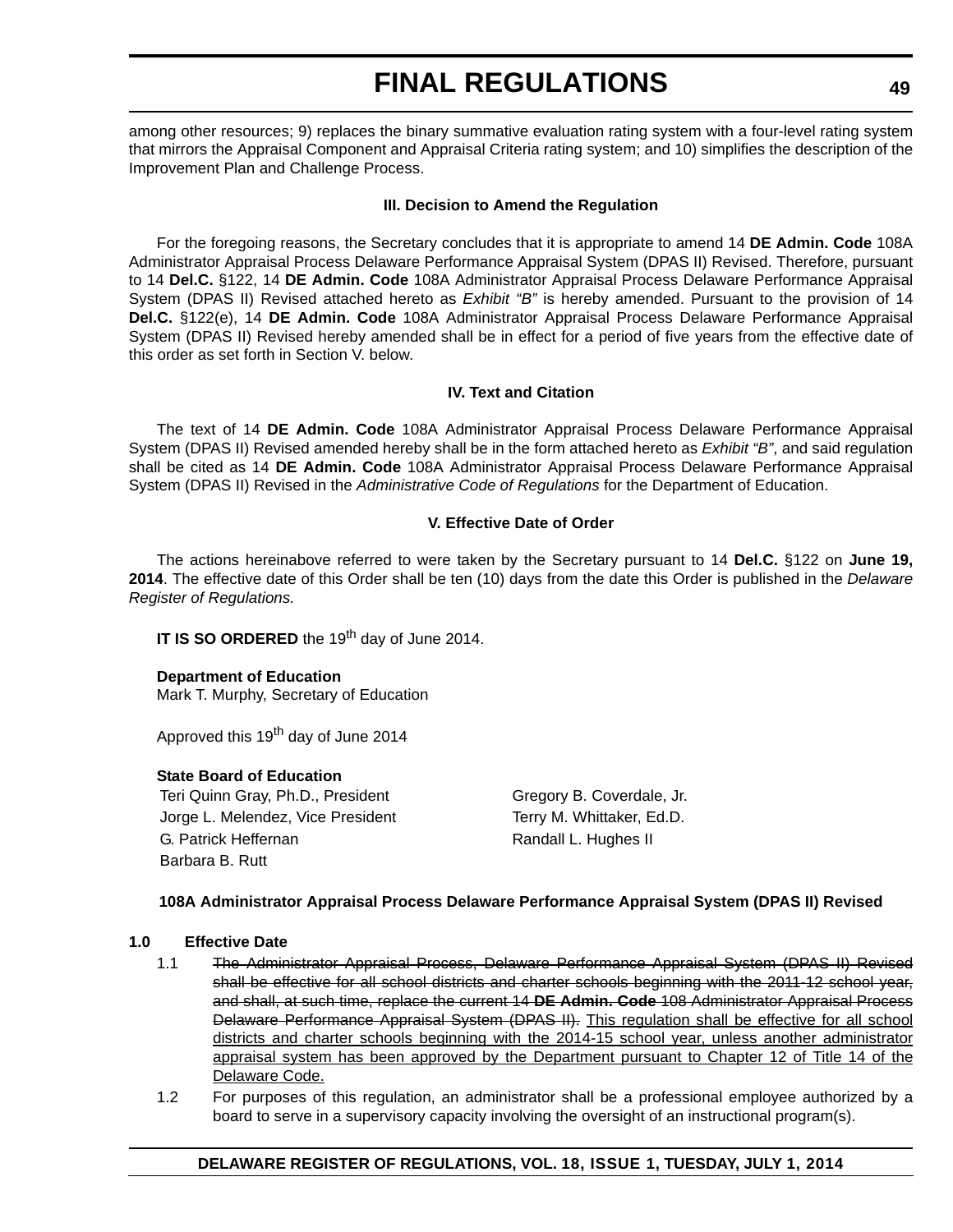among other resources; 9) replaces the binary summative evaluation rating system with a four-level rating system that mirrors the Appraisal Component and Appraisal Criteria rating system; and 10) simplifies the description of the Improvement Plan and Challenge Process.

### III. Decision to Amend the Regulation

For the foregoing reasons, the Secretary concludes that it is appropriate to amend 14 **DE Admin. Code** 108A Administrator Appraisal Process Delaware Performance Appraisal System (DPAS II) Revised. Therefore, pursuant to 14 **Del.C.** §122, 14 **DE Admin. Code** 108A Administrator Appraisal Process Delaware Performance Appraisal System (DPAS II) Revised attached hereto as *Exhibit "B"* is hereby amended. Pursuant to the provision of 14 **Del.C.** §122(e), 14 **DE Admin. Code** 108A Administrator Appraisal Process Delaware Performance Appraisal System (DPAS II) Revised hereby amended shall be in effect for a period of five years from the effective date of this order as set forth in Section V. below.

### IV. Text and Citation

The text of 14 **DE Admin. Code** 108A Administrator Appraisal Process Delaware Performance Appraisal System (DPAS II) Revised amended hereby shall be in the form attached hereto as *Exhibit "B"*, and said regulation shall be cited as 14 **DE Admin. Code** 108A Administrator Appraisal Process Delaware Performance Appraisal System (DPAS II) Revised in the *Administrative Code of Regulations* for the Department of Education.

### V. Effective Date of Order

The actions hereinabove referred to were taken by the Secretary pursuant to 14 **Del.C.** §122 on **June 19, 2014**. The effective date of this Order shall be ten (10) days from the date this Order is published in the *Delaware Register of Regulations.*

**IT IS SO ORDERED** the 19th day of June 2014.

**Department of Education**
Mark T. Murphy, Secretary of Education

Approved this 19th day of June 2014

**State Board of Education**

| | |
|---|---|
| Teri Quinn Gray, Ph.D., President | Gregory B. Coverdale, Jr. |
| Jorge L. Melendez, Vice President | Terry M. Whittaker, Ed.D. |
| G. Patrick Heffernan | Randall L. Hughes II |
| Barbara B. Rutt | |

### 108A Administrator Appraisal Process Delaware Performance Appraisal System (DPAS II) Revised

**1.0 Effective Date**

1.1 ~~The Administrator Appraisal Process, Delaware Performance Appraisal System (DPAS II) Revised shall be effective for all school districts and charter schools beginning with the 2011-12 school year, and shall, at such time, replace the current 14 **DE Admin. Code** 108 Administrator Appraisal Process Delaware Performance Appraisal System (DPAS II).~~ <u>This regulation shall be effective for all school districts and charter schools beginning with the 2014-15 school year, unless another administrator appraisal system has been approved by the Department pursuant to Chapter 12 of Title 14 of the Delaware Code.</u>

1.2 For purposes of this regulation, an administrator shall be a professional employee authorized by a board to serve in a supervisory capacity involving the oversight of an instructional program(s).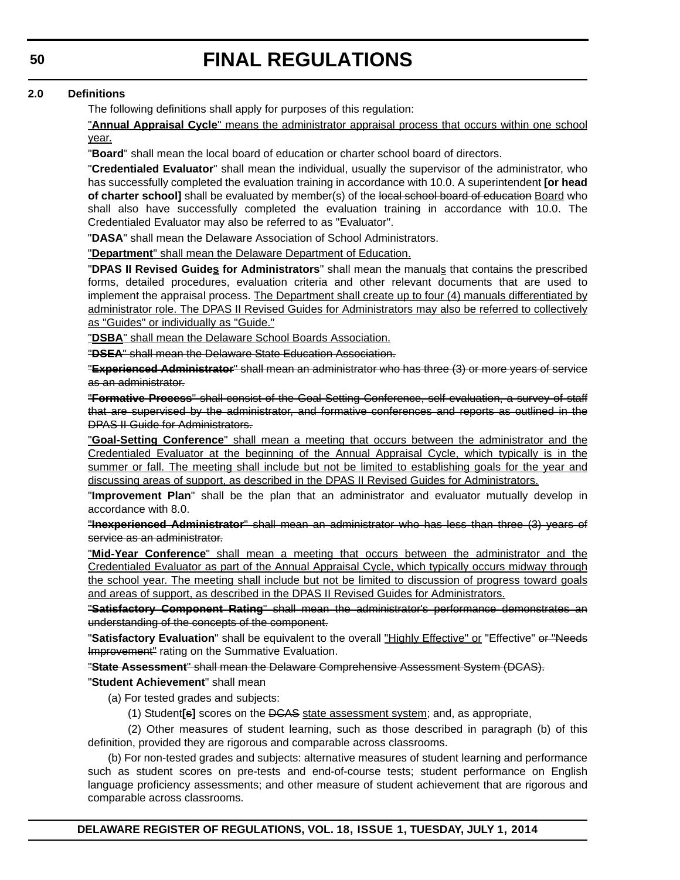**2.0 Definitions**

The following definitions shall apply for purposes of this regulation:

"**Annual Appraisal Cycle**" means the administrator appraisal process that occurs within one school year.

"**Board**" shall mean the local board of education or charter school board of directors.

"**Credentialed Evaluator**" shall mean the individual, usually the supervisor of the administrator, who has successfully completed the evaluation training in accordance with 10.0. A superintendent **[or head of charter school]** shall be evaluated by member(s) of the ~~local school board of education~~ Board who shall also have successfully completed the evaluation training in accordance with 10.0. The Credentialed Evaluator may also be referred to as "Evaluator".

"**DASA**" shall mean the Delaware Association of School Administrators.

"**Department**" shall mean the Delaware Department of Education.

"**DPAS II Revised Guides for Administrators**" shall mean the manuals that contains the prescribed forms, detailed procedures, evaluation criteria and other relevant documents that are used to implement the appraisal process. The Department shall create up to four (4) manuals differentiated by administrator role. The DPAS II Revised Guides for Administrators may also be referred to collectively as "Guides" or individually as "Guide."

"**DSBA**" shall mean the Delaware School Boards Association.

~~"**DSEA**" shall mean the Delaware State Education Association.~~

~~"**Experienced Administrator**" shall mean an administrator who has three (3) or more years of service as an administrator.~~

~~"**Formative Process**" shall consist of the Goal Setting Conference, self evaluation, a survey of staff that are supervised by the administrator, and formative conferences and reports as outlined in the DPAS II Guide for Administrators.~~

"**Goal-Setting Conference**" shall mean a meeting that occurs between the administrator and the Credentialed Evaluator at the beginning of the Annual Appraisal Cycle, which typically is in the summer or fall. The meeting shall include but not be limited to establishing goals for the year and discussing areas of support, as described in the DPAS II Revised Guides for Administrators.

"**Improvement Plan**" shall be the plan that an administrator and evaluator mutually develop in accordance with 8.0.

~~"**Inexperienced Administrator**" shall mean an administrator who has less than three (3) years of service as an administrator.~~

"**Mid-Year Conference**" shall mean a meeting that occurs between the administrator and the Credentialed Evaluator as part of the Annual Appraisal Cycle, which typically occurs midway through the school year. The meeting shall include but not be limited to discussion of progress toward goals and areas of support, as described in the DPAS II Revised Guides for Administrators.

~~"**Satisfactory Component Rating**" shall mean the administrator's performance demonstrates an understanding of the concepts of the component.~~

"**Satisfactory Evaluation**" shall be equivalent to the overall "Highly Effective" or "Effective" ~~or "Needs Improvement"~~ rating on the Summative Evaluation.

~~"**State Assessment**" shall mean the Delaware Comprehensive Assessment System (DCAS).~~

"**Student Achievement**" shall mean

(a) For tested grades and subjects:

(1) Student**[~~s~~]** scores on the ~~DCAS~~ state assessment system; and, as appropriate,

(2) Other measures of student learning, such as those described in paragraph (b) of this definition, provided they are rigorous and comparable across classrooms.

(b) For non-tested grades and subjects: alternative measures of student learning and performance such as student scores on pre-tests and end-of-course tests; student performance on English language proficiency assessments; and other measure of student achievement that are rigorous and comparable across classrooms.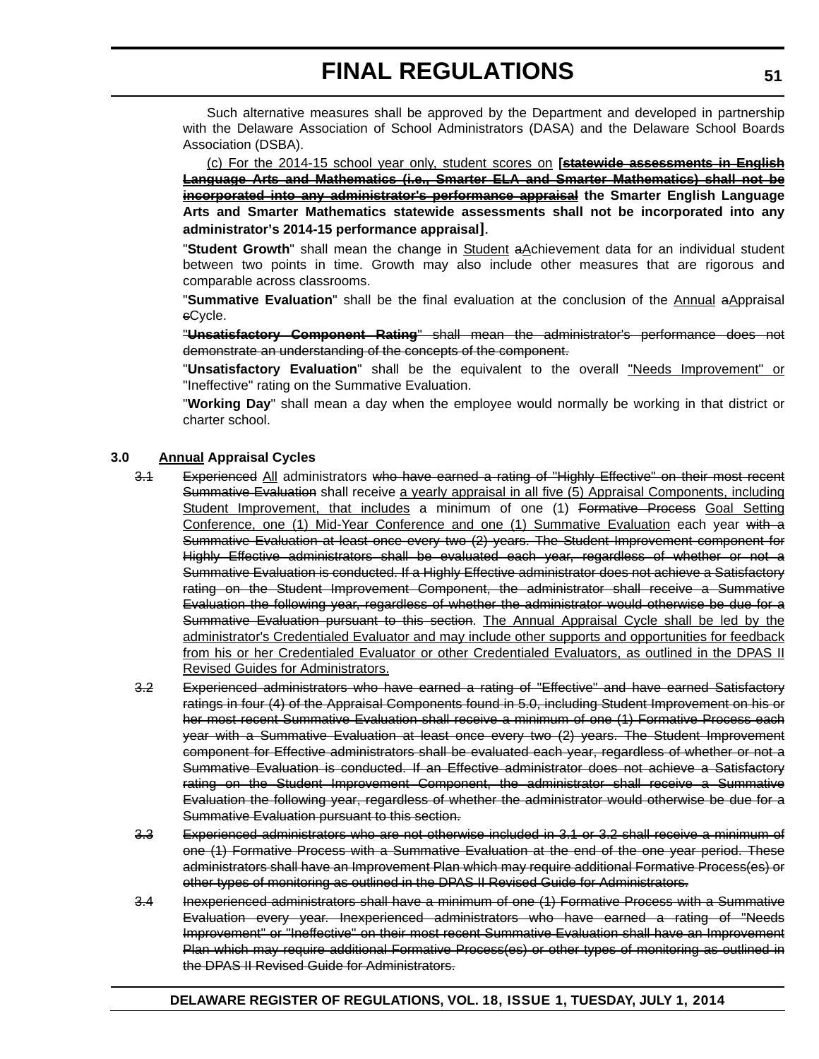Such alternative measures shall be approved by the Department and developed in partnership with the Delaware Association of School Administrators (DASA) and the Delaware School Boards Association (DSBA).

(c) For the 2014-15 school year only, student scores on **[~~statewide assessments in English Language Arts and Mathematics (i.e., Smarter ELA and Smarter Mathematics) shall not be incorporated into any administrator's performance appraisal~~ the Smarter English Language Arts and Smarter Mathematics statewide assessments shall not be incorporated into any administrator's 2014-15 performance appraisal].**

"**Student Growth**" shall mean the change in Student ~~a~~Achievement data for an individual student between two points in time. Growth may also include other measures that are rigorous and comparable across classrooms.

"**Summative Evaluation**" shall be the final evaluation at the conclusion of the Annual ~~a~~Appraisal ~~c~~Cycle.

~~"**Unsatisfactory Component Rating**" shall mean the administrator's performance does not demonstrate an understanding of the concepts of the component.~~

"**Unsatisfactory Evaluation**" shall be the equivalent to the overall "Needs Improvement" or "Ineffective" rating on the Summative Evaluation.

"**Working Day**" shall mean a day when the employee would normally be working in that district or charter school.

**3.0 Annual Appraisal Cycles**

~~3.1~~ ~~Experienced~~ All administrators ~~who have earned a rating of "Highly Effective" on their most recent Summative Evaluation~~ shall receive a yearly appraisal in all five (5) Appraisal Components, including Student Improvement, that includes a minimum of one (1) ~~Formative Process~~ Goal Setting Conference, one (1) Mid-Year Conference and one (1) Summative Evaluation each year ~~with a Summative Evaluation at least once every two (2) years. The Student Improvement component for Highly Effective administrators shall be evaluated each year, regardless of whether or not a Summative Evaluation is conducted. If a Highly Effective administrator does not achieve a Satisfactory rating on the Student Improvement Component, the administrator shall receive a Summative Evaluation the following year, regardless of whether the administrator would otherwise be due for a Summative Evaluation pursuant to this section~~. The Annual Appraisal Cycle shall be led by the administrator's Credentialed Evaluator and may include other supports and opportunities for feedback from his or her Credentialed Evaluator or other Credentialed Evaluators, as outlined in the DPAS II Revised Guides for Administrators.

~~3.2 Experienced administrators who have earned a rating of "Effective" and have earned Satisfactory ratings in four (4) of the Appraisal Components found in 5.0, including Student Improvement on his or her most recent Summative Evaluation shall receive a minimum of one (1) Formative Process each year with a Summative Evaluation at least once every two (2) years. The Student Improvement component for Effective administrators shall be evaluated each year, regardless of whether or not a Summative Evaluation is conducted. If an Effective administrator does not achieve a Satisfactory rating on the Student Improvement Component, the administrator shall receive a Summative Evaluation the following year, regardless of whether the administrator would otherwise be due for a Summative Evaluation pursuant to this section.~~

~~3.3 Experienced administrators who are not otherwise included in 3.1 or 3.2 shall receive a minimum of one (1) Formative Process with a Summative Evaluation at the end of the one year period. These administrators shall have an Improvement Plan which may require additional Formative Process(es) or other types of monitoring as outlined in the DPAS II Revised Guide for Administrators.~~

~~3.4 Inexperienced administrators shall have a minimum of one (1) Formative Process with a Summative Evaluation every year. Inexperienced administrators who have earned a rating of "Needs Improvement" or "Ineffective" on their most recent Summative Evaluation shall have an Improvement Plan which may require additional Formative Process(es) or other types of monitoring as outlined in the DPAS II Revised Guide for Administrators.~~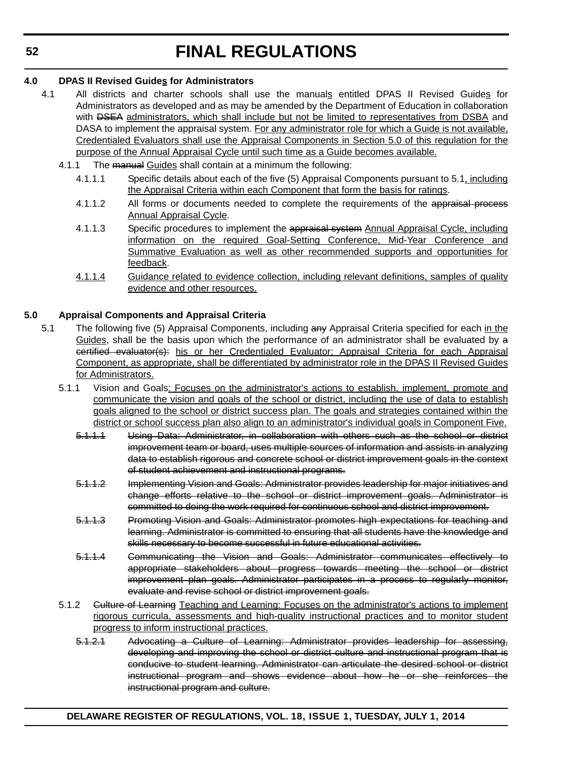**4.0 DPAS II Revised Guides for Administrators**

4.1 All districts and charter schools shall use the manuals entitled DPAS II Revised Guides for Administrators as developed and as may be amended by the Department of Education in collaboration with ~~DSEA~~ administrators, which shall include but not be limited to representatives from DSBA and DASA to implement the appraisal system. For any administrator role for which a Guide is not available, Credentialed Evaluators shall use the Appraisal Components in Section 5.0 of this regulation for the purpose of the Annual Appraisal Cycle until such time as a Guide becomes available.

4.1.1 The ~~manual~~ Guides shall contain at a minimum the following:

4.1.1.1 Specific details about each of the five (5) Appraisal Components pursuant to 5.1, including the Appraisal Criteria within each Component that form the basis for ratings.

4.1.1.2 All forms or documents needed to complete the requirements of the ~~appraisal process~~ Annual Appraisal Cycle.

4.1.1.3 Specific procedures to implement the ~~appraisal system~~ Annual Appraisal Cycle, including information on the required Goal-Setting Conference, Mid-Year Conference and Summative Evaluation as well as other recommended supports and opportunities for feedback.

4.1.1.4 Guidance related to evidence collection, including relevant definitions, samples of quality evidence and other resources.

**5.0 Appraisal Components and Appraisal Criteria**

5.1 The following five (5) Appraisal Components, including ~~any~~ Appraisal Criteria specified for each in the Guides, shall be the basis upon which the performance of an administrator shall be evaluated by ~~a certified evaluator(s):~~ his or her Credentialed Evaluator; Appraisal Criteria for each Appraisal Component, as appropriate, shall be differentiated by administrator role in the DPAS II Revised Guides for Administrators.

5.1.1 Vision and Goals: Focuses on the administrator's actions to establish, implement, promote and communicate the vision and goals of the school or district, including the use of data to establish goals aligned to the school or district success plan. The goals and strategies contained within the district or school success plan also align to an administrator's individual goals in Component Five.

~~5.1.1.1 Using Data: Administrator, in collaboration with others such as the school or district improvement team or board, uses multiple sources of information and assists in analyzing data to establish rigorous and concrete school or district improvement goals in the context of student achievement and instructional programs.~~

~~5.1.1.2 Implementing Vision and Goals: Administrator provides leadership for major initiatives and change efforts relative to the school or district improvement goals. Administrator is committed to doing the work required for continuous school and district improvement.~~

~~5.1.1.3 Promoting Vision and Goals: Administrator promotes high expectations for teaching and learning. Administrator is committed to ensuring that all students have the knowledge and skills necessary to become successful in future educational activities.~~

~~5.1.1.4 Communicating the Vision and Goals: Administrator communicates effectively to appropriate stakeholders about progress towards meeting the school or district improvement plan goals. Administrator participates in a process to regularly monitor, evaluate and revise school or district improvement goals.~~

5.1.2 ~~Culture of Learning~~ Teaching and Learning: Focuses on the administrator's actions to implement rigorous curricula, assessments and high-quality instructional practices and to monitor student progress to inform instructional practices.

~~5.1.2.1 Advocating a Culture of Learning: Administrator provides leadership for assessing, developing and improving the school or district culture and instructional program that is conducive to student learning. Administrator can articulate the desired school or district instructional program and shows evidence about how he or she reinforces the instructional program and culture.~~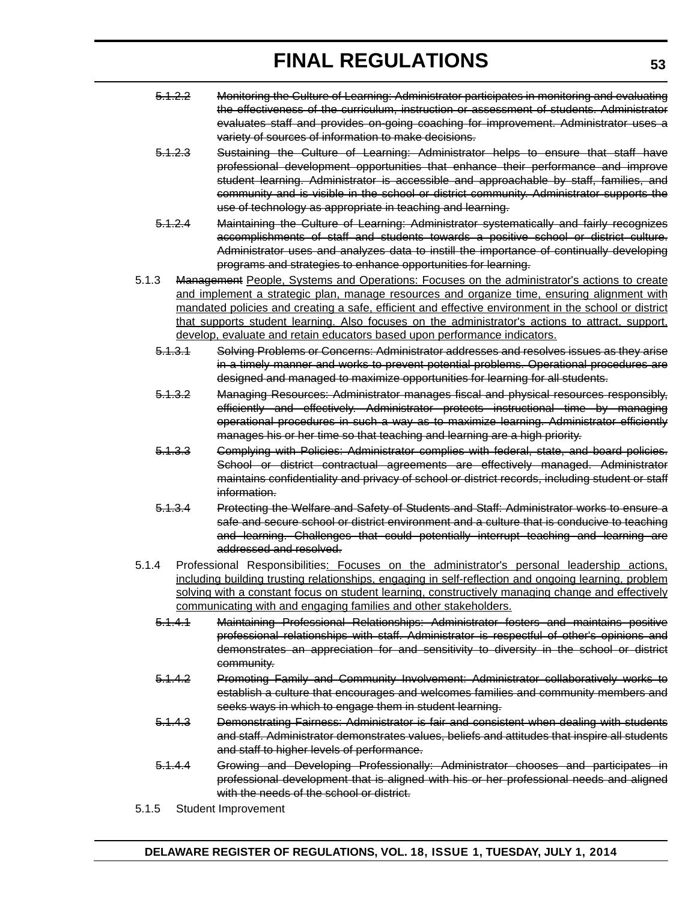~~5.1.2.2 Monitoring the Culture of Learning: Administrator participates in monitoring and evaluating the effectiveness of the curriculum, instruction or assessment of students. Administrator evaluates staff and provides on-going coaching for improvement. Administrator uses a variety of sources of information to make decisions.~~

~~5.1.2.3 Sustaining the Culture of Learning: Administrator helps to ensure that staff have professional development opportunities that enhance their performance and improve student learning. Administrator is accessible and approachable by staff, families, and community and is visible in the school or district community. Administrator supports the use of technology as appropriate in teaching and learning.~~

~~5.1.2.4 Maintaining the Culture of Learning: Administrator systematically and fairly recognizes accomplishments of staff and students towards a positive school or district culture. Administrator uses and analyzes data to instill the importance of continually developing programs and strategies to enhance opportunities for learning.~~

5.1.3 ~~Management~~ <u>People, Systems and Operations: Focuses on the administrator's actions to create and implement a strategic plan, manage resources and organize time, ensuring alignment with mandated policies and creating a safe, efficient and effective environment in the school or district that supports student learning. Also focuses on the administrator's actions to attract, support, develop, evaluate and retain educators based upon performance indicators.</u>

~~5.1.3.1 Solving Problems or Concerns: Administrator addresses and resolves issues as they arise in a timely manner and works to prevent potential problems. Operational procedures are designed and managed to maximize opportunities for learning for all students.~~

~~5.1.3.2 Managing Resources: Administrator manages fiscal and physical resources responsibly, efficiently and effectively. Administrator protects instructional time by managing operational procedures in such a way as to maximize learning. Administrator efficiently manages his or her time so that teaching and learning are a high priority.~~

~~5.1.3.3 Complying with Policies: Administrator complies with federal, state, and board policies. School or district contractual agreements are effectively managed. Administrator maintains confidentiality and privacy of school or district records, including student or staff information.~~

~~5.1.3.4 Protecting the Welfare and Safety of Students and Staff: Administrator works to ensure a safe and secure school or district environment and a culture that is conducive to teaching and learning. Challenges that could potentially interrupt teaching and learning are addressed and resolved.~~

5.1.4 Professional Responsibilities<u>: Focuses on the administrator's personal leadership actions, including building trusting relationships, engaging in self-reflection and ongoing learning, problem solving with a constant focus on student learning, constructively managing change and effectively communicating with and engaging families and other stakeholders.</u>

~~5.1.4.1 Maintaining Professional Relationships: Administrator fosters and maintains positive professional relationships with staff. Administrator is respectful of other's opinions and demonstrates an appreciation for and sensitivity to diversity in the school or district community.~~

~~5.1.4.2 Promoting Family and Community Involvement: Administrator collaboratively works to establish a culture that encourages and welcomes families and community members and seeks ways in which to engage them in student learning.~~

~~5.1.4.3 Demonstrating Fairness: Administrator is fair and consistent when dealing with students and staff. Administrator demonstrates values, beliefs and attitudes that inspire all students and staff to higher levels of performance.~~

~~5.1.4.4 Growing and Developing Professionally: Administrator chooses and participates in professional development that is aligned with his or her professional needs and aligned with the needs of the school or district.~~

5.1.5 Student Improvement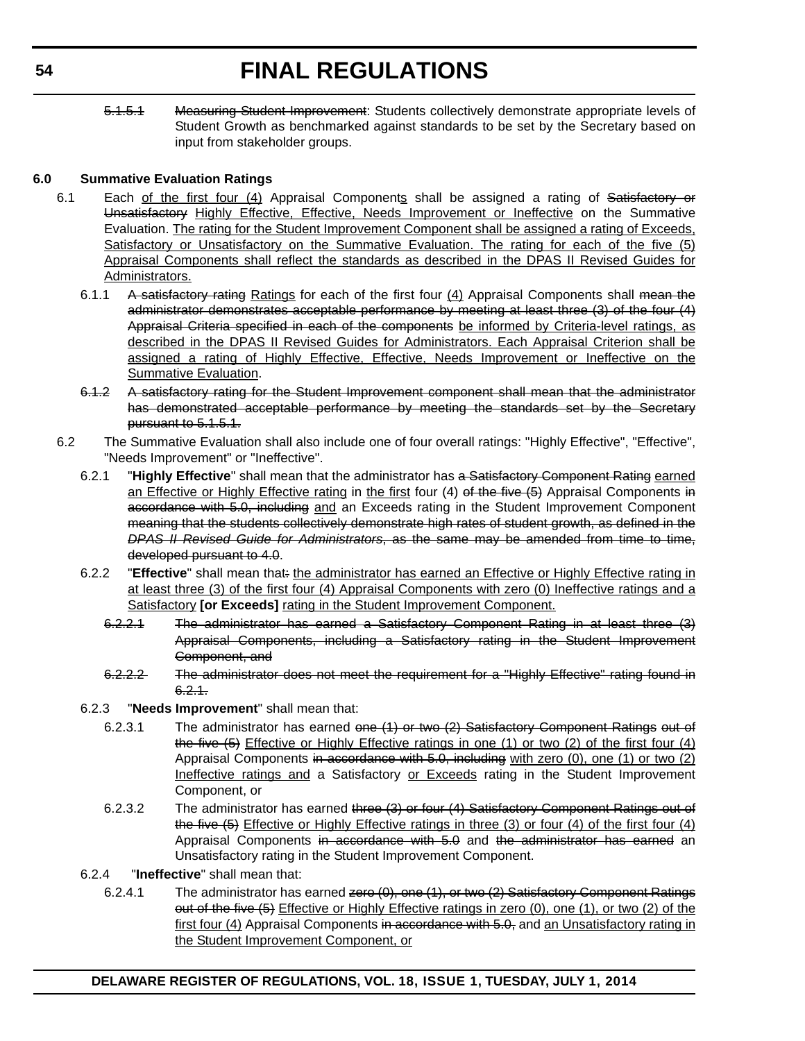~~5.1.5.1~~ ~~Measuring Student Improvement~~: Students collectively demonstrate appropriate levels of Student Growth as benchmarked against standards to be set by the Secretary based on input from stakeholder groups.

**6.0 Summative Evaluation Ratings**

6.1 Each <u>of the first four (4)</u> Appraisal Component<u>s</u> shall be assigned a rating of ~~Satisfactory or Unsatisfactory~~ <u>Highly Effective, Effective, Needs Improvement or Ineffective</u> on the Summative Evaluation. <u>The rating for the Student Improvement Component shall be assigned a rating of Exceeds, Satisfactory or Unsatisfactory on the Summative Evaluation. The rating for each of the five (5) Appraisal Components shall reflect the standards as described in the DPAS II Revised Guides for Administrators.</u>

6.1.1 ~~A satisfactory rating~~ <u>Ratings</u> for each of the first four <u>(4)</u> Appraisal Components shall ~~mean the administrator demonstrates acceptable performance by meeting at least three (3) of the four (4) Appraisal Criteria specified in each of the components~~ <u>be informed by Criteria-level ratings, as described in the DPAS II Revised Guides for Administrators. Each Appraisal Criterion shall be assigned a rating of Highly Effective, Effective, Needs Improvement or Ineffective on the Summative Evaluation</u>.

~~6.1.2 A satisfactory rating for the Student Improvement component shall mean that the administrator has demonstrated acceptable performance by meeting the standards set by the Secretary pursuant to 5.1.5.1.~~

6.2 The Summative Evaluation shall also include one of four overall ratings: "Highly Effective", "Effective", "Needs Improvement" or "Ineffective".

6.2.1 "**Highly Effective**" shall mean that the administrator has ~~a Satisfactory Component Rating~~ <u>earned an Effective or Highly Effective rating</u> in <u>the first</u> four (4) ~~of the five (5)~~ Appraisal Components ~~in accordance with 5.0, including~~ <u>and</u> an Exceeds rating in the Student Improvement Component ~~meaning that the students collectively demonstrate high rates of student growth, as defined in the *DPAS II Revised Guide for Administrators*, as the same may be amended from time to time, developed pursuant to 4.0~~.

6.2.2 "**Effective**" shall mean that~~:~~ <u>the administrator has earned an Effective or Highly Effective rating in at least three (3) of the first four (4) Appraisal Components with zero (0) Ineffective ratings and a Satisfactory</u> **[or Exceeds]** <u>rating in the Student Improvement Component.</u>

~~6.2.2.1 The administrator has earned a Satisfactory Component Rating in at least three (3) Appraisal Components, including a Satisfactory rating in the Student Improvement Component, and~~

~~6.2.2.2 The administrator does not meet the requirement for a "Highly Effective" rating found in 6.2.1.~~

6.2.3 "**Needs Improvement**" shall mean that:

6.2.3.1 The administrator has earned ~~one (1) or two (2) Satisfactory Component Ratings out of the five (5)~~ <u>Effective or Highly Effective ratings in one (1) or two (2) of the first four (4)</u> Appraisal Components ~~in accordance with 5.0, including~~ <u>with zero (0), one (1) or two (2) Ineffective ratings and</u> a Satisfactory <u>or Exceeds</u> rating in the Student Improvement Component, or

6.2.3.2 The administrator has earned ~~three (3) or four (4) Satisfactory Component Ratings out of the five (5)~~ <u>Effective or Highly Effective ratings in three (3) or four (4) of the first four (4)</u> Appraisal Components ~~in accordance with 5.0~~ and ~~the administrator has earned~~ an Unsatisfactory rating in the Student Improvement Component.

6.2.4 "**Ineffective**" shall mean that:

6.2.4.1 The administrator has earned ~~zero (0), one (1), or two (2) Satisfactory Component Ratings out of the five (5)~~ <u>Effective or Highly Effective ratings in zero (0), one (1), or two (2) of the first four (4)</u> Appraisal Components ~~in accordance with 5.0,~~ and <u>an Unsatisfactory rating in the Student Improvement Component, or</u>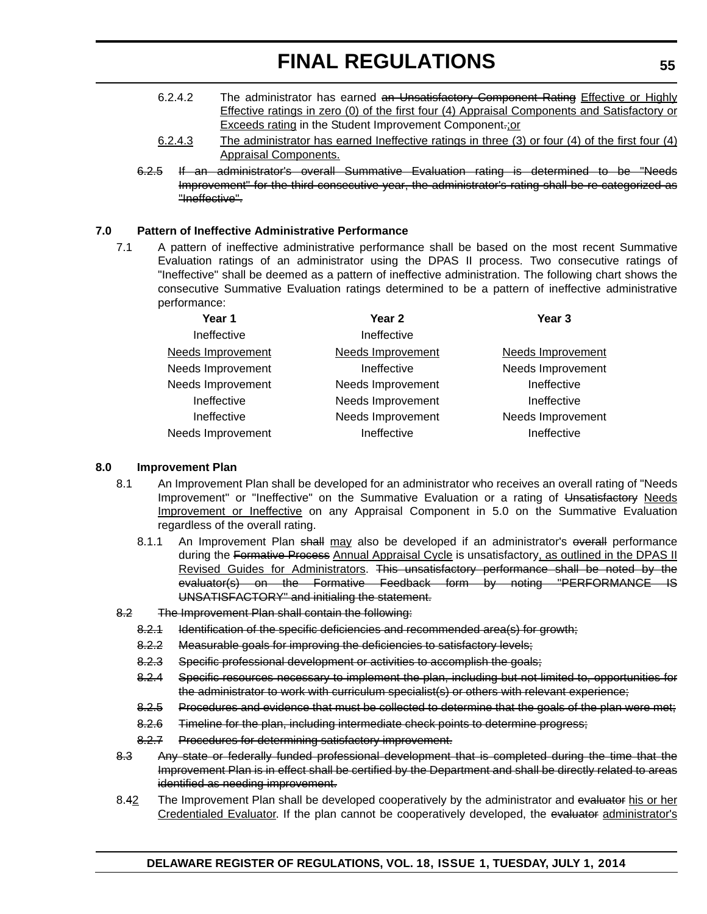6.2.4.2 The administrator has earned ~~an Unsatisfactory Component Rating~~ <u>Effective or Highly Effective ratings in zero (0) of the first four (4) Appraisal Components and Satisfactory or Exceeds rating</u> in the Student Improvement Component~~.~~<u>;or</u>

<u>6.2.4.3</u> <u>The administrator has earned Ineffective ratings in three (3) or four (4) of the first four (4) Appraisal Components.</u>

~~6.2.5 If an administrator's overall Summative Evaluation rating is determined to be "Needs Improvement" for the third consecutive year, the administrator's rating shall be re-categorized as "Ineffective".~~

**7.0 Pattern of Ineffective Administrative Performance**

7.1 A pattern of ineffective administrative performance shall be based on the most recent Summative Evaluation ratings of an administrator using the DPAS II process. Two consecutive ratings of "Ineffective" shall be deemed as a pattern of ineffective administration. The following chart shows the consecutive Summative Evaluation ratings determined to be a pattern of ineffective administrative performance:

| Year 1 | Year 2 | Year 3 |
|---|---|---|
| Ineffective | Ineffective | |
| <u>Needs Improvement</u> | <u>Needs Improvement</u> | <u>Needs Improvement</u> |
| Needs Improvement | Ineffective | Needs Improvement |
| Needs Improvement | Needs Improvement | Ineffective |
| Ineffective | Needs Improvement | Ineffective |
| Ineffective | Needs Improvement | Needs Improvement |
| Needs Improvement | Ineffective | Ineffective |

**8.0 Improvement Plan**

8.1 An Improvement Plan shall be developed for an administrator who receives an overall rating of "Needs Improvement" or "Ineffective" on the Summative Evaluation or a rating of ~~Unsatisfactory~~ <u>Needs Improvement or Ineffective</u> on any Appraisal Component in 5.0 on the Summative Evaluation regardless of the overall rating.

8.1.1 An Improvement Plan ~~shall~~ <u>may</u> also be developed if an administrator's ~~overall~~ performance during the ~~Formative Process~~ <u>Annual Appraisal Cycle</u> is unsatisfactory<u>, as outlined in the DPAS II Revised Guides for Administrators</u>. ~~This unsatisfactory performance shall be noted by the evaluator(s) on the Formative Feedback form by noting "PERFORMANCE IS UNSATISFACTORY" and initialing the statement.~~

~~8.2 The Improvement Plan shall contain the following:~~

~~8.2.1 Identification of the specific deficiencies and recommended area(s) for growth;~~

~~8.2.2 Measurable goals for improving the deficiencies to satisfactory levels;~~

~~8.2.3 Specific professional development or activities to accomplish the goals;~~

~~8.2.4 Specific resources necessary to implement the plan, including but not limited to, opportunities for the administrator to work with curriculum specialist(s) or others with relevant experience;~~

~~8.2.5 Procedures and evidence that must be collected to determine that the goals of the plan were met;~~

~~8.2.6 Timeline for the plan, including intermediate check points to determine progress;~~

~~8.2.7 Procedures for determining satisfactory improvement.~~

~~8.3 Any state or federally funded professional development that is completed during the time that the Improvement Plan is in effect shall be certified by the Department and shall be directly related to areas identified as needing improvement.~~

8.4<u>2</u> The Improvement Plan shall be developed cooperatively by the administrator and ~~evaluator~~ <u>his or her Credentialed Evaluator</u>. If the plan cannot be cooperatively developed, the ~~evaluator~~ <u>administrator's</u>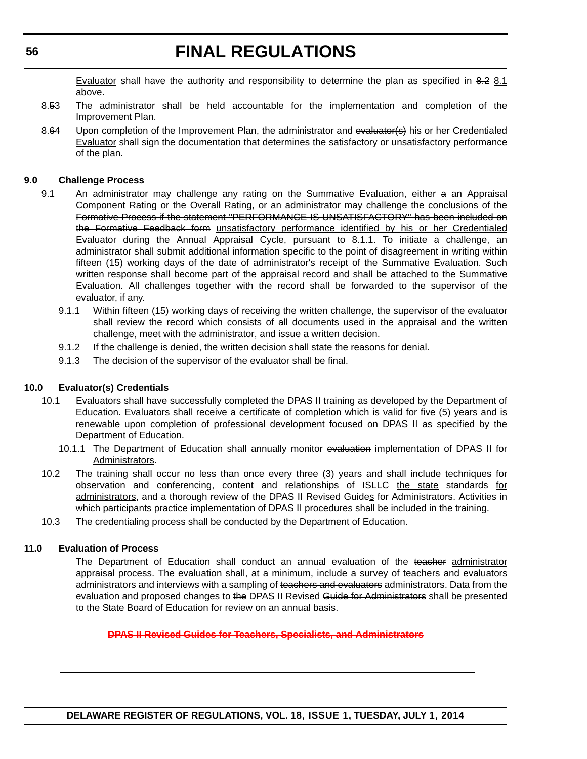Evaluator shall have the authority and responsibility to determine the plan as specified in ~~8.2~~ 8.1 above.

8.~~5~~3 The administrator shall be held accountable for the implementation and completion of the Improvement Plan.

8.~~6~~4 Upon completion of the Improvement Plan, the administrator and ~~evaluator(s)~~ his or her Credentialed Evaluator shall sign the documentation that determines the satisfactory or unsatisfactory performance of the plan.

**9.0 Challenge Process**

9.1 An administrator may challenge any rating on the Summative Evaluation, either ~~a~~ an Appraisal Component Rating or the Overall Rating, or an administrator may challenge ~~the conclusions of the Formative Process if the statement "PERFORMANCE IS UNSATISFACTORY" has been included on the Formative Feedback form~~ unsatisfactory performance identified by his or her Credentialed Evaluator during the Annual Appraisal Cycle, pursuant to 8.1.1. To initiate a challenge, an administrator shall submit additional information specific to the point of disagreement in writing within fifteen (15) working days of the date of administrator's receipt of the Summative Evaluation. Such written response shall become part of the appraisal record and shall be attached to the Summative Evaluation. All challenges together with the record shall be forwarded to the supervisor of the evaluator, if any.

9.1.1 Within fifteen (15) working days of receiving the written challenge, the supervisor of the evaluator shall review the record which consists of all documents used in the appraisal and the written challenge, meet with the administrator, and issue a written decision.

9.1.2 If the challenge is denied, the written decision shall state the reasons for denial.

9.1.3 The decision of the supervisor of the evaluator shall be final.

**10.0 Evaluator(s) Credentials**

10.1 Evaluators shall have successfully completed the DPAS II training as developed by the Department of Education. Evaluators shall receive a certificate of completion which is valid for five (5) years and is renewable upon completion of professional development focused on DPAS II as specified by the Department of Education.

10.1.1 The Department of Education shall annually monitor ~~evaluation~~ implementation of DPAS II for Administrators.

10.2 The training shall occur no less than once every three (3) years and shall include techniques for observation and conferencing, content and relationships of ~~ISLLC~~ the state standards for administrators, and a thorough review of the DPAS II Revised Guides for Administrators. Activities in which participants practice implementation of DPAS II procedures shall be included in the training.

10.3 The credentialing process shall be conducted by the Department of Education.

**11.0 Evaluation of Process**

The Department of Education shall conduct an annual evaluation of the ~~teacher~~ administrator appraisal process. The evaluation shall, at a minimum, include a survey of ~~teachers and evaluators~~ administrators and interviews with a sampling of ~~teachers and evaluators~~ administrators. Data from the evaluation and proposed changes to ~~the~~ DPAS II Revised ~~Guide for Administrators~~ shall be presented to the State Board of Education for review on an annual basis.

**DPAS II Revised Guides for Teachers, Specialists, and Administrators**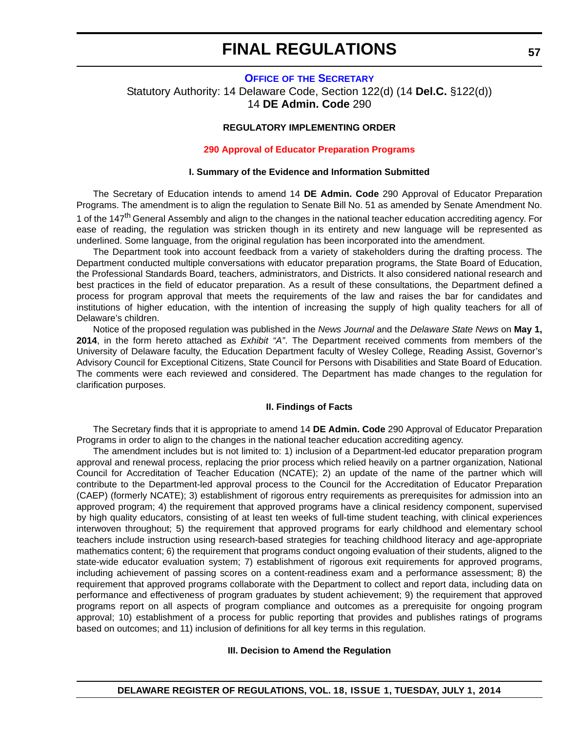# FINAL REGULATIONS

**OFFICE OF THE SECRETARY**

Statutory Authority: 14 Delaware Code, Section 122(d) (14 **Del.C.** §122(d))
14 **DE Admin. Code** 290

**REGULATORY IMPLEMENTING ORDER**

**290 Approval of Educator Preparation Programs**

**I. Summary of the Evidence and Information Submitted**

The Secretary of Education intends to amend 14 **DE Admin. Code** 290 Approval of Educator Preparation Programs. The amendment is to align the regulation to Senate Bill No. 51 as amended by Senate Amendment No. 1 of the 147th General Assembly and align to the changes in the national teacher education accrediting agency. For ease of reading, the regulation was stricken though in its entirety and new language will be represented as underlined. Some language, from the original regulation has been incorporated into the amendment.

The Department took into account feedback from a variety of stakeholders during the drafting process. The Department conducted multiple conversations with educator preparation programs, the State Board of Education, the Professional Standards Board, teachers, administrators, and Districts. It also considered national research and best practices in the field of educator preparation. As a result of these consultations, the Department defined a process for program approval that meets the requirements of the law and raises the bar for candidates and institutions of higher education, with the intention of increasing the supply of high quality teachers for all of Delaware's children.

Notice of the proposed regulation was published in the *News Journal* and the *Delaware State News* on **May 1, 2014**, in the form hereto attached as *Exhibit "A"*. The Department received comments from members of the University of Delaware faculty, the Education Department faculty of Wesley College, Reading Assist, Governor's Advisory Council for Exceptional Citizens, State Council for Persons with Disabilities and State Board of Education. The comments were each reviewed and considered. The Department has made changes to the regulation for clarification purposes.

**II. Findings of Facts**

The Secretary finds that it is appropriate to amend 14 **DE Admin. Code** 290 Approval of Educator Preparation Programs in order to align to the changes in the national teacher education accrediting agency.

The amendment includes but is not limited to: 1) inclusion of a Department-led educator preparation program approval and renewal process, replacing the prior process which relied heavily on a partner organization, National Council for Accreditation of Teacher Education (NCATE); 2) an update of the name of the partner which will contribute to the Department-led approval process to the Council for the Accreditation of Educator Preparation (CAEP) (formerly NCATE); 3) establishment of rigorous entry requirements as prerequisites for admission into an approved program; 4) the requirement that approved programs have a clinical residency component, supervised by high quality educators, consisting of at least ten weeks of full-time student teaching, with clinical experiences interwoven throughout; 5) the requirement that approved programs for early childhood and elementary school teachers include instruction using research-based strategies for teaching childhood literacy and age-appropriate mathematics content; 6) the requirement that programs conduct ongoing evaluation of their students, aligned to the state-wide educator evaluation system; 7) establishment of rigorous exit requirements for approved programs, including achievement of passing scores on a content-readiness exam and a performance assessment; 8) the requirement that approved programs collaborate with the Department to collect and report data, including data on performance and effectiveness of program graduates by student achievement; 9) the requirement that approved programs report on all aspects of program compliance and outcomes as a prerequisite for ongoing program approval; 10) establishment of a process for public reporting that provides and publishes ratings of programs based on outcomes; and 11) inclusion of definitions for all key terms in this regulation.

**III. Decision to Amend the Regulation**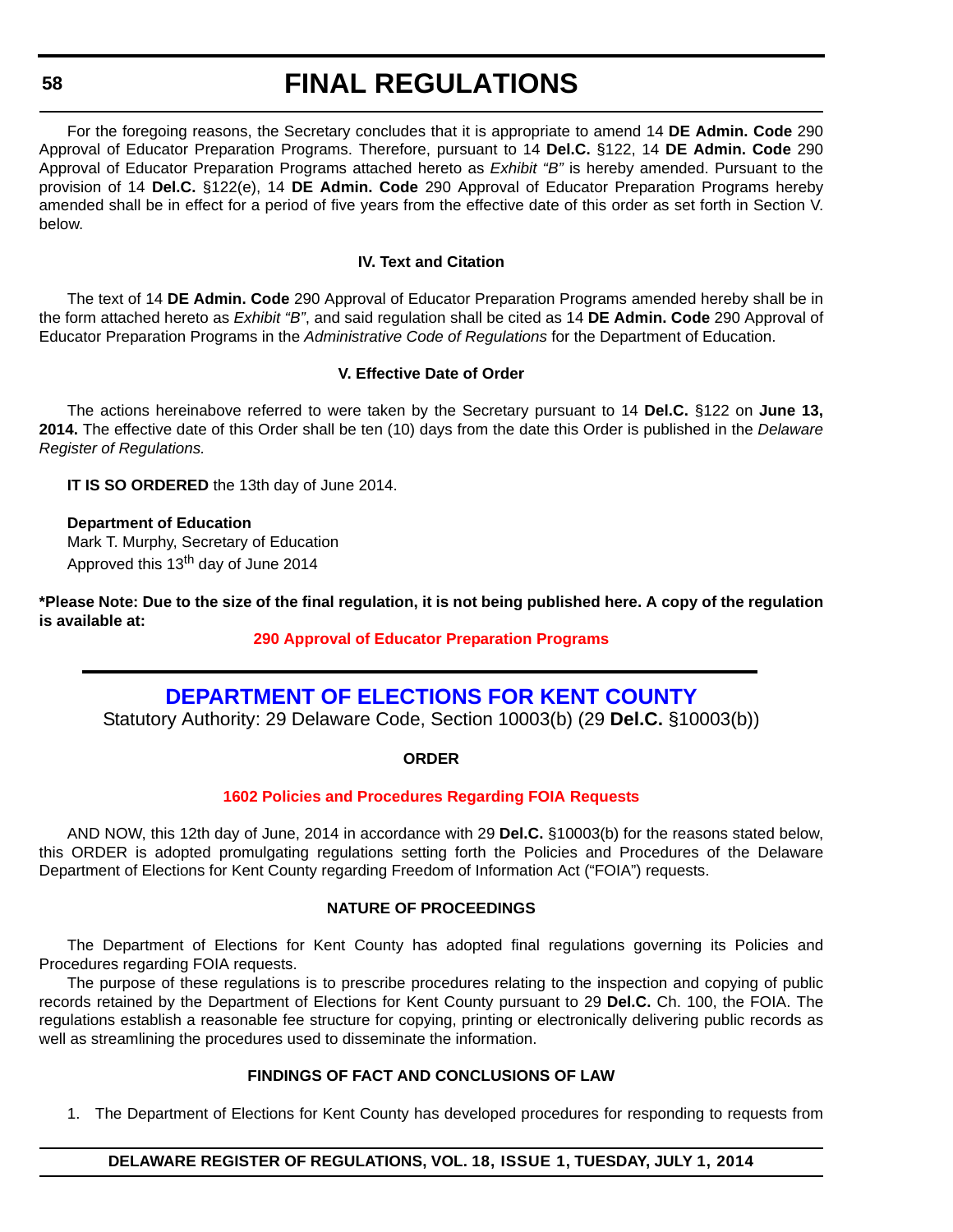For the foregoing reasons, the Secretary concludes that it is appropriate to amend 14 **DE Admin. Code** 290 Approval of Educator Preparation Programs. Therefore, pursuant to 14 **Del.C.** §122, 14 **DE Admin. Code** 290 Approval of Educator Preparation Programs attached hereto as *Exhibit "B"* is hereby amended. Pursuant to the provision of 14 **Del.C.** §122(e), 14 **DE Admin. Code** 290 Approval of Educator Preparation Programs hereby amended shall be in effect for a period of five years from the effective date of this order as set forth in Section V. below.

**IV. Text and Citation**

The text of 14 **DE Admin. Code** 290 Approval of Educator Preparation Programs amended hereby shall be in the form attached hereto as *Exhibit "B"*, and said regulation shall be cited as 14 **DE Admin. Code** 290 Approval of Educator Preparation Programs in the *Administrative Code of Regulations* for the Department of Education.

**V. Effective Date of Order**

The actions hereinabove referred to were taken by the Secretary pursuant to 14 **Del.C.** §122 on **June 13, 2014.** The effective date of this Order shall be ten (10) days from the date this Order is published in the *Delaware Register of Regulations.*

**IT IS SO ORDERED** the 13th day of June 2014.

**Department of Education**
Mark T. Murphy, Secretary of Education
Approved this 13th day of June 2014

**\*Please Note: Due to the size of the final regulation, it is not being published here. A copy of the regulation is available at:**

**290 Approval of Educator Preparation Programs**

---

## DEPARTMENT OF ELECTIONS FOR KENT COUNTY

Statutory Authority: 29 Delaware Code, Section 10003(b) (29 **Del.C.** §10003(b))

**ORDER**

**1602 Policies and Procedures Regarding FOIA Requests**

AND NOW, this 12th day of June, 2014 in accordance with 29 **Del.C.** §10003(b) for the reasons stated below, this ORDER is adopted promulgating regulations setting forth the Policies and Procedures of the Delaware Department of Elections for Kent County regarding Freedom of Information Act ("FOIA") requests.

**NATURE OF PROCEEDINGS**

The Department of Elections for Kent County has adopted final regulations governing its Policies and Procedures regarding FOIA requests.

The purpose of these regulations is to prescribe procedures relating to the inspection and copying of public records retained by the Department of Elections for Kent County pursuant to 29 **Del.C.** Ch. 100, the FOIA. The regulations establish a reasonable fee structure for copying, printing or electronically delivering public records as well as streamlining the procedures used to disseminate the information.

**FINDINGS OF FACT AND CONCLUSIONS OF LAW**

1. The Department of Elections for Kent County has developed procedures for responding to requests from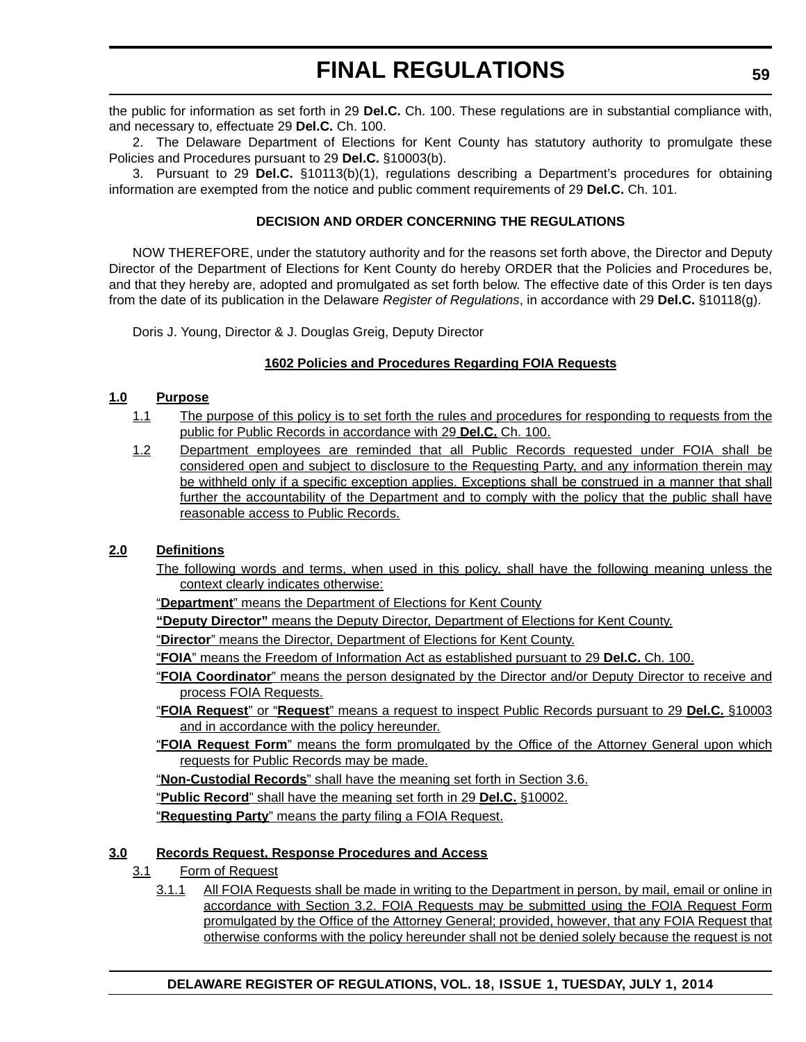the public for information as set forth in 29 **Del.C.** Ch. 100. These regulations are in substantial compliance with, and necessary to, effectuate 29 **Del.C.** Ch. 100.

2. The Delaware Department of Elections for Kent County has statutory authority to promulgate these Policies and Procedures pursuant to 29 **Del.C.** §10003(b).

3. Pursuant to 29 **Del.C.** §10113(b)(1), regulations describing a Department's procedures for obtaining information are exempted from the notice and public comment requirements of 29 **Del.C.** Ch. 101.

**DECISION AND ORDER CONCERNING THE REGULATIONS**

NOW THEREFORE, under the statutory authority and for the reasons set forth above, the Director and Deputy Director of the Department of Elections for Kent County do hereby ORDER that the Policies and Procedures be, and that they hereby are, adopted and promulgated as set forth below. The effective date of this Order is ten days from the date of its publication in the Delaware *Register of Regulations*, in accordance with 29 **Del.C.** §10118(g).

Doris J. Young, Director & J. Douglas Greig, Deputy Director

**1602 Policies and Procedures Regarding FOIA Requests**

**1.0 Purpose**

1.1 The purpose of this policy is to set forth the rules and procedures for responding to requests from the public for Public Records in accordance with 29 **Del.C.** Ch. 100.

1.2 Department employees are reminded that all Public Records requested under FOIA shall be considered open and subject to disclosure to the Requesting Party, and any information therein may be withheld only if a specific exception applies. Exceptions shall be construed in a manner that shall further the accountability of the Department and to comply with the policy that the public shall have reasonable access to Public Records.

**2.0 Definitions**

The following words and terms, when used in this policy, shall have the following meaning unless the context clearly indicates otherwise:

"**Department**" means the Department of Elections for Kent County

**"Deputy Director"** means the Deputy Director, Department of Elections for Kent County.

"**Director**" means the Director, Department of Elections for Kent County.

"**FOIA**" means the Freedom of Information Act as established pursuant to 29 **Del.C.** Ch. 100.

"**FOIA Coordinator**" means the person designated by the Director and/or Deputy Director to receive and process FOIA Requests.

"**FOIA Request**" or "**Request**" means a request to inspect Public Records pursuant to 29 **Del.C.** §10003 and in accordance with the policy hereunder.

"**FOIA Request Form**" means the form promulgated by the Office of the Attorney General upon which requests for Public Records may be made.

"**Non-Custodial Records**" shall have the meaning set forth in Section 3.6.

"**Public Record**" shall have the meaning set forth in 29 **Del.C.** §10002.

"**Requesting Party**" means the party filing a FOIA Request.

**3.0 Records Request, Response Procedures and Access**

3.1 Form of Request

3.1.1 All FOIA Requests shall be made in writing to the Department in person, by mail, email or online in accordance with Section 3.2. FOIA Requests may be submitted using the FOIA Request Form promulgated by the Office of the Attorney General; provided, however, that any FOIA Request that otherwise conforms with the policy hereunder shall not be denied solely because the request is not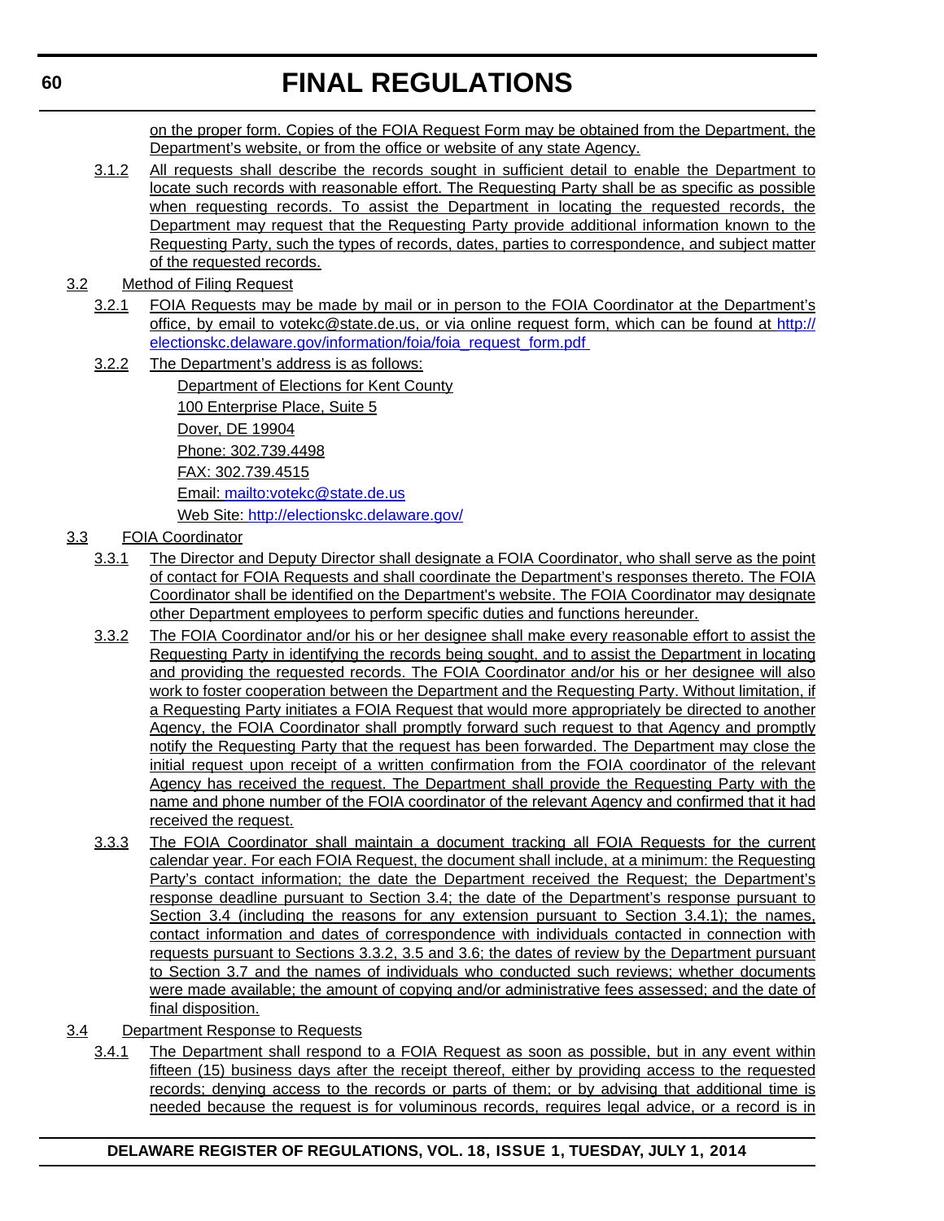on the proper form. Copies of the FOIA Request Form may be obtained from the Department, the Department's website, or from the office or website of any state Agency.

3.1.2 All requests shall describe the records sought in sufficient detail to enable the Department to locate such records with reasonable effort. The Requesting Party shall be as specific as possible when requesting records. To assist the Department in locating the requested records, the Department may request that the Requesting Party provide additional information known to the Requesting Party, such the types of records, dates, parties to correspondence, and subject matter of the requested records.

3.2 Method of Filing Request

3.2.1 FOIA Requests may be made by mail or in person to the FOIA Coordinator at the Department's office, by email to votekc@state.de.us, or via online request form, which can be found at http://electionskc.delaware.gov/information/foia/foia_request_form.pdf

3.2.2 The Department's address is as follows:

Department of Elections for Kent County
100 Enterprise Place, Suite 5
Dover, DE 19904
Phone: 302.739.4498
FAX: 302.739.4515
Email: mailto:votekc@state.de.us
Web Site: http://electionskc.delaware.gov/

3.3 FOIA Coordinator

3.3.1 The Director and Deputy Director shall designate a FOIA Coordinator, who shall serve as the point of contact for FOIA Requests and shall coordinate the Department's responses thereto. The FOIA Coordinator shall be identified on the Department's website. The FOIA Coordinator may designate other Department employees to perform specific duties and functions hereunder.

3.3.2 The FOIA Coordinator and/or his or her designee shall make every reasonable effort to assist the Requesting Party in identifying the records being sought, and to assist the Department in locating and providing the requested records. The FOIA Coordinator and/or his or her designee will also work to foster cooperation between the Department and the Requesting Party. Without limitation, if a Requesting Party initiates a FOIA Request that would more appropriately be directed to another Agency, the FOIA Coordinator shall promptly forward such request to that Agency and promptly notify the Requesting Party that the request has been forwarded. The Department may close the initial request upon receipt of a written confirmation from the FOIA coordinator of the relevant Agency has received the request. The Department shall provide the Requesting Party with the name and phone number of the FOIA coordinator of the relevant Agency and confirmed that it had received the request.

3.3.3 The FOIA Coordinator shall maintain a document tracking all FOIA Requests for the current calendar year. For each FOIA Request, the document shall include, at a minimum: the Requesting Party's contact information; the date the Department received the Request; the Department's response deadline pursuant to Section 3.4; the date of the Department's response pursuant to Section 3.4 (including the reasons for any extension pursuant to Section 3.4.1); the names, contact information and dates of correspondence with individuals contacted in connection with requests pursuant to Sections 3.3.2, 3.5 and 3.6; the dates of review by the Department pursuant to Section 3.7 and the names of individuals who conducted such reviews; whether documents were made available; the amount of copying and/or administrative fees assessed; and the date of final disposition.

3.4 Department Response to Requests

3.4.1 The Department shall respond to a FOIA Request as soon as possible, but in any event within fifteen (15) business days after the receipt thereof, either by providing access to the requested records; denying access to the records or parts of them; or by advising that additional time is needed because the request is for voluminous records, requires legal advice, or a record is in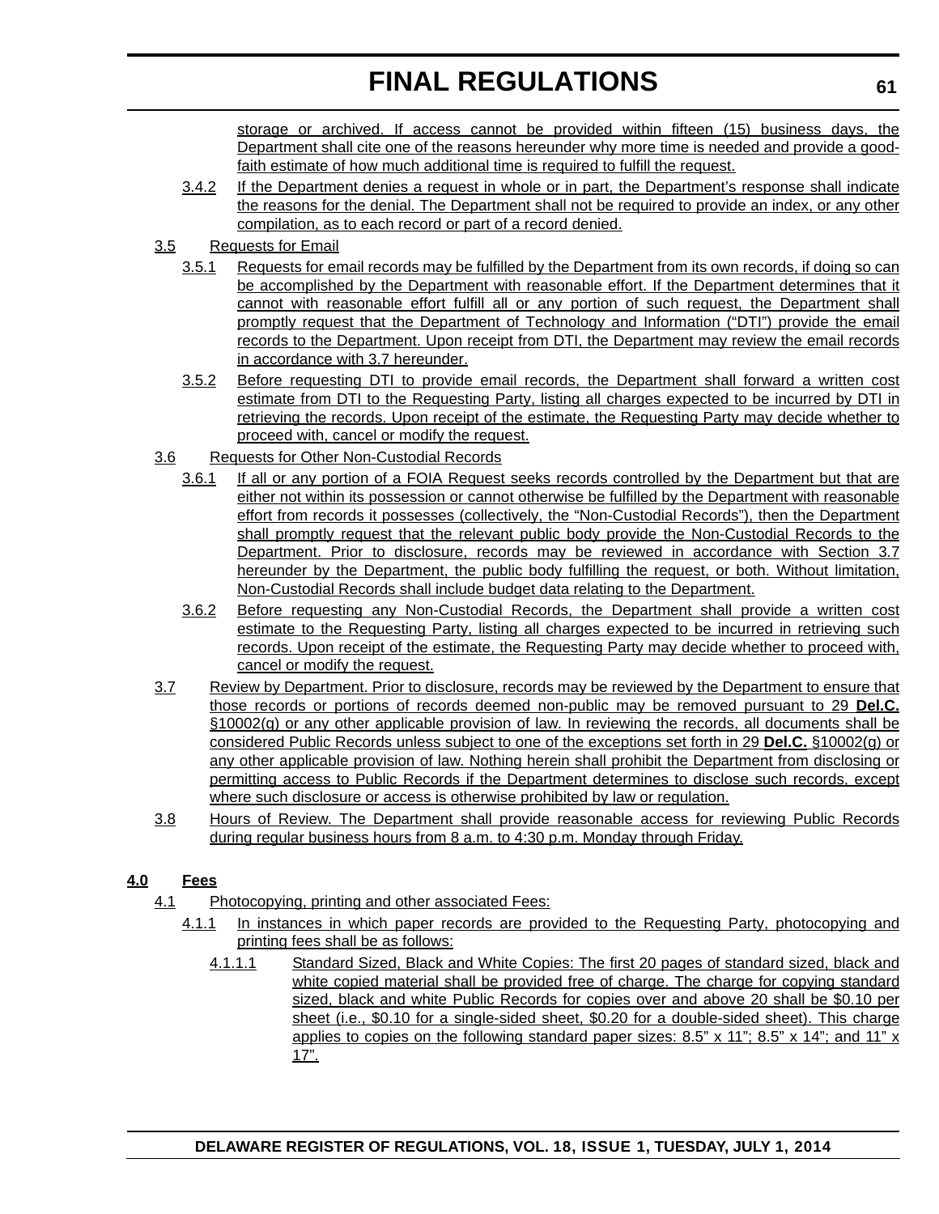storage or archived. If access cannot be provided within fifteen (15) business days, the Department shall cite one of the reasons hereunder why more time is needed and provide a good-faith estimate of how much additional time is required to fulfill the request.

3.4.2 If the Department denies a request in whole or in part, the Department's response shall indicate the reasons for the denial. The Department shall not be required to provide an index, or any other compilation, as to each record or part of a record denied.

3.5 Requests for Email

3.5.1 Requests for email records may be fulfilled by the Department from its own records, if doing so can be accomplished by the Department with reasonable effort. If the Department determines that it cannot with reasonable effort fulfill all or any portion of such request, the Department shall promptly request that the Department of Technology and Information ("DTI") provide the email records to the Department. Upon receipt from DTI, the Department may review the email records in accordance with 3.7 hereunder.

3.5.2 Before requesting DTI to provide email records, the Department shall forward a written cost estimate from DTI to the Requesting Party, listing all charges expected to be incurred by DTI in retrieving the records. Upon receipt of the estimate, the Requesting Party may decide whether to proceed with, cancel or modify the request.

3.6 Requests for Other Non-Custodial Records

3.6.1 If all or any portion of a FOIA Request seeks records controlled by the Department but that are either not within its possession or cannot otherwise be fulfilled by the Department with reasonable effort from records it possesses (collectively, the "Non-Custodial Records"), then the Department shall promptly request that the relevant public body provide the Non-Custodial Records to the Department. Prior to disclosure, records may be reviewed in accordance with Section 3.7 hereunder by the Department, the public body fulfilling the request, or both. Without limitation, Non-Custodial Records shall include budget data relating to the Department.

3.6.2 Before requesting any Non-Custodial Records, the Department shall provide a written cost estimate to the Requesting Party, listing all charges expected to be incurred in retrieving such records. Upon receipt of the estimate, the Requesting Party may decide whether to proceed with, cancel or modify the request.

3.7 Review by Department. Prior to disclosure, records may be reviewed by the Department to ensure that those records or portions of records deemed non-public may be removed pursuant to 29 **Del.C.** §10002(g) or any other applicable provision of law. In reviewing the records, all documents shall be considered Public Records unless subject to one of the exceptions set forth in 29 **Del.C.** §10002(g) or any other applicable provision of law. Nothing herein shall prohibit the Department from disclosing or permitting access to Public Records if the Department determines to disclose such records, except where such disclosure or access is otherwise prohibited by law or regulation.

3.8 Hours of Review. The Department shall provide reasonable access for reviewing Public Records during regular business hours from 8 a.m. to 4:30 p.m. Monday through Friday.

**4.0 Fees**

4.1 Photocopying, printing and other associated Fees:

4.1.1 In instances in which paper records are provided to the Requesting Party, photocopying and printing fees shall be as follows:

4.1.1.1 Standard Sized, Black and White Copies: The first 20 pages of standard sized, black and white copied material shall be provided free of charge. The charge for copying standard sized, black and white Public Records for copies over and above 20 shall be $0.10 per sheet (i.e., $0.10 for a single-sided sheet, $0.20 for a double-sided sheet). This charge applies to copies on the following standard paper sizes: 8.5" x 11"; 8.5" x 14"; and 11" x 17".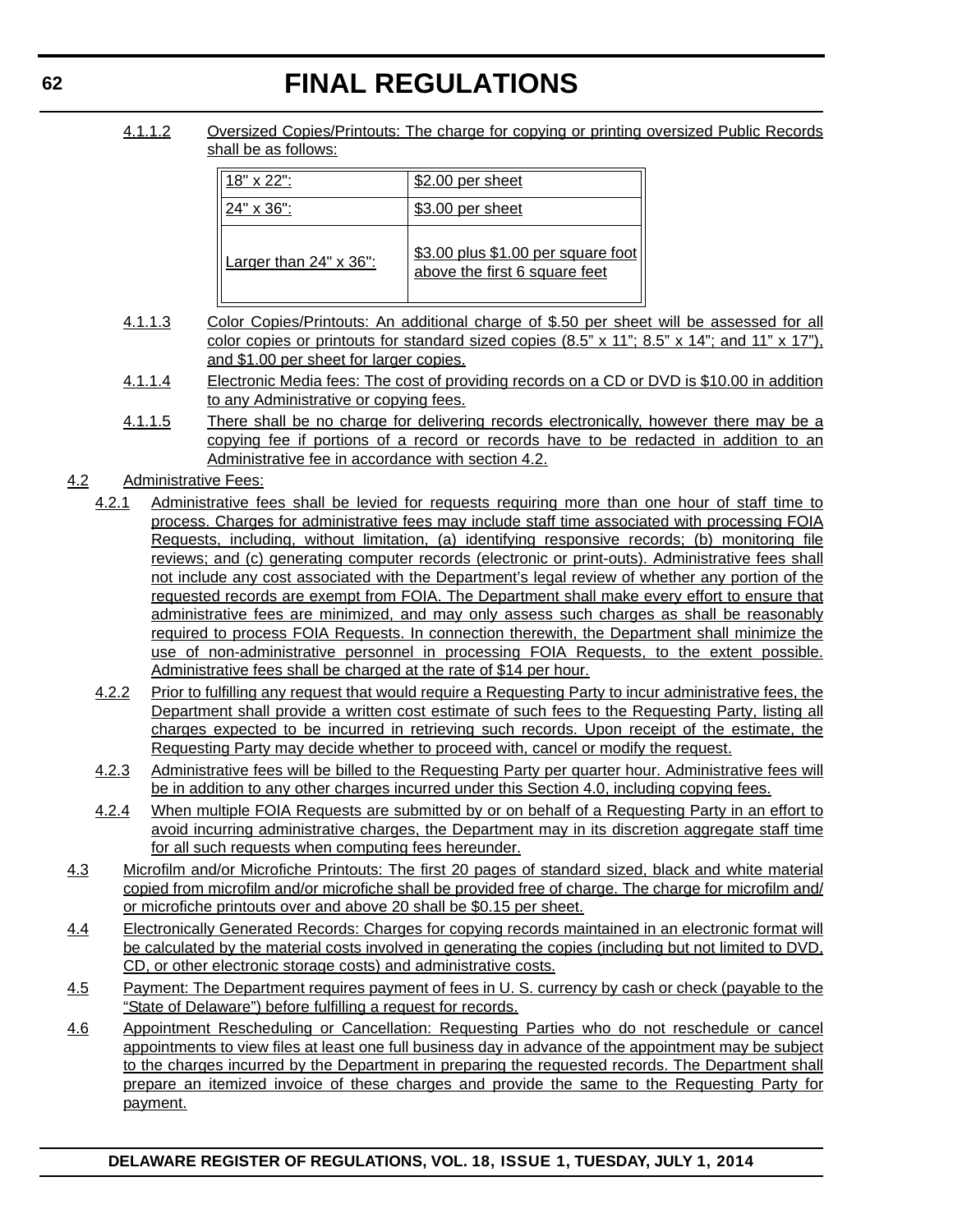4.1.1.2 Oversized Copies/Printouts: The charge for copying or printing oversized Public Records shall be as follows:

| | |
|---|---|
| 18" x 22": | $2.00 per sheet |
| 24" x 36": | $3.00 per sheet |
| Larger than 24" x 36": | $3.00 plus $1.00 per square foot above the first 6 square feet |

4.1.1.3 Color Copies/Printouts: An additional charge of $.50 per sheet will be assessed for all color copies or printouts for standard sized copies (8.5" x 11"; 8.5" x 14"; and 11" x 17"), and $1.00 per sheet for larger copies.

4.1.1.4 Electronic Media fees: The cost of providing records on a CD or DVD is $10.00 in addition to any Administrative or copying fees.

4.1.1.5 There shall be no charge for delivering records electronically, however there may be a copying fee if portions of a record or records have to be redacted in addition to an Administrative fee in accordance with section 4.2.

4.2 Administrative Fees:

4.2.1 Administrative fees shall be levied for requests requiring more than one hour of staff time to process. Charges for administrative fees may include staff time associated with processing FOIA Requests, including, without limitation, (a) identifying responsive records; (b) monitoring file reviews; and (c) generating computer records (electronic or print-outs). Administrative fees shall not include any cost associated with the Department's legal review of whether any portion of the requested records are exempt from FOIA. The Department shall make every effort to ensure that administrative fees are minimized, and may only assess such charges as shall be reasonably required to process FOIA Requests. In connection therewith, the Department shall minimize the use of non-administrative personnel in processing FOIA Requests, to the extent possible. Administrative fees shall be charged at the rate of $14 per hour.

4.2.2 Prior to fulfilling any request that would require a Requesting Party to incur administrative fees, the Department shall provide a written cost estimate of such fees to the Requesting Party, listing all charges expected to be incurred in retrieving such records. Upon receipt of the estimate, the Requesting Party may decide whether to proceed with, cancel or modify the request.

4.2.3 Administrative fees will be billed to the Requesting Party per quarter hour. Administrative fees will be in addition to any other charges incurred under this Section 4.0, including copying fees.

4.2.4 When multiple FOIA Requests are submitted by or on behalf of a Requesting Party in an effort to avoid incurring administrative charges, the Department may in its discretion aggregate staff time for all such requests when computing fees hereunder.

4.3 Microfilm and/or Microfiche Printouts: The first 20 pages of standard sized, black and white material copied from microfilm and/or microfiche shall be provided free of charge. The charge for microfilm and/or microfiche printouts over and above 20 shall be $0.15 per sheet.

4.4 Electronically Generated Records: Charges for copying records maintained in an electronic format will be calculated by the material costs involved in generating the copies (including but not limited to DVD, CD, or other electronic storage costs) and administrative costs.

4.5 Payment: The Department requires payment of fees in U. S. currency by cash or check (payable to the "State of Delaware") before fulfilling a request for records.

4.6 Appointment Rescheduling or Cancellation: Requesting Parties who do not reschedule or cancel appointments to view files at least one full business day in advance of the appointment may be subject to the charges incurred by the Department in preparing the requested records. The Department shall prepare an itemized invoice of these charges and provide the same to the Requesting Party for payment.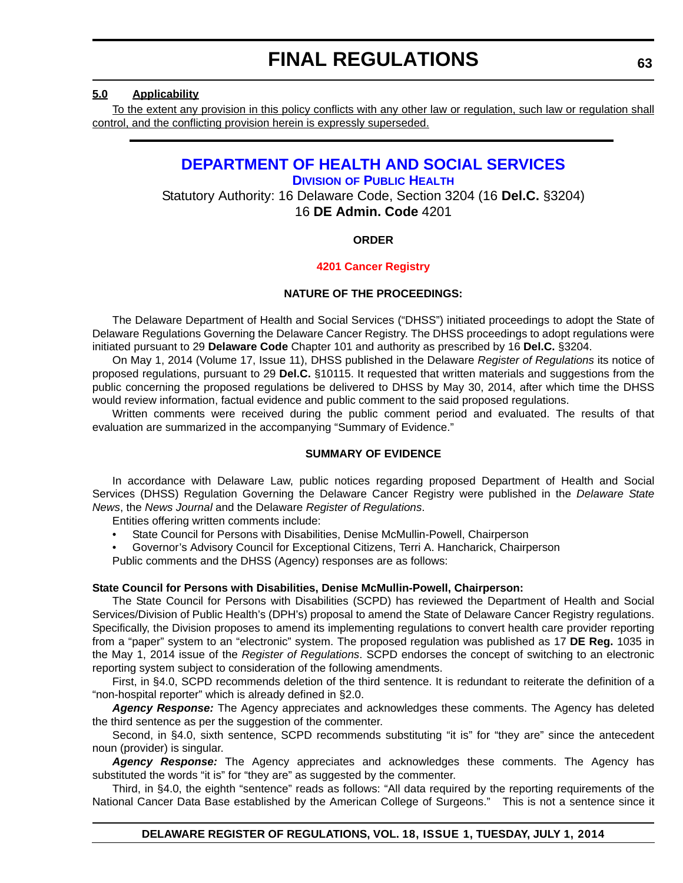**5.0 Applicability**

To the extent any provision in this policy conflicts with any other law or regulation, such law or regulation shall control, and the conflicting provision herein is expressly superseded.

---

## DEPARTMENT OF HEALTH AND SOCIAL SERVICES

### DIVISION OF PUBLIC HEALTH

Statutory Authority: 16 Delaware Code, Section 3204 (16 **Del.C.** §3204)
16 **DE Admin. Code** 4201

**ORDER**

**4201 Cancer Registry**

**NATURE OF THE PROCEEDINGS:**

The Delaware Department of Health and Social Services ("DHSS") initiated proceedings to adopt the State of Delaware Regulations Governing the Delaware Cancer Registry. The DHSS proceedings to adopt regulations were initiated pursuant to 29 **Delaware Code** Chapter 101 and authority as prescribed by 16 **Del.C.** §3204.

On May 1, 2014 (Volume 17, Issue 11), DHSS published in the Delaware *Register of Regulations* its notice of proposed regulations, pursuant to 29 **Del.C.** §10115. It requested that written materials and suggestions from the public concerning the proposed regulations be delivered to DHSS by May 30, 2014, after which time the DHSS would review information, factual evidence and public comment to the said proposed regulations.

Written comments were received during the public comment period and evaluated. The results of that evaluation are summarized in the accompanying "Summary of Evidence."

**SUMMARY OF EVIDENCE**

In accordance with Delaware Law, public notices regarding proposed Department of Health and Social Services (DHSS) Regulation Governing the Delaware Cancer Registry were published in the *Delaware State News*, the *News Journal* and the Delaware *Register of Regulations*.

Entities offering written comments include:

- State Council for Persons with Disabilities, Denise McMullin-Powell, Chairperson
- Governor's Advisory Council for Exceptional Citizens, Terri A. Hancharick, Chairperson

Public comments and the DHSS (Agency) responses are as follows:

**State Council for Persons with Disabilities, Denise McMullin-Powell, Chairperson:**

The State Council for Persons with Disabilities (SCPD) has reviewed the Department of Health and Social Services/Division of Public Health's (DPH's) proposal to amend the State of Delaware Cancer Registry regulations. Specifically, the Division proposes to amend its implementing regulations to convert health care provider reporting from a "paper" system to an "electronic" system. The proposed regulation was published as 17 **DE Reg.** 1035 in the May 1, 2014 issue of the *Register of Regulations*. SCPD endorses the concept of switching to an electronic reporting system subject to consideration of the following amendments.

First, in §4.0, SCPD recommends deletion of the third sentence. It is redundant to reiterate the definition of a "non-hospital reporter" which is already defined in §2.0.

***Agency Response:*** The Agency appreciates and acknowledges these comments. The Agency has deleted the third sentence as per the suggestion of the commenter.

Second, in §4.0, sixth sentence, SCPD recommends substituting "it is" for "they are" since the antecedent noun (provider) is singular.

***Agency Response:*** The Agency appreciates and acknowledges these comments. The Agency has substituted the words "it is" for "they are" as suggested by the commenter.

Third, in §4.0, the eighth "sentence" reads as follows: "All data required by the reporting requirements of the National Cancer Data Base established by the American College of Surgeons." This is not a sentence since it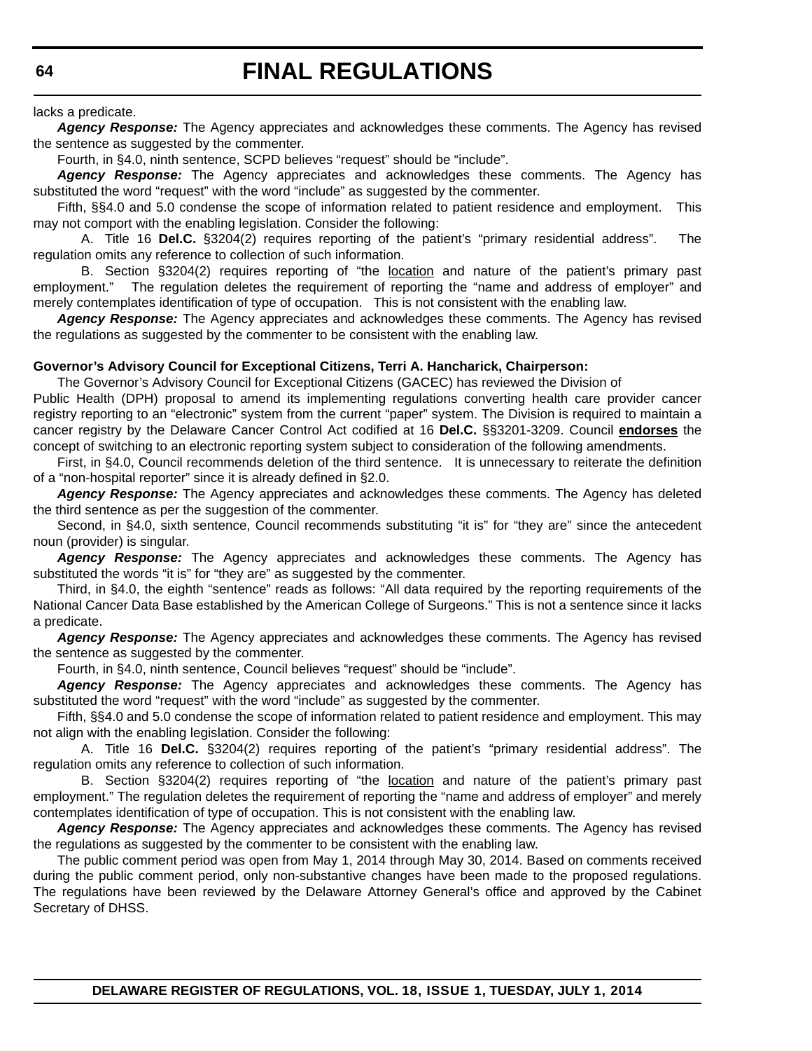lacks a predicate.

***Agency Response:*** The Agency appreciates and acknowledges these comments. The Agency has revised the sentence as suggested by the commenter.

Fourth, in §4.0, ninth sentence, SCPD believes "request" should be "include".

***Agency Response:*** The Agency appreciates and acknowledges these comments. The Agency has substituted the word "request" with the word "include" as suggested by the commenter.

Fifth, §§4.0 and 5.0 condense the scope of information related to patient residence and employment. This may not comport with the enabling legislation. Consider the following:

A. Title 16 **Del.C.** §3204(2) requires reporting of the patient's "primary residential address". The regulation omits any reference to collection of such information.

B. Section §3204(2) requires reporting of "the location and nature of the patient's primary past employment." The regulation deletes the requirement of reporting the "name and address of employer" and merely contemplates identification of type of occupation. This is not consistent with the enabling law.

***Agency Response:*** The Agency appreciates and acknowledges these comments. The Agency has revised the regulations as suggested by the commenter to be consistent with the enabling law.

**Governor's Advisory Council for Exceptional Citizens, Terri A. Hancharick, Chairperson:**

The Governor's Advisory Council for Exceptional Citizens (GACEC) has reviewed the Division of Public Health (DPH) proposal to amend its implementing regulations converting health care provider cancer registry reporting to an "electronic" system from the current "paper" system. The Division is required to maintain a cancer registry by the Delaware Cancer Control Act codified at 16 **Del.C.** §§3201-3209. Council **endorses** the concept of switching to an electronic reporting system subject to consideration of the following amendments.

First, in §4.0, Council recommends deletion of the third sentence. It is unnecessary to reiterate the definition of a "non-hospital reporter" since it is already defined in §2.0.

***Agency Response:*** The Agency appreciates and acknowledges these comments. The Agency has deleted the third sentence as per the suggestion of the commenter.

Second, in §4.0, sixth sentence, Council recommends substituting "it is" for "they are" since the antecedent noun (provider) is singular.

***Agency Response:*** The Agency appreciates and acknowledges these comments. The Agency has substituted the words "it is" for "they are" as suggested by the commenter.

Third, in §4.0, the eighth "sentence" reads as follows: "All data required by the reporting requirements of the National Cancer Data Base established by the American College of Surgeons." This is not a sentence since it lacks a predicate.

***Agency Response:*** The Agency appreciates and acknowledges these comments. The Agency has revised the sentence as suggested by the commenter.

Fourth, in §4.0, ninth sentence, Council believes "request" should be "include".

***Agency Response:*** The Agency appreciates and acknowledges these comments. The Agency has substituted the word "request" with the word "include" as suggested by the commenter.

Fifth, §§4.0 and 5.0 condense the scope of information related to patient residence and employment. This may not align with the enabling legislation. Consider the following:

A. Title 16 **Del.C.** §3204(2) requires reporting of the patient's "primary residential address". The regulation omits any reference to collection of such information.

B. Section §3204(2) requires reporting of "the location and nature of the patient's primary past employment." The regulation deletes the requirement of reporting the "name and address of employer" and merely contemplates identification of type of occupation. This is not consistent with the enabling law.

***Agency Response:*** The Agency appreciates and acknowledges these comments. The Agency has revised the regulations as suggested by the commenter to be consistent with the enabling law.

The public comment period was open from May 1, 2014 through May 30, 2014. Based on comments received during the public comment period, only non-substantive changes have been made to the proposed regulations. The regulations have been reviewed by the Delaware Attorney General's office and approved by the Cabinet Secretary of DHSS.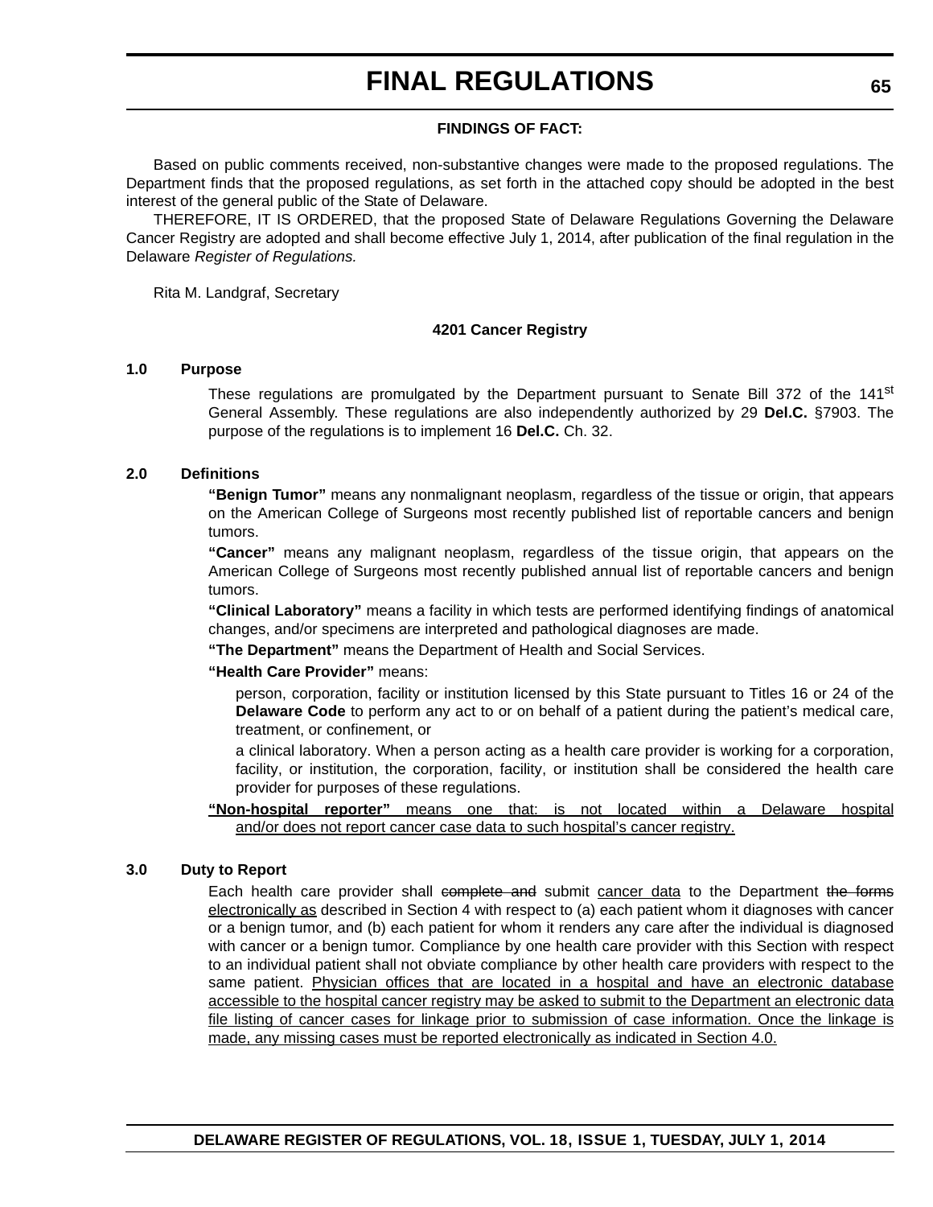**FINDINGS OF FACT:**

Based on public comments received, non-substantive changes were made to the proposed regulations. The Department finds that the proposed regulations, as set forth in the attached copy should be adopted in the best interest of the general public of the State of Delaware.

THEREFORE, IT IS ORDERED, that the proposed State of Delaware Regulations Governing the Delaware Cancer Registry are adopted and shall become effective July 1, 2014, after publication of the final regulation in the Delaware *Register of Regulations*.

Rita M. Landgraf, Secretary

**4201 Cancer Registry**

**1.0 Purpose**

These regulations are promulgated by the Department pursuant to Senate Bill 372 of the 141st General Assembly. These regulations are also independently authorized by 29 **Del.C.** §7903. The purpose of the regulations is to implement 16 **Del.C.** Ch. 32.

**2.0 Definitions**

**"Benign Tumor"** means any nonmalignant neoplasm, regardless of the tissue or origin, that appears on the American College of Surgeons most recently published list of reportable cancers and benign tumors.

**"Cancer"** means any malignant neoplasm, regardless of the tissue origin, that appears on the American College of Surgeons most recently published annual list of reportable cancers and benign tumors.

**"Clinical Laboratory"** means a facility in which tests are performed identifying findings of anatomical changes, and/or specimens are interpreted and pathological diagnoses are made.

**"The Department"** means the Department of Health and Social Services.

**"Health Care Provider"** means:

person, corporation, facility or institution licensed by this State pursuant to Titles 16 or 24 of the **Delaware Code** to perform any act to or on behalf of a patient during the patient's medical care, treatment, or confinement, or

a clinical laboratory. When a person acting as a health care provider is working for a corporation, facility, or institution, the corporation, facility, or institution shall be considered the health care provider for purposes of these regulations.

<u>**"Non-hospital reporter"** means one that: is not located within a Delaware hospital and/or does not report cancer case data to such hospital's cancer registry.</u>

**3.0 Duty to Report**

Each health care provider shall ~~complete and~~ submit <u>cancer data</u> to the Department ~~the forms~~ <u>electronically as</u> described in Section 4 with respect to (a) each patient whom it diagnoses with cancer or a benign tumor, and (b) each patient for whom it renders any care after the individual is diagnosed with cancer or a benign tumor. Compliance by one health care provider with this Section with respect to an individual patient shall not obviate compliance by other health care providers with respect to the same patient. <u>Physician offices that are located in a hospital and have an electronic database accessible to the hospital cancer registry may be asked to submit to the Department an electronic data file listing of cancer cases for linkage prior to submission of case information. Once the linkage is made, any missing cases must be reported electronically as indicated in Section 4.0.</u>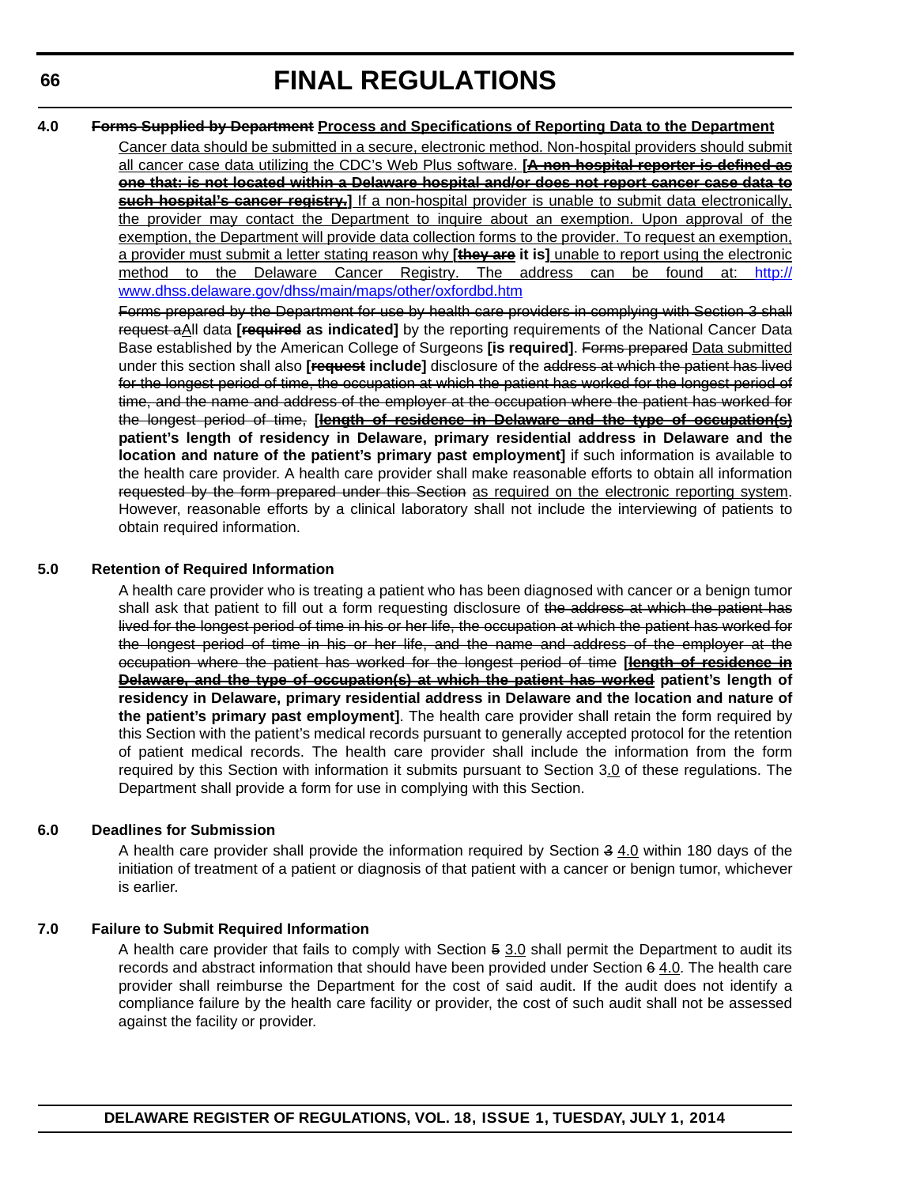**4.0 ~~Forms Supplied by Department~~ <u>Process and Specifications of Reporting Data to the Department</u>**

<u>Cancer data should be submitted in a secure, electronic method. Non-hospital providers should submit all cancer case data utilizing the CDC's Web Plus software.</u> **[~~A non-hospital reporter is defined as one that: is not located within a Delaware hospital and/or does not report cancer case data to such hospital's cancer registry.~~]** <u>If a non-hospital provider is unable to submit data electronically, the provider may contact the Department to inquire about an exemption. Upon approval of the exemption, the Department will provide data collection forms to the provider. To request an exemption, a provider must submit a letter stating reason why</u> **[~~they are~~ it is]** <u>unable to report using the electronic method to the Delaware Cancer Registry. The address can be found at: http://www.dhss.delaware.gov/dhss/main/maps/other/oxfordbd.htm</u>

~~Forms prepared by the Department for use by health care providers in complying with Section 3 shall request a~~<u>A</u>ll data **[~~required~~ as indicated]** by the reporting requirements of the National Cancer Data Base established by the American College of Surgeons **[is required]**. ~~Forms prepared~~ <u>Data submitted</u> under this section shall also **[~~request~~ include]** disclosure of the ~~address at which the patient has lived for the longest period of time, the occupation at which the patient has worked for the longest period of time, and the name and address of the employer at the occupation where the patient has worked for the longest period of time,~~ **[~~length of residence in Delaware and the type of occupation(s)~~ patient's length of residency in Delaware, primary residential address in Delaware and the location and nature of the patient's primary past employment]** if such information is available to the health care provider. A health care provider shall make reasonable efforts to obtain all information ~~requested by the form prepared under this Section~~ <u>as required on the electronic reporting system</u>. However, reasonable efforts by a clinical laboratory shall not include the interviewing of patients to obtain required information.

**5.0 Retention of Required Information**

A health care provider who is treating a patient who has been diagnosed with cancer or a benign tumor shall ask that patient to fill out a form requesting disclosure of ~~the address at which the patient has lived for the longest period of time in his or her life, the occupation at which the patient has worked for the longest period of time in his or her life, and the name and address of the employer at the occupation where the patient has worked for the longest period of time~~ **[~~length of residence in Delaware, and the type of occupation(s) at which the patient has worked~~ patient's length of residency in Delaware, primary residential address in Delaware and the location and nature of the patient's primary past employment]**. The health care provider shall retain the form required by this Section with the patient's medical records pursuant to generally accepted protocol for the retention of patient medical records. The health care provider shall include the information from the form required by this Section with information it submits pursuant to Section 3<u>.0</u> of these regulations. The Department shall provide a form for use in complying with this Section.

**6.0 Deadlines for Submission**

A health care provider shall provide the information required by Section ~~3~~ <u>4.0</u> within 180 days of the initiation of treatment of a patient or diagnosis of that patient with a cancer or benign tumor, whichever is earlier.

**7.0 Failure to Submit Required Information**

A health care provider that fails to comply with Section ~~5~~ <u>3.0</u> shall permit the Department to audit its records and abstract information that should have been provided under Section ~~6~~ <u>4.0</u>. The health care provider shall reimburse the Department for the cost of said audit. If the audit does not identify a compliance failure by the health care facility or provider, the cost of such audit shall not be assessed against the facility or provider.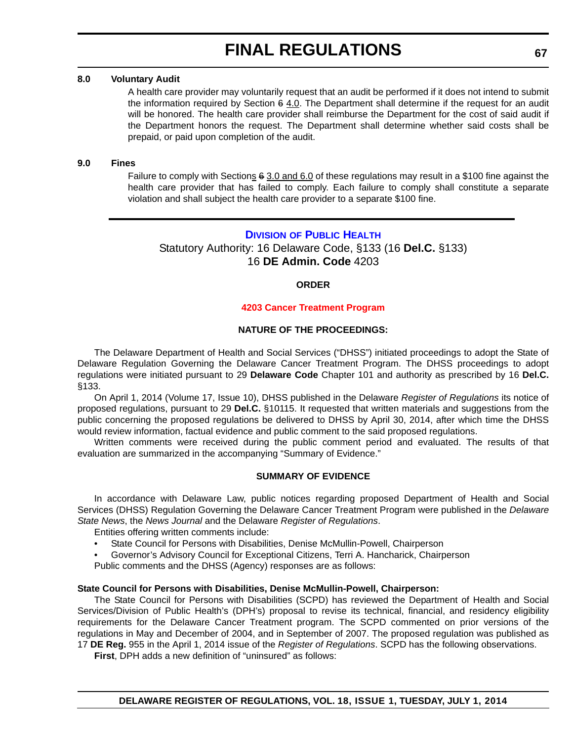**8.0 Voluntary Audit**

A health care provider may voluntarily request that an audit be performed if it does not intend to submit the information required by Section ~~6~~ 4.0. The Department shall determine if the request for an audit will be honored. The health care provider shall reimburse the Department for the cost of said audit if the Department honors the request. The Department shall determine whether said costs shall be prepaid, or paid upon completion of the audit.

**9.0 Fines**

Failure to comply with Sections ~~6~~ 3.0 and 6.0 of these regulations may result in a $100 fine against the health care provider that has failed to comply. Each failure to comply shall constitute a separate violation and shall subject the health care provider to a separate $100 fine.

---

## Division of Public Health

Statutory Authority: 16 Delaware Code, §133 (16 **Del.C.** §133)
16 **DE Admin. Code** 4203

**ORDER**

**4203 Cancer Treatment Program**

**NATURE OF THE PROCEEDINGS:**

The Delaware Department of Health and Social Services ("DHSS") initiated proceedings to adopt the State of Delaware Regulation Governing the Delaware Cancer Treatment Program. The DHSS proceedings to adopt regulations were initiated pursuant to 29 **Delaware Code** Chapter 101 and authority as prescribed by 16 **Del.C.** §133.

On April 1, 2014 (Volume 17, Issue 10), DHSS published in the Delaware *Register of Regulations* its notice of proposed regulations, pursuant to 29 **Del.C.** §10115. It requested that written materials and suggestions from the public concerning the proposed regulations be delivered to DHSS by April 30, 2014, after which time the DHSS would review information, factual evidence and public comment to the said proposed regulations.

Written comments were received during the public comment period and evaluated. The results of that evaluation are summarized in the accompanying "Summary of Evidence."

**SUMMARY OF EVIDENCE**

In accordance with Delaware Law, public notices regarding proposed Department of Health and Social Services (DHSS) Regulation Governing the Delaware Cancer Treatment Program were published in the *Delaware State News*, the *News Journal* and the Delaware *Register of Regulations*.

Entities offering written comments include:

- State Council for Persons with Disabilities, Denise McMullin-Powell, Chairperson
- Governor's Advisory Council for Exceptional Citizens, Terri A. Hancharick, Chairperson

Public comments and the DHSS (Agency) responses are as follows:

**State Council for Persons with Disabilities, Denise McMullin-Powell, Chairperson:**

The State Council for Persons with Disabilities (SCPD) has reviewed the Department of Health and Social Services/Division of Public Health's (DPH's) proposal to revise its technical, financial, and residency eligibility requirements for the Delaware Cancer Treatment program. The SCPD commented on prior versions of the regulations in May and December of 2004, and in September of 2007. The proposed regulation was published as 17 **DE Reg.** 955 in the April 1, 2014 issue of the *Register of Regulations*. SCPD has the following observations.

**First**, DPH adds a new definition of "uninsured" as follows: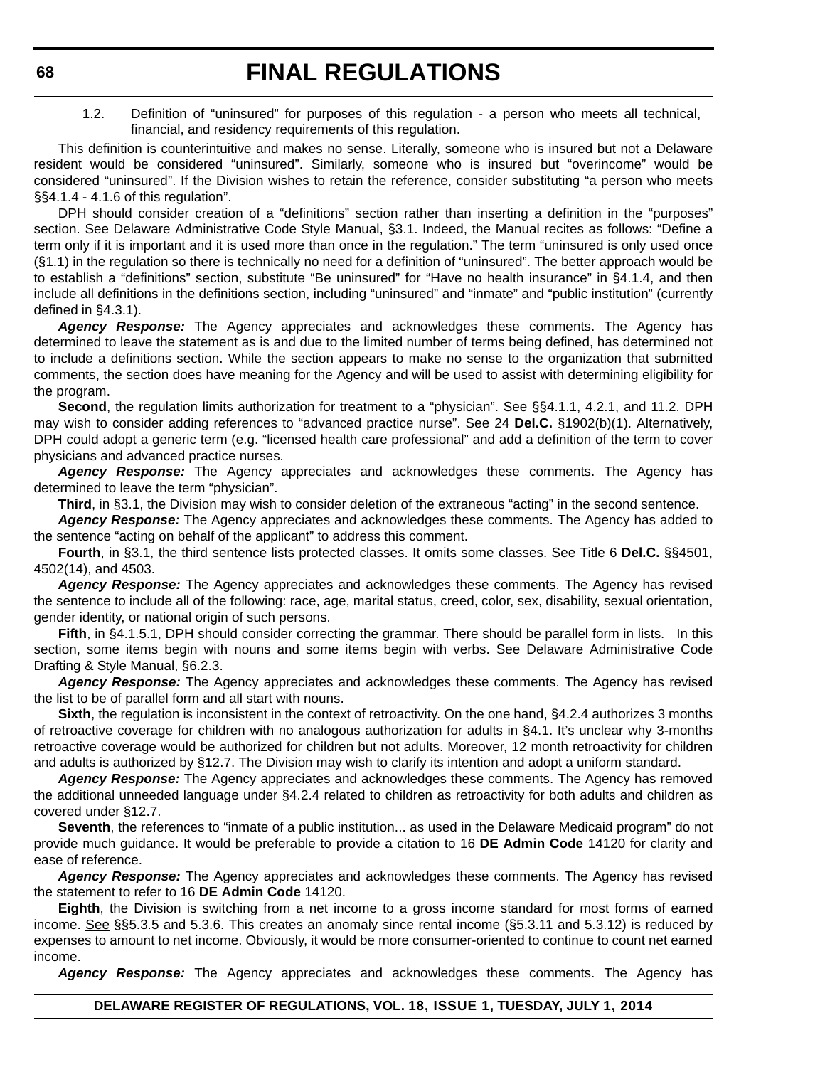1.2. Definition of "uninsured" for purposes of this regulation - a person who meets all technical, financial, and residency requirements of this regulation.

This definition is counterintuitive and makes no sense. Literally, someone who is insured but not a Delaware resident would be considered "uninsured". Similarly, someone who is insured but "overincome" would be considered "uninsured". If the Division wishes to retain the reference, consider substituting "a person who meets §§4.1.4 - 4.1.6 of this regulation".

DPH should consider creation of a "definitions" section rather than inserting a definition in the "purposes" section. See Delaware Administrative Code Style Manual, §3.1. Indeed, the Manual recites as follows: "Define a term only if it is important and it is used more than once in the regulation." The term "uninsured is only used once (§1.1) in the regulation so there is technically no need for a definition of "uninsured". The better approach would be to establish a "definitions" section, substitute "Be uninsured" for "Have no health insurance" in §4.1.4, and then include all definitions in the definitions section, including "uninsured" and "inmate" and "public institution" (currently defined in §4.3.1).

***Agency Response:*** The Agency appreciates and acknowledges these comments. The Agency has determined to leave the statement as is and due to the limited number of terms being defined, has determined not to include a definitions section. While the section appears to make no sense to the organization that submitted comments, the section does have meaning for the Agency and will be used to assist with determining eligibility for the program.

**Second**, the regulation limits authorization for treatment to a "physician". See §§4.1.1, 4.2.1, and 11.2. DPH may wish to consider adding references to "advanced practice nurse". See 24 **Del.C.** §1902(b)(1). Alternatively, DPH could adopt a generic term (e.g. "licensed health care professional" and add a definition of the term to cover physicians and advanced practice nurses.

***Agency Response:*** The Agency appreciates and acknowledges these comments. The Agency has determined to leave the term "physician".

**Third**, in §3.1, the Division may wish to consider deletion of the extraneous "acting" in the second sentence.

***Agency Response:*** The Agency appreciates and acknowledges these comments. The Agency has added to the sentence "acting on behalf of the applicant" to address this comment.

**Fourth**, in §3.1, the third sentence lists protected classes. It omits some classes. See Title 6 **Del.C.** §§4501, 4502(14), and 4503.

***Agency Response:*** The Agency appreciates and acknowledges these comments. The Agency has revised the sentence to include all of the following: race, age, marital status, creed, color, sex, disability, sexual orientation, gender identity, or national origin of such persons.

**Fifth**, in §4.1.5.1, DPH should consider correcting the grammar. There should be parallel form in lists. In this section, some items begin with nouns and some items begin with verbs. See Delaware Administrative Code Drafting & Style Manual, §6.2.3.

***Agency Response:*** The Agency appreciates and acknowledges these comments. The Agency has revised the list to be of parallel form and all start with nouns.

**Sixth**, the regulation is inconsistent in the context of retroactivity. On the one hand, §4.2.4 authorizes 3 months of retroactive coverage for children with no analogous authorization for adults in §4.1. It's unclear why 3-months retroactive coverage would be authorized for children but not adults. Moreover, 12 month retroactivity for children and adults is authorized by §12.7. The Division may wish to clarify its intention and adopt a uniform standard.

***Agency Response:*** The Agency appreciates and acknowledges these comments. The Agency has removed the additional unneeded language under §4.2.4 related to children as retroactivity for both adults and children as covered under §12.7.

**Seventh**, the references to "inmate of a public institution... as used in the Delaware Medicaid program" do not provide much guidance. It would be preferable to provide a citation to 16 **DE Admin Code** 14120 for clarity and ease of reference.

***Agency Response:*** The Agency appreciates and acknowledges these comments. The Agency has revised the statement to refer to 16 **DE Admin Code** 14120.

**Eighth**, the Division is switching from a net income to a gross income standard for most forms of earned income. See §§5.3.5 and 5.3.6. This creates an anomaly since rental income (§5.3.11 and 5.3.12) is reduced by expenses to amount to net income. Obviously, it would be more consumer-oriented to continue to count net earned income.

***Agency Response:*** The Agency appreciates and acknowledges these comments. The Agency has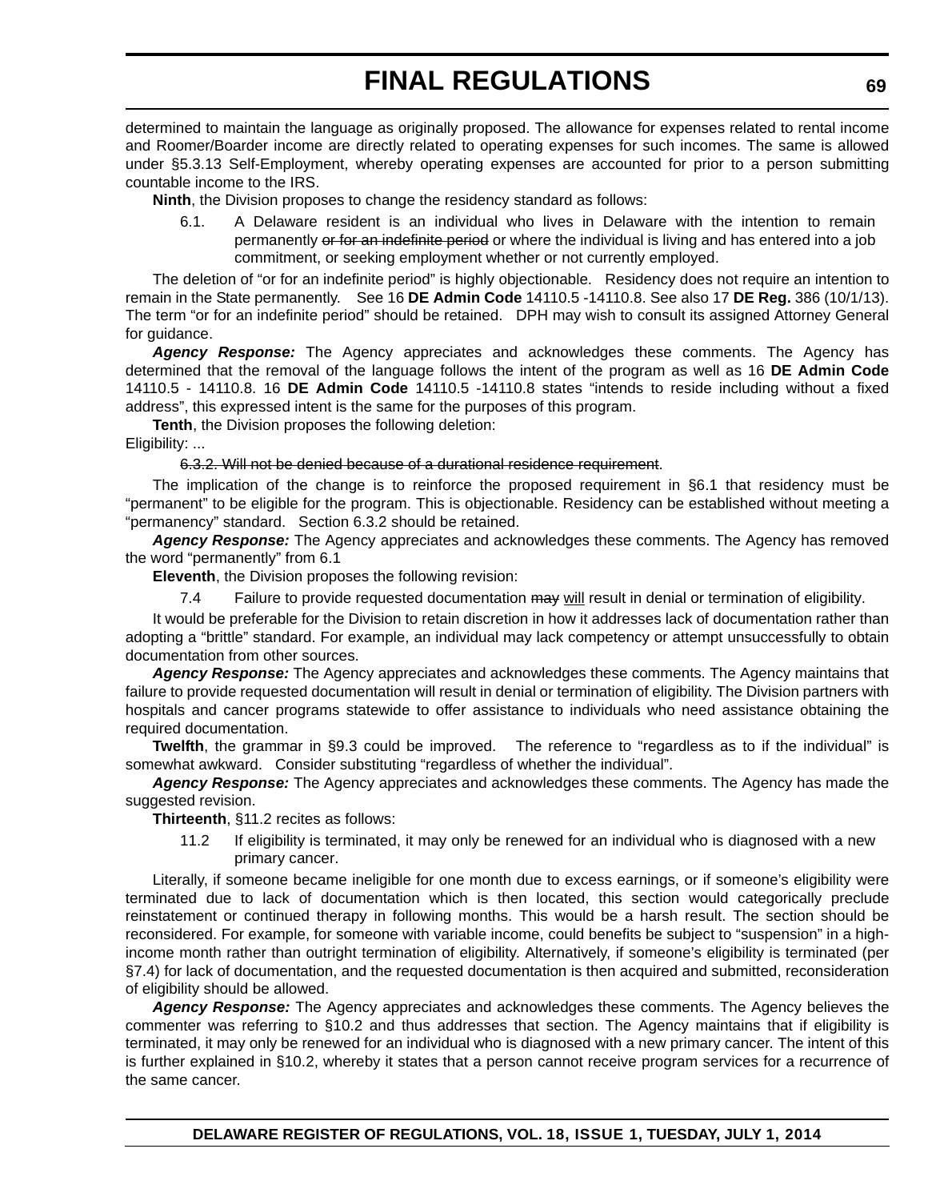determined to maintain the language as originally proposed. The allowance for expenses related to rental income and Roomer/Boarder income are directly related to operating expenses for such incomes. The same is allowed under §5.3.13 Self-Employment, whereby operating expenses are accounted for prior to a person submitting countable income to the IRS.

**Ninth**, the Division proposes to change the residency standard as follows:

6.1. A Delaware resident is an individual who lives in Delaware with the intention to remain permanently ~~or for an indefinite period~~ or where the individual is living and has entered into a job commitment, or seeking employment whether or not currently employed.

The deletion of "or for an indefinite period" is highly objectionable. Residency does not require an intention to remain in the State permanently. See 16 **DE Admin Code** 14110.5 -14110.8. See also 17 **DE Reg.** 386 (10/1/13). The term "or for an indefinite period" should be retained. DPH may wish to consult its assigned Attorney General for guidance.

***Agency Response:*** The Agency appreciates and acknowledges these comments. The Agency has determined that the removal of the language follows the intent of the program as well as 16 **DE Admin Code** 14110.5 - 14110.8. 16 **DE Admin Code** 14110.5 -14110.8 states "intends to reside including without a fixed address", this expressed intent is the same for the purposes of this program.

**Tenth**, the Division proposes the following deletion:

Eligibility: ...

~~6.3.2. Will not be denied because of a durational residence requirement~~.

The implication of the change is to reinforce the proposed requirement in §6.1 that residency must be "permanent" to be eligible for the program. This is objectionable. Residency can be established without meeting a "permanency" standard. Section 6.3.2 should be retained.

***Agency Response:*** The Agency appreciates and acknowledges these comments. The Agency has removed the word "permanently" from 6.1

**Eleventh**, the Division proposes the following revision:

7.4 Failure to provide requested documentation ~~may~~ <u>will</u> result in denial or termination of eligibility.

It would be preferable for the Division to retain discretion in how it addresses lack of documentation rather than adopting a "brittle" standard. For example, an individual may lack competency or attempt unsuccessfully to obtain documentation from other sources.

***Agency Response:*** The Agency appreciates and acknowledges these comments. The Agency maintains that failure to provide requested documentation will result in denial or termination of eligibility. The Division partners with hospitals and cancer programs statewide to offer assistance to individuals who need assistance obtaining the required documentation.

**Twelfth**, the grammar in §9.3 could be improved. The reference to "regardless as to if the individual" is somewhat awkward. Consider substituting "regardless of whether the individual".

***Agency Response:*** The Agency appreciates and acknowledges these comments. The Agency has made the suggested revision.

**Thirteenth**, §11.2 recites as follows:

11.2 If eligibility is terminated, it may only be renewed for an individual who is diagnosed with a new primary cancer.

Literally, if someone became ineligible for one month due to excess earnings, or if someone's eligibility were terminated due to lack of documentation which is then located, this section would categorically preclude reinstatement or continued therapy in following months. This would be a harsh result. The section should be reconsidered. For example, for someone with variable income, could benefits be subject to "suspension" in a high-income month rather than outright termination of eligibility. Alternatively, if someone's eligibility is terminated (per §7.4) for lack of documentation, and the requested documentation is then acquired and submitted, reconsideration of eligibility should be allowed.

***Agency Response:*** The Agency appreciates and acknowledges these comments. The Agency believes the commenter was referring to §10.2 and thus addresses that section. The Agency maintains that if eligibility is terminated, it may only be renewed for an individual who is diagnosed with a new primary cancer. The intent of this is further explained in §10.2, whereby it states that a person cannot receive program services for a recurrence of the same cancer.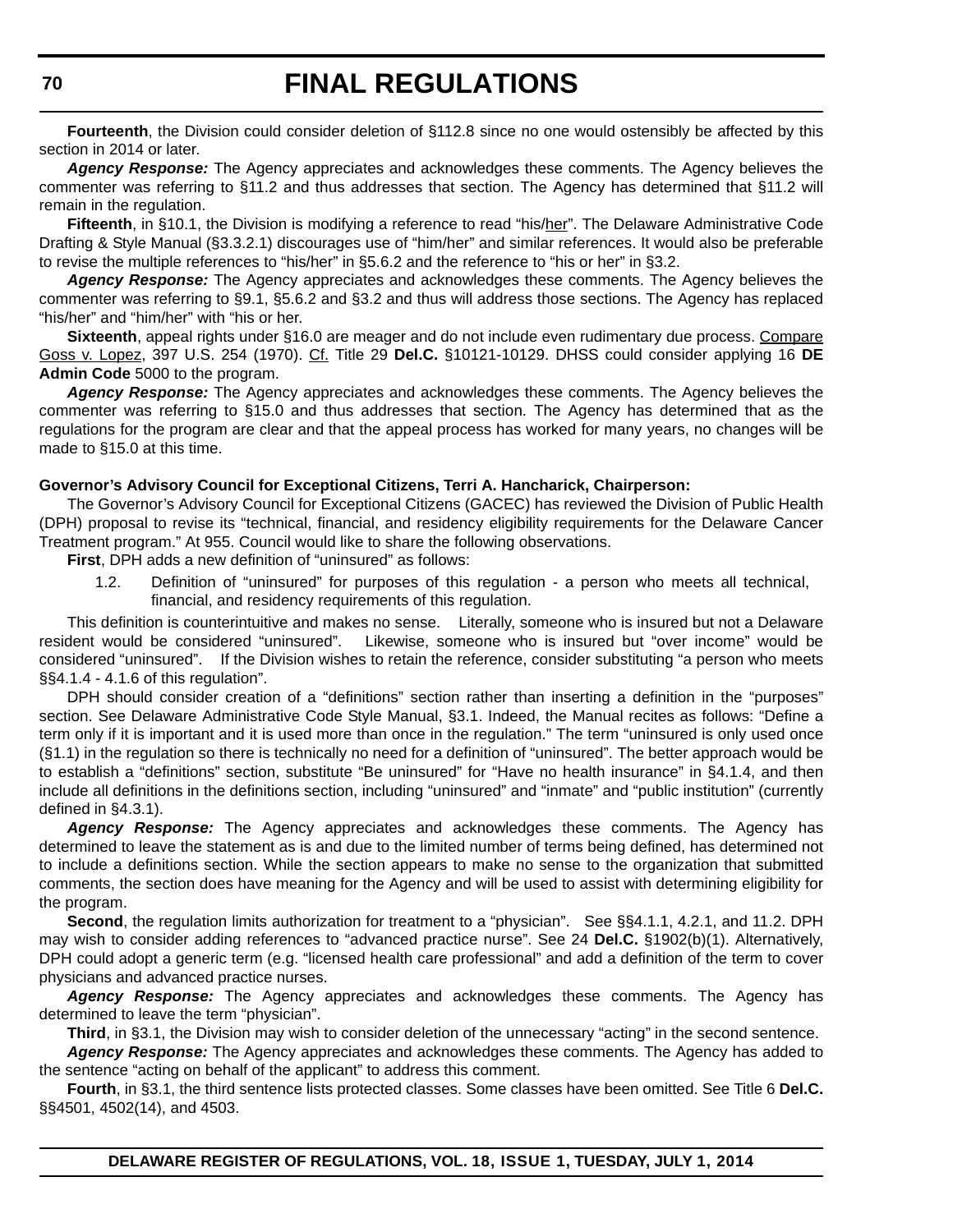**Fourteenth**, the Division could consider deletion of §112.8 since no one would ostensibly be affected by this section in 2014 or later.

***Agency Response:*** The Agency appreciates and acknowledges these comments. The Agency believes the commenter was referring to §11.2 and thus addresses that section. The Agency has determined that §11.2 will remain in the regulation.

**Fifteenth**, in §10.1, the Division is modifying a reference to read "his/her". The Delaware Administrative Code Drafting & Style Manual (§3.3.2.1) discourages use of "him/her" and similar references. It would also be preferable to revise the multiple references to "his/her" in §5.6.2 and the reference to "his or her" in §3.2.

***Agency Response:*** The Agency appreciates and acknowledges these comments. The Agency believes the commenter was referring to §9.1, §5.6.2 and §3.2 and thus will address those sections. The Agency has replaced "his/her" and "him/her" with "his or her.

**Sixteenth**, appeal rights under §16.0 are meager and do not include even rudimentary due process. Compare Goss v. Lopez, 397 U.S. 254 (1970). Cf. Title 29 **Del.C.** §10121-10129. DHSS could consider applying 16 **DE Admin Code** 5000 to the program.

***Agency Response:*** The Agency appreciates and acknowledges these comments. The Agency believes the commenter was referring to §15.0 and thus addresses that section. The Agency has determined that as the regulations for the program are clear and that the appeal process has worked for many years, no changes will be made to §15.0 at this time.

**Governor's Advisory Council for Exceptional Citizens, Terri A. Hancharick, Chairperson:**

The Governor's Advisory Council for Exceptional Citizens (GACEC) has reviewed the Division of Public Health (DPH) proposal to revise its "technical, financial, and residency eligibility requirements for the Delaware Cancer Treatment program." At 955. Council would like to share the following observations.

**First**, DPH adds a new definition of "uninsured" as follows:

> 1.2. Definition of "uninsured" for purposes of this regulation - a person who meets all technical, financial, and residency requirements of this regulation.

This definition is counterintuitive and makes no sense. Literally, someone who is insured but not a Delaware resident would be considered "uninsured". Likewise, someone who is insured but "over income" would be considered "uninsured". If the Division wishes to retain the reference, consider substituting "a person who meets §§4.1.4 - 4.1.6 of this regulation".

DPH should consider creation of a "definitions" section rather than inserting a definition in the "purposes" section. See Delaware Administrative Code Style Manual, §3.1. Indeed, the Manual recites as follows: "Define a term only if it is important and it is used more than once in the regulation." The term "uninsured is only used once (§1.1) in the regulation so there is technically no need for a definition of "uninsured". The better approach would be to establish a "definitions" section, substitute "Be uninsured" for "Have no health insurance" in §4.1.4, and then include all definitions in the definitions section, including "uninsured" and "inmate" and "public institution" (currently defined in §4.3.1).

***Agency Response:*** The Agency appreciates and acknowledges these comments. The Agency has determined to leave the statement as is and due to the limited number of terms being defined, has determined not to include a definitions section. While the section appears to make no sense to the organization that submitted comments, the section does have meaning for the Agency and will be used to assist with determining eligibility for the program.

**Second**, the regulation limits authorization for treatment to a "physician". See §§4.1.1, 4.2.1, and 11.2. DPH may wish to consider adding references to "advanced practice nurse". See 24 **Del.C.** §1902(b)(1). Alternatively, DPH could adopt a generic term (e.g. "licensed health care professional" and add a definition of the term to cover physicians and advanced practice nurses.

***Agency Response:*** The Agency appreciates and acknowledges these comments. The Agency has determined to leave the term "physician".

**Third**, in §3.1, the Division may wish to consider deletion of the unnecessary "acting" in the second sentence.

***Agency Response:*** The Agency appreciates and acknowledges these comments. The Agency has added to the sentence "acting on behalf of the applicant" to address this comment.

**Fourth**, in §3.1, the third sentence lists protected classes. Some classes have been omitted. See Title 6 **Del.C.** §§4501, 4502(14), and 4503.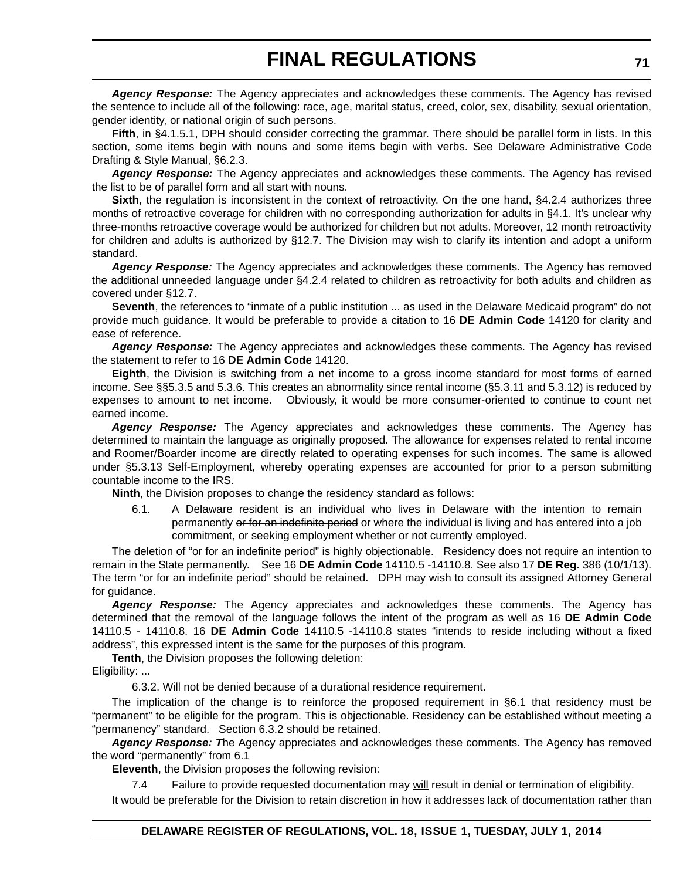***Agency Response:*** The Agency appreciates and acknowledges these comments. The Agency has revised the sentence to include all of the following: race, age, marital status, creed, color, sex, disability, sexual orientation, gender identity, or national origin of such persons.

**Fifth**, in §4.1.5.1, DPH should consider correcting the grammar. There should be parallel form in lists. In this section, some items begin with nouns and some items begin with verbs. See Delaware Administrative Code Drafting & Style Manual, §6.2.3.

***Agency Response:*** The Agency appreciates and acknowledges these comments. The Agency has revised the list to be of parallel form and all start with nouns.

**Sixth**, the regulation is inconsistent in the context of retroactivity. On the one hand, §4.2.4 authorizes three months of retroactive coverage for children with no corresponding authorization for adults in §4.1. It's unclear why three-months retroactive coverage would be authorized for children but not adults. Moreover, 12 month retroactivity for children and adults is authorized by §12.7. The Division may wish to clarify its intention and adopt a uniform standard.

***Agency Response:*** The Agency appreciates and acknowledges these comments. The Agency has removed the additional unneeded language under §4.2.4 related to children as retroactivity for both adults and children as covered under §12.7.

**Seventh**, the references to "inmate of a public institution ... as used in the Delaware Medicaid program" do not provide much guidance. It would be preferable to provide a citation to 16 **DE Admin Code** 14120 for clarity and ease of reference.

***Agency Response:*** The Agency appreciates and acknowledges these comments. The Agency has revised the statement to refer to 16 **DE Admin Code** 14120.

**Eighth**, the Division is switching from a net income to a gross income standard for most forms of earned income. See §§5.3.5 and 5.3.6. This creates an abnormality since rental income (§5.3.11 and 5.3.12) is reduced by expenses to amount to net income. Obviously, it would be more consumer-oriented to continue to count net earned income.

***Agency Response:*** The Agency appreciates and acknowledges these comments. The Agency has determined to maintain the language as originally proposed. The allowance for expenses related to rental income and Roomer/Boarder income are directly related to operating expenses for such incomes. The same is allowed under §5.3.13 Self-Employment, whereby operating expenses are accounted for prior to a person submitting countable income to the IRS.

**Ninth**, the Division proposes to change the residency standard as follows:

> 6.1. A Delaware resident is an individual who lives in Delaware with the intention to remain permanently ~~or for an indefinite period~~ or where the individual is living and has entered into a job commitment, or seeking employment whether or not currently employed.

The deletion of "or for an indefinite period" is highly objectionable. Residency does not require an intention to remain in the State permanently. See 16 **DE Admin Code** 14110.5 -14110.8. See also 17 **DE Reg.** 386 (10/1/13). The term "or for an indefinite period" should be retained. DPH may wish to consult its assigned Attorney General for guidance.

***Agency Response:*** The Agency appreciates and acknowledges these comments. The Agency has determined that the removal of the language follows the intent of the program as well as 16 **DE Admin Code** 14110.5 - 14110.8. 16 **DE Admin Code** 14110.5 -14110.8 states "intends to reside including without a fixed address", this expressed intent is the same for the purposes of this program.

**Tenth**, the Division proposes the following deletion:

Eligibility: ...

> ~~6.3.2. Will not be denied because of a durational residence requirement~~.

The implication of the change is to reinforce the proposed requirement in §6.1 that residency must be "permanent" to be eligible for the program. This is objectionable. Residency can be established without meeting a "permanency" standard. Section 6.3.2 should be retained.

***Agency Response:*** The Agency appreciates and acknowledges these comments. The Agency has removed the word "permanently" from 6.1

**Eleventh**, the Division proposes the following revision:

> 7.4 Failure to provide requested documentation ~~may~~ <u>will</u> result in denial or termination of eligibility.

It would be preferable for the Division to retain discretion in how it addresses lack of documentation rather than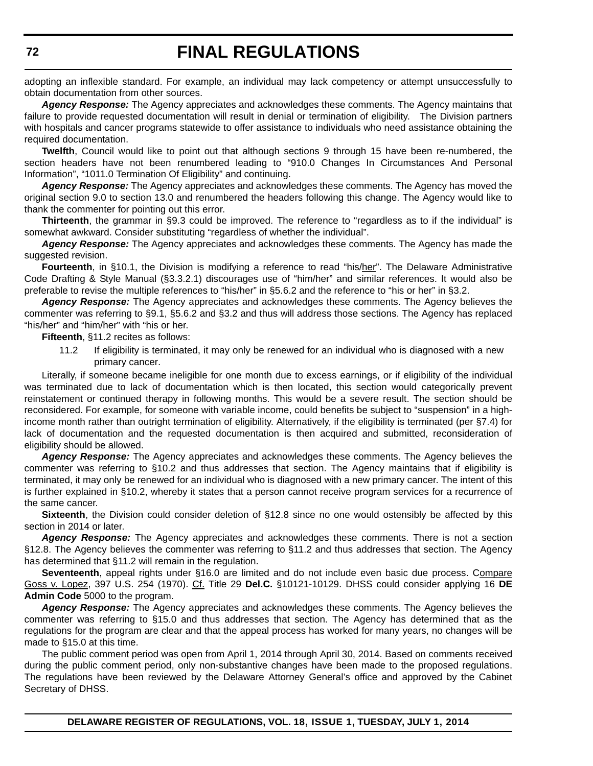adopting an inflexible standard. For example, an individual may lack competency or attempt unsuccessfully to obtain documentation from other sources.

***Agency Response:*** The Agency appreciates and acknowledges these comments. The Agency maintains that failure to provide requested documentation will result in denial or termination of eligibility. The Division partners with hospitals and cancer programs statewide to offer assistance to individuals who need assistance obtaining the required documentation.

**Twelfth**, Council would like to point out that although sections 9 through 15 have been re-numbered, the section headers have not been renumbered leading to "910.0 Changes In Circumstances And Personal Information", "1011.0 Termination Of Eligibility" and continuing.

***Agency Response:*** The Agency appreciates and acknowledges these comments. The Agency has moved the original section 9.0 to section 13.0 and renumbered the headers following this change. The Agency would like to thank the commenter for pointing out this error.

**Thirteenth**, the grammar in §9.3 could be improved. The reference to "regardless as to if the individual" is somewhat awkward. Consider substituting "regardless of whether the individual".

***Agency Response:*** The Agency appreciates and acknowledges these comments. The Agency has made the suggested revision.

**Fourteenth**, in §10.1, the Division is modifying a reference to read "his/her". The Delaware Administrative Code Drafting & Style Manual (§3.3.2.1) discourages use of "him/her" and similar references. It would also be preferable to revise the multiple references to "his/her" in §5.6.2 and the reference to "his or her" in §3.2.

***Agency Response:*** The Agency appreciates and acknowledges these comments. The Agency believes the commenter was referring to §9.1, §5.6.2 and §3.2 and thus will address those sections. The Agency has replaced "his/her" and "him/her" with "his or her.

**Fifteenth**, §11.2 recites as follows:

> 11.2 If eligibility is terminated, it may only be renewed for an individual who is diagnosed with a new primary cancer.

Literally, if someone became ineligible for one month due to excess earnings, or if eligibility of the individual was terminated due to lack of documentation which is then located, this section would categorically prevent reinstatement or continued therapy in following months. This would be a severe result. The section should be reconsidered. For example, for someone with variable income, could benefits be subject to "suspension" in a high-income month rather than outright termination of eligibility. Alternatively, if the eligibility is terminated (per §7.4) for lack of documentation and the requested documentation is then acquired and submitted, reconsideration of eligibility should be allowed.

***Agency Response:*** The Agency appreciates and acknowledges these comments. The Agency believes the commenter was referring to §10.2 and thus addresses that section. The Agency maintains that if eligibility is terminated, it may only be renewed for an individual who is diagnosed with a new primary cancer. The intent of this is further explained in §10.2, whereby it states that a person cannot receive program services for a recurrence of the same cancer.

**Sixteenth**, the Division could consider deletion of §12.8 since no one would ostensibly be affected by this section in 2014 or later.

***Agency Response:*** The Agency appreciates and acknowledges these comments. There is not a section §12.8. The Agency believes the commenter was referring to §11.2 and thus addresses that section. The Agency has determined that §11.2 will remain in the regulation.

**Seventeenth**, appeal rights under §16.0 are limited and do not include even basic due process. Compare Goss v. Lopez, 397 U.S. 254 (1970). Cf. Title 29 **Del.C.** §10121-10129. DHSS could consider applying 16 **DE Admin Code** 5000 to the program.

***Agency Response:*** The Agency appreciates and acknowledges these comments. The Agency believes the commenter was referring to §15.0 and thus addresses that section. The Agency has determined that as the regulations for the program are clear and that the appeal process has worked for many years, no changes will be made to §15.0 at this time.

The public comment period was open from April 1, 2014 through April 30, 2014. Based on comments received during the public comment period, only non-substantive changes have been made to the proposed regulations. The regulations have been reviewed by the Delaware Attorney General's office and approved by the Cabinet Secretary of DHSS.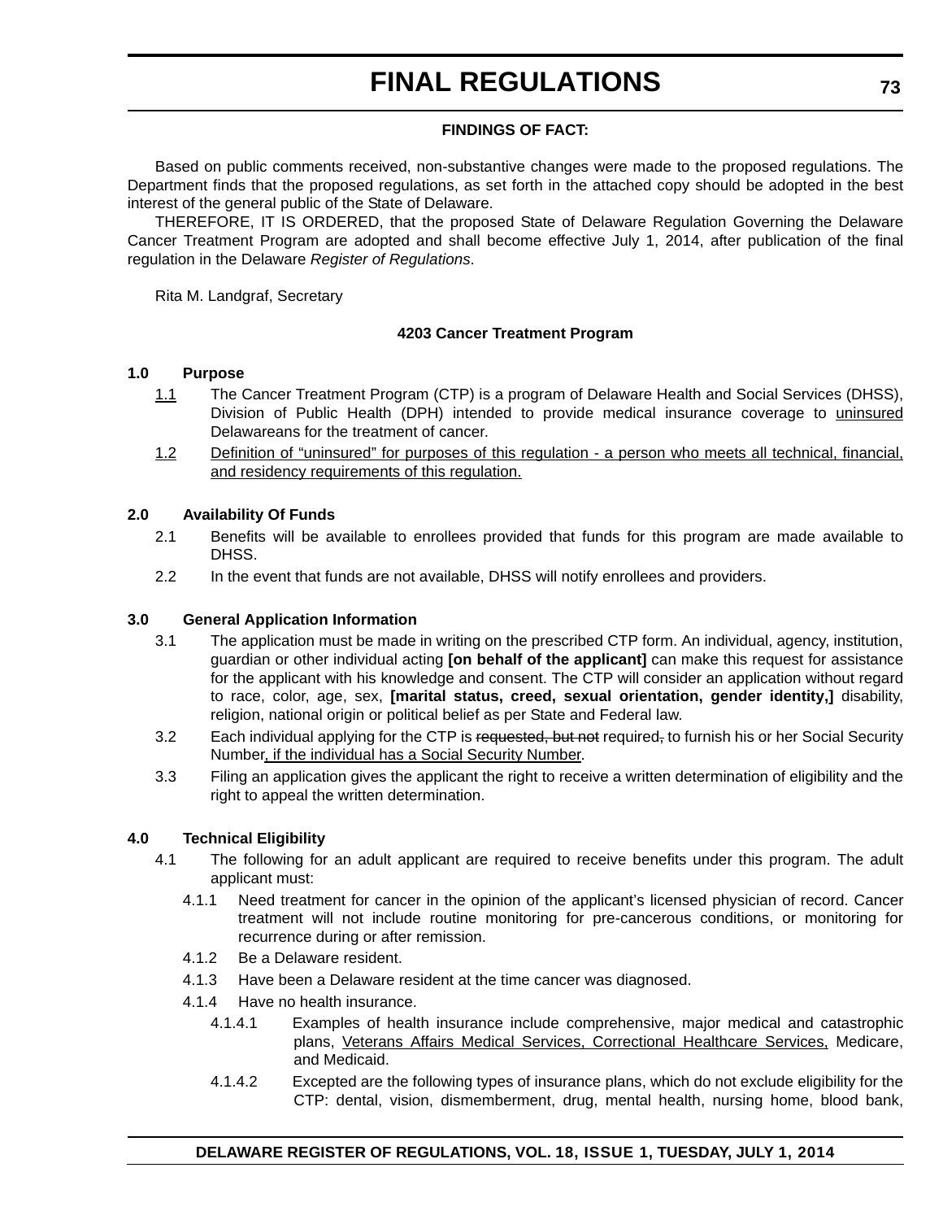**FINDINGS OF FACT:**

Based on public comments received, non-substantive changes were made to the proposed regulations. The Department finds that the proposed regulations, as set forth in the attached copy should be adopted in the best interest of the general public of the State of Delaware.

THEREFORE, IT IS ORDERED, that the proposed State of Delaware Regulation Governing the Delaware Cancer Treatment Program are adopted and shall become effective July 1, 2014, after publication of the final regulation in the Delaware *Register of Regulations*.

Rita M. Landgraf, Secretary

**4203 Cancer Treatment Program**

**1.0 Purpose**

1.1 The Cancer Treatment Program (CTP) is a program of Delaware Health and Social Services (DHSS), Division of Public Health (DPH) intended to provide medical insurance coverage to uninsured Delawareans for the treatment of cancer.

1.2 Definition of "uninsured" for purposes of this regulation - a person who meets all technical, financial, and residency requirements of this regulation.

**2.0 Availability Of Funds**

2.1 Benefits will be available to enrollees provided that funds for this program are made available to DHSS.

2.2 In the event that funds are not available, DHSS will notify enrollees and providers.

**3.0 General Application Information**

3.1 The application must be made in writing on the prescribed CTP form. An individual, agency, institution, guardian or other individual acting **[on behalf of the applicant]** can make this request for assistance for the applicant with his knowledge and consent. The CTP will consider an application without regard to race, color, age, sex, **[marital status, creed, sexual orientation, gender identity,]** disability, religion, national origin or political belief as per State and Federal law.

3.2 Each individual applying for the CTP is ~~requested, but not~~ required~~,~~ to furnish his or her Social Security Number, if the individual has a Social Security Number.

3.3 Filing an application gives the applicant the right to receive a written determination of eligibility and the right to appeal the written determination.

**4.0 Technical Eligibility**

4.1 The following for an adult applicant are required to receive benefits under this program. The adult applicant must:

4.1.1 Need treatment for cancer in the opinion of the applicant's licensed physician of record. Cancer treatment will not include routine monitoring for pre-cancerous conditions, or monitoring for recurrence during or after remission.

4.1.2 Be a Delaware resident.

4.1.3 Have been a Delaware resident at the time cancer was diagnosed.

4.1.4 Have no health insurance.

4.1.4.1 Examples of health insurance include comprehensive, major medical and catastrophic plans, Veterans Affairs Medical Services, Correctional Healthcare Services, Medicare, and Medicaid.

4.1.4.2 Excepted are the following types of insurance plans, which do not exclude eligibility for the CTP: dental, vision, dismemberment, drug, mental health, nursing home, blood bank,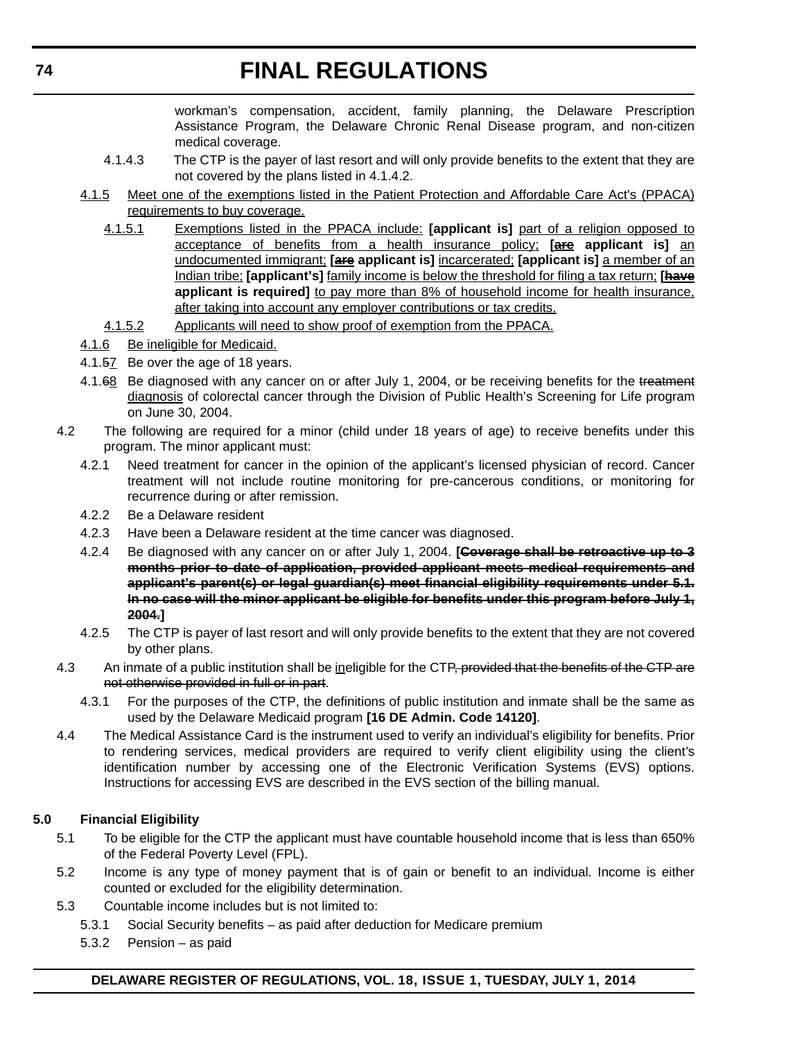workman's compensation, accident, family planning, the Delaware Prescription Assistance Program, the Delaware Chronic Renal Disease program, and non-citizen medical coverage.

4.1.4.3 The CTP is the payer of last resort and will only provide benefits to the extent that they are not covered by the plans listed in 4.1.4.2.

4.1.5 Meet one of the exemptions listed in the Patient Protection and Affordable Care Act's (PPACA) requirements to buy coverage.

4.1.5.1 Exemptions listed in the PPACA include: **[applicant is]** part of a religion opposed to acceptance of benefits from a health insurance policy; **[~~are~~ applicant is]** an undocumented immigrant; **[~~are~~ applicant is]** incarcerated; **[applicant is]** a member of an Indian tribe; **[applicant's]** family income is below the threshold for filing a tax return; **[~~have~~ applicant is required]** to pay more than 8% of household income for health insurance, after taking into account any employer contributions or tax credits.

4.1.5.2 Applicants will need to show proof of exemption from the PPACA.

4.1.6 Be ineligible for Medicaid.

4.1.~~5~~7 Be over the age of 18 years.

4.1.~~6~~8 Be diagnosed with any cancer on or after July 1, 2004, or be receiving benefits for the ~~treatment~~ diagnosis of colorectal cancer through the Division of Public Health's Screening for Life program on June 30, 2004.

4.2 The following are required for a minor (child under 18 years of age) to receive benefits under this program. The minor applicant must:

4.2.1 Need treatment for cancer in the opinion of the applicant's licensed physician of record. Cancer treatment will not include routine monitoring for pre-cancerous conditions, or monitoring for recurrence during or after remission.

4.2.2 Be a Delaware resident

4.2.3 Have been a Delaware resident at the time cancer was diagnosed.

4.2.4 Be diagnosed with any cancer on or after July 1, 2004. **[~~Coverage shall be retroactive up to 3 months prior to date of application, provided applicant meets medical requirements and applicant's parent(s) or legal guardian(s) meet financial eligibility requirements under 5.1. In no case will the minor applicant be eligible for benefits under this program before July 1, 2004.~~]**

4.2.5 The CTP is payer of last resort and will only provide benefits to the extent that they are not covered by other plans.

4.3 An inmate of a public institution shall be ineligible for the CTP~~, provided that the benefits of the CTP are not otherwise provided in full or in part~~.

4.3.1 For the purposes of the CTP, the definitions of public institution and inmate shall be the same as used by the Delaware Medicaid program **[16 DE Admin. Code 14120]**.

4.4 The Medical Assistance Card is the instrument used to verify an individual's eligibility for benefits. Prior to rendering services, medical providers are required to verify client eligibility using the client's identification number by accessing one of the Electronic Verification Systems (EVS) options. Instructions for accessing EVS are described in the EVS section of the billing manual.

**5.0 Financial Eligibility**

5.1 To be eligible for the CTP the applicant must have countable household income that is less than 650% of the Federal Poverty Level (FPL).

5.2 Income is any type of money payment that is of gain or benefit to an individual. Income is either counted or excluded for the eligibility determination.

5.3 Countable income includes but is not limited to:

5.3.1 Social Security benefits – as paid after deduction for Medicare premium

5.3.2 Pension – as paid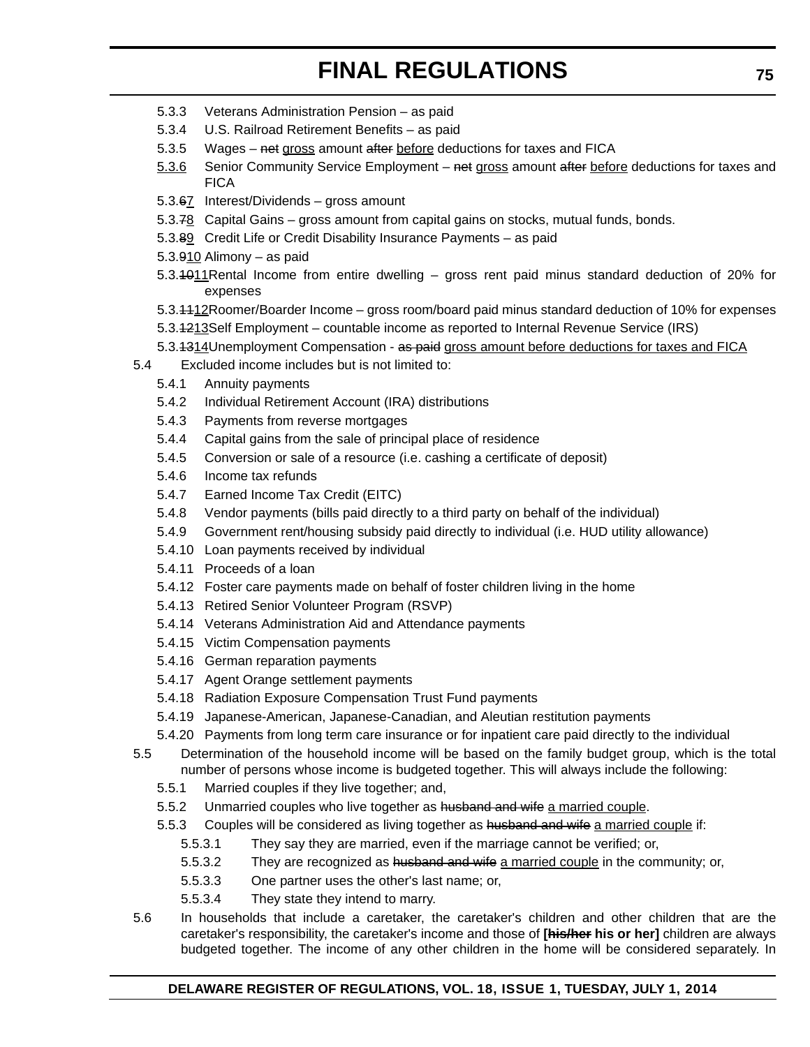5.3.3 Veterans Administration Pension – as paid

5.3.4 U.S. Railroad Retirement Benefits – as paid

5.3.5 Wages – ~~net~~ <u>gross</u> amount ~~after~~ <u>before</u> deductions for taxes and FICA

<u>5.3.6</u> Senior Community Service Employment – ~~net~~ <u>gross</u> amount ~~after~~ <u>before</u> deductions for taxes and FICA

5.3.~~6~~<u>7</u> Interest/Dividends – gross amount

5.3.~~7~~<u>8</u> Capital Gains – gross amount from capital gains on stocks, mutual funds, bonds.

5.3.~~8~~<u>9</u> Credit Life or Credit Disability Insurance Payments – as paid

5.3.~~9~~<u>10</u> Alimony – as paid

5.3.~~10~~<u>11</u> Rental Income from entire dwelling – gross rent paid minus standard deduction of 20% for expenses

5.3.~~11~~<u>12</u> Roomer/Boarder Income – gross room/board paid minus standard deduction of 10% for expenses

5.3.~~12~~<u>13</u> Self Employment – countable income as reported to Internal Revenue Service (IRS)

5.3.~~13~~<u>14</u> Unemployment Compensation - ~~as paid~~ <u>gross amount before deductions for taxes and FICA</u>

5.4 Excluded income includes but is not limited to:

5.4.1 Annuity payments

5.4.2 Individual Retirement Account (IRA) distributions

5.4.3 Payments from reverse mortgages

5.4.4 Capital gains from the sale of principal place of residence

5.4.5 Conversion or sale of a resource (i.e. cashing a certificate of deposit)

5.4.6 Income tax refunds

5.4.7 Earned Income Tax Credit (EITC)

5.4.8 Vendor payments (bills paid directly to a third party on behalf of the individual)

5.4.9 Government rent/housing subsidy paid directly to individual (i.e. HUD utility allowance)

5.4.10 Loan payments received by individual

5.4.11 Proceeds of a loan

5.4.12 Foster care payments made on behalf of foster children living in the home

5.4.13 Retired Senior Volunteer Program (RSVP)

5.4.14 Veterans Administration Aid and Attendance payments

5.4.15 Victim Compensation payments

5.4.16 German reparation payments

5.4.17 Agent Orange settlement payments

5.4.18 Radiation Exposure Compensation Trust Fund payments

5.4.19 Japanese-American, Japanese-Canadian, and Aleutian restitution payments

5.4.20 Payments from long term care insurance or for inpatient care paid directly to the individual

5.5 Determination of the household income will be based on the family budget group, which is the total number of persons whose income is budgeted together. This will always include the following:

5.5.1 Married couples if they live together; and,

5.5.2 Unmarried couples who live together as ~~husband and wife~~ <u>a married couple</u>.

5.5.3 Couples will be considered as living together as ~~husband and wife~~ <u>a married couple</u> if:

5.5.3.1 They say they are married, even if the marriage cannot be verified; or,

5.5.3.2 They are recognized as ~~husband and wife~~ <u>a married couple</u> in the community; or,

5.5.3.3 One partner uses the other's last name; or,

5.5.3.4 They state they intend to marry.

5.6 In households that include a caretaker, the caretaker's children and other children that are the caretaker's responsibility, the caretaker's income and those of **[~~his/her~~ his or her]** children are always budgeted together. The income of any other children in the home will be considered separately. In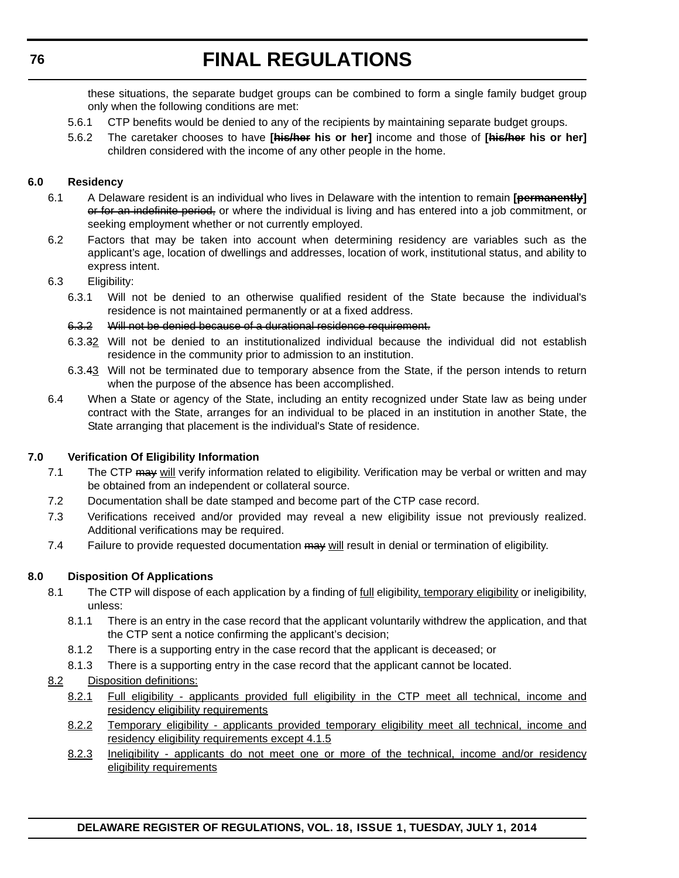these situations, the separate budget groups can be combined to form a single family budget group only when the following conditions are met:

5.6.1 CTP benefits would be denied to any of the recipients by maintaining separate budget groups.

5.6.2 The caretaker chooses to have **[~~his/her~~ his or her]** income and those of **[~~his/her~~ his or her]** children considered with the income of any other people in the home.

**6.0 Residency**

6.1 A Delaware resident is an individual who lives in Delaware with the intention to remain **[~~permanently~~]** ~~or for an indefinite period,~~ or where the individual is living and has entered into a job commitment, or seeking employment whether or not currently employed.

6.2 Factors that may be taken into account when determining residency are variables such as the applicant's age, location of dwellings and addresses, location of work, institutional status, and ability to express intent.

6.3 Eligibility:

6.3.1 Will not be denied to an otherwise qualified resident of the State because the individual's residence is not maintained permanently or at a fixed address.

~~6.3.2 Will not be denied because of a durational residence requirement.~~

6.3.~~3~~<u>2</u> Will not be denied to an institutionalized individual because the individual did not establish residence in the community prior to admission to an institution.

6.3.~~4~~<u>3</u> Will not be terminated due to temporary absence from the State, if the person intends to return when the purpose of the absence has been accomplished.

6.4 When a State or agency of the State, including an entity recognized under State law as being under contract with the State, arranges for an individual to be placed in an institution in another State, the State arranging that placement is the individual's State of residence.

**7.0 Verification Of Eligibility Information**

7.1 The CTP ~~may~~ <u>will</u> verify information related to eligibility. Verification may be verbal or written and may be obtained from an independent or collateral source.

7.2 Documentation shall be date stamped and become part of the CTP case record.

7.3 Verifications received and/or provided may reveal a new eligibility issue not previously realized. Additional verifications may be required.

7.4 Failure to provide requested documentation ~~may~~ <u>will</u> result in denial or termination of eligibility.

**8.0 Disposition Of Applications**

8.1 The CTP will dispose of each application by a finding of <u>full</u> eligibility<u>, temporary eligibility</u> or ineligibility, unless:

8.1.1 There is an entry in the case record that the applicant voluntarily withdrew the application, and that the CTP sent a notice confirming the applicant's decision;

8.1.2 There is a supporting entry in the case record that the applicant is deceased; or

8.1.3 There is a supporting entry in the case record that the applicant cannot be located.

<u>8.2 Disposition definitions:</u>

<u>8.2.1 Full eligibility - applicants provided full eligibility in the CTP meet all technical, income and residency eligibility requirements</u>

<u>8.2.2 Temporary eligibility - applicants provided temporary eligibility meet all technical, income and residency eligibility requirements except 4.1.5</u>

<u>8.2.3 Ineligibility - applicants do not meet one or more of the technical, income and/or residency eligibility requirements</u>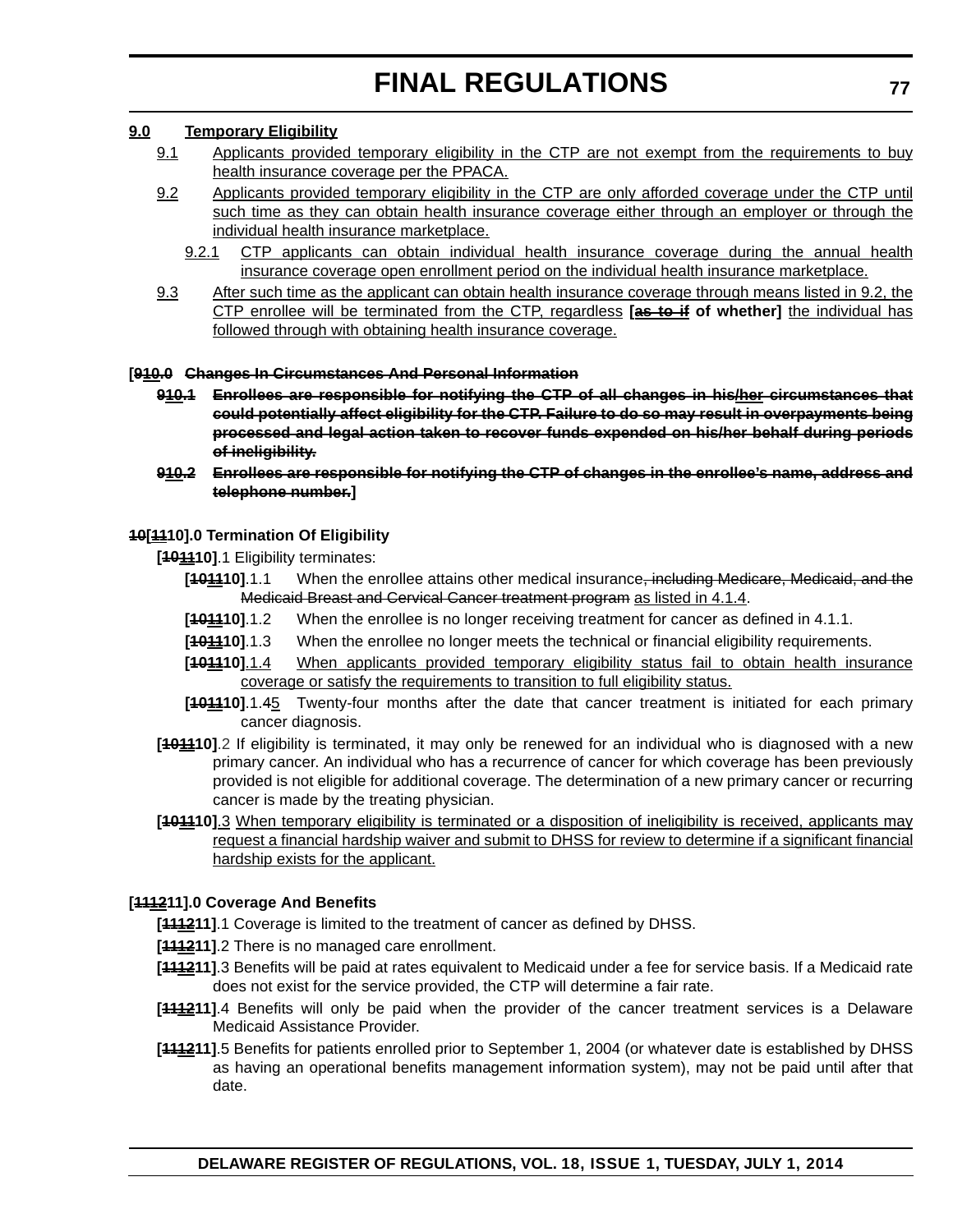# FINAL REGULATIONS

**9.0 Temporary Eligibility**

9.1 Applicants provided temporary eligibility in the CTP are not exempt from the requirements to buy health insurance coverage per the PPACA.

9.2 Applicants provided temporary eligibility in the CTP are only afforded coverage under the CTP until such time as they can obtain health insurance coverage either through an employer or through the individual health insurance marketplace.

9.2.1 CTP applicants can obtain individual health insurance coverage during the annual health insurance coverage open enrollment period on the individual health insurance marketplace.

9.3 After such time as the applicant can obtain health insurance coverage through means listed in 9.2, the CTP enrollee will be terminated from the CTP, regardless **[~~as to if~~ of whether]** the individual has followed through with obtaining health insurance coverage.

**[~~910.0 Changes In Circumstances And Personal Information~~**

**~~910.1 Enrollees are responsible for notifying the CTP of all changes in his/her circumstances that could potentially affect eligibility for the CTP. Failure to do so may result in overpayments being processed and legal action taken to recover funds expended on his/her behalf during periods of ineligibility.~~**

**~~910.2 Enrollees are responsible for notifying the CTP of changes in the enrollee's name, address and telephone number.~~]**

**~~10~~[~~11~~10].0 Termination Of Eligibility**

**[~~1011~~10]**.1 Eligibility terminates:

**[~~1011~~10]**.1.1 When the enrollee attains other medical insurance~~, including Medicare, Medicaid, and the Medicaid Breast and Cervical Cancer treatment program~~ as listed in 4.1.4.

**[~~1011~~10]**.1.2 When the enrollee is no longer receiving treatment for cancer as defined in 4.1.1.

**[~~1011~~10]**.1.3 When the enrollee no longer meets the technical or financial eligibility requirements.

**[~~1011~~10]**.1.4 When applicants provided temporary eligibility status fail to obtain health insurance coverage or satisfy the requirements to transition to full eligibility status.

**[~~1011~~10]**.1.~~4~~5 Twenty-four months after the date that cancer treatment is initiated for each primary cancer diagnosis.

**[~~1011~~10]**.2 If eligibility is terminated, it may only be renewed for an individual who is diagnosed with a new primary cancer. An individual who has a recurrence of cancer for which coverage has been previously provided is not eligible for additional coverage. The determination of a new primary cancer or recurring cancer is made by the treating physician.

**[~~1011~~10]**.3 When temporary eligibility is terminated or a disposition of ineligibility is received, applicants may request a financial hardship waiver and submit to DHSS for review to determine if a significant financial hardship exists for the applicant.

**[~~1112~~11].0 Coverage And Benefits**

**[~~1112~~11]**.1 Coverage is limited to the treatment of cancer as defined by DHSS.

**[~~1112~~11]**.2 There is no managed care enrollment.

**[~~1112~~11]**.3 Benefits will be paid at rates equivalent to Medicaid under a fee for service basis. If a Medicaid rate does not exist for the service provided, the CTP will determine a fair rate.

**[~~1112~~11]**.4 Benefits will only be paid when the provider of the cancer treatment services is a Delaware Medicaid Assistance Provider.

**[~~1112~~11]**.5 Benefits for patients enrolled prior to September 1, 2004 (or whatever date is established by DHSS as having an operational benefits management information system), may not be paid until after that date.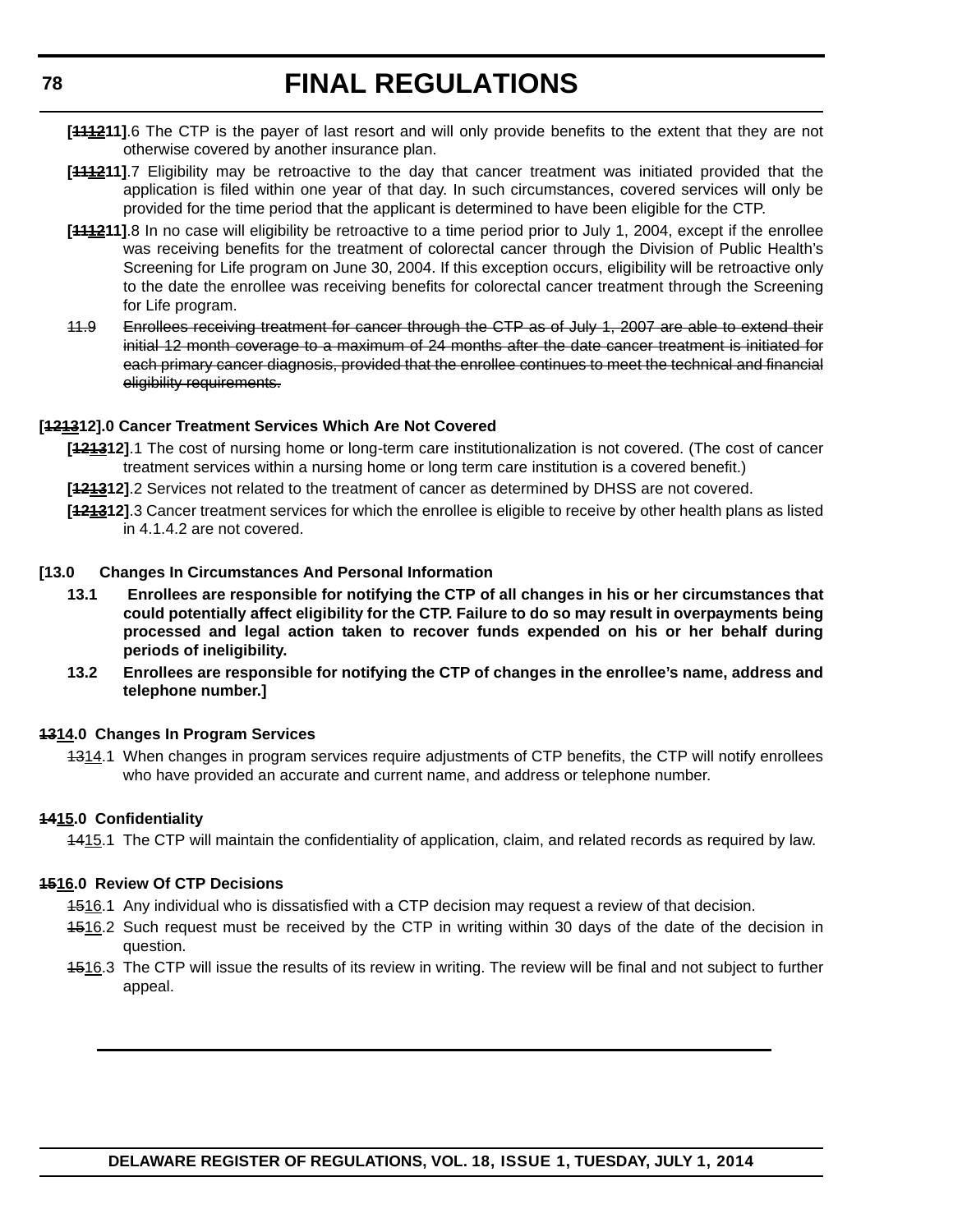**[~~11~~12~~11~~]**.6 The CTP is the payer of last resort and will only provide benefits to the extent that they are not otherwise covered by another insurance plan.

**[~~11~~12~~11~~]**.7 Eligibility may be retroactive to the day that cancer treatment was initiated provided that the application is filed within one year of that day. In such circumstances, covered services will only be provided for the time period that the applicant is determined to have been eligible for the CTP.

**[~~11~~12~~11~~]**.8 In no case will eligibility be retroactive to a time period prior to July 1, 2004, except if the enrollee was receiving benefits for the treatment of colorectal cancer through the Division of Public Health's Screening for Life program on June 30, 2004. If this exception occurs, eligibility will be retroactive only to the date the enrollee was receiving benefits for colorectal cancer treatment through the Screening for Life program.

~~11.9 Enrollees receiving treatment for cancer through the CTP as of July 1, 2007 are able to extend their initial 12 month coverage to a maximum of 24 months after the date cancer treatment is initiated for each primary cancer diagnosis, provided that the enrollee continues to meet the technical and financial eligibility requirements.~~

**[~~12~~13~~12~~].0 Cancer Treatment Services Which Are Not Covered**

**[~~12~~13~~12~~]**.1 The cost of nursing home or long-term care institutionalization is not covered. (The cost of cancer treatment services within a nursing home or long term care institution is a covered benefit.)

**[~~12~~13~~12~~]**.2 Services not related to the treatment of cancer as determined by DHSS are not covered.

**[~~12~~13~~12~~]**.3 Cancer treatment services for which the enrollee is eligible to receive by other health plans as listed in 4.1.4.2 are not covered.

**[13.0 Changes In Circumstances And Personal Information**

**13.1 Enrollees are responsible for notifying the CTP of all changes in his or her circumstances that could potentially affect eligibility for the CTP. Failure to do so may result in overpayments being processed and legal action taken to recover funds expended on his or her behalf during periods of ineligibility.**

**13.2 Enrollees are responsible for notifying the CTP of changes in the enrollee's name, address and telephone number.]**

**~~13~~14.0 Changes In Program Services**

~~13~~14.1 When changes in program services require adjustments of CTP benefits, the CTP will notify enrollees who have provided an accurate and current name, and address or telephone number.

**~~14~~15.0 Confidentiality**

~~14~~15.1 The CTP will maintain the confidentiality of application, claim, and related records as required by law.

**~~15~~16.0 Review Of CTP Decisions**

~~15~~16.1 Any individual who is dissatisfied with a CTP decision may request a review of that decision.

~~15~~16.2 Such request must be received by the CTP in writing within 30 days of the date of the decision in question.

~~15~~16.3 The CTP will issue the results of its review in writing. The review will be final and not subject to further appeal.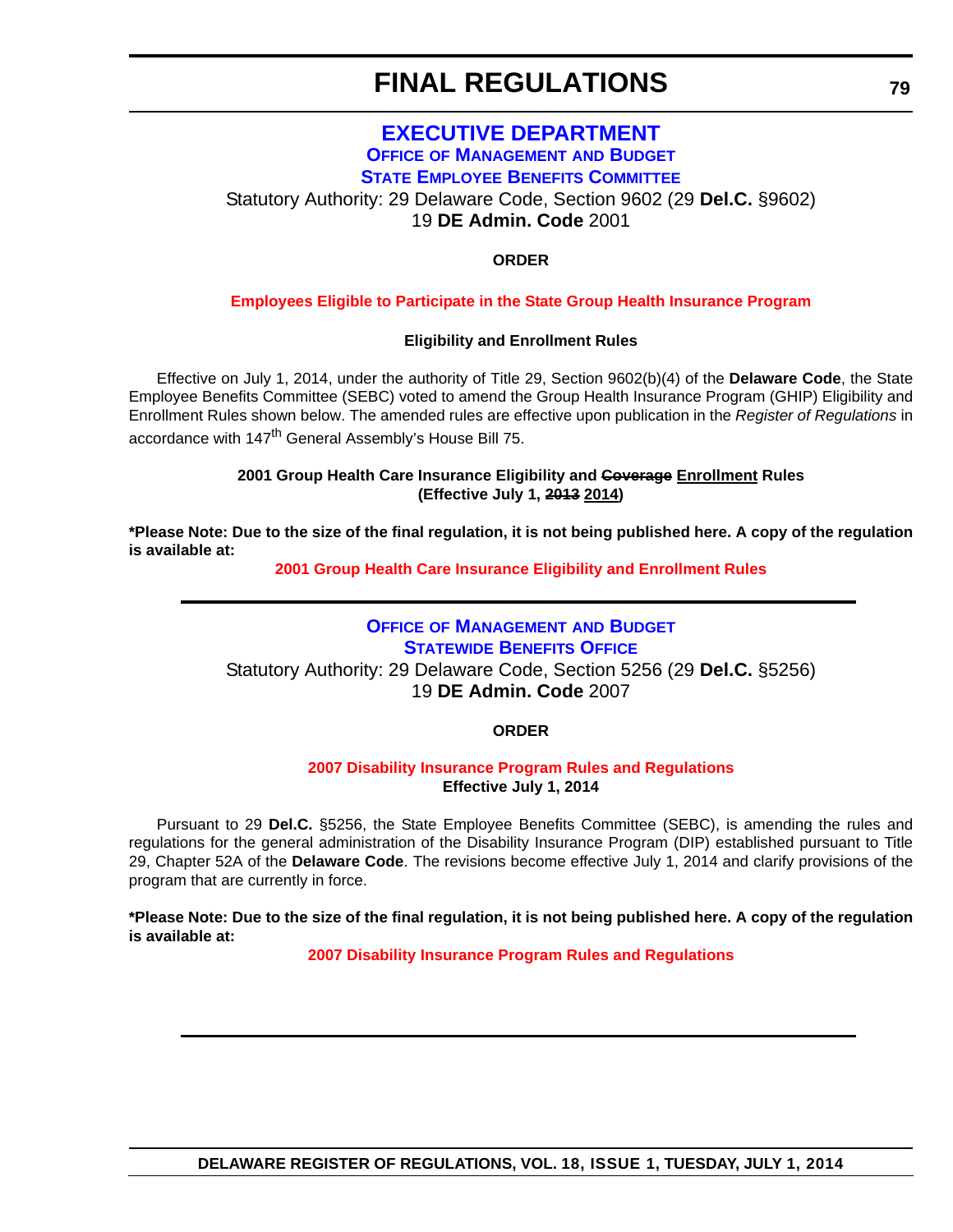# EXECUTIVE DEPARTMENT

## Office of Management and Budget

## State Employee Benefits Committee

Statutory Authority: 29 Delaware Code, Section 9602 (29 **Del.C.** §9602)
19 **DE Admin. Code** 2001

**ORDER**

**Employees Eligible to Participate in the State Group Health Insurance Program**

**Eligibility and Enrollment Rules**

Effective on July 1, 2014, under the authority of Title 29, Section 9602(b)(4) of the **Delaware Code**, the State Employee Benefits Committee (SEBC) voted to amend the Group Health Insurance Program (GHIP) Eligibility and Enrollment Rules shown below. The amended rules are effective upon publication in the *Register of Regulations* in accordance with 147th General Assembly's House Bill 75.

**2001 Group Health Care Insurance Eligibility and ~~Coverage~~ Enrollment Rules**
**(Effective July 1, ~~2013~~ 2014)**

**\*Please Note: Due to the size of the final regulation, it is not being published here. A copy of the regulation is available at:**

**2001 Group Health Care Insurance Eligibility and Enrollment Rules**

---

## Office of Management and Budget

## Statewide Benefits Office

Statutory Authority: 29 Delaware Code, Section 5256 (29 **Del.C.** §5256)
19 **DE Admin. Code** 2007

**ORDER**

**2007 Disability Insurance Program Rules and Regulations**
**Effective July 1, 2014**

Pursuant to 29 **Del.C.** §5256, the State Employee Benefits Committee (SEBC), is amending the rules and regulations for the general administration of the Disability Insurance Program (DIP) established pursuant to Title 29, Chapter 52A of the **Delaware Code**. The revisions become effective July 1, 2014 and clarify provisions of the program that are currently in force.

**\*Please Note: Due to the size of the final regulation, it is not being published here. A copy of the regulation is available at:**

**2007 Disability Insurance Program Rules and Regulations**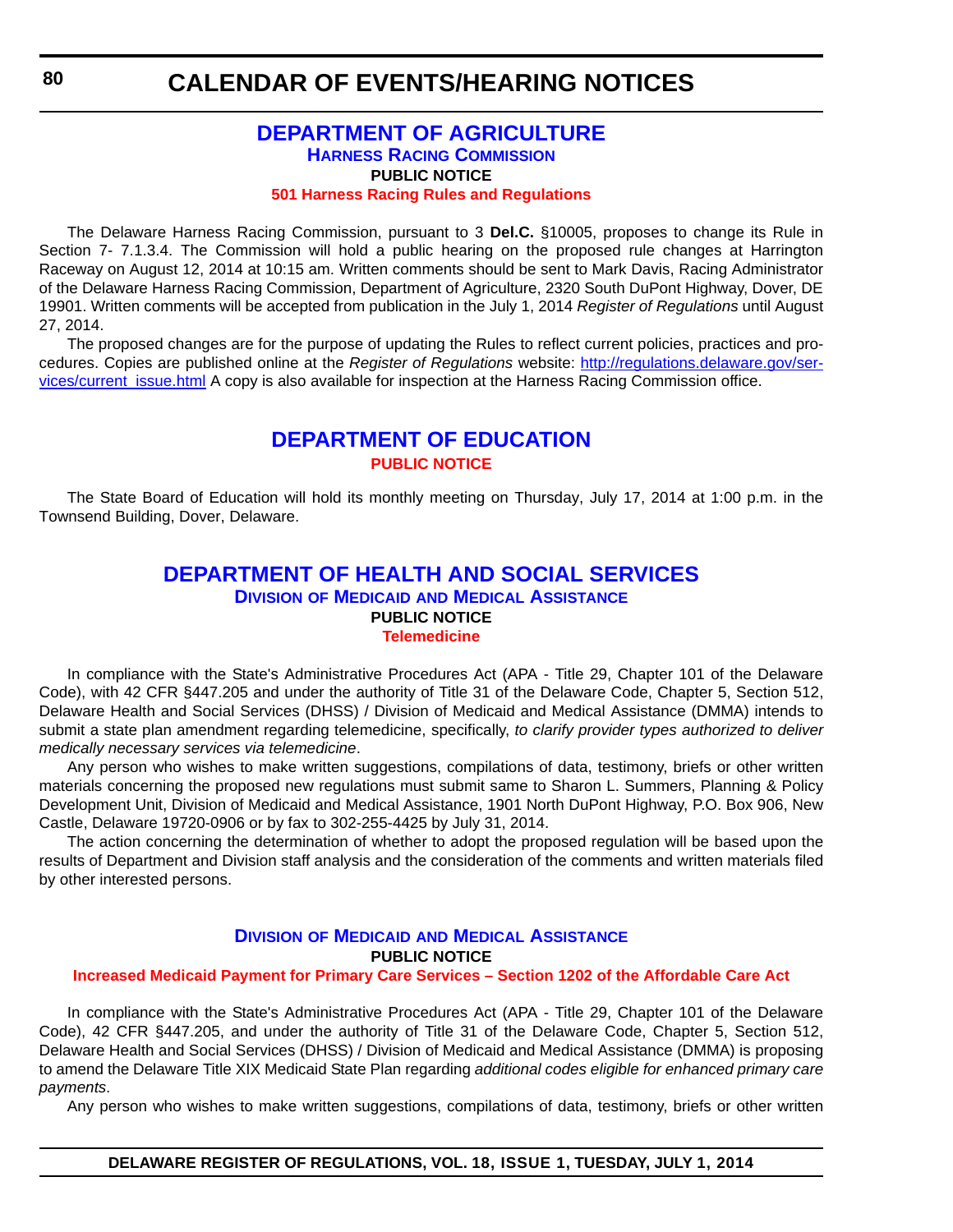# CALENDAR OF EVENTS/HEARING NOTICES

## DEPARTMENT OF AGRICULTURE

### Harness Racing Commission

**PUBLIC NOTICE**

**501 Harness Racing Rules and Regulations**

The Delaware Harness Racing Commission, pursuant to 3 **Del.C.** §10005, proposes to change its Rule in Section 7- 7.1.3.4. The Commission will hold a public hearing on the proposed rule changes at Harrington Raceway on August 12, 2014 at 10:15 am. Written comments should be sent to Mark Davis, Racing Administrator of the Delaware Harness Racing Commission, Department of Agriculture, 2320 South DuPont Highway, Dover, DE 19901. Written comments will be accepted from publication in the July 1, 2014 *Register of Regulations* until August 27, 2014.

The proposed changes are for the purpose of updating the Rules to reflect current policies, practices and procedures. Copies are published online at the *Register of Regulations* website: http://regulations.delaware.gov/services/current_issue.html A copy is also available for inspection at the Harness Racing Commission office.

## DEPARTMENT OF EDUCATION

**PUBLIC NOTICE**

The State Board of Education will hold its monthly meeting on Thursday, July 17, 2014 at 1:00 p.m. in the Townsend Building, Dover, Delaware.

## DEPARTMENT OF HEALTH AND SOCIAL SERVICES

### Division of Medicaid and Medical Assistance

**PUBLIC NOTICE**

**Telemedicine**

In compliance with the State's Administrative Procedures Act (APA - Title 29, Chapter 101 of the Delaware Code), with 42 CFR §447.205 and under the authority of Title 31 of the Delaware Code, Chapter 5, Section 512, Delaware Health and Social Services (DHSS) / Division of Medicaid and Medical Assistance (DMMA) intends to submit a state plan amendment regarding telemedicine, specifically, *to clarify provider types authorized to deliver medically necessary services via telemedicine*.

Any person who wishes to make written suggestions, compilations of data, testimony, briefs or other written materials concerning the proposed new regulations must submit same to Sharon L. Summers, Planning & Policy Development Unit, Division of Medicaid and Medical Assistance, 1901 North DuPont Highway, P.O. Box 906, New Castle, Delaware 19720-0906 or by fax to 302-255-4425 by July 31, 2014.

The action concerning the determination of whether to adopt the proposed regulation will be based upon the results of Department and Division staff analysis and the consideration of the comments and written materials filed by other interested persons.

### Division of Medicaid and Medical Assistance

**PUBLIC NOTICE**

**Increased Medicaid Payment for Primary Care Services – Section 1202 of the Affordable Care Act**

In compliance with the State's Administrative Procedures Act (APA - Title 29, Chapter 101 of the Delaware Code), 42 CFR §447.205, and under the authority of Title 31 of the Delaware Code, Chapter 5, Section 512, Delaware Health and Social Services (DHSS) / Division of Medicaid and Medical Assistance (DMMA) is proposing to amend the Delaware Title XIX Medicaid State Plan regarding *additional codes eligible for enhanced primary care payments*.

Any person who wishes to make written suggestions, compilations of data, testimony, briefs or other written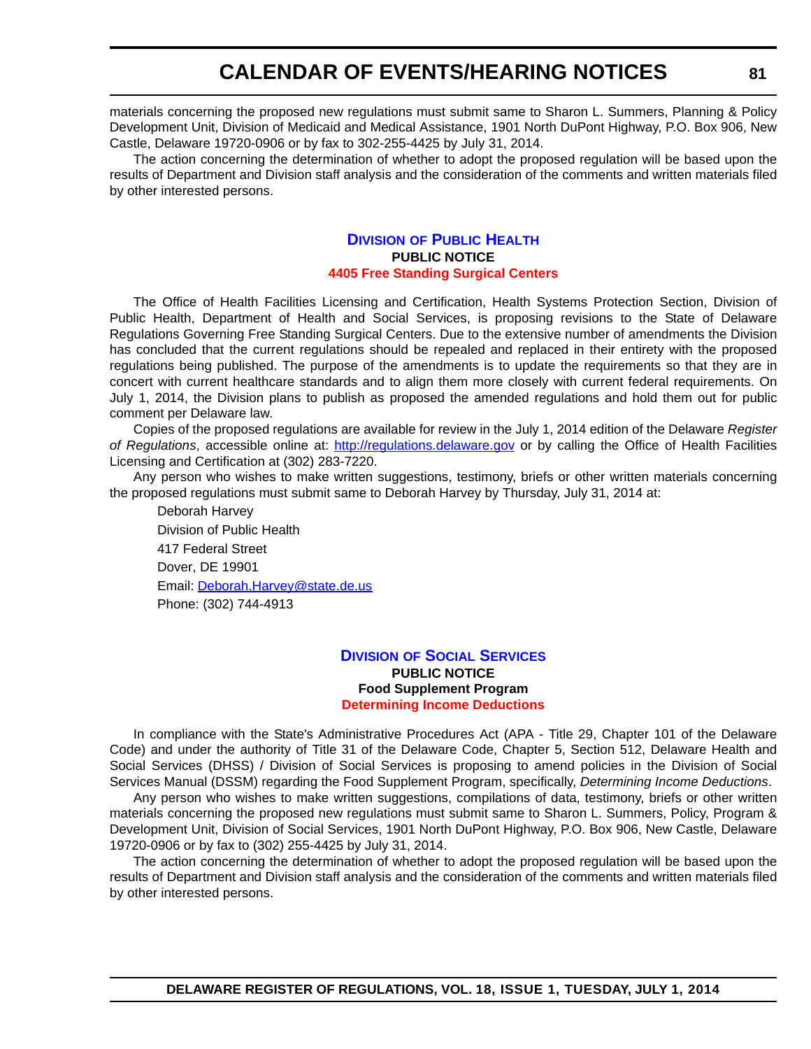materials concerning the proposed new regulations must submit same to Sharon L. Summers, Planning & Policy Development Unit, Division of Medicaid and Medical Assistance, 1901 North DuPont Highway, P.O. Box 906, New Castle, Delaware 19720-0906 or by fax to 302-255-4425 by July 31, 2014.

The action concerning the determination of whether to adopt the proposed regulation will be based upon the results of Department and Division staff analysis and the consideration of the comments and written materials filed by other interested persons.

## Division of Public Health

**PUBLIC NOTICE**

**4405 Free Standing Surgical Centers**

The Office of Health Facilities Licensing and Certification, Health Systems Protection Section, Division of Public Health, Department of Health and Social Services, is proposing revisions to the State of Delaware Regulations Governing Free Standing Surgical Centers. Due to the extensive number of amendments the Division has concluded that the current regulations should be repealed and replaced in their entirety with the proposed regulations being published. The purpose of the amendments is to update the requirements so that they are in concert with current healthcare standards and to align them more closely with current federal requirements. On July 1, 2014, the Division plans to publish as proposed the amended regulations and hold them out for public comment per Delaware law.

Copies of the proposed regulations are available for review in the July 1, 2014 edition of the Delaware *Register of Regulations*, accessible online at: http://regulations.delaware.gov or by calling the Office of Health Facilities Licensing and Certification at (302) 283-7220.

Any person who wishes to make written suggestions, testimony, briefs or other written materials concerning the proposed regulations must submit same to Deborah Harvey by Thursday, July 31, 2014 at:

Deborah Harvey
Division of Public Health
417 Federal Street
Dover, DE 19901
Email: Deborah.Harvey@state.de.us
Phone: (302) 744-4913

## Division of Social Services

**PUBLIC NOTICE**

**Food Supplement Program**

**Determining Income Deductions**

In compliance with the State's Administrative Procedures Act (APA - Title 29, Chapter 101 of the Delaware Code) and under the authority of Title 31 of the Delaware Code, Chapter 5, Section 512, Delaware Health and Social Services (DHSS) / Division of Social Services is proposing to amend policies in the Division of Social Services Manual (DSSM) regarding the Food Supplement Program, specifically, *Determining Income Deductions*.

Any person who wishes to make written suggestions, compilations of data, testimony, briefs or other written materials concerning the proposed new regulations must submit same to Sharon L. Summers, Policy, Program & Development Unit, Division of Social Services, 1901 North DuPont Highway, P.O. Box 906, New Castle, Delaware 19720-0906 or by fax to (302) 255-4425 by July 31, 2014.

The action concerning the determination of whether to adopt the proposed regulation will be based upon the results of Department and Division staff analysis and the consideration of the comments and written materials filed by other interested persons.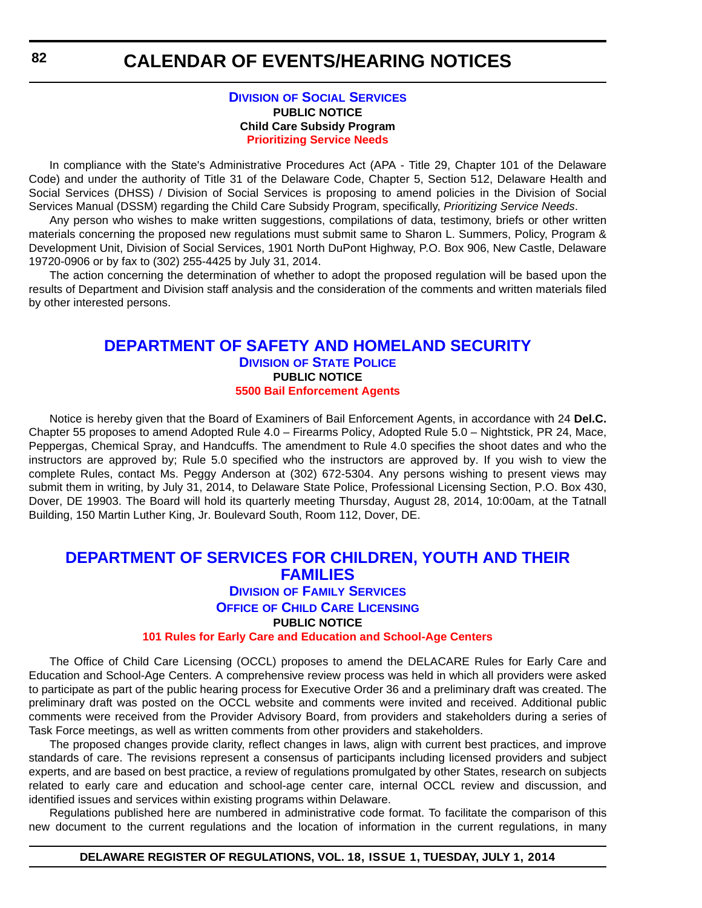# CALENDAR OF EVENTS/HEARING NOTICES

### DIVISION OF SOCIAL SERVICES

**PUBLIC NOTICE**

**Child Care Subsidy Program**

**Prioritizing Service Needs**

In compliance with the State's Administrative Procedures Act (APA - Title 29, Chapter 101 of the Delaware Code) and under the authority of Title 31 of the Delaware Code, Chapter 5, Section 512, Delaware Health and Social Services (DHSS) / Division of Social Services is proposing to amend policies in the Division of Social Services Manual (DSSM) regarding the Child Care Subsidy Program, specifically, *Prioritizing Service Needs*.

Any person who wishes to make written suggestions, compilations of data, testimony, briefs or other written materials concerning the proposed new regulations must submit same to Sharon L. Summers, Policy, Program & Development Unit, Division of Social Services, 1901 North DuPont Highway, P.O. Box 906, New Castle, Delaware 19720-0906 or by fax to (302) 255-4425 by July 31, 2014.

The action concerning the determination of whether to adopt the proposed regulation will be based upon the results of Department and Division staff analysis and the consideration of the comments and written materials filed by other interested persons.

## DEPARTMENT OF SAFETY AND HOMELAND SECURITY

### DIVISION OF STATE POLICE

**PUBLIC NOTICE**

**5500 Bail Enforcement Agents**

Notice is hereby given that the Board of Examiners of Bail Enforcement Agents, in accordance with 24 **Del.C.** Chapter 55 proposes to amend Adopted Rule 4.0 – Firearms Policy, Adopted Rule 5.0 – Nightstick, PR 24, Mace, Peppergas, Chemical Spray, and Handcuffs. The amendment to Rule 4.0 specifies the shoot dates and who the instructors are approved by; Rule 5.0 specified who the instructors are approved by. If you wish to view the complete Rules, contact Ms. Peggy Anderson at (302) 672-5304. Any persons wishing to present views may submit them in writing, by July 31, 2014, to Delaware State Police, Professional Licensing Section, P.O. Box 430, Dover, DE 19903. The Board will hold its quarterly meeting Thursday, August 28, 2014, 10:00am, at the Tatnall Building, 150 Martin Luther King, Jr. Boulevard South, Room 112, Dover, DE.

## DEPARTMENT OF SERVICES FOR CHILDREN, YOUTH AND THEIR FAMILIES

### DIVISION OF FAMILY SERVICES

### OFFICE OF CHILD CARE LICENSING

**PUBLIC NOTICE**

**101 Rules for Early Care and Education and School-Age Centers**

The Office of Child Care Licensing (OCCL) proposes to amend the DELACARE Rules for Early Care and Education and School-Age Centers. A comprehensive review process was held in which all providers were asked to participate as part of the public hearing process for Executive Order 36 and a preliminary draft was created. The preliminary draft was posted on the OCCL website and comments were invited and received. Additional public comments were received from the Provider Advisory Board, from providers and stakeholders during a series of Task Force meetings, as well as written comments from other providers and stakeholders.

The proposed changes provide clarity, reflect changes in laws, align with current best practices, and improve standards of care. The revisions represent a consensus of participants including licensed providers and subject experts, and are based on best practice, a review of regulations promulgated by other States, research on subjects related to early care and education and school-age center care, internal OCCL review and discussion, and identified issues and services within existing programs within Delaware.

Regulations published here are numbered in administrative code format. To facilitate the comparison of this new document to the current regulations and the location of information in the current regulations, in many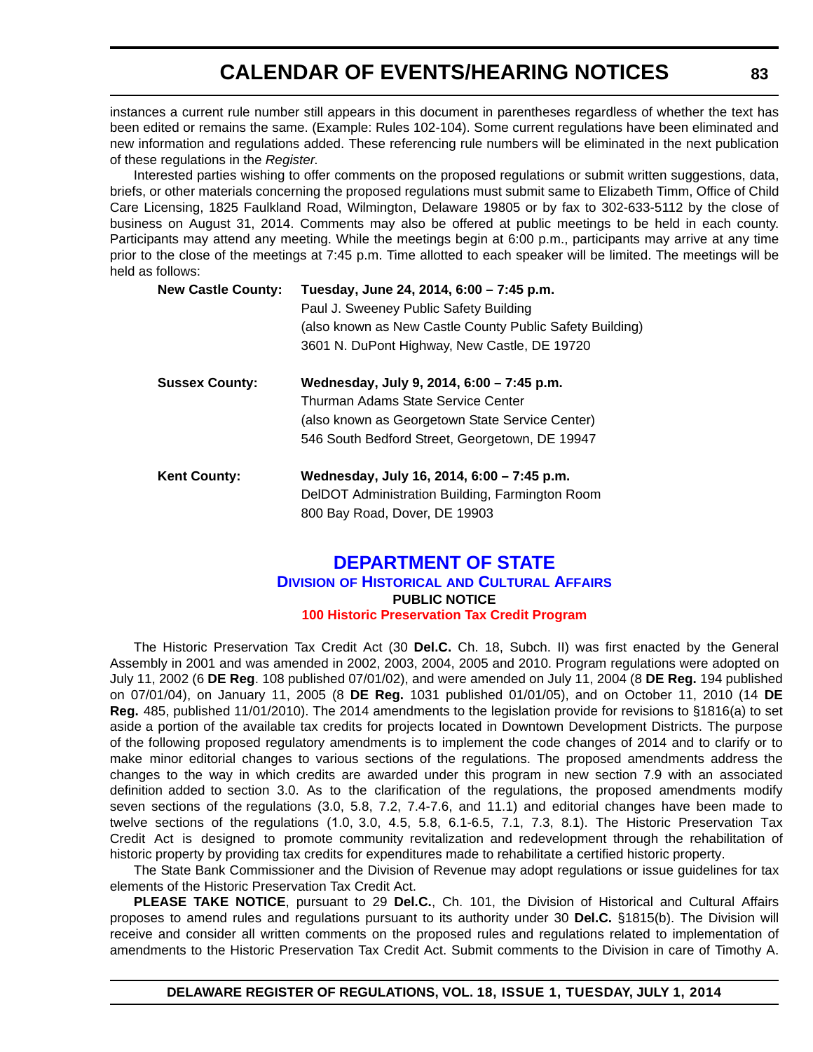instances a current rule number still appears in this document in parentheses regardless of whether the text has been edited or remains the same. (Example: Rules 102-104). Some current regulations have been eliminated and new information and regulations added. These referencing rule numbers will be eliminated in the next publication of these regulations in the *Register*.

Interested parties wishing to offer comments on the proposed regulations or submit written suggestions, data, briefs, or other materials concerning the proposed regulations must submit same to Elizabeth Timm, Office of Child Care Licensing, 1825 Faulkland Road, Wilmington, Delaware 19805 or by fax to 302-633-5112 by the close of business on August 31, 2014. Comments may also be offered at public meetings to be held in each county. Participants may attend any meeting. While the meetings begin at 6:00 p.m., participants may arrive at any time prior to the close of the meetings at 7:45 p.m. Time allotted to each speaker will be limited. The meetings will be held as follows:

**New Castle County:** **Tuesday, June 24, 2014, 6:00 – 7:45 p.m.**
Paul J. Sweeney Public Safety Building
(also known as New Castle County Public Safety Building)
3601 N. DuPont Highway, New Castle, DE 19720

**Sussex County:** **Wednesday, July 9, 2014, 6:00 – 7:45 p.m.**
Thurman Adams State Service Center
(also known as Georgetown State Service Center)
546 South Bedford Street, Georgetown, DE 19947

**Kent County:** **Wednesday, July 16, 2014, 6:00 – 7:45 p.m.**
DelDOT Administration Building, Farmington Room
800 Bay Road, Dover, DE 19903

## DEPARTMENT OF STATE

### Division of Historical and Cultural Affairs

**PUBLIC NOTICE**

**100 Historic Preservation Tax Credit Program**

The Historic Preservation Tax Credit Act (30 **Del.C.** Ch. 18, Subch. II) was first enacted by the General Assembly in 2001 and was amended in 2002, 2003, 2004, 2005 and 2010. Program regulations were adopted on July 11, 2002 (6 **DE Reg**. 108 published 07/01/02), and were amended on July 11, 2004 (8 **DE Reg.** 194 published on 07/01/04), on January 11, 2005 (8 **DE Reg.** 1031 published 01/01/05), and on October 11, 2010 (14 **DE Reg.** 485, published 11/01/2010). The 2014 amendments to the legislation provide for revisions to §1816(a) to set aside a portion of the available tax credits for projects located in Downtown Development Districts. The purpose of the following proposed regulatory amendments is to implement the code changes of 2014 and to clarify or to make minor editorial changes to various sections of the regulations. The proposed amendments address the changes to the way in which credits are awarded under this program in new section 7.9 with an associated definition added to section 3.0. As to the clarification of the regulations, the proposed amendments modify seven sections of the regulations (3.0, 5.8, 7.2, 7.4-7.6, and 11.1) and editorial changes have been made to twelve sections of the regulations (1.0, 3.0, 4.5, 5.8, 6.1-6.5, 7.1, 7.3, 8.1). The Historic Preservation Tax Credit Act is designed to promote community revitalization and redevelopment through the rehabilitation of historic property by providing tax credits for expenditures made to rehabilitate a certified historic property.

The State Bank Commissioner and the Division of Revenue may adopt regulations or issue guidelines for tax elements of the Historic Preservation Tax Credit Act.

**PLEASE TAKE NOTICE**, pursuant to 29 **Del.C.**, Ch. 101, the Division of Historical and Cultural Affairs proposes to amend rules and regulations pursuant to its authority under 30 **Del.C.** §1815(b). The Division will receive and consider all written comments on the proposed rules and regulations related to implementation of amendments to the Historic Preservation Tax Credit Act. Submit comments to the Division in care of Timothy A.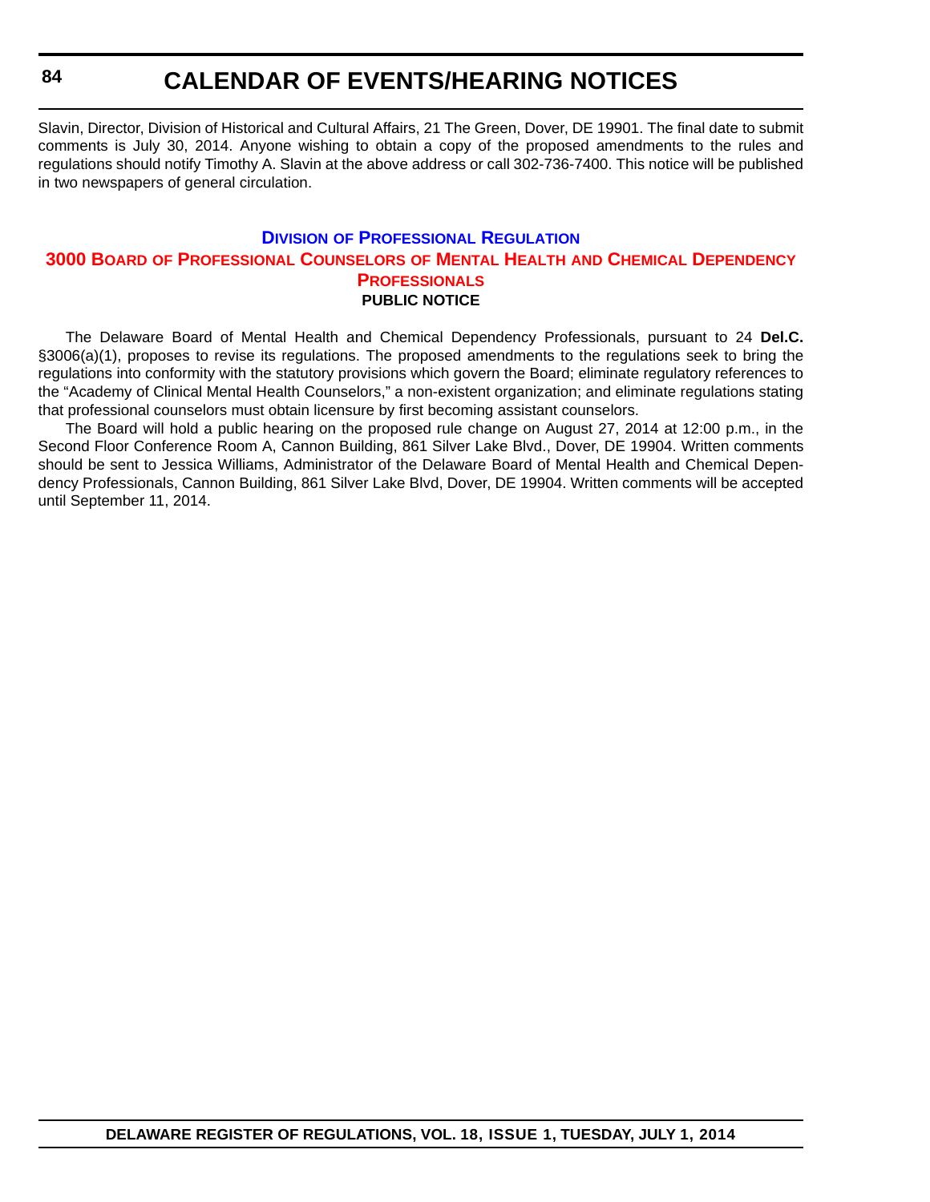Slavin, Director, Division of Historical and Cultural Affairs, 21 The Green, Dover, DE 19901. The final date to submit comments is July 30, 2014. Anyone wishing to obtain a copy of the proposed amendments to the rules and regulations should notify Timothy A. Slavin at the above address or call 302-736-7400. This notice will be published in two newspapers of general circulation.

## Division of Professional Regulation

## 3000 Board of Professional Counselors of Mental Health and Chemical Dependency Professionals

**PUBLIC NOTICE**

The Delaware Board of Mental Health and Chemical Dependency Professionals, pursuant to 24 **Del.C.** §3006(a)(1), proposes to revise its regulations. The proposed amendments to the regulations seek to bring the regulations into conformity with the statutory provisions which govern the Board; eliminate regulatory references to the "Academy of Clinical Mental Health Counselors," a non-existent organization; and eliminate regulations stating that professional counselors must obtain licensure by first becoming assistant counselors.

The Board will hold a public hearing on the proposed rule change on August 27, 2014 at 12:00 p.m., in the Second Floor Conference Room A, Cannon Building, 861 Silver Lake Blvd., Dover, DE 19904. Written comments should be sent to Jessica Williams, Administrator of the Delaware Board of Mental Health and Chemical Dependency Professionals, Cannon Building, 861 Silver Lake Blvd, Dover, DE 19904. Written comments will be accepted until September 11, 2014.